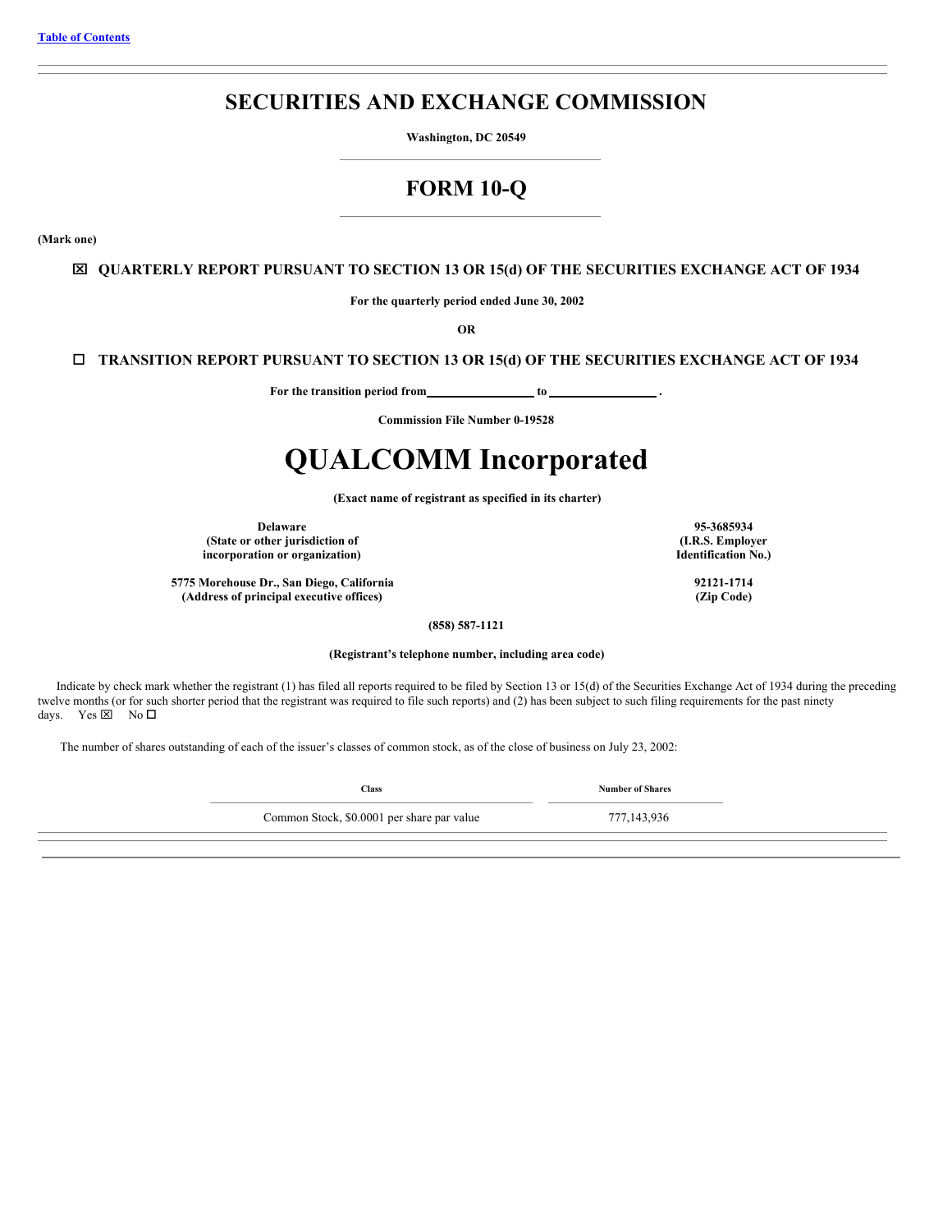[Table of Contents](#)

# SECURITIES AND EXCHANGE COMMISSION

**Washington, DC 20549**

# FORM 10-Q

**(Mark one)**

**☒ QUARTERLY REPORT PURSUANT TO SECTION 13 OR 15(d) OF THE SECURITIES EXCHANGE ACT OF 1934**

**For the quarterly period ended June 30, 2002**

**OR**

**☐ TRANSITION REPORT PURSUANT TO SECTION 13 OR 15(d) OF THE SECURITIES EXCHANGE ACT OF 1934**

**For the transition period from \_\_\_\_\_\_\_\_\_\_ to \_\_\_\_\_\_\_\_\_\_ .**

**Commission File Number 0-19528**

# QUALCOMM Incorporated

**(Exact name of registrant as specified in its charter)**

| | |
|---|---|
| **Delaware**<br>**(State or other jurisdiction of incorporation or organization)** | **95-3685934**<br>**(I.R.S. Employer Identification No.)** |
| **5775 Morehouse Dr., San Diego, California**<br>**(Address of principal executive offices)** | **92121-1714**<br>**(Zip Code)** |

**(858) 587-1121**

**(Registrant's telephone number, including area code)**

Indicate by check mark whether the registrant (1) has filed all reports required to be filed by Section 13 or 15(d) of the Securities Exchange Act of 1934 during the preceding twelve months (or for such shorter period that the registrant was required to file such reports) and (2) has been subject to such filing requirements for the past ninety days. Yes ☒ No ☐

The number of shares outstanding of each of the issuer's classes of common stock, as of the close of business on July 23, 2002:

| Class | Number of Shares |
|---|---|
| Common Stock, $0.0001 per share par value | 777,143,936 |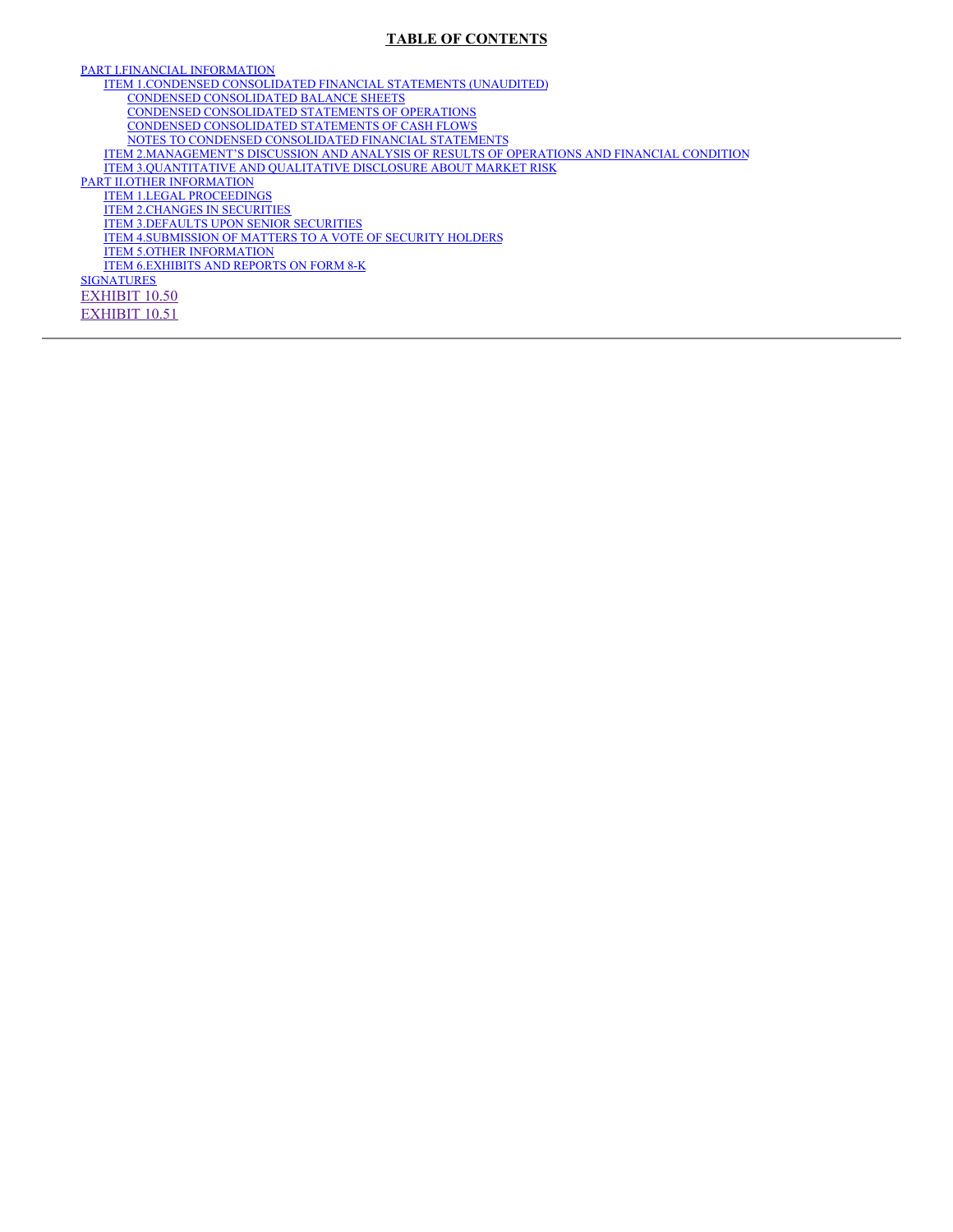# TABLE OF CONTENTS

- PART I.FINANCIAL INFORMATION
  - ITEM 1.CONDENSED CONSOLIDATED FINANCIAL STATEMENTS (UNAUDITED)
    - CONDENSED CONSOLIDATED BALANCE SHEETS
    - CONDENSED CONSOLIDATED STATEMENTS OF OPERATIONS
    - CONDENSED CONSOLIDATED STATEMENTS OF CASH FLOWS
    - NOTES TO CONDENSED CONSOLIDATED FINANCIAL STATEMENTS
  - ITEM 2.MANAGEMENT'S DISCUSSION AND ANALYSIS OF RESULTS OF OPERATIONS AND FINANCIAL CONDITION
  - ITEM 3.QUANTITATIVE AND QUALITATIVE DISCLOSURE ABOUT MARKET RISK
- PART II.OTHER INFORMATION
  - ITEM 1.LEGAL PROCEEDINGS
  - ITEM 2.CHANGES IN SECURITIES
  - ITEM 3.DEFAULTS UPON SENIOR SECURITIES
  - ITEM 4.SUBMISSION OF MATTERS TO A VOTE OF SECURITY HOLDERS
  - ITEM 5.OTHER INFORMATION
  - ITEM 6.EXHIBITS AND REPORTS ON FORM 8-K
- SIGNATURES
- EXHIBIT 10.50
- EXHIBIT 10.51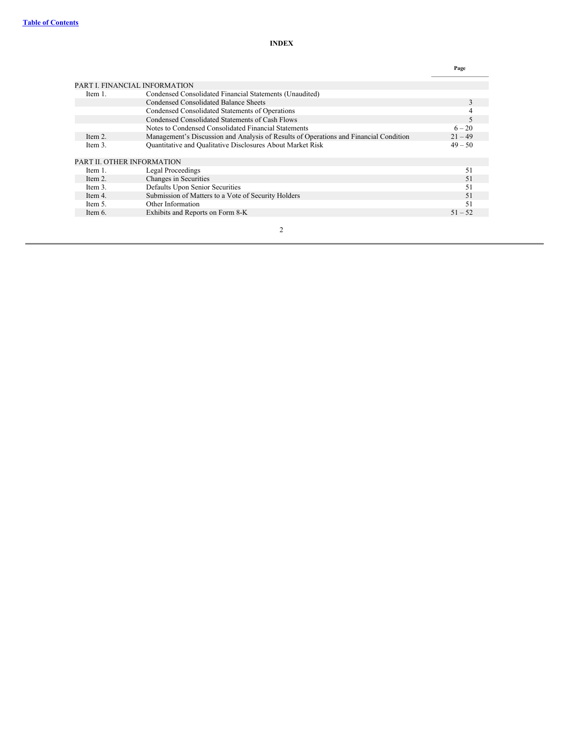[Table of Contents](#)

## INDEX

| | | Page |
|---|---|---|
| PART I. FINANCIAL INFORMATION | | |
| Item 1. | Condensed Consolidated Financial Statements (Unaudited) | |
| | Condensed Consolidated Balance Sheets | 3 |
| | Condensed Consolidated Statements of Operations | 4 |
| | Condensed Consolidated Statements of Cash Flows | 5 |
| | Notes to Condensed Consolidated Financial Statements | 6 – 20 |
| Item 2. | Management's Discussion and Analysis of Results of Operations and Financial Condition | 21 – 49 |
| Item 3. | Quantitative and Qualitative Disclosures About Market Risk | 49 – 50 |
| PART II. OTHER INFORMATION | | |
| Item 1. | Legal Proceedings | 51 |
| Item 2. | Changes in Securities | 51 |
| Item 3. | Defaults Upon Senior Securities | 51 |
| Item 4. | Submission of Matters to a Vote of Security Holders | 51 |
| Item 5. | Other Information | 51 |
| Item 6. | Exhibits and Reports on Form 8-K | 51 – 52 |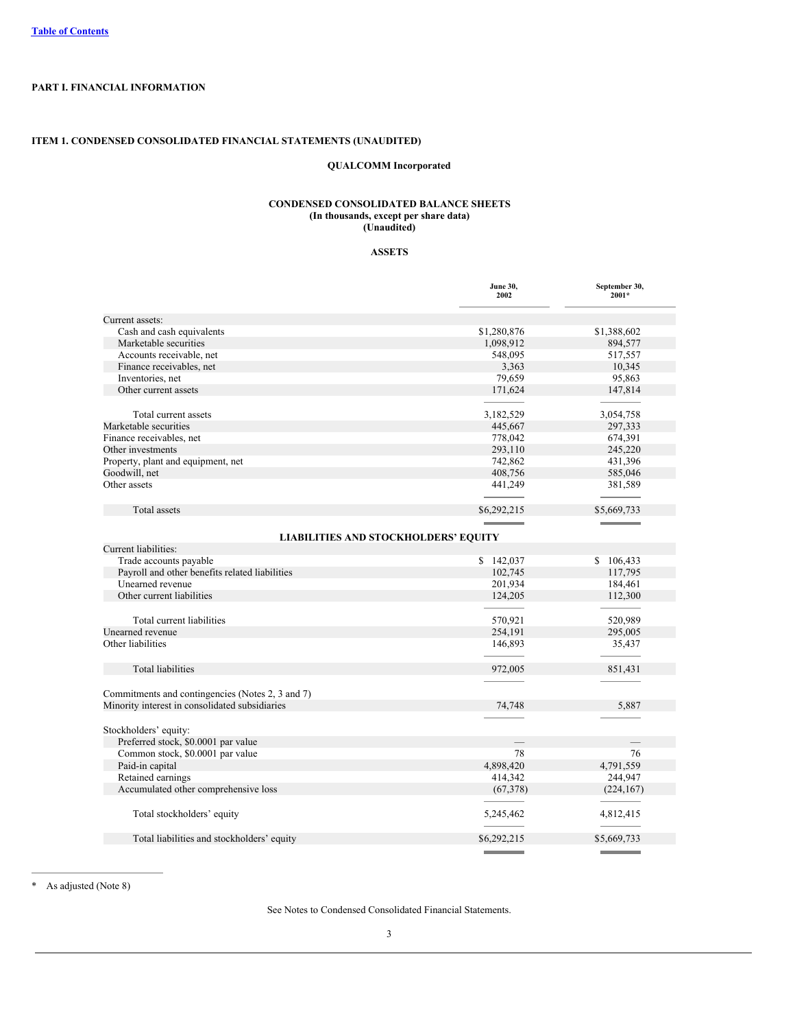[Table of Contents](#)

# PART I. FINANCIAL INFORMATION

## ITEM 1. CONDENSED CONSOLIDATED FINANCIAL STATEMENTS (UNAUDITED)

**QUALCOMM Incorporated**

**CONDENSED CONSOLIDATED BALANCE SHEETS**
**(In thousands, except per share data)**
**(Unaudited)**

**ASSETS**

| | June 30, 2002 | September 30, 2001* |
|---|---|---|
| Current assets: | | |
| Cash and cash equivalents | $1,280,876 | $1,388,602 |
| Marketable securities | 1,098,912 | 894,577 |
| Accounts receivable, net | 548,095 | 517,557 |
| Finance receivables, net | 3,363 | 10,345 |
| Inventories, net | 79,659 | 95,863 |
| Other current assets | 171,624 | 147,814 |
| Total current assets | 3,182,529 | 3,054,758 |
| Marketable securities | 445,667 | 297,333 |
| Finance receivables, net | 778,042 | 674,391 |
| Other investments | 293,110 | 245,220 |
| Property, plant and equipment, net | 742,862 | 431,396 |
| Goodwill, net | 408,756 | 585,046 |
| Other assets | 441,249 | 381,589 |
| Total assets | $6,292,215 | $5,669,733 |
| **LIABILITIES AND STOCKHOLDERS' EQUITY** | | |
| Current liabilities: | | |
| Trade accounts payable | $ 142,037 | $ 106,433 |
| Payroll and other benefits related liabilities | 102,745 | 117,795 |
| Unearned revenue | 201,934 | 184,461 |
| Other current liabilities | 124,205 | 112,300 |
| Total current liabilities | 570,921 | 520,989 |
| Unearned revenue | 254,191 | 295,005 |
| Other liabilities | 146,893 | 35,437 |
| Total liabilities | 972,005 | 851,431 |
| Commitments and contingencies (Notes 2, 3 and 7) | | |
| Minority interest in consolidated subsidiaries | 74,748 | 5,887 |
| Stockholders' equity: | | |
| Preferred stock, $0.0001 par value | — | — |
| Common stock, $0.0001 par value | 78 | 76 |
| Paid-in capital | 4,898,420 | 4,791,559 |
| Retained earnings | 414,342 | 244,947 |
| Accumulated other comprehensive loss | (67,378) | (224,167) |
| Total stockholders' equity | 5,245,462 | 4,812,415 |
| Total liabilities and stockholders' equity | $6,292,215 | $5,669,733 |

\* As adjusted (Note 8)

See Notes to Condensed Consolidated Financial Statements.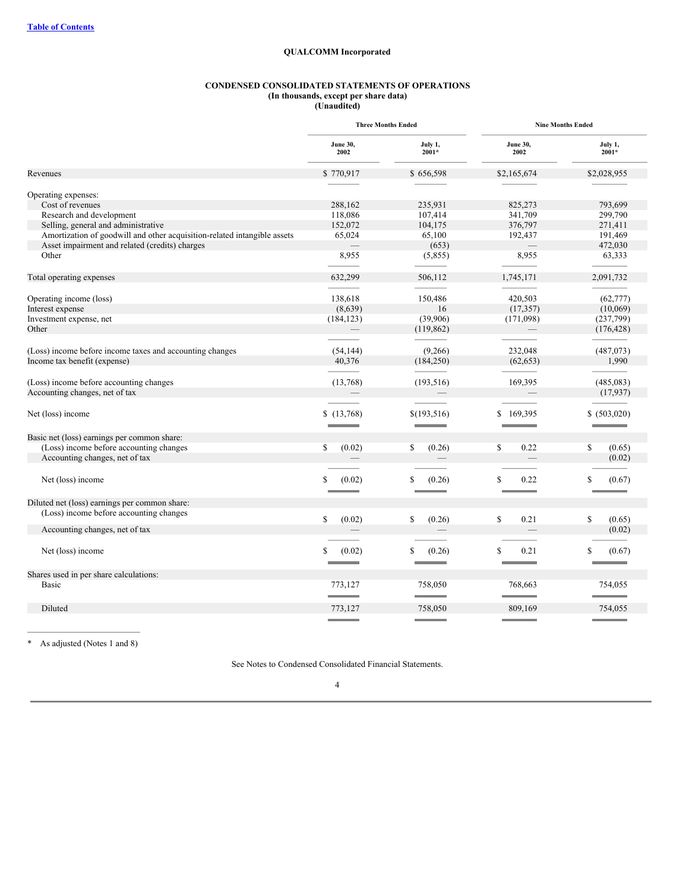[Table of Contents](#)

**QUALCOMM Incorporated**

**CONDENSED CONSOLIDATED STATEMENTS OF OPERATIONS**
**(In thousands, except per share data)**
**(Unaudited)**

| | Three Months Ended | | Nine Months Ended | |
|---|---|---|---|---|
| | June 30, 2002 | July 1, 2001* | June 30, 2002 | July 1, 2001* |
| Revenues | $ 770,917 | $ 656,598 | $2,165,674 | $2,028,955 |
| Operating expenses: | | | | |
| Cost of revenues | 288,162 | 235,931 | 825,273 | 793,699 |
| Research and development | 118,086 | 107,414 | 341,709 | 299,790 |
| Selling, general and administrative | 152,072 | 104,175 | 376,797 | 271,411 |
| Amortization of goodwill and other acquisition-related intangible assets | 65,024 | 65,100 | 192,437 | 191,469 |
| Asset impairment and related (credits) charges | — | (653) | — | 472,030 |
| Other | 8,955 | (5,855) | 8,955 | 63,333 |
| Total operating expenses | 632,299 | 506,112 | 1,745,171 | 2,091,732 |
| Operating income (loss) | 138,618 | 150,486 | 420,503 | (62,777) |
| Interest expense | (8,639) | 16 | (17,357) | (10,069) |
| Investment expense, net | (184,123) | (39,906) | (171,098) | (237,799) |
| Other | — | (119,862) | — | (176,428) |
| (Loss) income before income taxes and accounting changes | (54,144) | (9,266) | 232,048 | (487,073) |
| Income tax benefit (expense) | 40,376 | (184,250) | (62,653) | 1,990 |
| (Loss) income before accounting changes | (13,768) | (193,516) | 169,395 | (485,083) |
| Accounting changes, net of tax | — | — | — | (17,937) |
| Net (loss) income | $ (13,768) | $(193,516) | $ 169,395 | $ (503,020) |
| Basic net (loss) earnings per common share: | | | | |
| (Loss) income before accounting changes | $ (0.02) | $ (0.26) | $ 0.22 | $ (0.65) |
| Accounting changes, net of tax | — | — | — | (0.02) |
| Net (loss) income | $ (0.02) | $ (0.26) | $ 0.22 | $ (0.67) |
| Diluted net (loss) earnings per common share: | | | | |
| (Loss) income before accounting changes | $ (0.02) | $ (0.26) | $ 0.21 | $ (0.65) |
| Accounting changes, net of tax | — | — | — | (0.02) |
| Net (loss) income | $ (0.02) | $ (0.26) | $ 0.21 | $ (0.67) |
| Shares used in per share calculations: | | | | |
| Basic | 773,127 | 758,050 | 768,663 | 754,055 |
| Diluted | 773,127 | 758,050 | 809,169 | 754,055 |

\* As adjusted (Notes 1 and 8)

See Notes to Condensed Consolidated Financial Statements.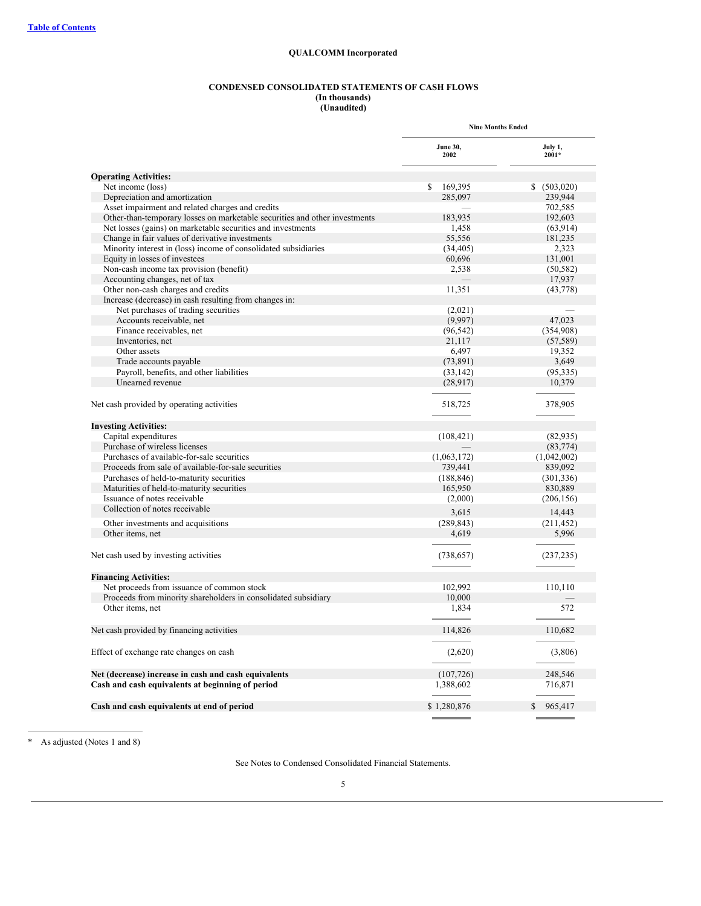**QUALCOMM Incorporated**

**CONDENSED CONSOLIDATED STATEMENTS OF CASH FLOWS**
**(In thousands)**
**(Unaudited)**

| | Nine Months Ended | |
|---|---|---|
| | June 30, 2002 | July 1, 2001* |
| **Operating Activities:** | | |
| Net income (loss) | $ 169,395 | $ (503,020) |
| Depreciation and amortization | 285,097 | 239,944 |
| Asset impairment and related charges and credits | — | 702,585 |
| Other-than-temporary losses on marketable securities and other investments | 183,935 | 192,603 |
| Net losses (gains) on marketable securities and investments | 1,458 | (63,914) |
| Change in fair values of derivative investments | 55,556 | 181,235 |
| Minority interest in (loss) income of consolidated subsidiaries | (34,405) | 2,323 |
| Equity in losses of investees | 60,696 | 131,001 |
| Non-cash income tax provision (benefit) | 2,538 | (50,582) |
| Accounting changes, net of tax | — | 17,937 |
| Other non-cash charges and credits | 11,351 | (43,778) |
| Increase (decrease) in cash resulting from changes in: | | |
| Net purchases of trading securities | (2,021) | — |
| Accounts receivable, net | (9,997) | 47,023 |
| Finance receivables, net | (96,542) | (354,908) |
| Inventories, net | 21,117 | (57,589) |
| Other assets | 6,497 | 19,352 |
| Trade accounts payable | (73,891) | 3,649 |
| Payroll, benefits, and other liabilities | (33,142) | (95,335) |
| Unearned revenue | (28,917) | 10,379 |
| Net cash provided by operating activities | 518,725 | 378,905 |
| **Investing Activities:** | | |
| Capital expenditures | (108,421) | (82,935) |
| Purchase of wireless licenses | — | (83,774) |
| Purchases of available-for-sale securities | (1,063,172) | (1,042,002) |
| Proceeds from sale of available-for-sale securities | 739,441 | 839,092 |
| Purchases of held-to-maturity securities | (188,846) | (301,336) |
| Maturities of held-to-maturity securities | 165,950 | 830,889 |
| Issuance of notes receivable | (2,000) | (206,156) |
| Collection of notes receivable | 3,615 | 14,443 |
| Other investments and acquisitions | (289,843) | (211,452) |
| Other items, net | 4,619 | 5,996 |
| Net cash used by investing activities | (738,657) | (237,235) |
| **Financing Activities:** | | |
| Net proceeds from issuance of common stock | 102,992 | 110,110 |
| Proceeds from minority shareholders in consolidated subsidiary | 10,000 | — |
| Other items, net | 1,834 | 572 |
| Net cash provided by financing activities | 114,826 | 110,682 |
| Effect of exchange rate changes on cash | (2,620) | (3,806) |
| **Net (decrease) increase in cash and cash equivalents** | (107,726) | 248,546 |
| **Cash and cash equivalents at beginning of period** | 1,388,602 | 716,871 |
| **Cash and cash equivalents at end of period** | $ 1,280,876 | $ 965,417 |

\* As adjusted (Notes 1 and 8)

See Notes to Condensed Consolidated Financial Statements.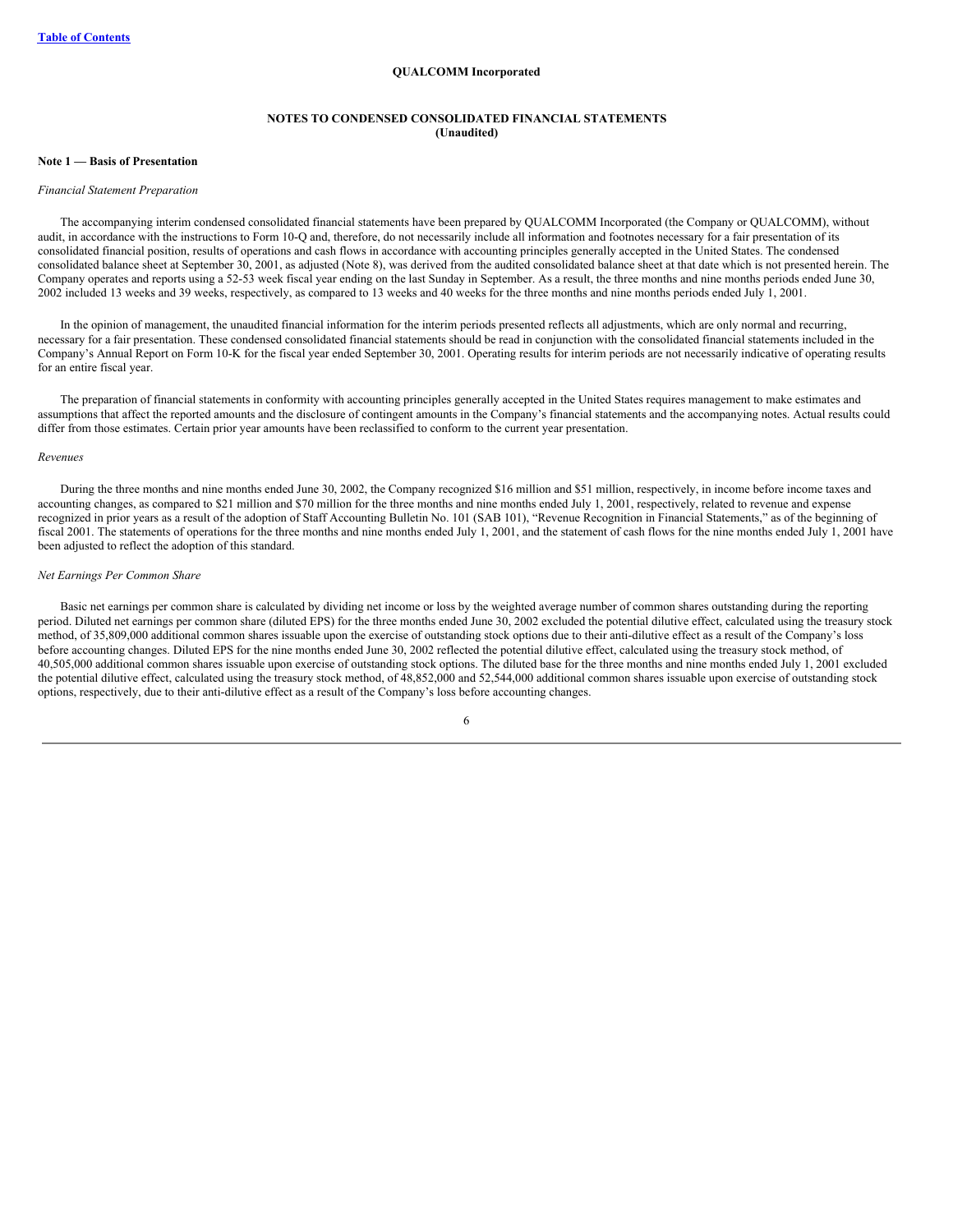**QUALCOMM Incorporated**

**NOTES TO CONDENSED CONSOLIDATED FINANCIAL STATEMENTS**
**(Unaudited)**

**Note 1 — Basis of Presentation**

*Financial Statement Preparation*

The accompanying interim condensed consolidated financial statements have been prepared by QUALCOMM Incorporated (the Company or QUALCOMM), without audit, in accordance with the instructions to Form 10-Q and, therefore, do not necessarily include all information and footnotes necessary for a fair presentation of its consolidated financial position, results of operations and cash flows in accordance with accounting principles generally accepted in the United States. The condensed consolidated balance sheet at September 30, 2001, as adjusted (Note 8), was derived from the audited consolidated balance sheet at that date which is not presented herein. The Company operates and reports using a 52-53 week fiscal year ending on the last Sunday in September. As a result, the three months and nine months periods ended June 30, 2002 included 13 weeks and 39 weeks, respectively, as compared to 13 weeks and 40 weeks for the three months and nine months periods ended July 1, 2001.

In the opinion of management, the unaudited financial information for the interim periods presented reflects all adjustments, which are only normal and recurring, necessary for a fair presentation. These condensed consolidated financial statements should be read in conjunction with the consolidated financial statements included in the Company's Annual Report on Form 10-K for the fiscal year ended September 30, 2001. Operating results for interim periods are not necessarily indicative of operating results for an entire fiscal year.

The preparation of financial statements in conformity with accounting principles generally accepted in the United States requires management to make estimates and assumptions that affect the reported amounts and the disclosure of contingent amounts in the Company's financial statements and the accompanying notes. Actual results could differ from those estimates. Certain prior year amounts have been reclassified to conform to the current year presentation.

*Revenues*

During the three months and nine months ended June 30, 2002, the Company recognized $16 million and $51 million, respectively, in income before income taxes and accounting changes, as compared to $21 million and $70 million for the three months and nine months ended July 1, 2001, respectively, related to revenue and expense recognized in prior years as a result of the adoption of Staff Accounting Bulletin No. 101 (SAB 101), "Revenue Recognition in Financial Statements," as of the beginning of fiscal 2001. The statements of operations for the three months and nine months ended July 1, 2001, and the statement of cash flows for the nine months ended July 1, 2001 have been adjusted to reflect the adoption of this standard.

*Net Earnings Per Common Share*

Basic net earnings per common share is calculated by dividing net income or loss by the weighted average number of common shares outstanding during the reporting period. Diluted net earnings per common share (diluted EPS) for the three months ended June 30, 2002 excluded the potential dilutive effect, calculated using the treasury stock method, of 35,809,000 additional common shares issuable upon the exercise of outstanding stock options due to their anti-dilutive effect as a result of the Company's loss before accounting changes. Diluted EPS for the nine months ended June 30, 2002 reflected the potential dilutive effect, calculated using the treasury stock method, of 40,505,000 additional common shares issuable upon exercise of outstanding stock options. The diluted base for the three months and nine months ended July 1, 2001 excluded the potential dilutive effect, calculated using the treasury stock method, of 48,852,000 and 52,544,000 additional common shares issuable upon exercise of outstanding stock options, respectively, due to their anti-dilutive effect as a result of the Company's loss before accounting changes.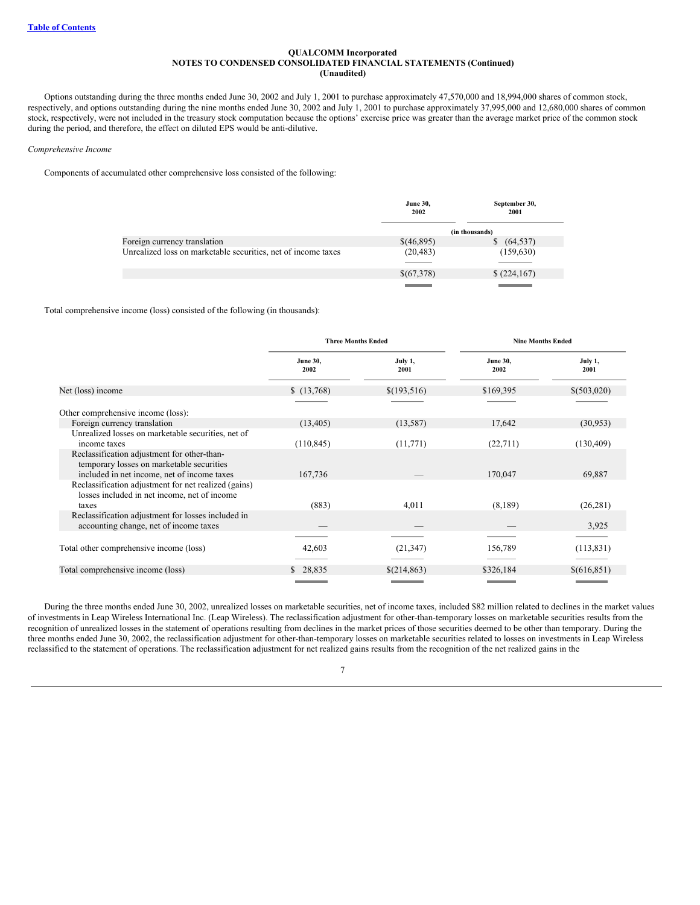**QUALCOMM Incorporated**
**NOTES TO CONDENSED CONSOLIDATED FINANCIAL STATEMENTS (Continued)**
**(Unaudited)**

Options outstanding during the three months ended June 30, 2002 and July 1, 2001 to purchase approximately 47,570,000 and 18,994,000 shares of common stock, respectively, and options outstanding during the nine months ended June 30, 2002 and July 1, 2001 to purchase approximately 37,995,000 and 12,680,000 shares of common stock, respectively, were not included in the treasury stock computation because the options' exercise price was greater than the average market price of the common stock during the period, and therefore, the effect on diluted EPS would be anti-dilutive.

*Comprehensive Income*

Components of accumulated other comprehensive loss consisted of the following:

| | June 30, 2002 | September 30, 2001 |
|---|---|---|
| | (in thousands) | |
| Foreign currency translation | $(46,895) | $ (64,537) |
| Unrealized loss on marketable securities, net of income taxes | (20,483) | (159,630) |
| | $(67,378) | $ (224,167) |

Total comprehensive income (loss) consisted of the following (in thousands):

| | Three Months Ended | | Nine Months Ended | |
|---|---|---|---|---|
| | June 30, 2002 | July 1, 2001 | June 30, 2002 | July 1, 2001 |
| Net (loss) income | $ (13,768) | $(193,516) | $169,395 | $(503,020) |
| Other comprehensive income (loss): | | | | |
| Foreign currency translation | (13,405) | (13,587) | 17,642 | (30,953) |
| Unrealized losses on marketable securities, net of income taxes | (110,845) | (11,771) | (22,711) | (130,409) |
| Reclassification adjustment for other-than-temporary losses on marketable securities included in net income, net of income taxes | 167,736 | — | 170,047 | 69,887 |
| Reclassification adjustment for net realized (gains) losses included in net income, net of income taxes | (883) | 4,011 | (8,189) | (26,281) |
| Reclassification adjustment for losses included in accounting change, net of income taxes | — | — | — | 3,925 |
| Total other comprehensive income (loss) | 42,603 | (21,347) | 156,789 | (113,831) |
| Total comprehensive income (loss) | $ 28,835 | $(214,863) | $326,184 | $(616,851) |

During the three months ended June 30, 2002, unrealized losses on marketable securities, net of income taxes, included $82 million related to declines in the market values of investments in Leap Wireless International Inc. (Leap Wireless). The reclassification adjustment for other-than-temporary losses on marketable securities results from the recognition of unrealized losses in the statement of operations resulting from declines in the market prices of those securities deemed to be other than temporary. During the three months ended June 30, 2002, the reclassification adjustment for other-than-temporary losses on marketable securities related to losses on investments in Leap Wireless reclassified to the statement of operations. The reclassification adjustment for net realized gains results from the recognition of the net realized gains in the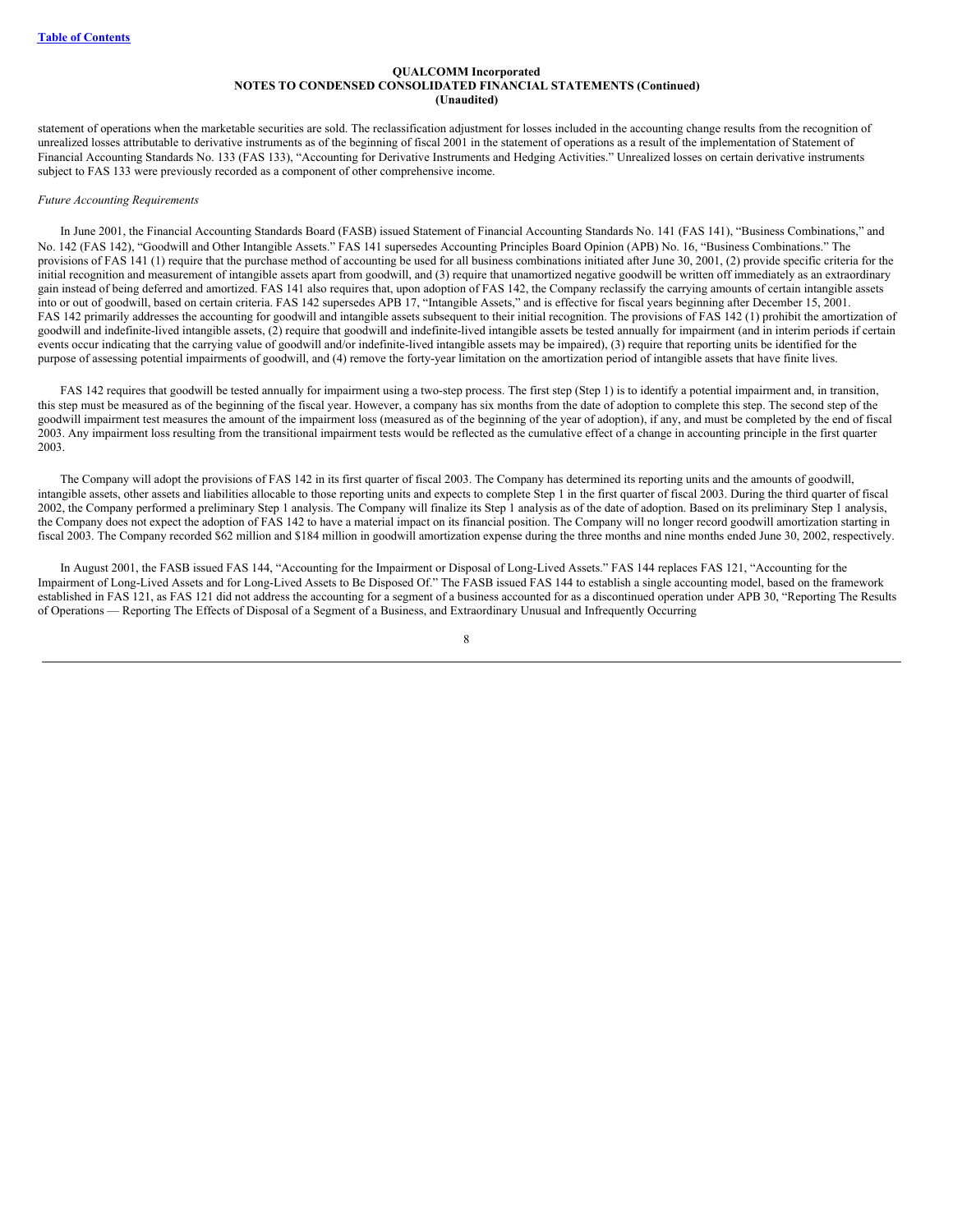statement of operations when the marketable securities are sold. The reclassification adjustment for losses included in the accounting change results from the recognition of unrealized losses attributable to derivative instruments as of the beginning of fiscal 2001 in the statement of operations as a result of the implementation of Statement of Financial Accounting Standards No. 133 (FAS 133), "Accounting for Derivative Instruments and Hedging Activities." Unrealized losses on certain derivative instruments subject to FAS 133 were previously recorded as a component of other comprehensive income.

*Future Accounting Requirements*

In June 2001, the Financial Accounting Standards Board (FASB) issued Statement of Financial Accounting Standards No. 141 (FAS 141), "Business Combinations," and No. 142 (FAS 142), "Goodwill and Other Intangible Assets." FAS 141 supersedes Accounting Principles Board Opinion (APB) No. 16, "Business Combinations." The provisions of FAS 141 (1) require that the purchase method of accounting be used for all business combinations initiated after June 30, 2001, (2) provide specific criteria for the initial recognition and measurement of intangible assets apart from goodwill, and (3) require that unamortized negative goodwill be written off immediately as an extraordinary gain instead of being deferred and amortized. FAS 141 also requires that, upon adoption of FAS 142, the Company reclassify the carrying amounts of certain intangible assets into or out of goodwill, based on certain criteria. FAS 142 supersedes APB 17, "Intangible Assets," and is effective for fiscal years beginning after December 15, 2001. FAS 142 primarily addresses the accounting for goodwill and intangible assets subsequent to their initial recognition. The provisions of FAS 142 (1) prohibit the amortization of goodwill and indefinite-lived intangible assets, (2) require that goodwill and indefinite-lived intangible assets be tested annually for impairment (and in interim periods if certain events occur indicating that the carrying value of goodwill and/or indefinite-lived intangible assets may be impaired), (3) require that reporting units be identified for the purpose of assessing potential impairments of goodwill, and (4) remove the forty-year limitation on the amortization period of intangible assets that have finite lives.

FAS 142 requires that goodwill be tested annually for impairment using a two-step process. The first step (Step 1) is to identify a potential impairment and, in transition, this step must be measured as of the beginning of the fiscal year. However, a company has six months from the date of adoption to complete this step. The second step of the goodwill impairment test measures the amount of the impairment loss (measured as of the beginning of the year of adoption), if any, and must be completed by the end of fiscal 2003. Any impairment loss resulting from the transitional impairment tests would be reflected as the cumulative effect of a change in accounting principle in the first quarter 2003.

The Company will adopt the provisions of FAS 142 in its first quarter of fiscal 2003. The Company has determined its reporting units and the amounts of goodwill, intangible assets, other assets and liabilities allocable to those reporting units and expects to complete Step 1 in the first quarter of fiscal 2003. During the third quarter of fiscal 2002, the Company performed a preliminary Step 1 analysis. The Company will finalize its Step 1 analysis as of the date of adoption. Based on its preliminary Step 1 analysis, the Company does not expect the adoption of FAS 142 to have a material impact on its financial position. The Company will no longer record goodwill amortization starting in fiscal 2003. The Company recorded $62 million and $184 million in goodwill amortization expense during the three months and nine months ended June 30, 2002, respectively.

In August 2001, the FASB issued FAS 144, "Accounting for the Impairment or Disposal of Long-Lived Assets." FAS 144 replaces FAS 121, "Accounting for the Impairment of Long-Lived Assets and for Long-Lived Assets to Be Disposed Of." The FASB issued FAS 144 to establish a single accounting model, based on the framework established in FAS 121, as FAS 121 did not address the accounting for a segment of a business accounted for as a discontinued operation under APB 30, "Reporting The Results of Operations — Reporting The Effects of Disposal of a Segment of a Business, and Extraordinary Unusual and Infrequently Occurring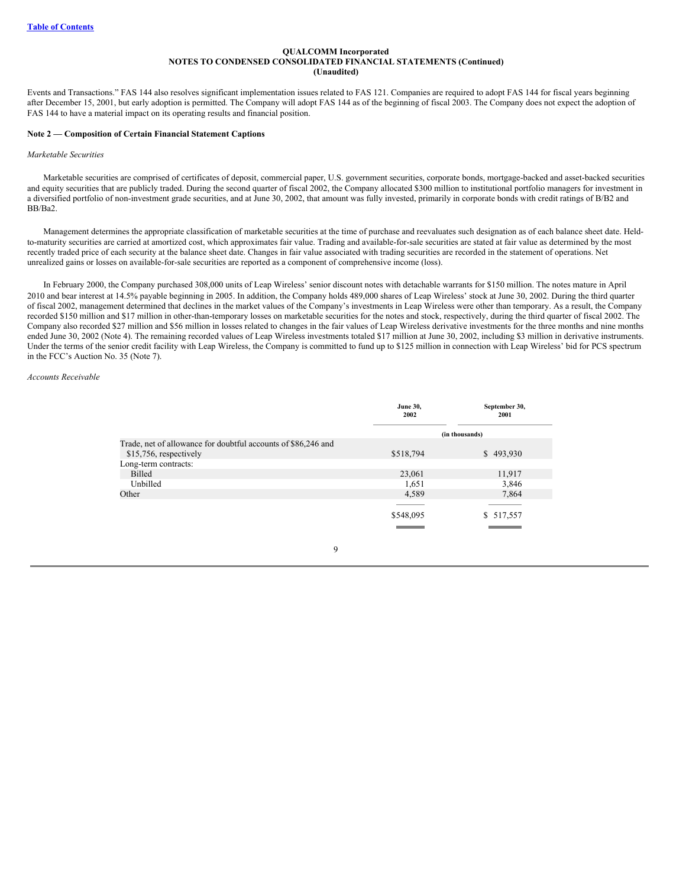Events and Transactions." FAS 144 also resolves significant implementation issues related to FAS 121. Companies are required to adopt FAS 144 for fiscal years beginning after December 15, 2001, but early adoption is permitted. The Company will adopt FAS 144 as of the beginning of fiscal 2003. The Company does not expect the adoption of FAS 144 to have a material impact on its operating results and financial position.

**Note 2 — Composition of Certain Financial Statement Captions**

*Marketable Securities*

Marketable securities are comprised of certificates of deposit, commercial paper, U.S. government securities, corporate bonds, mortgage-backed and asset-backed securities and equity securities that are publicly traded. During the second quarter of fiscal 2002, the Company allocated $300 million to institutional portfolio managers for investment in a diversified portfolio of non-investment grade securities, and at June 30, 2002, that amount was fully invested, primarily in corporate bonds with credit ratings of B/B2 and BB/Ba2.

Management determines the appropriate classification of marketable securities at the time of purchase and reevaluates such designation as of each balance sheet date. Held-to-maturity securities are carried at amortized cost, which approximates fair value. Trading and available-for-sale securities are stated at fair value as determined by the most recently traded price of each security at the balance sheet date. Changes in fair value associated with trading securities are recorded in the statement of operations. Net unrealized gains or losses on available-for-sale securities are reported as a component of comprehensive income (loss).

In February 2000, the Company purchased 308,000 units of Leap Wireless' senior discount notes with detachable warrants for $150 million. The notes mature in April 2010 and bear interest at 14.5% payable beginning in 2005. In addition, the Company holds 489,000 shares of Leap Wireless' stock at June 30, 2002. During the third quarter of fiscal 2002, management determined that declines in the market values of the Company's investments in Leap Wireless were other than temporary. As a result, the Company recorded $150 million and $17 million in other-than-temporary losses on marketable securities for the notes and stock, respectively, during the third quarter of fiscal 2002. The Company also recorded $27 million and $56 million in losses related to changes in the fair values of Leap Wireless derivative investments for the three months and nine months ended June 30, 2002 (Note 4). The remaining recorded values of Leap Wireless investments totaled $17 million at June 30, 2002, including $3 million in derivative instruments. Under the terms of the senior credit facility with Leap Wireless, the Company is committed to fund up to $125 million in connection with Leap Wireless' bid for PCS spectrum in the FCC's Auction No. 35 (Note 7).

*Accounts Receivable*

| | June 30, 2002 | September 30, 2001 |
|---|---|---|
| | (in thousands) | |
| Trade, net of allowance for doubtful accounts of $86,246 and $15,756, respectively | $518,794 | $ 493,930 |
| Long-term contracts: | | |
| Billed | 23,061 | 11,917 |
| Unbilled | 1,651 | 3,846 |
| Other | 4,589 | 7,864 |
| | $548,095 | $ 517,557 |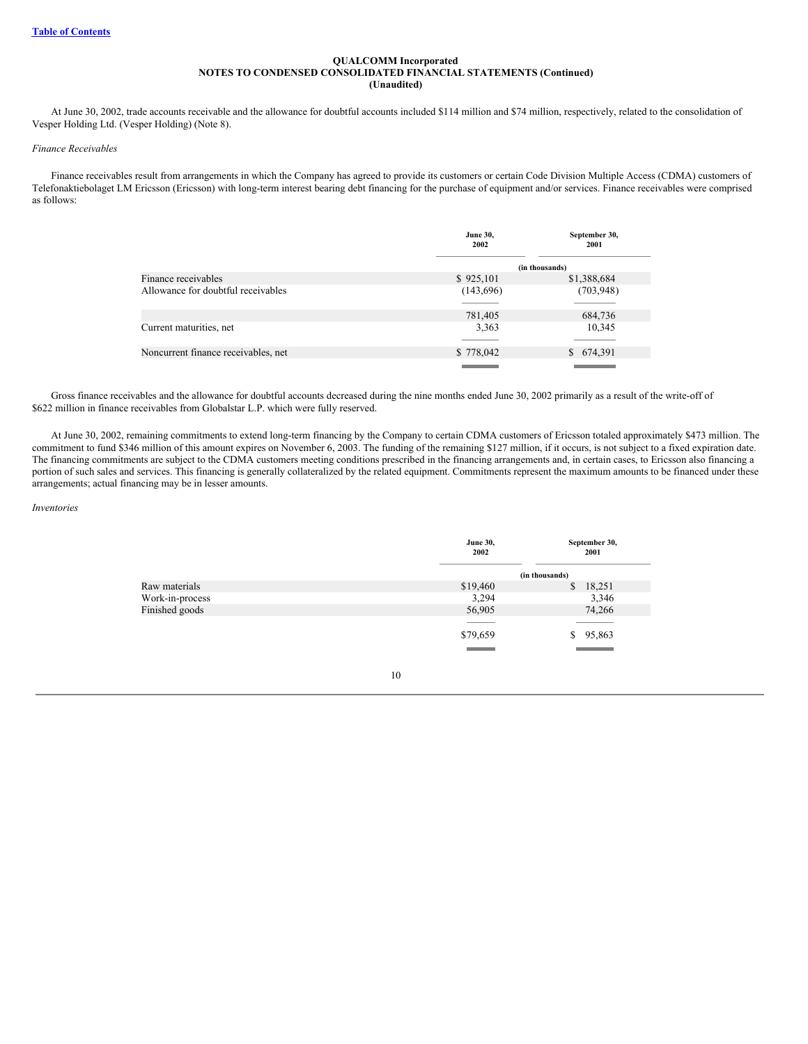**QUALCOMM Incorporated**
**NOTES TO CONDENSED CONSOLIDATED FINANCIAL STATEMENTS (Continued)**
**(Unaudited)**

At June 30, 2002, trade accounts receivable and the allowance for doubtful accounts included $114 million and $74 million, respectively, related to the consolidation of Vesper Holding Ltd. (Vesper Holding) (Note 8).

*Finance Receivables*

Finance receivables result from arrangements in which the Company has agreed to provide its customers or certain Code Division Multiple Access (CDMA) customers of Telefonaktiebolaget LM Ericsson (Ericsson) with long-term interest bearing debt financing for the purchase of equipment and/or services. Finance receivables were comprised as follows:

| | June 30, 2002 | September 30, 2001 |
|---|---|---|
| | (in thousands) | |
| Finance receivables | $ 925,101 | $1,388,684 |
| Allowance for doubtful receivables | (143,696) | (703,948) |
| | 781,405 | 684,736 |
| Current maturities, net | 3,363 | 10,345 |
| Noncurrent finance receivables, net | $ 778,042 | $ 674,391 |

Gross finance receivables and the allowance for doubtful accounts decreased during the nine months ended June 30, 2002 primarily as a result of the write-off of $622 million in finance receivables from Globalstar L.P. which were fully reserved.

At June 30, 2002, remaining commitments to extend long-term financing by the Company to certain CDMA customers of Ericsson totaled approximately $473 million. The commitment to fund $346 million of this amount expires on November 6, 2003. The funding of the remaining $127 million, if it occurs, is not subject to a fixed expiration date. The financing commitments are subject to the CDMA customers meeting conditions prescribed in the financing arrangements and, in certain cases, to Ericsson also financing a portion of such sales and services. This financing is generally collateralized by the related equipment. Commitments represent the maximum amounts to be financed under these arrangements; actual financing may be in lesser amounts.

*Inventories*

| | June 30, 2002 | September 30, 2001 |
|---|---|---|
| | (in thousands) | |
| Raw materials | $19,460 | $ 18,251 |
| Work-in-process | 3,294 | 3,346 |
| Finished goods | 56,905 | 74,266 |
| | $79,659 | $ 95,863 |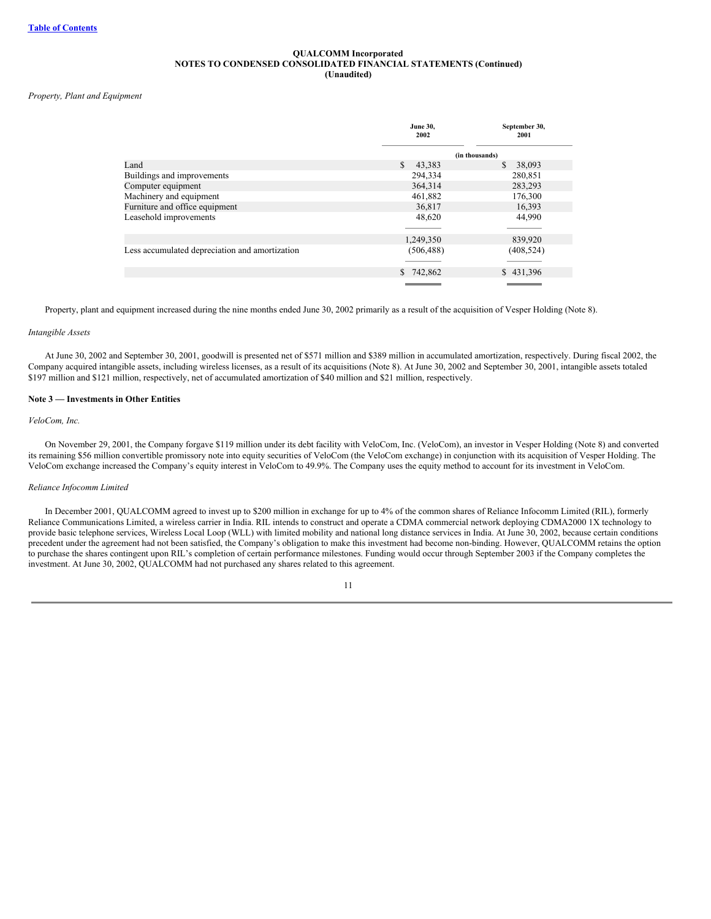[Table of Contents](#)

**QUALCOMM Incorporated**
**NOTES TO CONDENSED CONSOLIDATED FINANCIAL STATEMENTS (Continued)**
**(Unaudited)**

*Property, Plant and Equipment*

| | June 30, 2002 | September 30, 2001 |
|---|---|---|
| | (in thousands) | |
| Land | $ 43,383 | $ 38,093 |
| Buildings and improvements | 294,334 | 280,851 |
| Computer equipment | 364,314 | 283,293 |
| Machinery and equipment | 461,882 | 176,300 |
| Furniture and office equipment | 36,817 | 16,393 |
| Leasehold improvements | 48,620 | 44,990 |
| | 1,249,350 | 839,920 |
| Less accumulated depreciation and amortization | (506,488) | (408,524) |
| | $ 742,862 | $ 431,396 |

Property, plant and equipment increased during the nine months ended June 30, 2002 primarily as a result of the acquisition of Vesper Holding (Note 8).

*Intangible Assets*

At June 30, 2002 and September 30, 2001, goodwill is presented net of $571 million and $389 million in accumulated amortization, respectively. During fiscal 2002, the Company acquired intangible assets, including wireless licenses, as a result of its acquisitions (Note 8). At June 30, 2002 and September 30, 2001, intangible assets totaled $197 million and $121 million, respectively, net of accumulated amortization of $40 million and $21 million, respectively.

**Note 3 — Investments in Other Entities**

*VeloCom, Inc.*

On November 29, 2001, the Company forgave $119 million under its debt facility with VeloCom, Inc. (VeloCom), an investor in Vesper Holding (Note 8) and converted its remaining $56 million convertible promissory note into equity securities of VeloCom (the VeloCom exchange) in conjunction with its acquisition of Vesper Holding. The VeloCom exchange increased the Company's equity interest in VeloCom to 49.9%. The Company uses the equity method to account for its investment in VeloCom.

*Reliance Infocomm Limited*

In December 2001, QUALCOMM agreed to invest up to $200 million in exchange for up to 4% of the common shares of Reliance Infocomm Limited (RIL), formerly Reliance Communications Limited, a wireless carrier in India. RIL intends to construct and operate a CDMA commercial network deploying CDMA2000 1X technology to provide basic telephone services, Wireless Local Loop (WLL) with limited mobility and national long distance services in India. At June 30, 2002, because certain conditions precedent under the agreement had not been satisfied, the Company's obligation to make this investment had become non-binding. However, QUALCOMM retains the option to purchase the shares contingent upon RIL's completion of certain performance milestones. Funding would occur through September 2003 if the Company completes the investment. At June 30, 2002, QUALCOMM had not purchased any shares related to this agreement.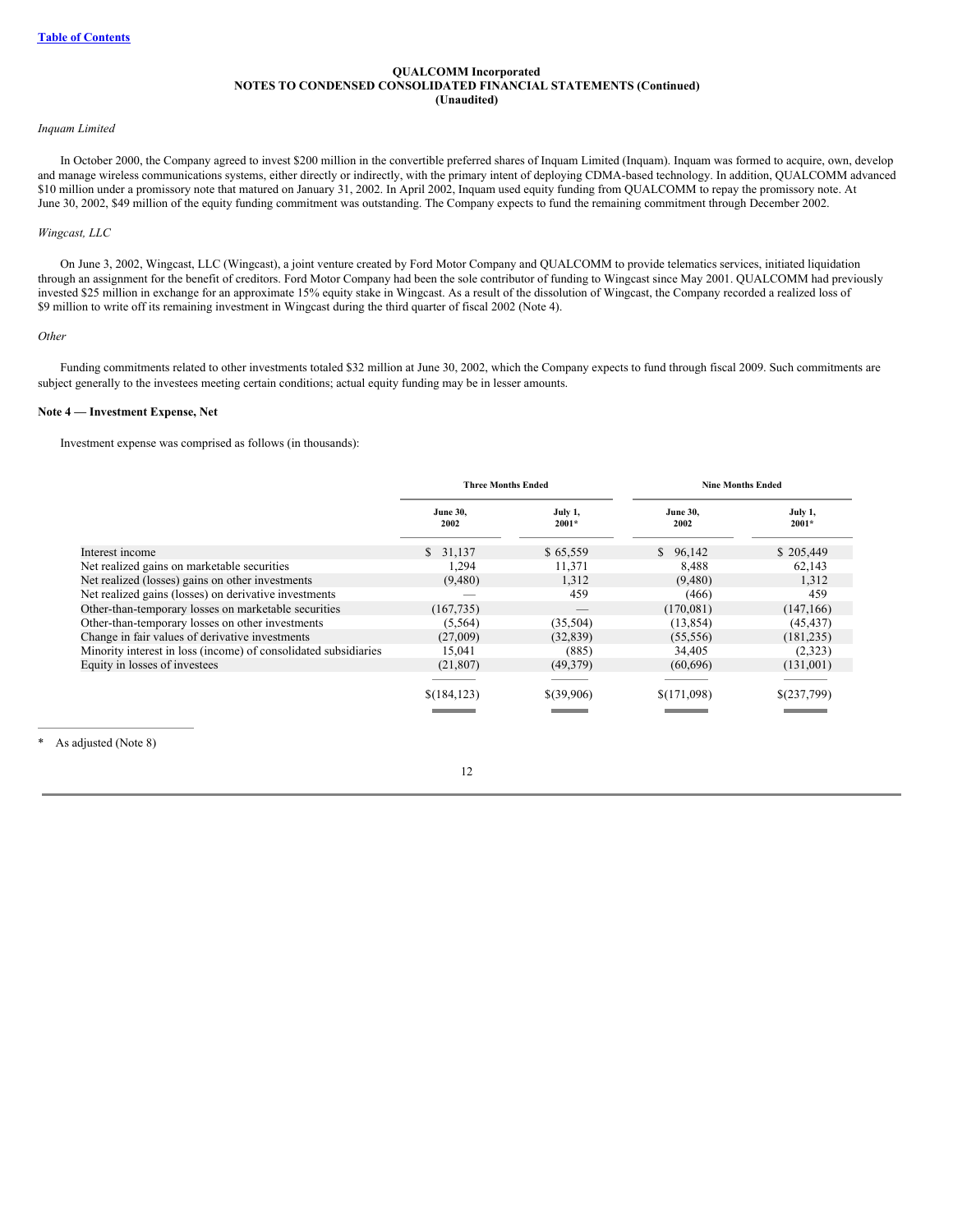**QUALCOMM Incorporated**
**NOTES TO CONDENSED CONSOLIDATED FINANCIAL STATEMENTS (Continued)**
**(Unaudited)**

*Inquam Limited*

In October 2000, the Company agreed to invest $200 million in the convertible preferred shares of Inquam Limited (Inquam). Inquam was formed to acquire, own, develop and manage wireless communications systems, either directly or indirectly, with the primary intent of deploying CDMA-based technology. In addition, QUALCOMM advanced $10 million under a promissory note that matured on January 31, 2002. In April 2002, Inquam used equity funding from QUALCOMM to repay the promissory note. At June 30, 2002, $49 million of the equity funding commitment was outstanding. The Company expects to fund the remaining commitment through December 2002.

*Wingcast, LLC*

On June 3, 2002, Wingcast, LLC (Wingcast), a joint venture created by Ford Motor Company and QUALCOMM to provide telematics services, initiated liquidation through an assignment for the benefit of creditors. Ford Motor Company had been the sole contributor of funding to Wingcast since May 2001. QUALCOMM had previously invested $25 million in exchange for an approximate 15% equity stake in Wingcast. As a result of the dissolution of Wingcast, the Company recorded a realized loss of $9 million to write off its remaining investment in Wingcast during the third quarter of fiscal 2002 (Note 4).

*Other*

Funding commitments related to other investments totaled $32 million at June 30, 2002, which the Company expects to fund through fiscal 2009. Such commitments are subject generally to the investees meeting certain conditions; actual equity funding may be in lesser amounts.

**Note 4 — Investment Expense, Net**

Investment expense was comprised as follows (in thousands):

| | Three Months Ended | | Nine Months Ended | |
|---|---|---|---|---|
| | June 30, 2002 | July 1, 2001* | June 30, 2002 | July 1, 2001* |
| Interest income | $ 31,137 | $ 65,559 | $ 96,142 | $ 205,449 |
| Net realized gains on marketable securities | 1,294 | 11,371 | 8,488 | 62,143 |
| Net realized (losses) gains on other investments | (9,480) | 1,312 | (9,480) | 1,312 |
| Net realized gains (losses) on derivative investments | — | 459 | (466) | 459 |
| Other-than-temporary losses on marketable securities | (167,735) | — | (170,081) | (147,166) |
| Other-than-temporary losses on other investments | (5,564) | (35,504) | (13,854) | (45,437) |
| Change in fair values of derivative investments | (27,009) | (32,839) | (55,556) | (181,235) |
| Minority interest in loss (income) of consolidated subsidiaries | 15,041 | (885) | 34,405 | (2,323) |
| Equity in losses of investees | (21,807) | (49,379) | (60,696) | (131,001) |
| | $(184,123) | $(39,906) | $(171,098) | $(237,799) |

\* As adjusted (Note 8)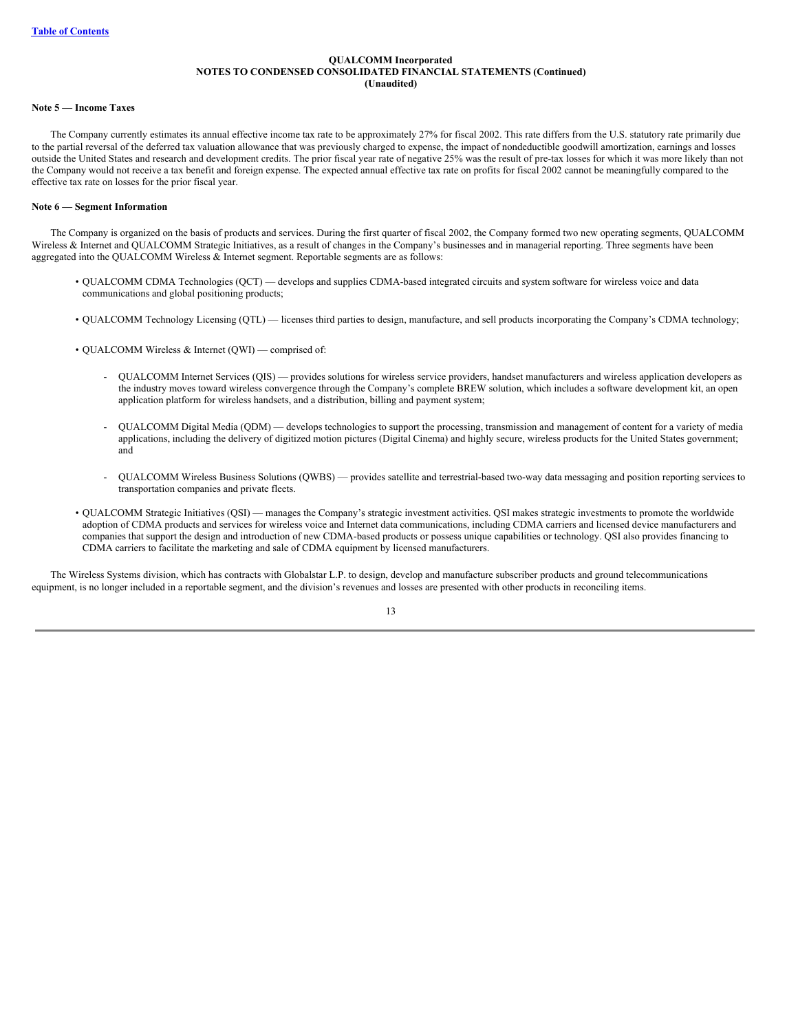QUALCOMM Incorporated
NOTES TO CONDENSED CONSOLIDATED FINANCIAL STATEMENTS (Continued)
(Unaudited)

**Note 5 — Income Taxes**

The Company currently estimates its annual effective income tax rate to be approximately 27% for fiscal 2002. This rate differs from the U.S. statutory rate primarily due to the partial reversal of the deferred tax valuation allowance that was previously charged to expense, the impact of nondeductible goodwill amortization, earnings and losses outside the United States and research and development credits. The prior fiscal year rate of negative 25% was the result of pre-tax losses for which it was more likely than not the Company would not receive a tax benefit and foreign expense. The expected annual effective tax rate on profits for fiscal 2002 cannot be meaningfully compared to the effective tax rate on losses for the prior fiscal year.

**Note 6 — Segment Information**

The Company is organized on the basis of products and services. During the first quarter of fiscal 2002, the Company formed two new operating segments, QUALCOMM Wireless & Internet and QUALCOMM Strategic Initiatives, as a result of changes in the Company's businesses and in managerial reporting. Three segments have been aggregated into the QUALCOMM Wireless & Internet segment. Reportable segments are as follows:

- QUALCOMM CDMA Technologies (QCT) — develops and supplies CDMA-based integrated circuits and system software for wireless voice and data communications and global positioning products;
- QUALCOMM Technology Licensing (QTL) — licenses third parties to design, manufacture, and sell products incorporating the Company's CDMA technology;
- QUALCOMM Wireless & Internet (QWI) — comprised of:
  - QUALCOMM Internet Services (QIS) — provides solutions for wireless service providers, handset manufacturers and wireless application developers as the industry moves toward wireless convergence through the Company's complete BREW solution, which includes a software development kit, an open application platform for wireless handsets, and a distribution, billing and payment system;
  - QUALCOMM Digital Media (QDM) — develops technologies to support the processing, transmission and management of content for a variety of media applications, including the delivery of digitized motion pictures (Digital Cinema) and highly secure, wireless products for the United States government; and
  - QUALCOMM Wireless Business Solutions (QWBS) — provides satellite and terrestrial-based two-way data messaging and position reporting services to transportation companies and private fleets.
- QUALCOMM Strategic Initiatives (QSI) — manages the Company's strategic investment activities. QSI makes strategic investments to promote the worldwide adoption of CDMA products and services for wireless voice and Internet data communications, including CDMA carriers and licensed device manufacturers and companies that support the design and introduction of new CDMA-based products or possess unique capabilities or technology. QSI also provides financing to CDMA carriers to facilitate the marketing and sale of CDMA equipment by licensed manufacturers.

The Wireless Systems division, which has contracts with Globalstar L.P. to design, develop and manufacture subscriber products and ground telecommunications equipment, is no longer included in a reportable segment, and the division's revenues and losses are presented with other products in reconciling items.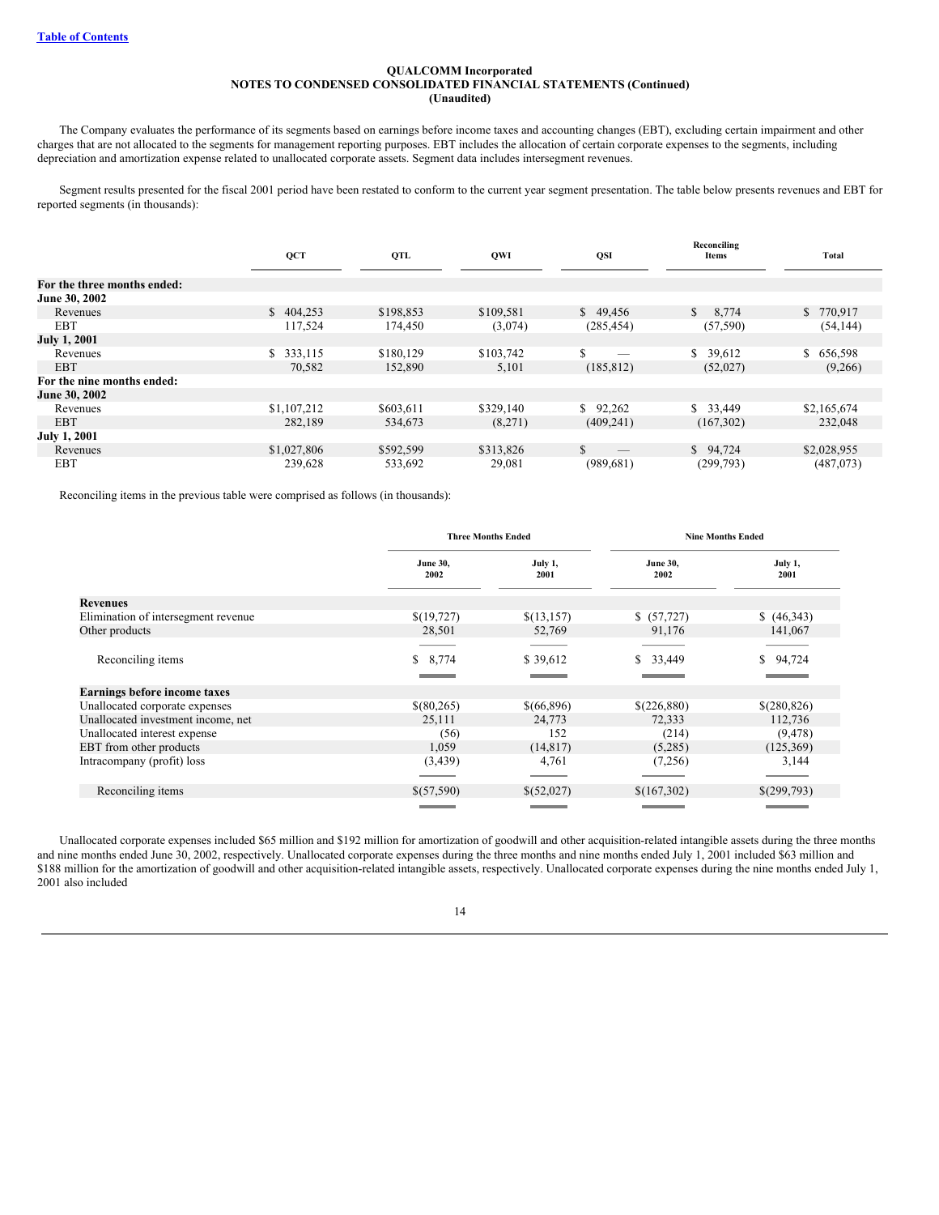[Table of Contents](#)

**QUALCOMM Incorporated**
**NOTES TO CONDENSED CONSOLIDATED FINANCIAL STATEMENTS (Continued)**
**(Unaudited)**

The Company evaluates the performance of its segments based on earnings before income taxes and accounting changes (EBT), excluding certain impairment and other charges that are not allocated to the segments for management reporting purposes. EBT includes the allocation of certain corporate expenses to the segments, including depreciation and amortization expense related to unallocated corporate assets. Segment data includes intersegment revenues.

Segment results presented for the fiscal 2001 period have been restated to conform to the current year segment presentation. The table below presents revenues and EBT for reported segments (in thousands):

| | QCT | QTL | QWI | QSI | Reconciling Items | Total |
|---|---|---|---|---|---|---|
| **For the three months ended:** | | | | | | |
| **June 30, 2002** | | | | | | |
| Revenues | $ 404,253 | $198,853 | $109,581 | $ 49,456 | $ 8,774 | $ 770,917 |
| EBT | 117,524 | 174,450 | (3,074) | (285,454) | (57,590) | (54,144) |
| **July 1, 2001** | | | | | | |
| Revenues | $ 333,115 | $180,129 | $103,742 | $ — | $ 39,612 | $ 656,598 |
| EBT | 70,582 | 152,890 | 5,101 | (185,812) | (52,027) | (9,266) |
| **For the nine months ended:** | | | | | | |
| **June 30, 2002** | | | | | | |
| Revenues | $1,107,212 | $603,611 | $329,140 | $ 92,262 | $ 33,449 | $2,165,674 |
| EBT | 282,189 | 534,673 | (8,271) | (409,241) | (167,302) | 232,048 |
| **July 1, 2001** | | | | | | |
| Revenues | $1,027,806 | $592,599 | $313,826 | $ — | $ 94,724 | $2,028,955 |
| EBT | 239,628 | 533,692 | 29,081 | (989,681) | (299,793) | (487,073) |

Reconciling items in the previous table were comprised as follows (in thousands):

| | Three Months Ended | | Nine Months Ended | |
|---|---|---|---|---|
| | June 30, 2002 | July 1, 2001 | June 30, 2002 | July 1, 2001 |
| **Revenues** | | | | |
| Elimination of intersegment revenue | $(19,727) | $(13,157) | $ (57,727) | $ (46,343) |
| Other products | 28,501 | 52,769 | 91,176 | 141,067 |
| Reconciling items | $ 8,774 | $ 39,612 | $ 33,449 | $ 94,724 |
| **Earnings before income taxes** | | | | |
| Unallocated corporate expenses | $(80,265) | $(66,896) | $(226,880) | $(280,826) |
| Unallocated investment income, net | 25,111 | 24,773 | 72,333 | 112,736 |
| Unallocated interest expense | (56) | 152 | (214) | (9,478) |
| EBT from other products | 1,059 | (14,817) | (5,285) | (125,369) |
| Intracompany (profit) loss | (3,439) | 4,761 | (7,256) | 3,144 |
| Reconciling items | $(57,590) | $(52,027) | $(167,302) | $(299,793) |

Unallocated corporate expenses included $65 million and $192 million for amortization of goodwill and other acquisition-related intangible assets during the three months and nine months ended June 30, 2002, respectively. Unallocated corporate expenses during the three months and nine months ended July 1, 2001 included $63 million and $188 million for the amortization of goodwill and other acquisition-related intangible assets, respectively. Unallocated corporate expenses during the nine months ended July 1, 2001 also included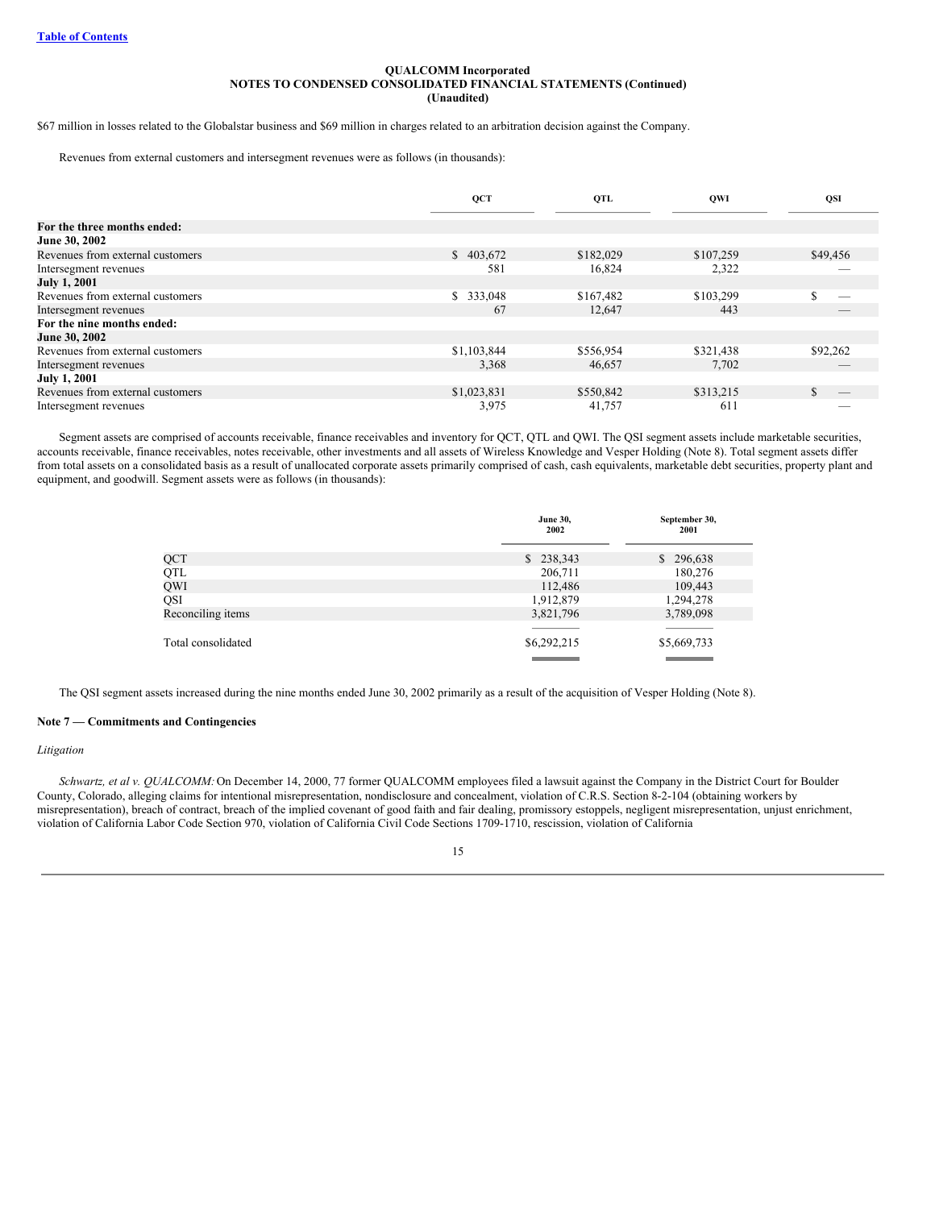**QUALCOMM Incorporated**
**NOTES TO CONDENSED CONSOLIDATED FINANCIAL STATEMENTS (Continued)**
**(Unaudited)**

$67 million in losses related to the Globalstar business and $69 million in charges related to an arbitration decision against the Company.

Revenues from external customers and intersegment revenues were as follows (in thousands):

| | QCT | QTL | QWI | QSI |
|---|---|---|---|---|
| **For the three months ended:** | | | | |
| **June 30, 2002** | | | | |
| Revenues from external customers | $ 403,672 | $182,029 | $107,259 | $49,456 |
| Intersegment revenues | 581 | 16,824 | 2,322 | — |
| **July 1, 2001** | | | | |
| Revenues from external customers | $ 333,048 | $167,482 | $103,299 | $ — |
| Intersegment revenues | 67 | 12,647 | 443 | — |
| **For the nine months ended:** | | | | |
| **June 30, 2002** | | | | |
| Revenues from external customers | $1,103,844 | $556,954 | $321,438 | $92,262 |
| Intersegment revenues | 3,368 | 46,657 | 7,702 | — |
| **July 1, 2001** | | | | |
| Revenues from external customers | $1,023,831 | $550,842 | $313,215 | $ — |
| Intersegment revenues | 3,975 | 41,757 | 611 | — |

Segment assets are comprised of accounts receivable, finance receivables and inventory for QCT, QTL and QWI. The QSI segment assets include marketable securities, accounts receivable, finance receivables, notes receivable, other investments and all assets of Wireless Knowledge and Vesper Holding (Note 8). Total segment assets differ from total assets on a consolidated basis as a result of unallocated corporate assets primarily comprised of cash, cash equivalents, marketable debt securities, property plant and equipment, and goodwill. Segment assets were as follows (in thousands):

| | June 30, 2002 | September 30, 2001 |
|---|---|---|
| QCT | $ 238,343 | $ 296,638 |
| QTL | 206,711 | 180,276 |
| QWI | 112,486 | 109,443 |
| QSI | 1,912,879 | 1,294,278 |
| Reconciling items | 3,821,796 | 3,789,098 |
| Total consolidated | $6,292,215 | $5,669,733 |

The QSI segment assets increased during the nine months ended June 30, 2002 primarily as a result of the acquisition of Vesper Holding (Note 8).

**Note 7 — Commitments and Contingencies**

*Litigation*

*Schwartz, et al v. QUALCOMM:* On December 14, 2000, 77 former QUALCOMM employees filed a lawsuit against the Company in the District Court for Boulder County, Colorado, alleging claims for intentional misrepresentation, nondisclosure and concealment, violation of C.R.S. Section 8-2-104 (obtaining workers by misrepresentation), breach of contract, breach of the implied covenant of good faith and fair dealing, promissory estoppels, negligent misrepresentation, unjust enrichment, violation of California Labor Code Section 970, violation of California Civil Code Sections 1709-1710, rescission, violation of California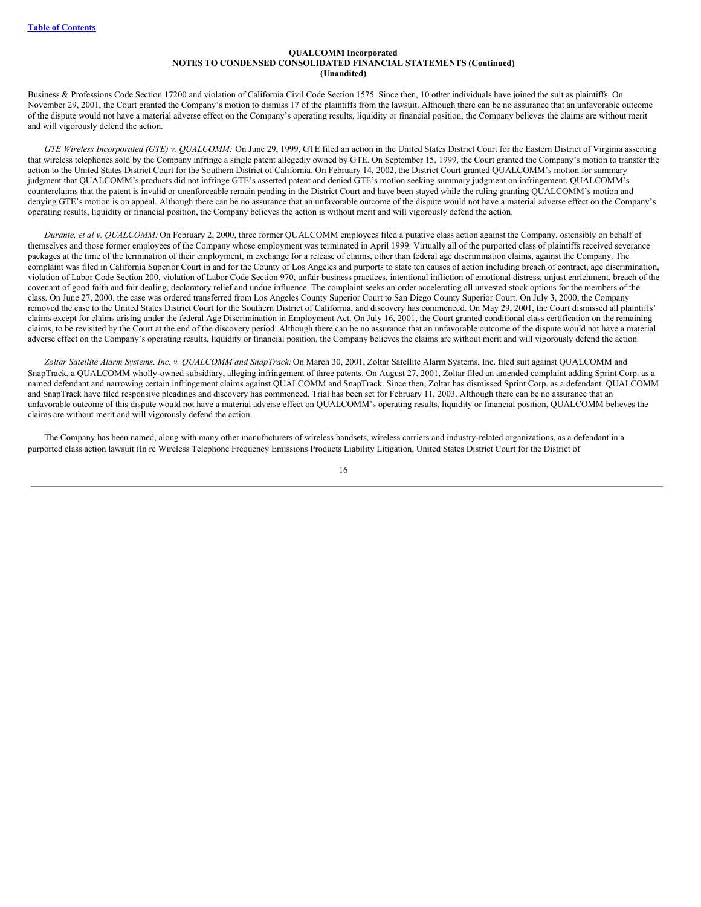Business & Professions Code Section 17200 and violation of California Civil Code Section 1575. Since then, 10 other individuals have joined the suit as plaintiffs. On November 29, 2001, the Court granted the Company's motion to dismiss 17 of the plaintiffs from the lawsuit. Although there can be no assurance that an unfavorable outcome of the dispute would not have a material adverse effect on the Company's operating results, liquidity or financial position, the Company believes the claims are without merit and will vigorously defend the action.

*GTE Wireless Incorporated (GTE) v. QUALCOMM:* On June 29, 1999, GTE filed an action in the United States District Court for the Eastern District of Virginia asserting that wireless telephones sold by the Company infringe a single patent allegedly owned by GTE. On September 15, 1999, the Court granted the Company's motion to transfer the action to the United States District Court for the Southern District of California. On February 14, 2002, the District Court granted QUALCOMM's motion for summary judgment that QUALCOMM's products did not infringe GTE's asserted patent and denied GTE's motion seeking summary judgment on infringement. QUALCOMM's counterclaims that the patent is invalid or unenforceable remain pending in the District Court and have been stayed while the ruling granting QUALCOMM's motion and denying GTE's motion is on appeal. Although there can be no assurance that an unfavorable outcome of the dispute would not have a material adverse effect on the Company's operating results, liquidity or financial position, the Company believes the action is without merit and will vigorously defend the action.

*Durante, et al v. QUALCOMM:* On February 2, 2000, three former QUALCOMM employees filed a putative class action against the Company, ostensibly on behalf of themselves and those former employees of the Company whose employment was terminated in April 1999. Virtually all of the purported class of plaintiffs received severance packages at the time of the termination of their employment, in exchange for a release of claims, other than federal age discrimination claims, against the Company. The complaint was filed in California Superior Court in and for the County of Los Angeles and purports to state ten causes of action including breach of contract, age discrimination, violation of Labor Code Section 200, violation of Labor Code Section 970, unfair business practices, intentional infliction of emotional distress, unjust enrichment, breach of the covenant of good faith and fair dealing, declaratory relief and undue influence. The complaint seeks an order accelerating all unvested stock options for the members of the class. On June 27, 2000, the case was ordered transferred from Los Angeles County Superior Court to San Diego County Superior Court. On July 3, 2000, the Company removed the case to the United States District Court for the Southern District of California, and discovery has commenced. On May 29, 2001, the Court dismissed all plaintiffs' claims except for claims arising under the federal Age Discrimination in Employment Act. On July 16, 2001, the Court granted conditional class certification on the remaining claims, to be revisited by the Court at the end of the discovery period. Although there can be no assurance that an unfavorable outcome of the dispute would not have a material adverse effect on the Company's operating results, liquidity or financial position, the Company believes the claims are without merit and will vigorously defend the action.

*Zoltar Satellite Alarm Systems, Inc. v. QUALCOMM and SnapTrack:* On March 30, 2001, Zoltar Satellite Alarm Systems, Inc. filed suit against QUALCOMM and SnapTrack, a QUALCOMM wholly-owned subsidiary, alleging infringement of three patents. On August 27, 2001, Zoltar filed an amended complaint adding Sprint Corp. as a named defendant and narrowing certain infringement claims against QUALCOMM and SnapTrack. Since then, Zoltar has dismissed Sprint Corp. as a defendant. QUALCOMM and SnapTrack have filed responsive pleadings and discovery has commenced. Trial has been set for February 11, 2003. Although there can be no assurance that an unfavorable outcome of this dispute would not have a material adverse effect on QUALCOMM's operating results, liquidity or financial position, QUALCOMM believes the claims are without merit and will vigorously defend the action.

The Company has been named, along with many other manufacturers of wireless handsets, wireless carriers and industry-related organizations, as a defendant in a purported class action lawsuit (In re Wireless Telephone Frequency Emissions Products Liability Litigation, United States District Court for the District of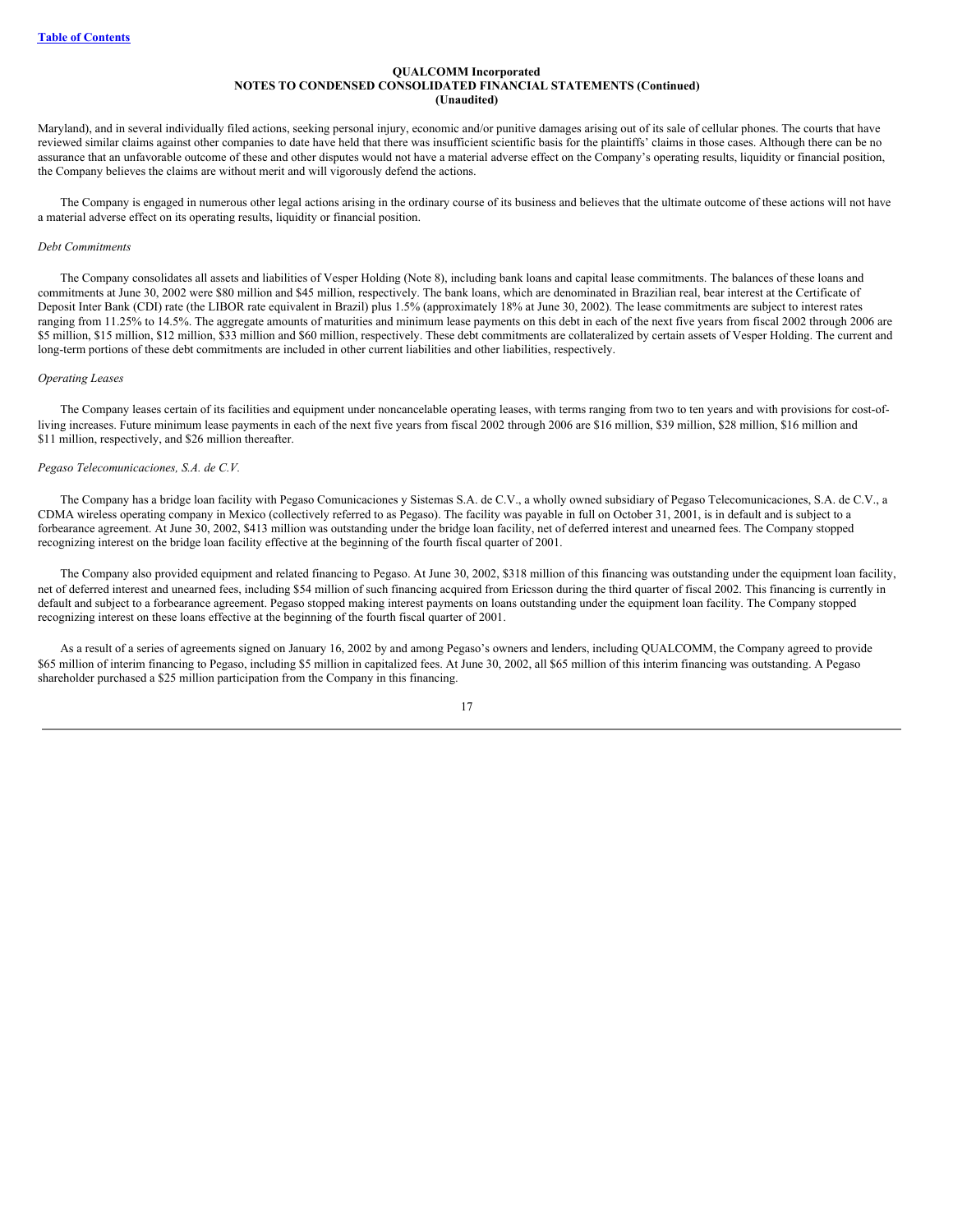Maryland), and in several individually filed actions, seeking personal injury, economic and/or punitive damages arising out of its sale of cellular phones. The courts that have reviewed similar claims against other companies to date have held that there was insufficient scientific basis for the plaintiffs' claims in those cases. Although there can be no assurance that an unfavorable outcome of these and other disputes would not have a material adverse effect on the Company's operating results, liquidity or financial position, the Company believes the claims are without merit and will vigorously defend the actions.

The Company is engaged in numerous other legal actions arising in the ordinary course of its business and believes that the ultimate outcome of these actions will not have a material adverse effect on its operating results, liquidity or financial position.

*Debt Commitments*

The Company consolidates all assets and liabilities of Vesper Holding (Note 8), including bank loans and capital lease commitments. The balances of these loans and commitments at June 30, 2002 were $80 million and $45 million, respectively. The bank loans, which are denominated in Brazilian real, bear interest at the Certificate of Deposit Inter Bank (CDI) rate (the LIBOR rate equivalent in Brazil) plus 1.5% (approximately 18% at June 30, 2002). The lease commitments are subject to interest rates ranging from 11.25% to 14.5%. The aggregate amounts of maturities and minimum lease payments on this debt in each of the next five years from fiscal 2002 through 2006 are $5 million, $15 million, $12 million, $33 million and $60 million, respectively. These debt commitments are collateralized by certain assets of Vesper Holding. The current and long-term portions of these debt commitments are included in other current liabilities and other liabilities, respectively.

*Operating Leases*

The Company leases certain of its facilities and equipment under noncancelable operating leases, with terms ranging from two to ten years and with provisions for cost-of-living increases. Future minimum lease payments in each of the next five years from fiscal 2002 through 2006 are $16 million, $39 million, $28 million, $16 million and $11 million, respectively, and $26 million thereafter.

*Pegaso Telecomunicaciones, S.A. de C.V.*

The Company has a bridge loan facility with Pegaso Comunicaciones y Sistemas S.A. de C.V., a wholly owned subsidiary of Pegaso Telecomunicaciones, S.A. de C.V., a CDMA wireless operating company in Mexico (collectively referred to as Pegaso). The facility was payable in full on October 31, 2001, is in default and is subject to a forbearance agreement. At June 30, 2002, $413 million was outstanding under the bridge loan facility, net of deferred interest and unearned fees. The Company stopped recognizing interest on the bridge loan facility effective at the beginning of the fourth fiscal quarter of 2001.

The Company also provided equipment and related financing to Pegaso. At June 30, 2002, $318 million of this financing was outstanding under the equipment loan facility, net of deferred interest and unearned fees, including $54 million of such financing acquired from Ericsson during the third quarter of fiscal 2002. This financing is currently in default and subject to a forbearance agreement. Pegaso stopped making interest payments on loans outstanding under the equipment loan facility. The Company stopped recognizing interest on these loans effective at the beginning of the fourth fiscal quarter of 2001.

As a result of a series of agreements signed on January 16, 2002 by and among Pegaso's owners and lenders, including QUALCOMM, the Company agreed to provide $65 million of interim financing to Pegaso, including $5 million in capitalized fees. At June 30, 2002, all $65 million of this interim financing was outstanding. A Pegaso shareholder purchased a $25 million participation from the Company in this financing.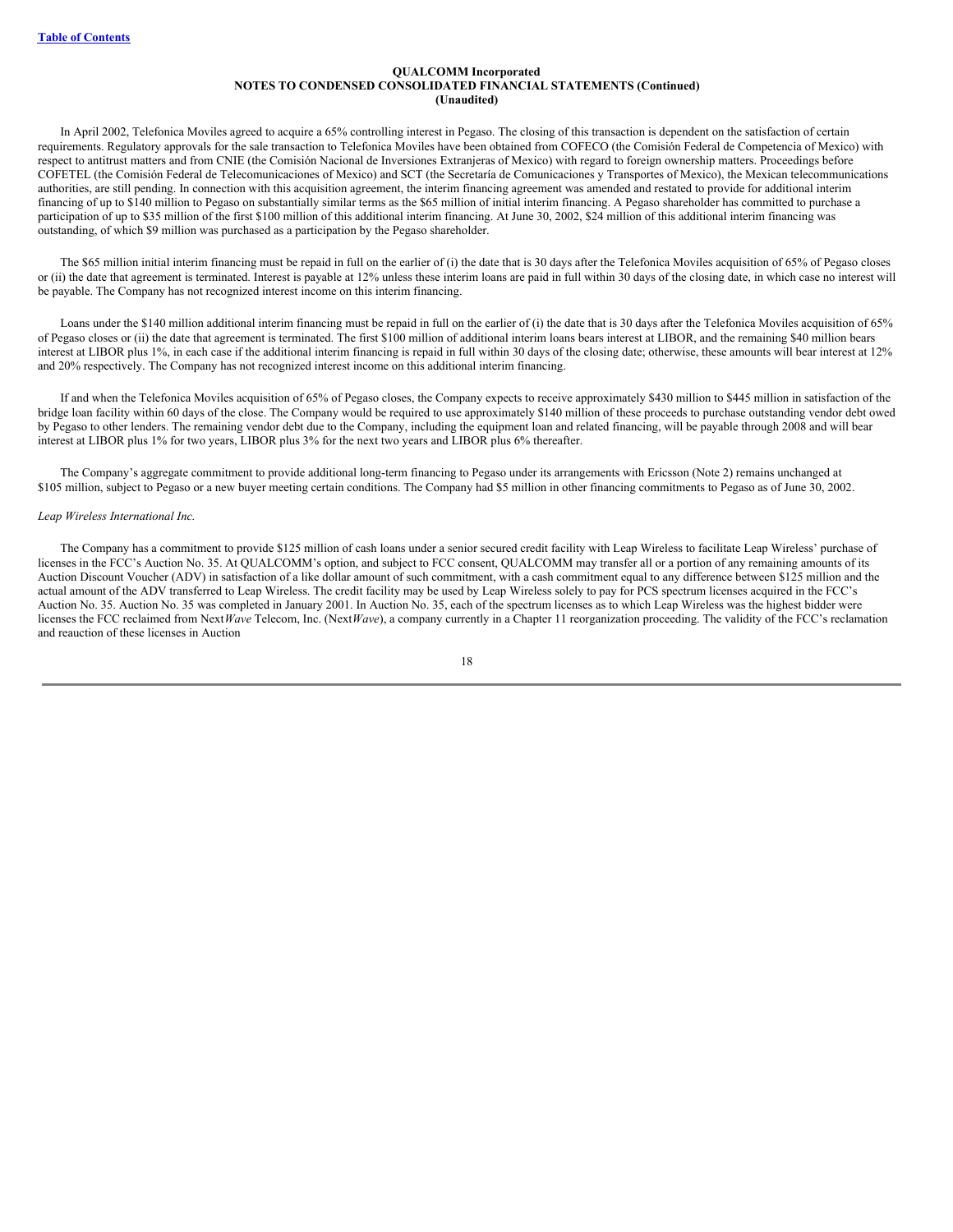In April 2002, Telefonica Moviles agreed to acquire a 65% controlling interest in Pegaso. The closing of this transaction is dependent on the satisfaction of certain requirements. Regulatory approvals for the sale transaction to Telefonica Moviles have been obtained from COFECO (the Comisión Federal de Competencia of Mexico) with respect to antitrust matters and from CNIE (the Comisión Nacional de Inversiones Extranjeras of Mexico) with regard to foreign ownership matters. Proceedings before COFETEL (the Comisión Federal de Telecomunicaciones of Mexico) and SCT (the Secretaría de Comunicaciones y Transportes of Mexico), the Mexican telecommunications authorities, are still pending. In connection with this acquisition agreement, the interim financing agreement was amended and restated to provide for additional interim financing of up to $140 million to Pegaso on substantially similar terms as the $65 million of initial interim financing. A Pegaso shareholder has committed to purchase a participation of up to $35 million of the first $100 million of this additional interim financing. At June 30, 2002, $24 million of this additional interim financing was outstanding, of which $9 million was purchased as a participation by the Pegaso shareholder.

The $65 million initial interim financing must be repaid in full on the earlier of (i) the date that is 30 days after the Telefonica Moviles acquisition of 65% of Pegaso closes or (ii) the date that agreement is terminated. Interest is payable at 12% unless these interim loans are paid in full within 30 days of the closing date, in which case no interest will be payable. The Company has not recognized interest income on this interim financing.

Loans under the $140 million additional interim financing must be repaid in full on the earlier of (i) the date that is 30 days after the Telefonica Moviles acquisition of 65% of Pegaso closes or (ii) the date that agreement is terminated. The first $100 million of additional interim loans bears interest at LIBOR, and the remaining $40 million bears interest at LIBOR plus 1%, in each case if the additional interim financing is repaid in full within 30 days of the closing date; otherwise, these amounts will bear interest at 12% and 20% respectively. The Company has not recognized interest income on this additional interim financing.

If and when the Telefonica Moviles acquisition of 65% of Pegaso closes, the Company expects to receive approximately $430 million to $445 million in satisfaction of the bridge loan facility within 60 days of the close. The Company would be required to use approximately $140 million of these proceeds to purchase outstanding vendor debt owed by Pegaso to other lenders. The remaining vendor debt due to the Company, including the equipment loan and related financing, will be payable through 2008 and will bear interest at LIBOR plus 1% for two years, LIBOR plus 3% for the next two years and LIBOR plus 6% thereafter.

The Company's aggregate commitment to provide additional long-term financing to Pegaso under its arrangements with Ericsson (Note 2) remains unchanged at $105 million, subject to Pegaso or a new buyer meeting certain conditions. The Company had $5 million in other financing commitments to Pegaso as of June 30, 2002.

*Leap Wireless International Inc.*

The Company has a commitment to provide $125 million of cash loans under a senior secured credit facility with Leap Wireless to facilitate Leap Wireless' purchase of licenses in the FCC's Auction No. 35. At QUALCOMM's option, and subject to FCC consent, QUALCOMM may transfer all or a portion of any remaining amounts of its Auction Discount Voucher (ADV) in satisfaction of a like dollar amount of such commitment, with a cash commitment equal to any difference between $125 million and the actual amount of the ADV transferred to Leap Wireless. The credit facility may be used by Leap Wireless solely to pay for PCS spectrum licenses acquired in the FCC's Auction No. 35. Auction No. 35 was completed in January 2001. In Auction No. 35, each of the spectrum licenses as to which Leap Wireless was the highest bidder were licenses the FCC reclaimed from Next*Wave* Telecom, Inc. (Next*Wave*), a company currently in a Chapter 11 reorganization proceeding. The validity of the FCC's reclamation and reauction of these licenses in Auction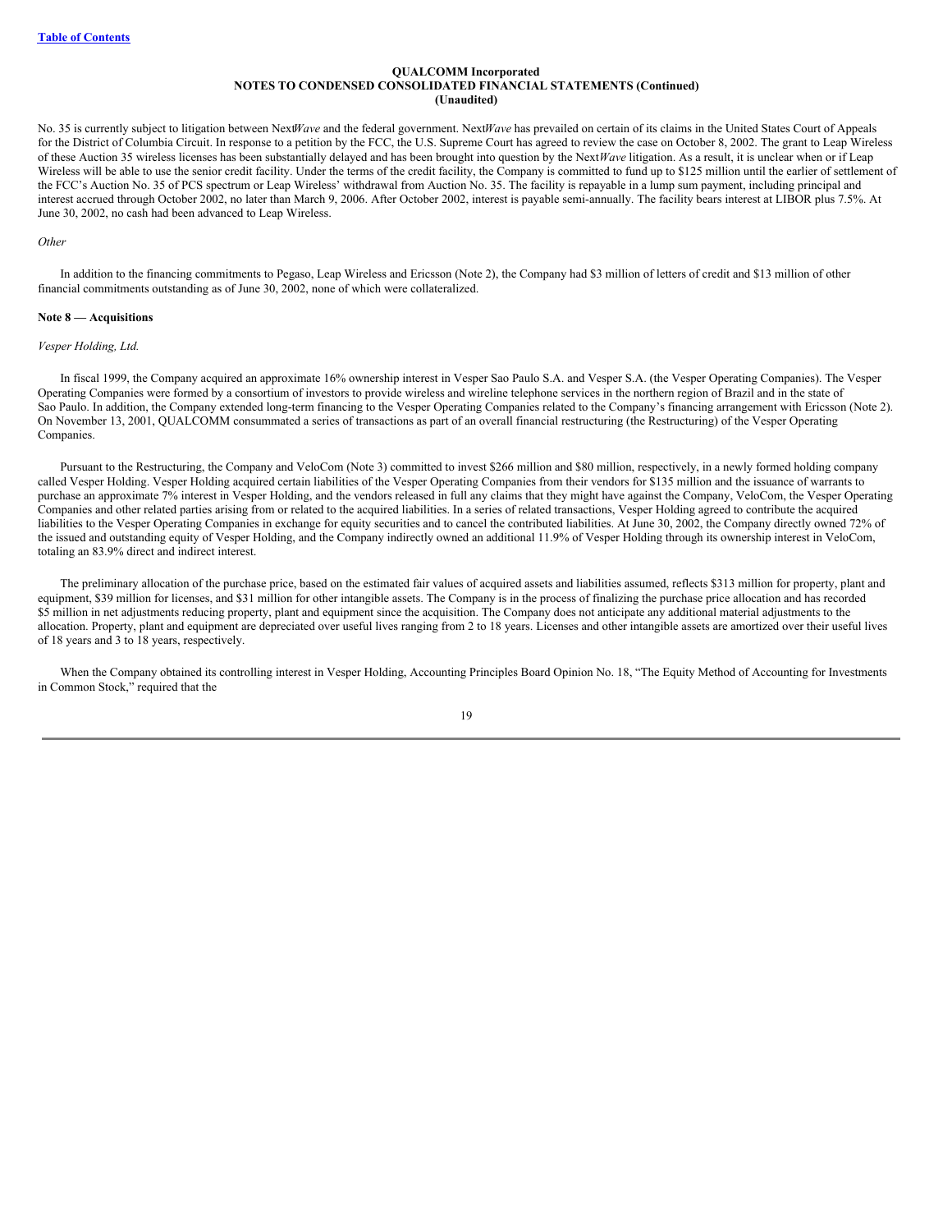No. 35 is currently subject to litigation between Next*Wave* and the federal government. Next*Wave* has prevailed on certain of its claims in the United States Court of Appeals for the District of Columbia Circuit. In response to a petition by the FCC, the U.S. Supreme Court has agreed to review the case on October 8, 2002. The grant to Leap Wireless of these Auction 35 wireless licenses has been substantially delayed and has been brought into question by the Next*Wave* litigation. As a result, it is unclear when or if Leap Wireless will be able to use the senior credit facility. Under the terms of the credit facility, the Company is committed to fund up to $125 million until the earlier of settlement of the FCC's Auction No. 35 of PCS spectrum or Leap Wireless' withdrawal from Auction No. 35. The facility is repayable in a lump sum payment, including principal and interest accrued through October 2002, no later than March 9, 2006. After October 2002, interest is payable semi-annually. The facility bears interest at LIBOR plus 7.5%. At June 30, 2002, no cash had been advanced to Leap Wireless.

*Other*

In addition to the financing commitments to Pegaso, Leap Wireless and Ericsson (Note 2), the Company had $3 million of letters of credit and $13 million of other financial commitments outstanding as of June 30, 2002, none of which were collateralized.

**Note 8 — Acquisitions**

*Vesper Holding, Ltd.*

In fiscal 1999, the Company acquired an approximate 16% ownership interest in Vesper Sao Paulo S.A. and Vesper S.A. (the Vesper Operating Companies). The Vesper Operating Companies were formed by a consortium of investors to provide wireless and wireline telephone services in the northern region of Brazil and in the state of Sao Paulo. In addition, the Company extended long-term financing to the Vesper Operating Companies related to the Company's financing arrangement with Ericsson (Note 2). On November 13, 2001, QUALCOMM consummated a series of transactions as part of an overall financial restructuring (the Restructuring) of the Vesper Operating Companies.

Pursuant to the Restructuring, the Company and VeloCom (Note 3) committed to invest $266 million and $80 million, respectively, in a newly formed holding company called Vesper Holding. Vesper Holding acquired certain liabilities of the Vesper Operating Companies from their vendors for $135 million and the issuance of warrants to purchase an approximate 7% interest in Vesper Holding, and the vendors released in full any claims that they might have against the Company, VeloCom, the Vesper Operating Companies and other related parties arising from or related to the acquired liabilities. In a series of related transactions, Vesper Holding agreed to contribute the acquired liabilities to the Vesper Operating Companies in exchange for equity securities and to cancel the contributed liabilities. At June 30, 2002, the Company directly owned 72% of the issued and outstanding equity of Vesper Holding, and the Company indirectly owned an additional 11.9% of Vesper Holding through its ownership interest in VeloCom, totaling an 83.9% direct and indirect interest.

The preliminary allocation of the purchase price, based on the estimated fair values of acquired assets and liabilities assumed, reflects $313 million for property, plant and equipment, $39 million for licenses, and $31 million for other intangible assets. The Company is in the process of finalizing the purchase price allocation and has recorded $5 million in net adjustments reducing property, plant and equipment since the acquisition. The Company does not anticipate any additional material adjustments to the allocation. Property, plant and equipment are depreciated over useful lives ranging from 2 to 18 years. Licenses and other intangible assets are amortized over their useful lives of 18 years and 3 to 18 years, respectively.

When the Company obtained its controlling interest in Vesper Holding, Accounting Principles Board Opinion No. 18, "The Equity Method of Accounting for Investments in Common Stock," required that the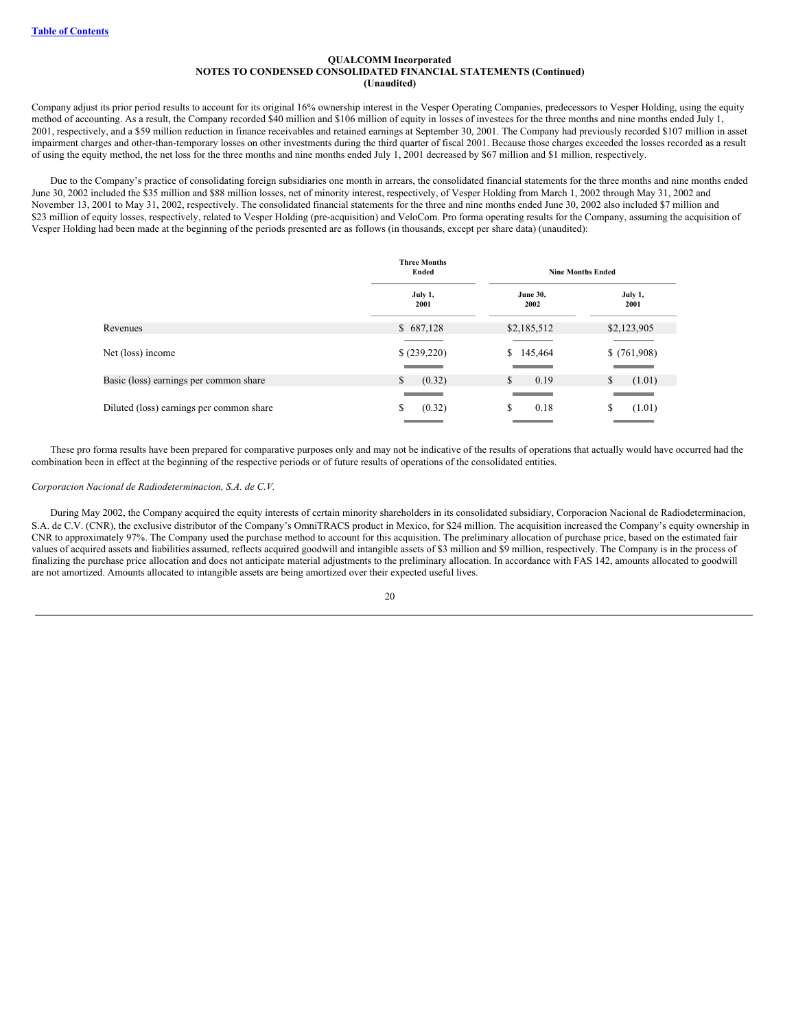**QUALCOMM Incorporated**
**NOTES TO CONDENSED CONSOLIDATED FINANCIAL STATEMENTS (Continued)**
**(Unaudited)**

Company adjust its prior period results to account for its original 16% ownership interest in the Vesper Operating Companies, predecessors to Vesper Holding, using the equity method of accounting. As a result, the Company recorded $40 million and $106 million of equity in losses of investees for the three months and nine months ended July 1, 2001, respectively, and a $59 million reduction in finance receivables and retained earnings at September 30, 2001. The Company had previously recorded $107 million in asset impairment charges and other-than-temporary losses on other investments during the third quarter of fiscal 2001. Because those charges exceeded the losses recorded as a result of using the equity method, the net loss for the three months and nine months ended July 1, 2001 decreased by $67 million and $1 million, respectively.

Due to the Company's practice of consolidating foreign subsidiaries one month in arrears, the consolidated financial statements for the three months and nine months ended June 30, 2002 included the $35 million and $88 million losses, net of minority interest, respectively, of Vesper Holding from March 1, 2002 through May 31, 2002 and November 13, 2001 to May 31, 2002, respectively. The consolidated financial statements for the three and nine months ended June 30, 2002 also included $7 million and $23 million of equity losses, respectively, related to Vesper Holding (pre-acquisition) and VeloCom. Pro forma operating results for the Company, assuming the acquisition of Vesper Holding had been made at the beginning of the periods presented are as follows (in thousands, except per share data) (unaudited):

| | Three Months Ended | Nine Months Ended | |
|---|---|---|---|
| | July 1, 2001 | June 30, 2002 | July 1, 2001 |
| Revenues | $ 687,128 | $2,185,512 | $2,123,905 |
| Net (loss) income | $ (239,220) | $ 145,464 | $ (761,908) |
| Basic (loss) earnings per common share | $ (0.32) | $ 0.19 | $ (1.01) |
| Diluted (loss) earnings per common share | $ (0.32) | $ 0.18 | $ (1.01) |

These pro forma results have been prepared for comparative purposes only and may not be indicative of the results of operations that actually would have occurred had the combination been in effect at the beginning of the respective periods or of future results of operations of the consolidated entities.

*Corporacion Nacional de Radiodeterminacion, S.A. de C.V.*

During May 2002, the Company acquired the equity interests of certain minority shareholders in its consolidated subsidiary, Corporacion Nacional de Radiodeterminacion, S.A. de C.V. (CNR), the exclusive distributor of the Company's OmniTRACS product in Mexico, for $24 million. The acquisition increased the Company's equity ownership in CNR to approximately 97%. The Company used the purchase method to account for this acquisition. The preliminary allocation of purchase price, based on the estimated fair values of acquired assets and liabilities assumed, reflects acquired goodwill and intangible assets of $3 million and $9 million, respectively. The Company is in the process of finalizing the purchase price allocation and does not anticipate material adjustments to the preliminary allocation. In accordance with FAS 142, amounts allocated to goodwill are not amortized. Amounts allocated to intangible assets are being amortized over their expected useful lives.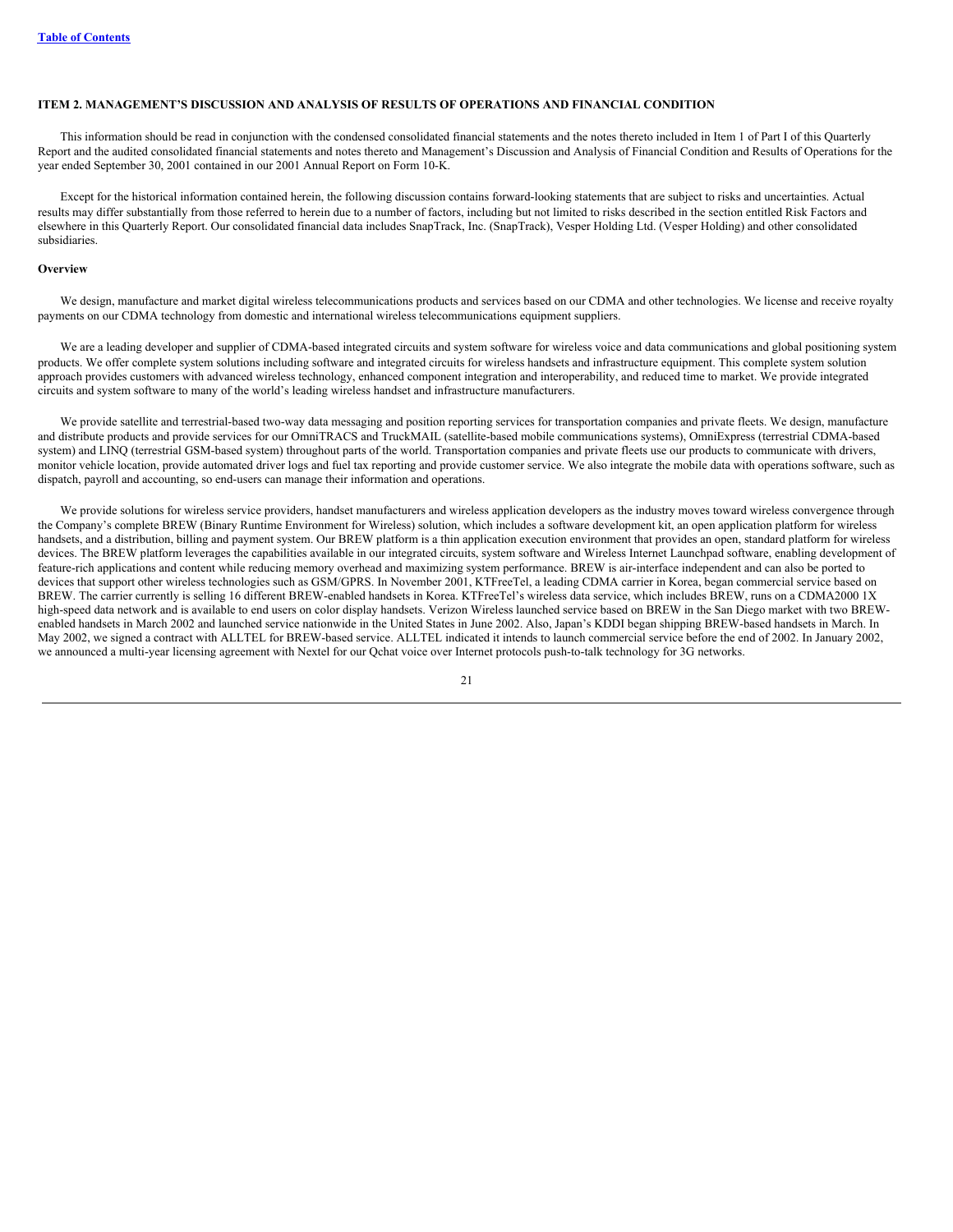[Table of Contents](#)

# ITEM 2. MANAGEMENT'S DISCUSSION AND ANALYSIS OF RESULTS OF OPERATIONS AND FINANCIAL CONDITION

This information should be read in conjunction with the condensed consolidated financial statements and the notes thereto included in Item 1 of Part I of this Quarterly Report and the audited consolidated financial statements and notes thereto and Management's Discussion and Analysis of Financial Condition and Results of Operations for the year ended September 30, 2001 contained in our 2001 Annual Report on Form 10-K.

Except for the historical information contained herein, the following discussion contains forward-looking statements that are subject to risks and uncertainties. Actual results may differ substantially from those referred to herein due to a number of factors, including but not limited to risks described in the section entitled Risk Factors and elsewhere in this Quarterly Report. Our consolidated financial data includes SnapTrack, Inc. (SnapTrack), Vesper Holding Ltd. (Vesper Holding) and other consolidated subsidiaries.

## Overview

We design, manufacture and market digital wireless telecommunications products and services based on our CDMA and other technologies. We license and receive royalty payments on our CDMA technology from domestic and international wireless telecommunications equipment suppliers.

We are a leading developer and supplier of CDMA-based integrated circuits and system software for wireless voice and data communications and global positioning system products. We offer complete system solutions including software and integrated circuits for wireless handsets and infrastructure equipment. This complete system solution approach provides customers with advanced wireless technology, enhanced component integration and interoperability, and reduced time to market. We provide integrated circuits and system software to many of the world's leading wireless handset and infrastructure manufacturers.

We provide satellite and terrestrial-based two-way data messaging and position reporting services for transportation companies and private fleets. We design, manufacture and distribute products and provide services for our OmniTRACS and TruckMAIL (satellite-based mobile communications systems), OmniExpress (terrestrial CDMA-based system) and LINQ (terrestrial GSM-based system) throughout parts of the world. Transportation companies and private fleets use our products to communicate with drivers, monitor vehicle location, provide automated driver logs and fuel tax reporting and provide customer service. We also integrate the mobile data with operations software, such as dispatch, payroll and accounting, so end-users can manage their information and operations.

We provide solutions for wireless service providers, handset manufacturers and wireless application developers as the industry moves toward wireless convergence through the Company's complete BREW (Binary Runtime Environment for Wireless) solution, which includes a software development kit, an open application platform for wireless handsets, and a distribution, billing and payment system. Our BREW platform is a thin application execution environment that provides an open, standard platform for wireless devices. The BREW platform leverages the capabilities available in our integrated circuits, system software and Wireless Internet Launchpad software, enabling development of feature-rich applications and content while reducing memory overhead and maximizing system performance. BREW is air-interface independent and can also be ported to devices that support other wireless technologies such as GSM/GPRS. In November 2001, KTFreeTel, a leading CDMA carrier in Korea, began commercial service based on BREW. The carrier currently is selling 16 different BREW-enabled handsets in Korea. KTFreeTel's wireless data service, which includes BREW, runs on a CDMA2000 1X high-speed data network and is available to end users on color display handsets. Verizon Wireless launched service based on BREW in the San Diego market with two BREW-enabled handsets in March 2002 and launched service nationwide in the United States in June 2002. Also, Japan's KDDI began shipping BREW-based handsets in March. In May 2002, we signed a contract with ALLTEL for BREW-based service. ALLTEL indicated it intends to launch commercial service before the end of 2002. In January 2002, we announced a multi-year licensing agreement with Nextel for our Qchat voice over Internet protocols push-to-talk technology for 3G networks.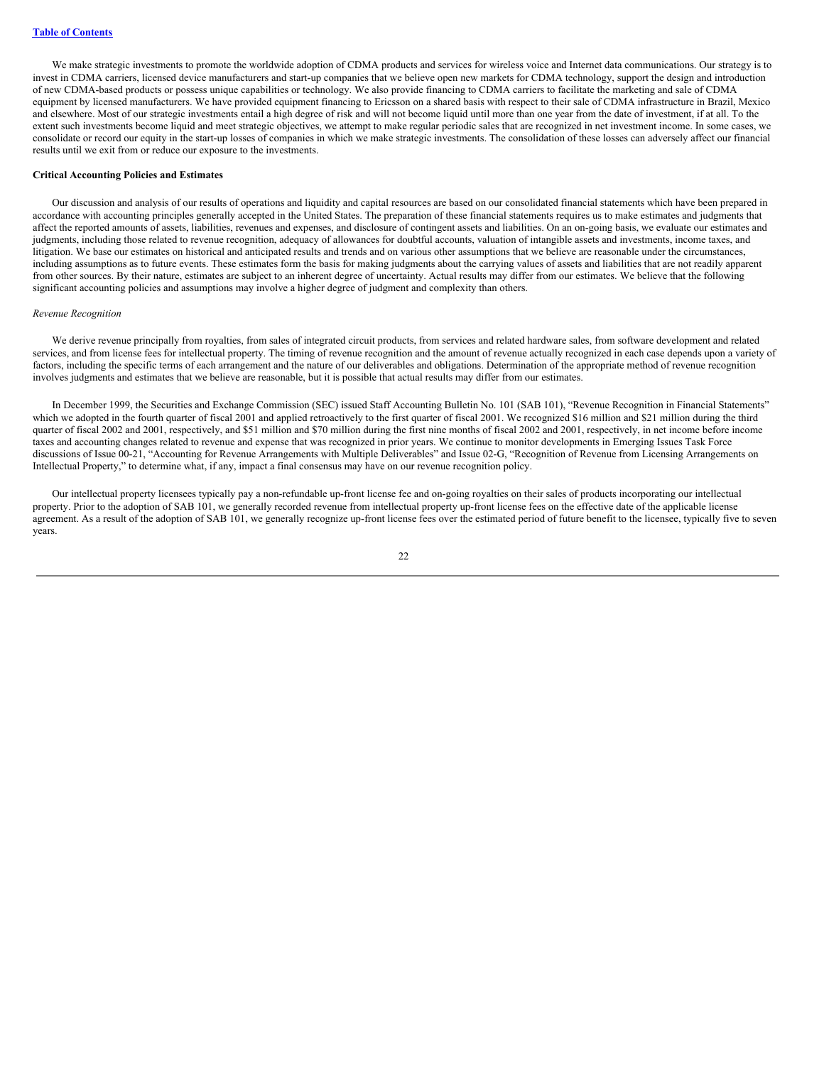We make strategic investments to promote the worldwide adoption of CDMA products and services for wireless voice and Internet data communications. Our strategy is to invest in CDMA carriers, licensed device manufacturers and start-up companies that we believe open new markets for CDMA technology, support the design and introduction of new CDMA-based products or possess unique capabilities or technology. We also provide financing to CDMA carriers to facilitate the marketing and sale of CDMA equipment by licensed manufacturers. We have provided equipment financing to Ericsson on a shared basis with respect to their sale of CDMA infrastructure in Brazil, Mexico and elsewhere. Most of our strategic investments entail a high degree of risk and will not become liquid until more than one year from the date of investment, if at all. To the extent such investments become liquid and meet strategic objectives, we attempt to make regular periodic sales that are recognized in net investment income. In some cases, we consolidate or record our equity in the start-up losses of companies in which we make strategic investments. The consolidation of these losses can adversely affect our financial results until we exit from or reduce our exposure to the investments.

**Critical Accounting Policies and Estimates**

Our discussion and analysis of our results of operations and liquidity and capital resources are based on our consolidated financial statements which have been prepared in accordance with accounting principles generally accepted in the United States. The preparation of these financial statements requires us to make estimates and judgments that affect the reported amounts of assets, liabilities, revenues and expenses, and disclosure of contingent assets and liabilities. On an on-going basis, we evaluate our estimates and judgments, including those related to revenue recognition, adequacy of allowances for doubtful accounts, valuation of intangible assets and investments, income taxes, and litigation. We base our estimates on historical and anticipated results and trends and on various other assumptions that we believe are reasonable under the circumstances, including assumptions as to future events. These estimates form the basis for making judgments about the carrying values of assets and liabilities that are not readily apparent from other sources. By their nature, estimates are subject to an inherent degree of uncertainty. Actual results may differ from our estimates. We believe that the following significant accounting policies and assumptions may involve a higher degree of judgment and complexity than others.

*Revenue Recognition*

We derive revenue principally from royalties, from sales of integrated circuit products, from services and related hardware sales, from software development and related services, and from license fees for intellectual property. The timing of revenue recognition and the amount of revenue actually recognized in each case depends upon a variety of factors, including the specific terms of each arrangement and the nature of our deliverables and obligations. Determination of the appropriate method of revenue recognition involves judgments and estimates that we believe are reasonable, but it is possible that actual results may differ from our estimates.

In December 1999, the Securities and Exchange Commission (SEC) issued Staff Accounting Bulletin No. 101 (SAB 101), "Revenue Recognition in Financial Statements" which we adopted in the fourth quarter of fiscal 2001 and applied retroactively to the first quarter of fiscal 2001. We recognized $16 million and $21 million during the third quarter of fiscal 2002 and 2001, respectively, and $51 million and $70 million during the first nine months of fiscal 2002 and 2001, respectively, in net income before income taxes and accounting changes related to revenue and expense that was recognized in prior years. We continue to monitor developments in Emerging Issues Task Force discussions of Issue 00-21, "Accounting for Revenue Arrangements with Multiple Deliverables" and Issue 02-G, "Recognition of Revenue from Licensing Arrangements on Intellectual Property," to determine what, if any, impact a final consensus may have on our revenue recognition policy.

Our intellectual property licensees typically pay a non-refundable up-front license fee and on-going royalties on their sales of products incorporating our intellectual property. Prior to the adoption of SAB 101, we generally recorded revenue from intellectual property up-front license fees on the effective date of the applicable license agreement. As a result of the adoption of SAB 101, we generally recognize up-front license fees over the estimated period of future benefit to the licensee, typically five to seven years.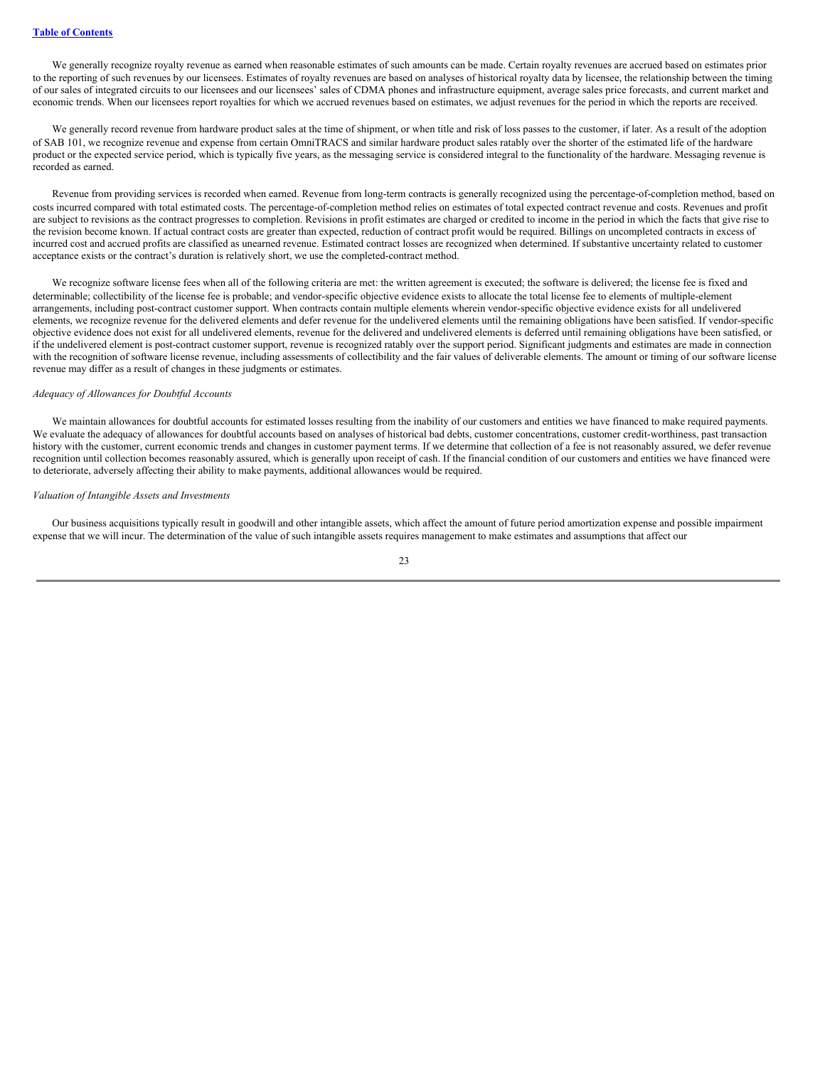We generally recognize royalty revenue as earned when reasonable estimates of such amounts can be made. Certain royalty revenues are accrued based on estimates prior to the reporting of such revenues by our licensees. Estimates of royalty revenues are based on analyses of historical royalty data by licensee, the relationship between the timing of our sales of integrated circuits to our licensees and our licensees' sales of CDMA phones and infrastructure equipment, average sales price forecasts, and current market and economic trends. When our licensees report royalties for which we accrued revenues based on estimates, we adjust revenues for the period in which the reports are received.

We generally record revenue from hardware product sales at the time of shipment, or when title and risk of loss passes to the customer, if later. As a result of the adoption of SAB 101, we recognize revenue and expense from certain OmniTRACS and similar hardware product sales ratably over the shorter of the estimated life of the hardware product or the expected service period, which is typically five years, as the messaging service is considered integral to the functionality of the hardware. Messaging revenue is recorded as earned.

Revenue from providing services is recorded when earned. Revenue from long-term contracts is generally recognized using the percentage-of-completion method, based on costs incurred compared with total estimated costs. The percentage-of-completion method relies on estimates of total expected contract revenue and costs. Revenues and profit are subject to revisions as the contract progresses to completion. Revisions in profit estimates are charged or credited to income in the period in which the facts that give rise to the revision become known. If actual contract costs are greater than expected, reduction of contract profit would be required. Billings on uncompleted contracts in excess of incurred cost and accrued profits are classified as unearned revenue. Estimated contract losses are recognized when determined. If substantive uncertainty related to customer acceptance exists or the contract's duration is relatively short, we use the completed-contract method.

We recognize software license fees when all of the following criteria are met: the written agreement is executed; the software is delivered; the license fee is fixed and determinable; collectibility of the license fee is probable; and vendor-specific objective evidence exists to allocate the total license fee to elements of multiple-element arrangements, including post-contract customer support. When contracts contain multiple elements wherein vendor-specific objective evidence exists for all undelivered elements, we recognize revenue for the delivered elements and defer revenue for the undelivered elements until the remaining obligations have been satisfied. If vendor-specific objective evidence does not exist for all undelivered elements, revenue for the delivered and undelivered elements is deferred until remaining obligations have been satisfied, or if the undelivered element is post-contract customer support, revenue is recognized ratably over the support period. Significant judgments and estimates are made in connection with the recognition of software license revenue, including assessments of collectibility and the fair values of deliverable elements. The amount or timing of our software license revenue may differ as a result of changes in these judgments or estimates.

*Adequacy of Allowances for Doubtful Accounts*

We maintain allowances for doubtful accounts for estimated losses resulting from the inability of our customers and entities we have financed to make required payments. We evaluate the adequacy of allowances for doubtful accounts based on analyses of historical bad debts, customer concentrations, customer credit-worthiness, past transaction history with the customer, current economic trends and changes in customer payment terms. If we determine that collection of a fee is not reasonably assured, we defer revenue recognition until collection becomes reasonably assured, which is generally upon receipt of cash. If the financial condition of our customers and entities we have financed were to deteriorate, adversely affecting their ability to make payments, additional allowances would be required.

*Valuation of Intangible Assets and Investments*

Our business acquisitions typically result in goodwill and other intangible assets, which affect the amount of future period amortization expense and possible impairment expense that we will incur. The determination of the value of such intangible assets requires management to make estimates and assumptions that affect our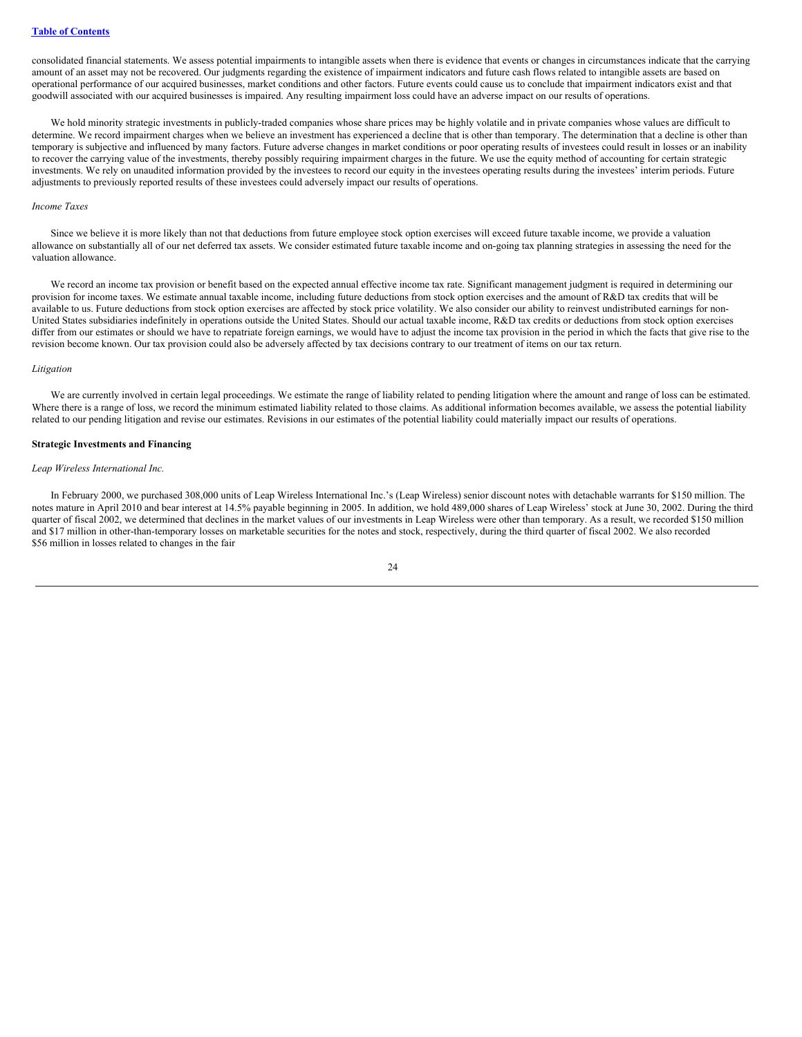consolidated financial statements. We assess potential impairments to intangible assets when there is evidence that events or changes in circumstances indicate that the carrying amount of an asset may not be recovered. Our judgments regarding the existence of impairment indicators and future cash flows related to intangible assets are based on operational performance of our acquired businesses, market conditions and other factors. Future events could cause us to conclude that impairment indicators exist and that goodwill associated with our acquired businesses is impaired. Any resulting impairment loss could have an adverse impact on our results of operations.

We hold minority strategic investments in publicly-traded companies whose share prices may be highly volatile and in private companies whose values are difficult to determine. We record impairment charges when we believe an investment has experienced a decline that is other than temporary. The determination that a decline is other than temporary is subjective and influenced by many factors. Future adverse changes in market conditions or poor operating results of investees could result in losses or an inability to recover the carrying value of the investments, thereby possibly requiring impairment charges in the future. We use the equity method of accounting for certain strategic investments. We rely on unaudited information provided by the investees to record our equity in the investees operating results during the investees' interim periods. Future adjustments to previously reported results of these investees could adversely impact our results of operations.

*Income Taxes*

Since we believe it is more likely than not that deductions from future employee stock option exercises will exceed future taxable income, we provide a valuation allowance on substantially all of our net deferred tax assets. We consider estimated future taxable income and on-going tax planning strategies in assessing the need for the valuation allowance.

We record an income tax provision or benefit based on the expected annual effective income tax rate. Significant management judgment is required in determining our provision for income taxes. We estimate annual taxable income, including future deductions from stock option exercises and the amount of R&D tax credits that will be available to us. Future deductions from stock option exercises are affected by stock price volatility. We also consider our ability to reinvest undistributed earnings for non-United States subsidiaries indefinitely in operations outside the United States. Should our actual taxable income, R&D tax credits or deductions from stock option exercises differ from our estimates or should we have to repatriate foreign earnings, we would have to adjust the income tax provision in the period in which the facts that give rise to the revision become known. Our tax provision could also be adversely affected by tax decisions contrary to our treatment of items on our tax return.

*Litigation*

We are currently involved in certain legal proceedings. We estimate the range of liability related to pending litigation where the amount and range of loss can be estimated. Where there is a range of loss, we record the minimum estimated liability related to those claims. As additional information becomes available, we assess the potential liability related to our pending litigation and revise our estimates. Revisions in our estimates of the potential liability could materially impact our results of operations.

**Strategic Investments and Financing**

*Leap Wireless International Inc.*

In February 2000, we purchased 308,000 units of Leap Wireless International Inc.'s (Leap Wireless) senior discount notes with detachable warrants for $150 million. The notes mature in April 2010 and bear interest at 14.5% payable beginning in 2005. In addition, we hold 489,000 shares of Leap Wireless' stock at June 30, 2002. During the third quarter of fiscal 2002, we determined that declines in the market values of our investments in Leap Wireless were other than temporary. As a result, we recorded $150 million and $17 million in other-than-temporary losses on marketable securities for the notes and stock, respectively, during the third quarter of fiscal 2002. We also recorded $56 million in losses related to changes in the fair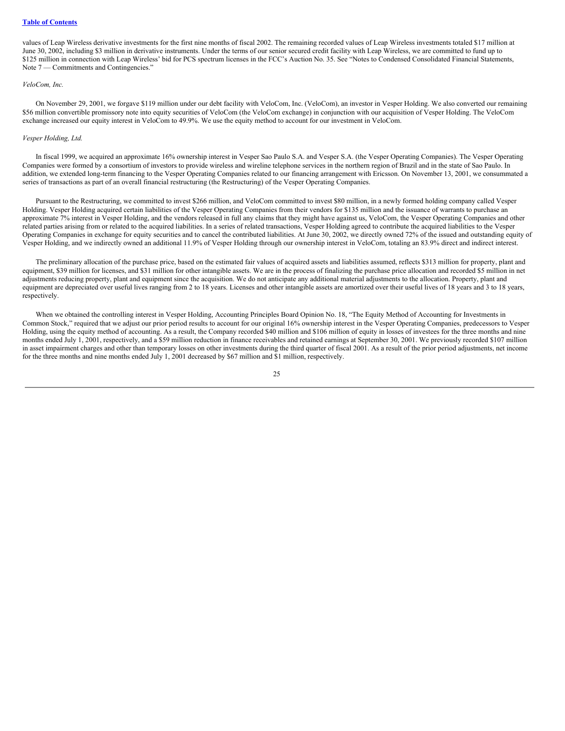values of Leap Wireless derivative investments for the first nine months of fiscal 2002. The remaining recorded values of Leap Wireless investments totaled $17 million at June 30, 2002, including $3 million in derivative instruments. Under the terms of our senior secured credit facility with Leap Wireless, we are committed to fund up to $125 million in connection with Leap Wireless' bid for PCS spectrum licenses in the FCC's Auction No. 35. See "Notes to Condensed Consolidated Financial Statements, Note 7 — Commitments and Contingencies."

*VeloCom, Inc.*

On November 29, 2001, we forgave $119 million under our debt facility with VeloCom, Inc. (VeloCom), an investor in Vesper Holding. We also converted our remaining $56 million convertible promissory note into equity securities of VeloCom (the VeloCom exchange) in conjunction with our acquisition of Vesper Holding. The VeloCom exchange increased our equity interest in VeloCom to 49.9%. We use the equity method to account for our investment in VeloCom.

*Vesper Holding, Ltd.*

In fiscal 1999, we acquired an approximate 16% ownership interest in Vesper Sao Paulo S.A. and Vesper S.A. (the Vesper Operating Companies). The Vesper Operating Companies were formed by a consortium of investors to provide wireless and wireline telephone services in the northern region of Brazil and in the state of Sao Paulo. In addition, we extended long-term financing to the Vesper Operating Companies related to our financing arrangement with Ericsson. On November 13, 2001, we consummated a series of transactions as part of an overall financial restructuring (the Restructuring) of the Vesper Operating Companies.

Pursuant to the Restructuring, we committed to invest $266 million, and VeloCom committed to invest $80 million, in a newly formed holding company called Vesper Holding. Vesper Holding acquired certain liabilities of the Vesper Operating Companies from their vendors for $135 million and the issuance of warrants to purchase an approximate 7% interest in Vesper Holding, and the vendors released in full any claims that they might have against us, VeloCom, the Vesper Operating Companies and other related parties arising from or related to the acquired liabilities. In a series of related transactions, Vesper Holding agreed to contribute the acquired liabilities to the Vesper Operating Companies in exchange for equity securities and to cancel the contributed liabilities. At June 30, 2002, we directly owned 72% of the issued and outstanding equity of Vesper Holding, and we indirectly owned an additional 11.9% of Vesper Holding through our ownership interest in VeloCom, totaling an 83.9% direct and indirect interest.

The preliminary allocation of the purchase price, based on the estimated fair values of acquired assets and liabilities assumed, reflects $313 million for property, plant and equipment, $39 million for licenses, and $31 million for other intangible assets. We are in the process of finalizing the purchase price allocation and recorded $5 million in net adjustments reducing property, plant and equipment since the acquisition. We do not anticipate any additional material adjustments to the allocation. Property, plant and equipment are depreciated over useful lives ranging from 2 to 18 years. Licenses and other intangible assets are amortized over their useful lives of 18 years and 3 to 18 years, respectively.

When we obtained the controlling interest in Vesper Holding, Accounting Principles Board Opinion No. 18, "The Equity Method of Accounting for Investments in Common Stock," required that we adjust our prior period results to account for our original 16% ownership interest in the Vesper Operating Companies, predecessors to Vesper Holding, using the equity method of accounting. As a result, the Company recorded $40 million and $106 million of equity in losses of investees for the three months and nine months ended July 1, 2001, respectively, and a $59 million reduction in finance receivables and retained earnings at September 30, 2001. We previously recorded $107 million in asset impairment charges and other than temporary losses on other investments during the third quarter of fiscal 2001. As a result of the prior period adjustments, net income for the three months and nine months ended July 1, 2001 decreased by $67 million and $1 million, respectively.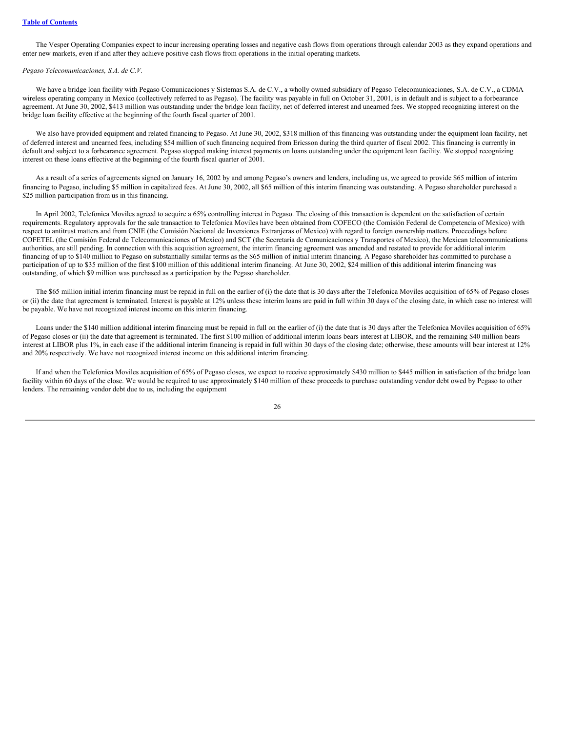The Vesper Operating Companies expect to incur increasing operating losses and negative cash flows from operations through calendar 2003 as they expand operations and enter new markets, even if and after they achieve positive cash flows from operations in the initial operating markets.

*Pegaso Telecomunicaciones, S.A. de C.V.*

We have a bridge loan facility with Pegaso Comunicaciones y Sistemas S.A. de C.V., a wholly owned subsidiary of Pegaso Telecomunicaciones, S.A. de C.V., a CDMA wireless operating company in Mexico (collectively referred to as Pegaso). The facility was payable in full on October 31, 2001, is in default and is subject to a forbearance agreement. At June 30, 2002, $413 million was outstanding under the bridge loan facility, net of deferred interest and unearned fees. We stopped recognizing interest on the bridge loan facility effective at the beginning of the fourth fiscal quarter of 2001.

We also have provided equipment and related financing to Pegaso. At June 30, 2002, $318 million of this financing was outstanding under the equipment loan facility, net of deferred interest and unearned fees, including $54 million of such financing acquired from Ericsson during the third quarter of fiscal 2002. This financing is currently in default and subject to a forbearance agreement. Pegaso stopped making interest payments on loans outstanding under the equipment loan facility. We stopped recognizing interest on these loans effective at the beginning of the fourth fiscal quarter of 2001.

As a result of a series of agreements signed on January 16, 2002 by and among Pegaso's owners and lenders, including us, we agreed to provide $65 million of interim financing to Pegaso, including $5 million in capitalized fees. At June 30, 2002, all $65 million of this interim financing was outstanding. A Pegaso shareholder purchased a $25 million participation from us in this financing.

In April 2002, Telefonica Moviles agreed to acquire a 65% controlling interest in Pegaso. The closing of this transaction is dependent on the satisfaction of certain requirements. Regulatory approvals for the sale transaction to Telefonica Moviles have been obtained from COFECO (the Comisión Federal de Competencia of Mexico) with respect to antitrust matters and from CNIE (the Comisión Nacional de Inversiones Extranjeras of Mexico) with regard to foreign ownership matters. Proceedings before COFETEL (the Comisión Federal de Telecomunicaciones of Mexico) and SCT (the Secretaría de Comunicaciones y Transportes of Mexico), the Mexican telecommunications authorities, are still pending. In connection with this acquisition agreement, the interim financing agreement was amended and restated to provide for additional interim financing of up to $140 million to Pegaso on substantially similar terms as the $65 million of initial interim financing. A Pegaso shareholder has committed to purchase a participation of up to $35 million of the first $100 million of this additional interim financing. At June 30, 2002, $24 million of this additional interim financing was outstanding, of which $9 million was purchased as a participation by the Pegaso shareholder.

The $65 million initial interim financing must be repaid in full on the earlier of (i) the date that is 30 days after the Telefonica Moviles acquisition of 65% of Pegaso closes or (ii) the date that agreement is terminated. Interest is payable at 12% unless these interim loans are paid in full within 30 days of the closing date, in which case no interest will be payable. We have not recognized interest income on this interim financing.

Loans under the $140 million additional interim financing must be repaid in full on the earlier of (i) the date that is 30 days after the Telefonica Moviles acquisition of 65% of Pegaso closes or (ii) the date that agreement is terminated. The first $100 million of additional interim loans bears interest at LIBOR, and the remaining $40 million bears interest at LIBOR plus 1%, in each case if the additional interim financing is repaid in full within 30 days of the closing date; otherwise, these amounts will bear interest at 12% and 20% respectively. We have not recognized interest income on this additional interim financing.

If and when the Telefonica Moviles acquisition of 65% of Pegaso closes, we expect to receive approximately $430 million to $445 million in satisfaction of the bridge loan facility within 60 days of the close. We would be required to use approximately $140 million of these proceeds to purchase outstanding vendor debt owed by Pegaso to other lenders. The remaining vendor debt due to us, including the equipment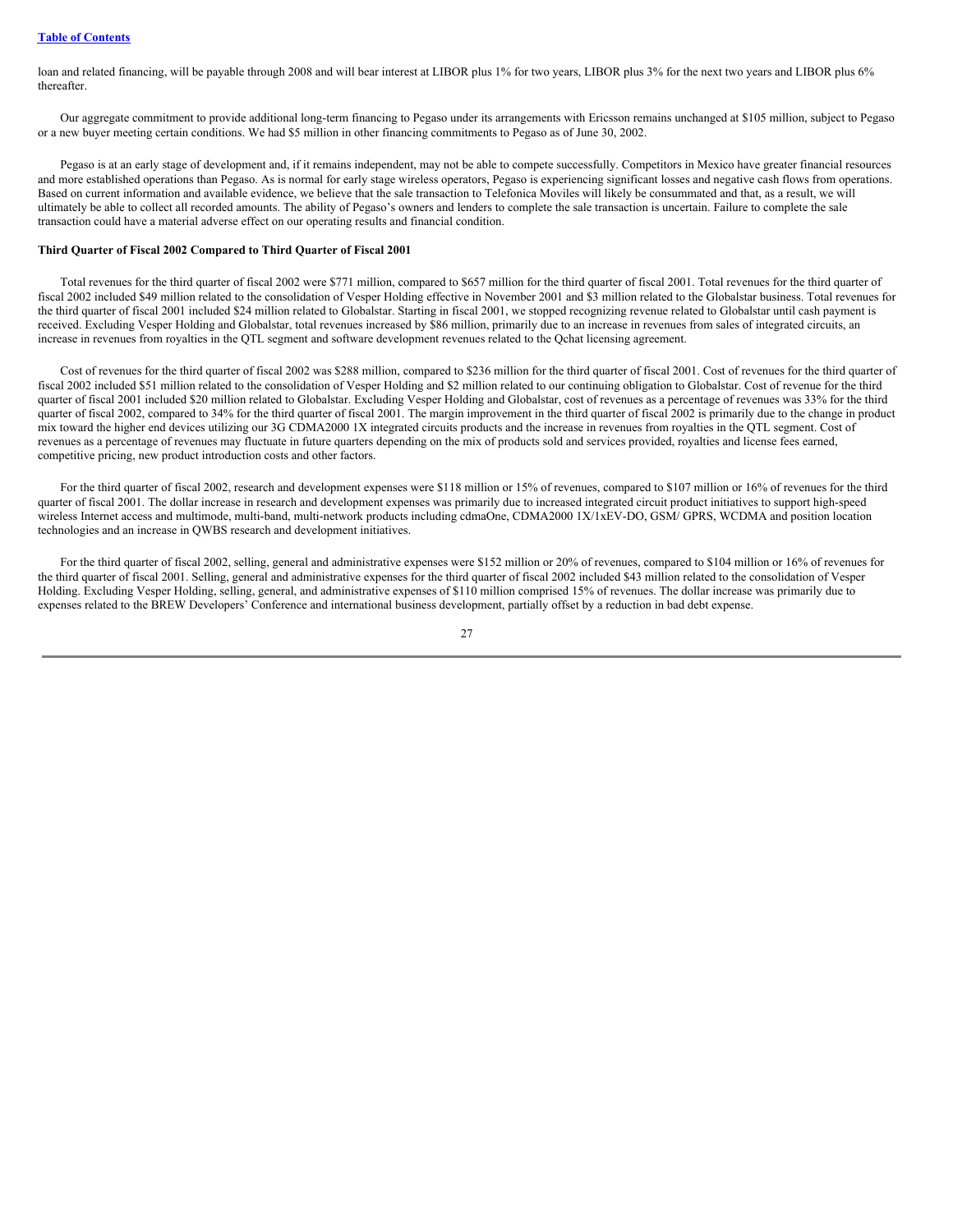loan and related financing, will be payable through 2008 and will bear interest at LIBOR plus 1% for two years, LIBOR plus 3% for the next two years and LIBOR plus 6% thereafter.

Our aggregate commitment to provide additional long-term financing to Pegaso under its arrangements with Ericsson remains unchanged at $105 million, subject to Pegaso or a new buyer meeting certain conditions. We had $5 million in other financing commitments to Pegaso as of June 30, 2002.

Pegaso is at an early stage of development and, if it remains independent, may not be able to compete successfully. Competitors in Mexico have greater financial resources and more established operations than Pegaso. As is normal for early stage wireless operators, Pegaso is experiencing significant losses and negative cash flows from operations. Based on current information and available evidence, we believe that the sale transaction to Telefonica Moviles will likely be consummated and that, as a result, we will ultimately be able to collect all recorded amounts. The ability of Pegaso's owners and lenders to complete the sale transaction is uncertain. Failure to complete the sale transaction could have a material adverse effect on our operating results and financial condition.

**Third Quarter of Fiscal 2002 Compared to Third Quarter of Fiscal 2001**

Total revenues for the third quarter of fiscal 2002 were $771 million, compared to $657 million for the third quarter of fiscal 2001. Total revenues for the third quarter of fiscal 2002 included $49 million related to the consolidation of Vesper Holding effective in November 2001 and $3 million related to the Globalstar business. Total revenues for the third quarter of fiscal 2001 included $24 million related to Globalstar. Starting in fiscal 2001, we stopped recognizing revenue related to Globalstar until cash payment is received. Excluding Vesper Holding and Globalstar, total revenues increased by $86 million, primarily due to an increase in revenues from sales of integrated circuits, an increase in revenues from royalties in the QTL segment and software development revenues related to the Qchat licensing agreement.

Cost of revenues for the third quarter of fiscal 2002 was $288 million, compared to $236 million for the third quarter of fiscal 2001. Cost of revenues for the third quarter of fiscal 2002 included $51 million related to the consolidation of Vesper Holding and $2 million related to our continuing obligation to Globalstar. Cost of revenue for the third quarter of fiscal 2001 included $20 million related to Globalstar. Excluding Vesper Holding and Globalstar, cost of revenues as a percentage of revenues was 33% for the third quarter of fiscal 2002, compared to 34% for the third quarter of fiscal 2001. The margin improvement in the third quarter of fiscal 2002 is primarily due to the change in product mix toward the higher end devices utilizing our 3G CDMA2000 1X integrated circuits products and the increase in revenues from royalties in the QTL segment. Cost of revenues as a percentage of revenues may fluctuate in future quarters depending on the mix of products sold and services provided, royalties and license fees earned, competitive pricing, new product introduction costs and other factors.

For the third quarter of fiscal 2002, research and development expenses were $118 million or 15% of revenues, compared to $107 million or 16% of revenues for the third quarter of fiscal 2001. The dollar increase in research and development expenses was primarily due to increased integrated circuit product initiatives to support high-speed wireless Internet access and multimode, multi-band, multi-network products including cdmaOne, CDMA2000 1X/1xEV-DO, GSM/ GPRS, WCDMA and position location technologies and an increase in QWBS research and development initiatives.

For the third quarter of fiscal 2002, selling, general and administrative expenses were $152 million or 20% of revenues, compared to $104 million or 16% of revenues for the third quarter of fiscal 2001. Selling, general and administrative expenses for the third quarter of fiscal 2002 included $43 million related to the consolidation of Vesper Holding. Excluding Vesper Holding, selling, general, and administrative expenses of $110 million comprised 15% of revenues. The dollar increase was primarily due to expenses related to the BREW Developers' Conference and international business development, partially offset by a reduction in bad debt expense.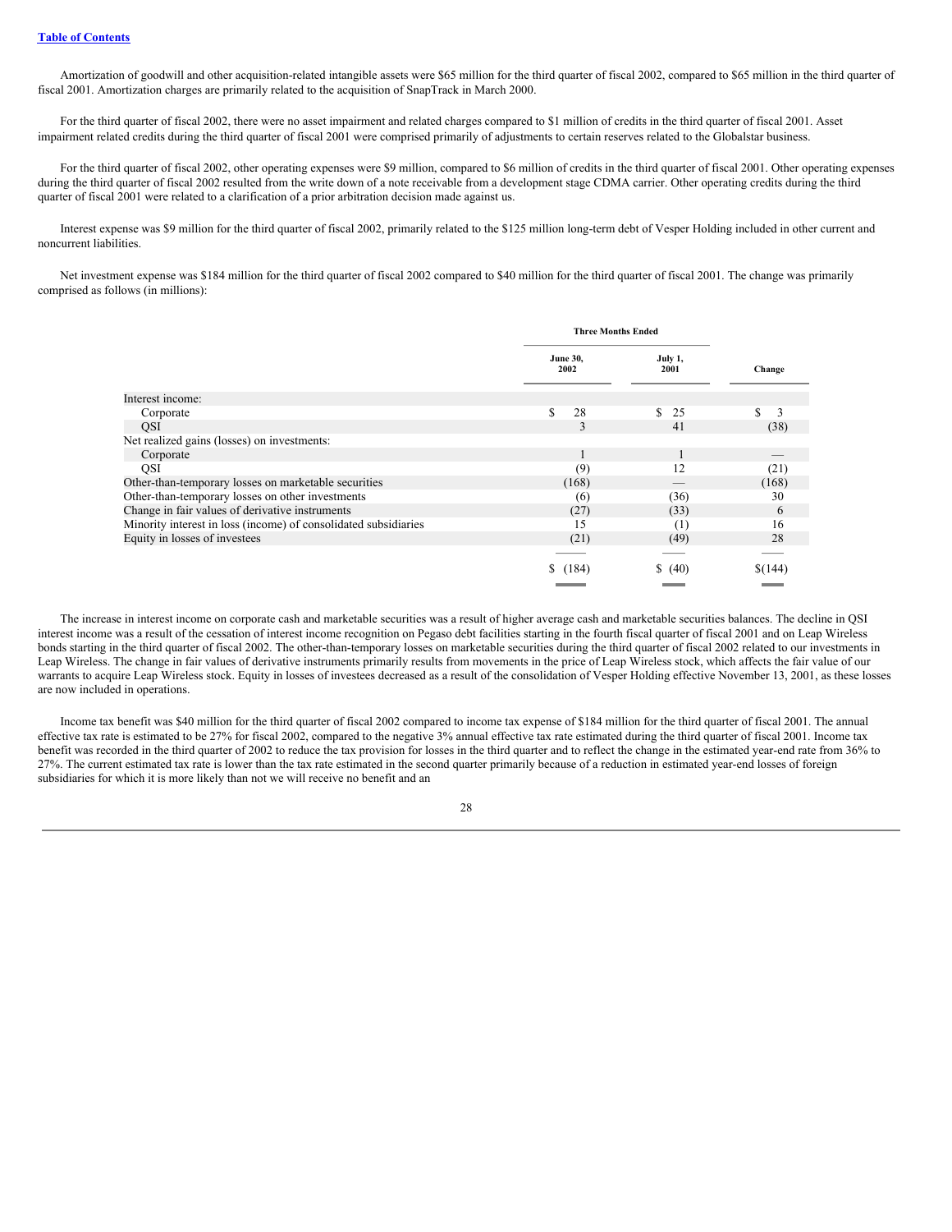Table of Contents

Amortization of goodwill and other acquisition-related intangible assets were $65 million for the third quarter of fiscal 2002, compared to $65 million in the third quarter of fiscal 2001. Amortization charges are primarily related to the acquisition of SnapTrack in March 2000.

For the third quarter of fiscal 2002, there were no asset impairment and related charges compared to $1 million of credits in the third quarter of fiscal 2001. Asset impairment related credits during the third quarter of fiscal 2001 were comprised primarily of adjustments to certain reserves related to the Globalstar business.

For the third quarter of fiscal 2002, other operating expenses were $9 million, compared to $6 million of credits in the third quarter of fiscal 2001. Other operating expenses during the third quarter of fiscal 2002 resulted from the write down of a note receivable from a development stage CDMA carrier. Other operating credits during the third quarter of fiscal 2001 were related to a clarification of a prior arbitration decision made against us.

Interest expense was $9 million for the third quarter of fiscal 2002, primarily related to the $125 million long-term debt of Vesper Holding included in other current and noncurrent liabilities.

Net investment expense was $184 million for the third quarter of fiscal 2002 compared to $40 million for the third quarter of fiscal 2001. The change was primarily comprised as follows (in millions):

| | Three Months Ended | | |
|---|---|---|---|
| | June 30, 2002 | July 1, 2001 | Change |
| Interest income: | | | |
| Corporate | $ 28 | $ 25 | $ 3 |
| QSI | 3 | 41 | (38) |
| Net realized gains (losses) on investments: | | | |
| Corporate | 1 | 1 | — |
| QSI | (9) | 12 | (21) |
| Other-than-temporary losses on marketable securities | (168) | — | (168) |
| Other-than-temporary losses on other investments | (6) | (36) | 30 |
| Change in fair values of derivative instruments | (27) | (33) | 6 |
| Minority interest in loss (income) of consolidated subsidiaries | 15 | (1) | 16 |
| Equity in losses of investees | (21) | (49) | 28 |
| | $ (184) | $ (40) | $(144) |

The increase in interest income on corporate cash and marketable securities was a result of higher average cash and marketable securities balances. The decline in QSI interest income was a result of the cessation of interest income recognition on Pegaso debt facilities starting in the fourth fiscal quarter of fiscal 2001 and on Leap Wireless bonds starting in the third quarter of fiscal 2002. The other-than-temporary losses on marketable securities during the third quarter of fiscal 2002 related to our investments in Leap Wireless. The change in fair values of derivative instruments primarily results from movements in the price of Leap Wireless stock, which affects the fair value of our warrants to acquire Leap Wireless stock. Equity in losses of investees decreased as a result of the consolidation of Vesper Holding effective November 13, 2001, as these losses are now included in operations.

Income tax benefit was $40 million for the third quarter of fiscal 2002 compared to income tax expense of $184 million for the third quarter of fiscal 2001. The annual effective tax rate is estimated to be 27% for fiscal 2002, compared to the negative 3% annual effective tax rate estimated during the third quarter of fiscal 2001. Income tax benefit was recorded in the third quarter of 2002 to reduce the tax provision for losses in the third quarter and to reflect the change in the estimated year-end rate from 36% to 27%. The current estimated tax rate is lower than the tax rate estimated in the second quarter primarily because of a reduction in estimated year-end losses of foreign subsidiaries for which it is more likely than not we will receive no benefit and an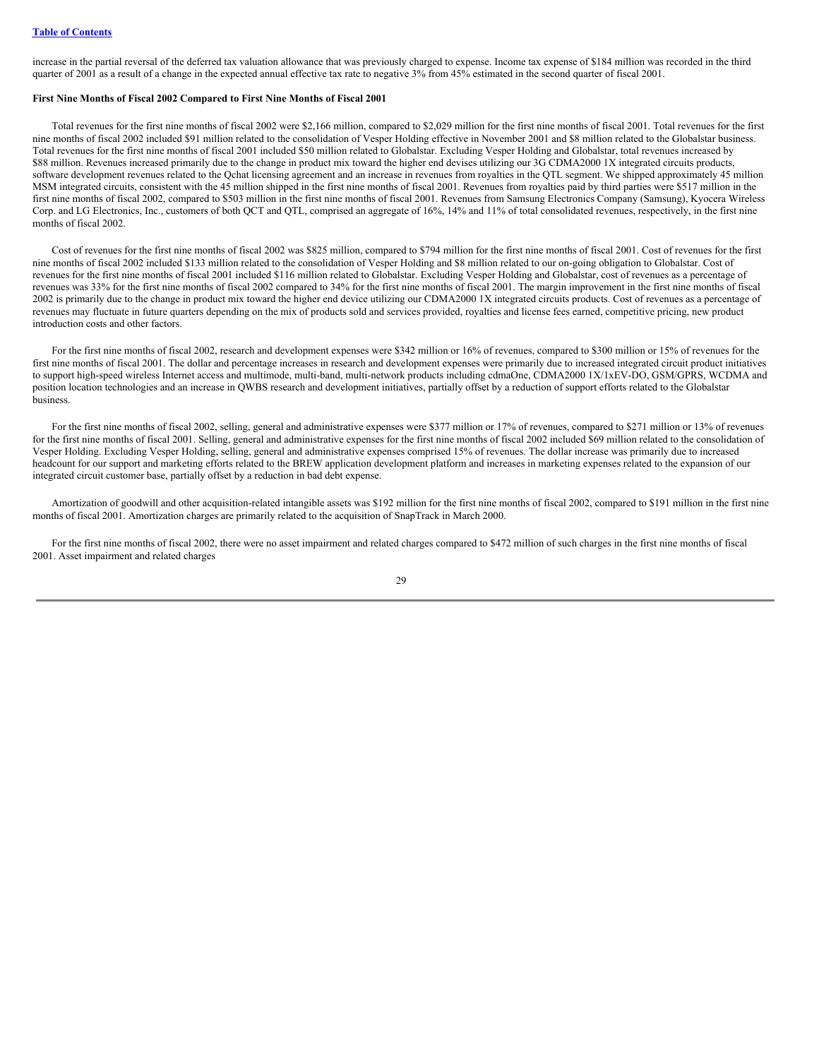increase in the partial reversal of the deferred tax valuation allowance that was previously charged to expense. Income tax expense of $184 million was recorded in the third quarter of 2001 as a result of a change in the expected annual effective tax rate to negative 3% from 45% estimated in the second quarter of fiscal 2001.

**First Nine Months of Fiscal 2002 Compared to First Nine Months of Fiscal 2001**

Total revenues for the first nine months of fiscal 2002 were $2,166 million, compared to $2,029 million for the first nine months of fiscal 2001. Total revenues for the first nine months of fiscal 2002 included $91 million related to the consolidation of Vesper Holding effective in November 2001 and $8 million related to the Globalstar business. Total revenues for the first nine months of fiscal 2001 included $50 million related to Globalstar. Excluding Vesper Holding and Globalstar, total revenues increased by $88 million. Revenues increased primarily due to the change in product mix toward the higher end devises utilizing our 3G CDMA2000 1X integrated circuits products, software development revenues related to the Qchat licensing agreement and an increase in revenues from royalties in the QTL segment. We shipped approximately 45 million MSM integrated circuits, consistent with the 45 million shipped in the first nine months of fiscal 2001. Revenues from royalties paid by third parties were $517 million in the first nine months of fiscal 2002, compared to $503 million in the first nine months of fiscal 2001. Revenues from Samsung Electronics Company (Samsung), Kyocera Wireless Corp. and LG Electronics, Inc., customers of both QCT and QTL, comprised an aggregate of 16%, 14% and 11% of total consolidated revenues, respectively, in the first nine months of fiscal 2002.

Cost of revenues for the first nine months of fiscal 2002 was $825 million, compared to $794 million for the first nine months of fiscal 2001. Cost of revenues for the first nine months of fiscal 2002 included $133 million related to the consolidation of Vesper Holding and $8 million related to our on-going obligation to Globalstar. Cost of revenues for the first nine months of fiscal 2001 included $116 million related to Globalstar. Excluding Vesper Holding and Globalstar, cost of revenues as a percentage of revenues was 33% for the first nine months of fiscal 2002 compared to 34% for the first nine months of fiscal 2001. The margin improvement in the first nine months of fiscal 2002 is primarily due to the change in product mix toward the higher end device utilizing our CDMA2000 1X integrated circuits products. Cost of revenues as a percentage of revenues may fluctuate in future quarters depending on the mix of products sold and services provided, royalties and license fees earned, competitive pricing, new product introduction costs and other factors.

For the first nine months of fiscal 2002, research and development expenses were $342 million or 16% of revenues, compared to $300 million or 15% of revenues for the first nine months of fiscal 2001. The dollar and percentage increases in research and development expenses were primarily due to increased integrated circuit product initiatives to support high-speed wireless Internet access and multimode, multi-band, multi-network products including cdmaOne, CDMA2000 1X/1xEV-DO, GSM/GPRS, WCDMA and position location technologies and an increase in QWBS research and development initiatives, partially offset by a reduction of support efforts related to the Globalstar business.

For the first nine months of fiscal 2002, selling, general and administrative expenses were $377 million or 17% of revenues, compared to $271 million or 13% of revenues for the first nine months of fiscal 2001. Selling, general and administrative expenses for the first nine months of fiscal 2002 included $69 million related to the consolidation of Vesper Holding. Excluding Vesper Holding, selling, general and administrative expenses comprised 15% of revenues. The dollar increase was primarily due to increased headcount for our support and marketing efforts related to the BREW application development platform and increases in marketing expenses related to the expansion of our integrated circuit customer base, partially offset by a reduction in bad debt expense.

Amortization of goodwill and other acquisition-related intangible assets was $192 million for the first nine months of fiscal 2002, compared to $191 million in the first nine months of fiscal 2001. Amortization charges are primarily related to the acquisition of SnapTrack in March 2000.

For the first nine months of fiscal 2002, there were no asset impairment and related charges compared to $472 million of such charges in the first nine months of fiscal 2001. Asset impairment and related charges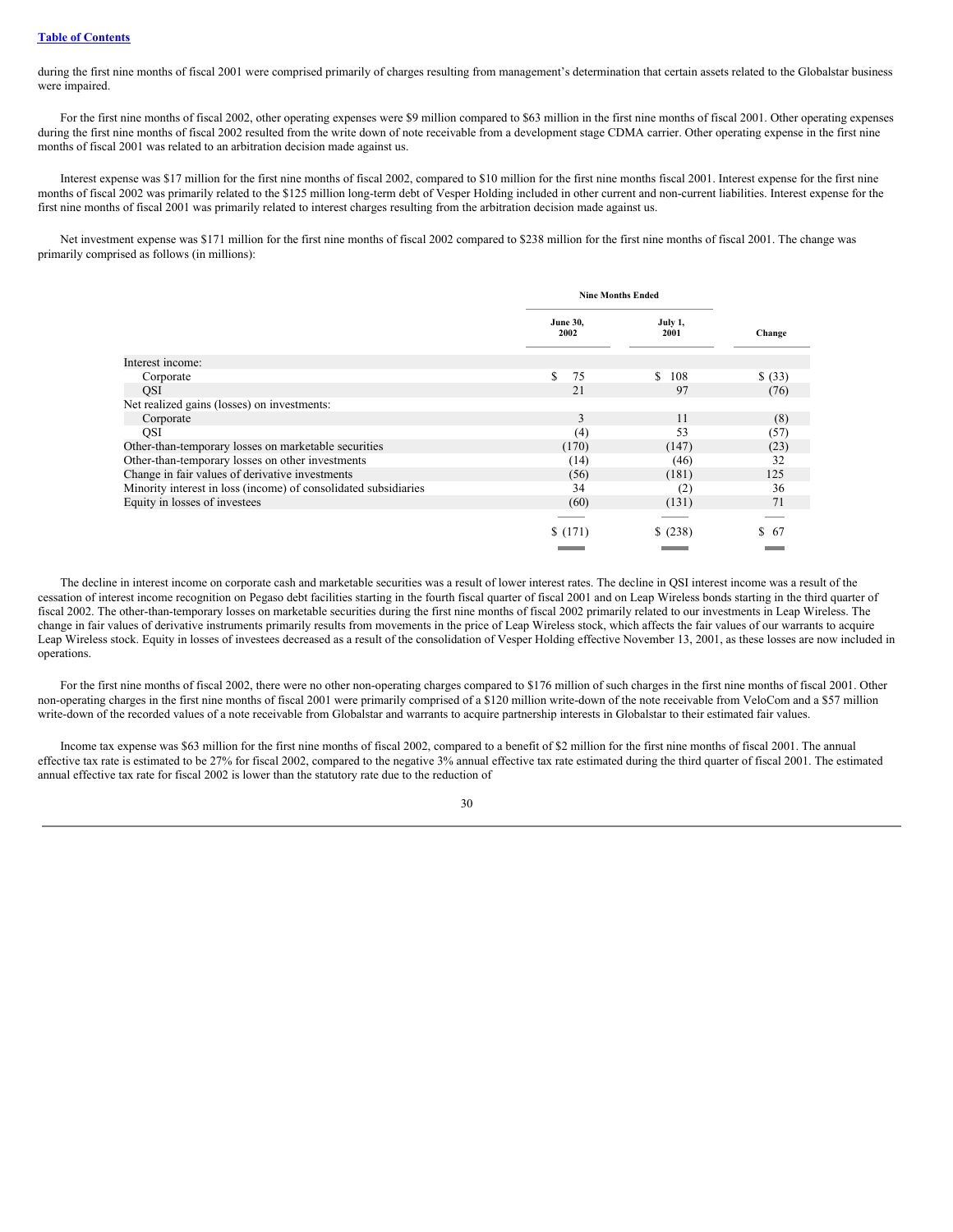during the first nine months of fiscal 2001 were comprised primarily of charges resulting from management's determination that certain assets related to the Globalstar business were impaired.

For the first nine months of fiscal 2002, other operating expenses were $9 million compared to $63 million in the first nine months of fiscal 2001. Other operating expenses during the first nine months of fiscal 2002 resulted from the write down of note receivable from a development stage CDMA carrier. Other operating expense in the first nine months of fiscal 2001 was related to an arbitration decision made against us.

Interest expense was $17 million for the first nine months of fiscal 2002, compared to $10 million for the first nine months fiscal 2001. Interest expense for the first nine months of fiscal 2002 was primarily related to the $125 million long-term debt of Vesper Holding included in other current and non-current liabilities. Interest expense for the first nine months of fiscal 2001 was primarily related to interest charges resulting from the arbitration decision made against us.

Net investment expense was $171 million for the first nine months of fiscal 2002 compared to $238 million for the first nine months of fiscal 2001. The change was primarily comprised as follows (in millions):

| | Nine Months Ended | | |
|---|---|---|---|
| | June 30, 2002 | July 1, 2001 | Change |
| Interest income: | | | |
| Corporate | $ 75 | $ 108 | $ (33) |
| QSI | 21 | 97 | (76) |
| Net realized gains (losses) on investments: | | | |
| Corporate | 3 | 11 | (8) |
| QSI | (4) | 53 | (57) |
| Other-than-temporary losses on marketable securities | (170) | (147) | (23) |
| Other-than-temporary losses on other investments | (14) | (46) | 32 |
| Change in fair values of derivative investments | (56) | (181) | 125 |
| Minority interest in loss (income) of consolidated subsidiaries | 34 | (2) | 36 |
| Equity in losses of investees | (60) | (131) | 71 |
| | $ (171) | $ (238) | $ 67 |

The decline in interest income on corporate cash and marketable securities was a result of lower interest rates. The decline in QSI interest income was a result of the cessation of interest income recognition on Pegaso debt facilities starting in the fourth fiscal quarter of fiscal 2001 and on Leap Wireless bonds starting in the third quarter of fiscal 2002. The other-than-temporary losses on marketable securities during the first nine months of fiscal 2002 primarily related to our investments in Leap Wireless. The change in fair values of derivative instruments primarily results from movements in the price of Leap Wireless stock, which affects the fair values of our warrants to acquire Leap Wireless stock. Equity in losses of investees decreased as a result of the consolidation of Vesper Holding effective November 13, 2001, as these losses are now included in operations.

For the first nine months of fiscal 2002, there were no other non-operating charges compared to $176 million of such charges in the first nine months of fiscal 2001. Other non-operating charges in the first nine months of fiscal 2001 were primarily comprised of a $120 million write-down of the note receivable from VeloCom and a $57 million write-down of the recorded values of a note receivable from Globalstar and warrants to acquire partnership interests in Globalstar to their estimated fair values.

Income tax expense was $63 million for the first nine months of fiscal 2002, compared to a benefit of $2 million for the first nine months of fiscal 2001. The annual effective tax rate is estimated to be 27% for fiscal 2002, compared to the negative 3% annual effective tax rate estimated during the third quarter of fiscal 2001. The estimated annual effective tax rate for fiscal 2002 is lower than the statutory rate due to the reduction of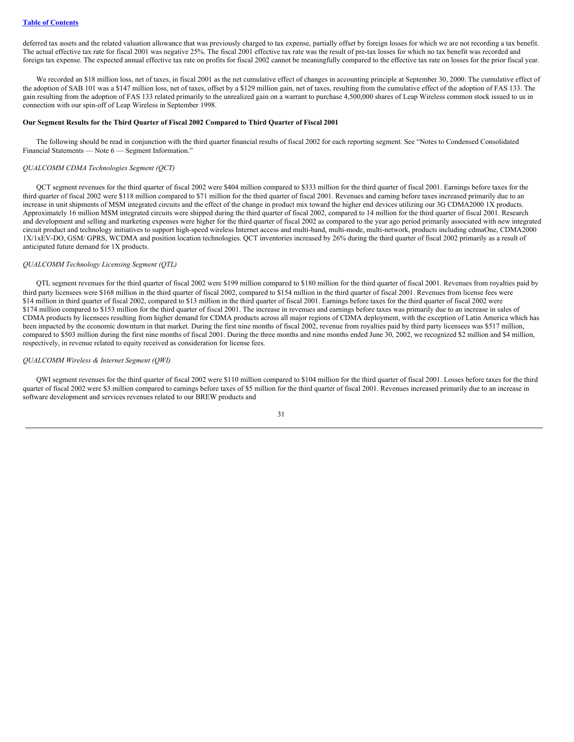deferred tax assets and the related valuation allowance that was previously charged to tax expense, partially offset by foreign losses for which we are not recording a tax benefit. The actual effective tax rate for fiscal 2001 was negative 25%. The fiscal 2001 effective tax rate was the result of pre-tax losses for which no tax benefit was recorded and foreign tax expense. The expected annual effective tax rate on profits for fiscal 2002 cannot be meaningfully compared to the effective tax rate on losses for the prior fiscal year.

We recorded an $18 million loss, net of taxes, in fiscal 2001 as the net cumulative effect of changes in accounting principle at September 30, 2000. The cumulative effect of the adoption of SAB 101 was a $147 million loss, net of taxes, offset by a $129 million gain, net of taxes, resulting from the cumulative effect of the adoption of FAS 133. The gain resulting from the adoption of FAS 133 related primarily to the unrealized gain on a warrant to purchase 4,500,000 shares of Leap Wireless common stock issued to us in connection with our spin-off of Leap Wireless in September 1998.

**Our Segment Results for the Third Quarter of Fiscal 2002 Compared to Third Quarter of Fiscal 2001**

The following should be read in conjunction with the third quarter financial results of fiscal 2002 for each reporting segment. See "Notes to Condensed Consolidated Financial Statements — Note 6 — Segment Information."

*QUALCOMM CDMA Technologies Segment (QCT)*

QCT segment revenues for the third quarter of fiscal 2002 were $404 million compared to $333 million for the third quarter of fiscal 2001. Earnings before taxes for the third quarter of fiscal 2002 were $118 million compared to $71 million for the third quarter of fiscal 2001. Revenues and earning before taxes increased primarily due to an increase in unit shipments of MSM integrated circuits and the effect of the change in product mix toward the higher end devices utilizing our 3G CDMA2000 1X products. Approximately 16 million MSM integrated circuits were shipped during the third quarter of fiscal 2002, compared to 14 million for the third quarter of fiscal 2001. Research and development and selling and marketing expenses were higher for the third quarter of fiscal 2002 as compared to the year ago period primarily associated with new integrated circuit product and technology initiatives to support high-speed wireless Internet access and multi-band, multi-mode, multi-network, products including cdmaOne, CDMA2000 1X/1xEV-DO, GSM/ GPRS, WCDMA and position location technologies. QCT inventories increased by 26% during the third quarter of fiscal 2002 primarily as a result of anticipated future demand for 1X products.

*QUALCOMM Technology Licensing Segment (QTL)*

QTL segment revenues for the third quarter of fiscal 2002 were $199 million compared to $180 million for the third quarter of fiscal 2001. Revenues from royalties paid by third party licensees were $168 million in the third quarter of fiscal 2002, compared to $154 million in the third quarter of fiscal 2001. Revenues from license fees were $14 million in third quarter of fiscal 2002, compared to $13 million in the third quarter of fiscal 2001. Earnings before taxes for the third quarter of fiscal 2002 were $174 million compared to $153 million for the third quarter of fiscal 2001. The increase in revenues and earnings before taxes was primarily due to an increase in sales of CDMA products by licensees resulting from higher demand for CDMA products across all major regions of CDMA deployment, with the exception of Latin America which has been impacted by the economic downturn in that market. During the first nine months of fiscal 2002, revenue from royalties paid by third party licensees was $517 million, compared to $503 million during the first nine months of fiscal 2001. During the three months and nine months ended June 30, 2002, we recognized $2 million and $4 million, respectively, in revenue related to equity received as consideration for license fees.

*QUALCOMM Wireless & Internet Segment (QWI)*

QWI segment revenues for the third quarter of fiscal 2002 were $110 million compared to $104 million for the third quarter of fiscal 2001. Losses before taxes for the third quarter of fiscal 2002 were $3 million compared to earnings before taxes of $5 million for the third quarter of fiscal 2001. Revenues increased primarily due to an increase in software development and services revenues related to our BREW products and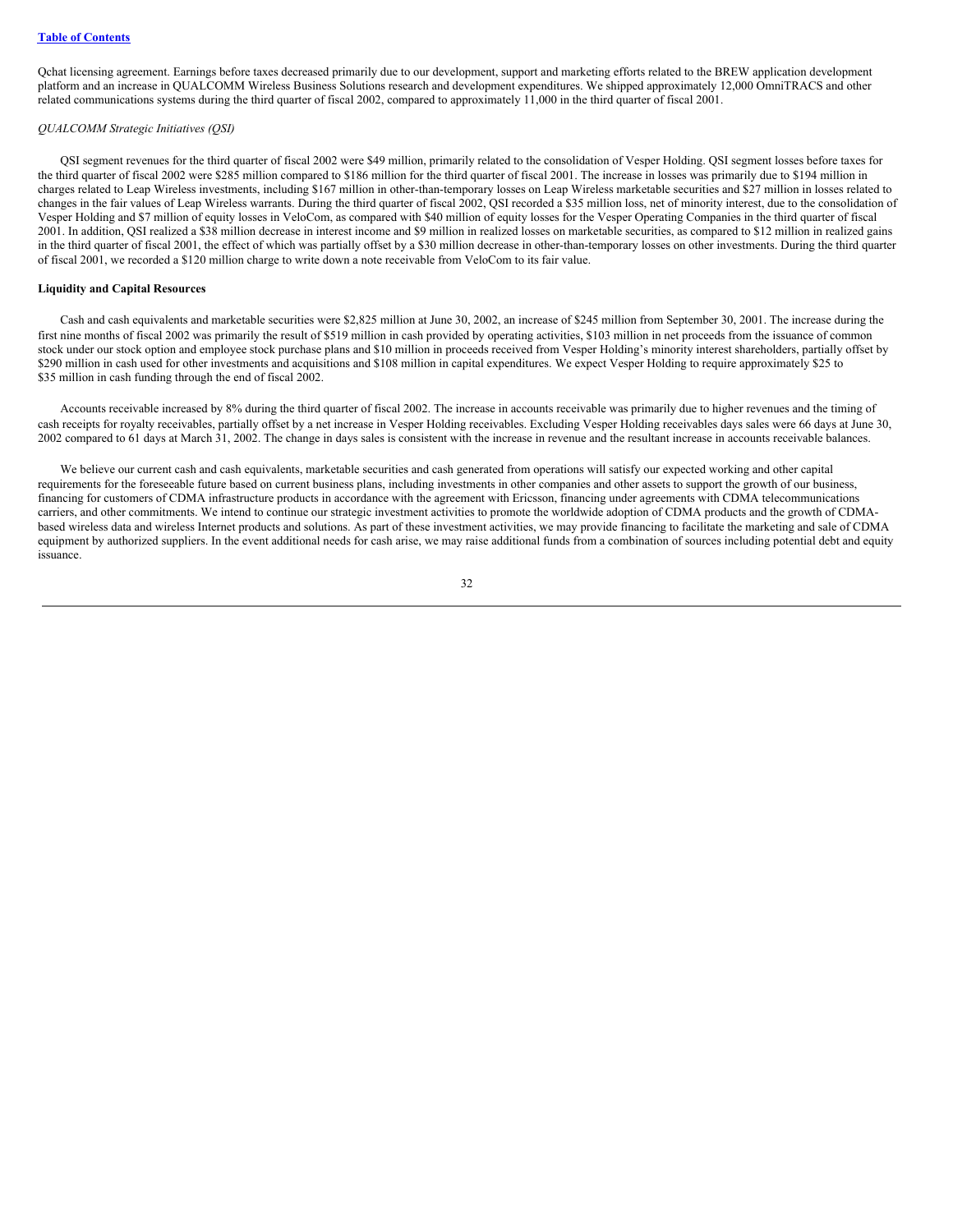Qchat licensing agreement. Earnings before taxes decreased primarily due to our development, support and marketing efforts related to the BREW application development platform and an increase in QUALCOMM Wireless Business Solutions research and development expenditures. We shipped approximately 12,000 OmniTRACS and other related communications systems during the third quarter of fiscal 2002, compared to approximately 11,000 in the third quarter of fiscal 2001.

*QUALCOMM Strategic Initiatives (QSI)*

QSI segment revenues for the third quarter of fiscal 2002 were $49 million, primarily related to the consolidation of Vesper Holding. QSI segment losses before taxes for the third quarter of fiscal 2002 were $285 million compared to $186 million for the third quarter of fiscal 2001. The increase in losses was primarily due to $194 million in charges related to Leap Wireless investments, including $167 million in other-than-temporary losses on Leap Wireless marketable securities and $27 million in losses related to changes in the fair values of Leap Wireless warrants. During the third quarter of fiscal 2002, QSI recorded a $35 million loss, net of minority interest, due to the consolidation of Vesper Holding and $7 million of equity losses in VeloCom, as compared with $40 million of equity losses for the Vesper Operating Companies in the third quarter of fiscal 2001. In addition, QSI realized a $38 million decrease in interest income and $9 million in realized losses on marketable securities, as compared to $12 million in realized gains in the third quarter of fiscal 2001, the effect of which was partially offset by a $30 million decrease in other-than-temporary losses on other investments. During the third quarter of fiscal 2001, we recorded a $120 million charge to write down a note receivable from VeloCom to its fair value.

**Liquidity and Capital Resources**

Cash and cash equivalents and marketable securities were $2,825 million at June 30, 2002, an increase of $245 million from September 30, 2001. The increase during the first nine months of fiscal 2002 was primarily the result of $519 million in cash provided by operating activities, $103 million in net proceeds from the issuance of common stock under our stock option and employee stock purchase plans and $10 million in proceeds received from Vesper Holding's minority interest shareholders, partially offset by $290 million in cash used for other investments and acquisitions and $108 million in capital expenditures. We expect Vesper Holding to require approximately $25 to $35 million in cash funding through the end of fiscal 2002.

Accounts receivable increased by 8% during the third quarter of fiscal 2002. The increase in accounts receivable was primarily due to higher revenues and the timing of cash receipts for royalty receivables, partially offset by a net increase in Vesper Holding receivables. Excluding Vesper Holding receivables days sales were 66 days at June 30, 2002 compared to 61 days at March 31, 2002. The change in days sales is consistent with the increase in revenue and the resultant increase in accounts receivable balances.

We believe our current cash and cash equivalents, marketable securities and cash generated from operations will satisfy our expected working and other capital requirements for the foreseeable future based on current business plans, including investments in other companies and other assets to support the growth of our business, financing for customers of CDMA infrastructure products in accordance with the agreement with Ericsson, financing under agreements with CDMA telecommunications carriers, and other commitments. We intend to continue our strategic investment activities to promote the worldwide adoption of CDMA products and the growth of CDMA-based wireless data and wireless Internet products and solutions. As part of these investment activities, we may provide financing to facilitate the marketing and sale of CDMA equipment by authorized suppliers. In the event additional needs for cash arise, we may raise additional funds from a combination of sources including potential debt and equity issuance.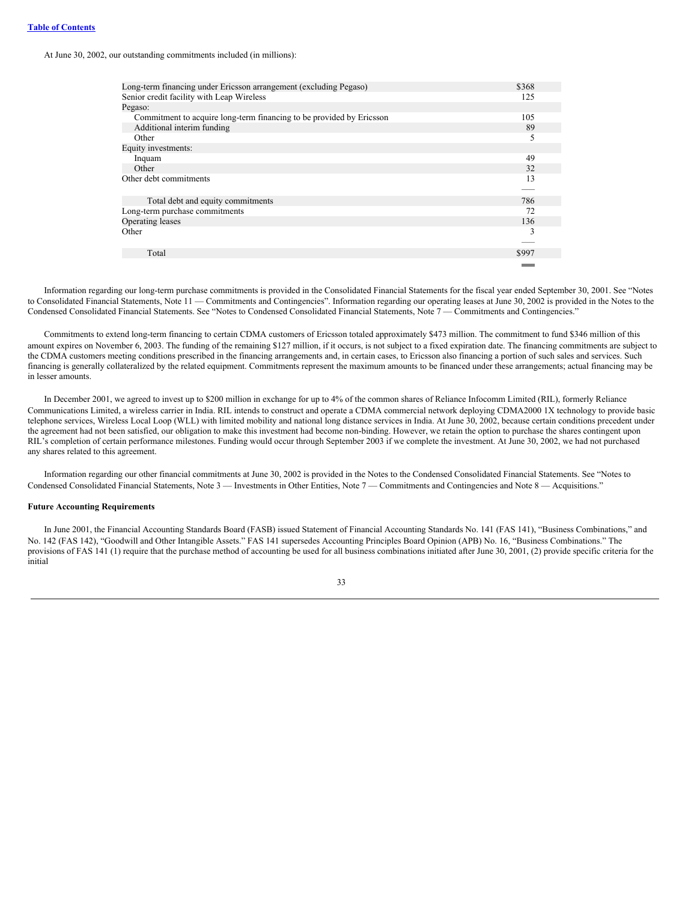At June 30, 2002, our outstanding commitments included (in millions):

| | |
|---|---|
| Long-term financing under Ericsson arrangement (excluding Pegaso) | $368 |
| Senior credit facility with Leap Wireless | 125 |
| Pegaso: | |
| Commitment to acquire long-term financing to be provided by Ericsson | 105 |
| Additional interim funding | 89 |
| Other | 5 |
| Equity investments: | |
| Inquam | 49 |
| Other | 32 |
| Other debt commitments | 13 |
| Total debt and equity commitments | 786 |
| Long-term purchase commitments | 72 |
| Operating leases | 136 |
| Other | 3 |
| Total | $997 |

Information regarding our long-term purchase commitments is provided in the Consolidated Financial Statements for the fiscal year ended September 30, 2001. See "Notes to Consolidated Financial Statements, Note 11 — Commitments and Contingencies". Information regarding our operating leases at June 30, 2002 is provided in the Notes to the Condensed Consolidated Financial Statements. See "Notes to Condensed Consolidated Financial Statements, Note 7 — Commitments and Contingencies."

Commitments to extend long-term financing to certain CDMA customers of Ericsson totaled approximately $473 million. The commitment to fund $346 million of this amount expires on November 6, 2003. The funding of the remaining $127 million, if it occurs, is not subject to a fixed expiration date. The financing commitments are subject to the CDMA customers meeting conditions prescribed in the financing arrangements and, in certain cases, to Ericsson also financing a portion of such sales and services. Such financing is generally collateralized by the related equipment. Commitments represent the maximum amounts to be financed under these arrangements; actual financing may be in lesser amounts.

In December 2001, we agreed to invest up to $200 million in exchange for up to 4% of the common shares of Reliance Infocomm Limited (RIL), formerly Reliance Communications Limited, a wireless carrier in India. RIL intends to construct and operate a CDMA commercial network deploying CDMA2000 1X technology to provide basic telephone services, Wireless Local Loop (WLL) with limited mobility and national long distance services in India. At June 30, 2002, because certain conditions precedent under the agreement had not been satisfied, our obligation to make this investment had become non-binding. However, we retain the option to purchase the shares contingent upon RIL's completion of certain performance milestones. Funding would occur through September 2003 if we complete the investment. At June 30, 2002, we had not purchased any shares related to this agreement.

Information regarding our other financial commitments at June 30, 2002 is provided in the Notes to the Condensed Consolidated Financial Statements. See "Notes to Condensed Consolidated Financial Statements, Note 3 — Investments in Other Entities, Note 7 — Commitments and Contingencies and Note 8 — Acquisitions."

**Future Accounting Requirements**

In June 2001, the Financial Accounting Standards Board (FASB) issued Statement of Financial Accounting Standards No. 141 (FAS 141), "Business Combinations," and No. 142 (FAS 142), "Goodwill and Other Intangible Assets." FAS 141 supersedes Accounting Principles Board Opinion (APB) No. 16, "Business Combinations." The provisions of FAS 141 (1) require that the purchase method of accounting be used for all business combinations initiated after June 30, 2001, (2) provide specific criteria for the initial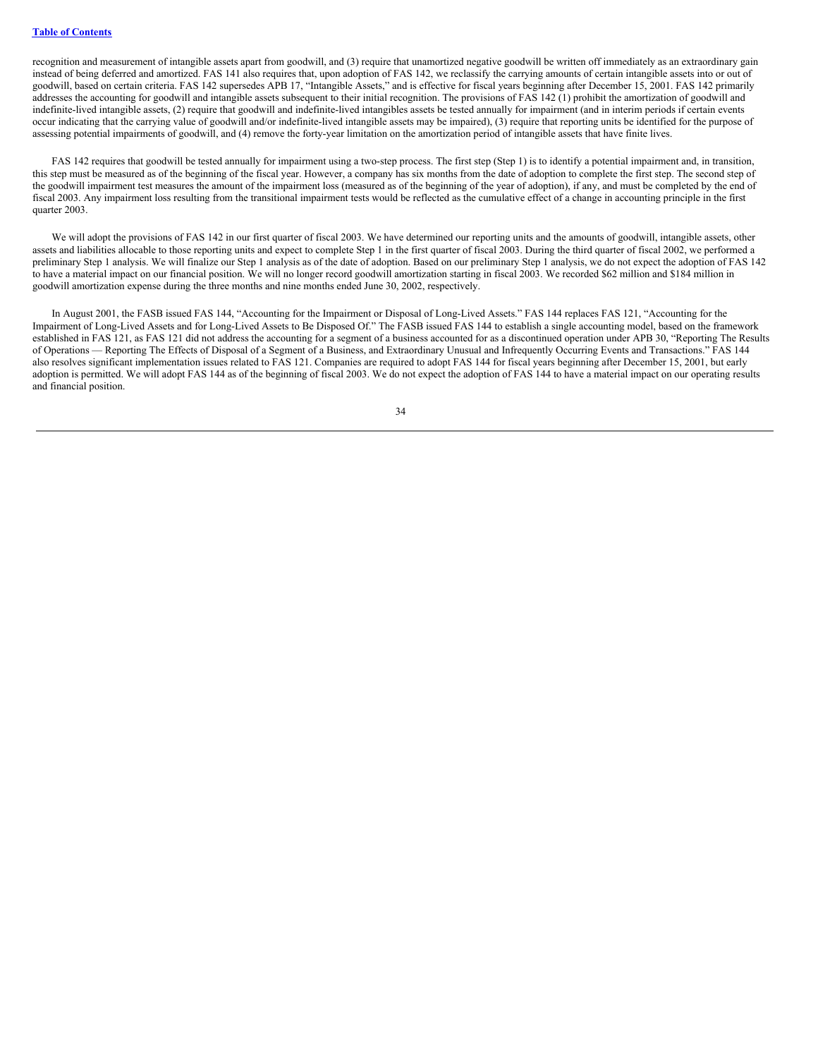recognition and measurement of intangible assets apart from goodwill, and (3) require that unamortized negative goodwill be written off immediately as an extraordinary gain instead of being deferred and amortized. FAS 141 also requires that, upon adoption of FAS 142, we reclassify the carrying amounts of certain intangible assets into or out of goodwill, based on certain criteria. FAS 142 supersedes APB 17, "Intangible Assets," and is effective for fiscal years beginning after December 15, 2001. FAS 142 primarily addresses the accounting for goodwill and intangible assets subsequent to their initial recognition. The provisions of FAS 142 (1) prohibit the amortization of goodwill and indefinite-lived intangible assets, (2) require that goodwill and indefinite-lived intangibles assets be tested annually for impairment (and in interim periods if certain events occur indicating that the carrying value of goodwill and/or indefinite-lived intangible assets may be impaired), (3) require that reporting units be identified for the purpose of assessing potential impairments of goodwill, and (4) remove the forty-year limitation on the amortization period of intangible assets that have finite lives.

FAS 142 requires that goodwill be tested annually for impairment using a two-step process. The first step (Step 1) is to identify a potential impairment and, in transition, this step must be measured as of the beginning of the fiscal year. However, a company has six months from the date of adoption to complete the first step. The second step of the goodwill impairment test measures the amount of the impairment loss (measured as of the beginning of the year of adoption), if any, and must be completed by the end of fiscal 2003. Any impairment loss resulting from the transitional impairment tests would be reflected as the cumulative effect of a change in accounting principle in the first quarter 2003.

We will adopt the provisions of FAS 142 in our first quarter of fiscal 2003. We have determined our reporting units and the amounts of goodwill, intangible assets, other assets and liabilities allocable to those reporting units and expect to complete Step 1 in the first quarter of fiscal 2003. During the third quarter of fiscal 2002, we performed a preliminary Step 1 analysis. We will finalize our Step 1 analysis as of the date of adoption. Based on our preliminary Step 1 analysis, we do not expect the adoption of FAS 142 to have a material impact on our financial position. We will no longer record goodwill amortization starting in fiscal 2003. We recorded $62 million and $184 million in goodwill amortization expense during the three months and nine months ended June 30, 2002, respectively.

In August 2001, the FASB issued FAS 144, "Accounting for the Impairment or Disposal of Long-Lived Assets." FAS 144 replaces FAS 121, "Accounting for the Impairment of Long-Lived Assets and for Long-Lived Assets to Be Disposed Of." The FASB issued FAS 144 to establish a single accounting model, based on the framework established in FAS 121, as FAS 121 did not address the accounting for a segment of a business accounted for as a discontinued operation under APB 30, "Reporting The Results of Operations — Reporting The Effects of Disposal of a Segment of a Business, and Extraordinary Unusual and Infrequently Occurring Events and Transactions." FAS 144 also resolves significant implementation issues related to FAS 121. Companies are required to adopt FAS 144 for fiscal years beginning after December 15, 2001, but early adoption is permitted. We will adopt FAS 144 as of the beginning of fiscal 2003. We do not expect the adoption of FAS 144 to have a material impact on our operating results and financial position.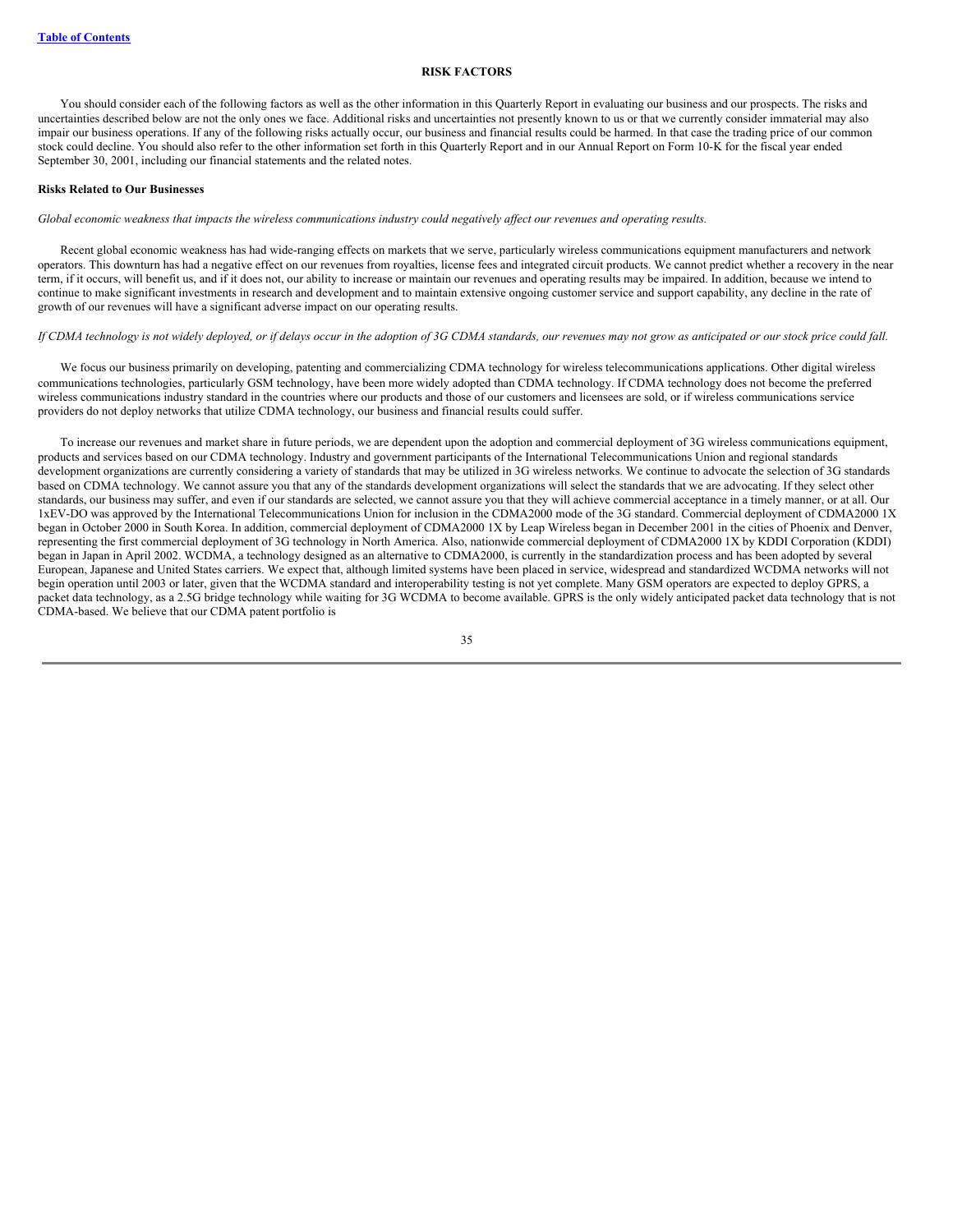## RISK FACTORS

You should consider each of the following factors as well as the other information in this Quarterly Report in evaluating our business and our prospects. The risks and uncertainties described below are not the only ones we face. Additional risks and uncertainties not presently known to us or that we currently consider immaterial may also impair our business operations. If any of the following risks actually occur, our business and financial results could be harmed. In that case the trading price of our common stock could decline. You should also refer to the other information set forth in this Quarterly Report and in our Annual Report on Form 10-K for the fiscal year ended September 30, 2001, including our financial statements and the related notes.

### Risks Related to Our Businesses

*Global economic weakness that impacts the wireless communications industry could negatively affect our revenues and operating results.*

Recent global economic weakness has had wide-ranging effects on markets that we serve, particularly wireless communications equipment manufacturers and network operators. This downturn has had a negative effect on our revenues from royalties, license fees and integrated circuit products. We cannot predict whether a recovery in the near term, if it occurs, will benefit us, and if it does not, our ability to increase or maintain our revenues and operating results may be impaired. In addition, because we intend to continue to make significant investments in research and development and to maintain extensive ongoing customer service and support capability, any decline in the rate of growth of our revenues will have a significant adverse impact on our operating results.

*If CDMA technology is not widely deployed, or if delays occur in the adoption of 3G CDMA standards, our revenues may not grow as anticipated or our stock price could fall.*

We focus our business primarily on developing, patenting and commercializing CDMA technology for wireless telecommunications applications. Other digital wireless communications technologies, particularly GSM technology, have been more widely adopted than CDMA technology. If CDMA technology does not become the preferred wireless communications industry standard in the countries where our products and those of our customers and licensees are sold, or if wireless communications service providers do not deploy networks that utilize CDMA technology, our business and financial results could suffer.

To increase our revenues and market share in future periods, we are dependent upon the adoption and commercial deployment of 3G wireless communications equipment, products and services based on our CDMA technology. Industry and government participants of the International Telecommunications Union and regional standards development organizations are currently considering a variety of standards that may be utilized in 3G wireless networks. We continue to advocate the selection of 3G standards based on CDMA technology. We cannot assure you that any of the standards development organizations will select the standards that we are advocating. If they select other standards, our business may suffer, and even if our standards are selected, we cannot assure you that they will achieve commercial acceptance in a timely manner, or at all. Our 1xEV-DO was approved by the International Telecommunications Union for inclusion in the CDMA2000 mode of the 3G standard. Commercial deployment of CDMA2000 1X began in October 2000 in South Korea. In addition, commercial deployment of CDMA2000 1X by Leap Wireless began in December 2001 in the cities of Phoenix and Denver, representing the first commercial deployment of 3G technology in North America. Also, nationwide commercial deployment of CDMA2000 1X by KDDI Corporation (KDDI) began in Japan in April 2002. WCDMA, a technology designed as an alternative to CDMA2000, is currently in the standardization process and has been adopted by several European, Japanese and United States carriers. We expect that, although limited systems have been placed in service, widespread and standardized WCDMA networks will not begin operation until 2003 or later, given that the WCDMA standard and interoperability testing is not yet complete. Many GSM operators are expected to deploy GPRS, a packet data technology, as a 2.5G bridge technology while waiting for 3G WCDMA to become available. GPRS is the only widely anticipated packet data technology that is not CDMA-based. We believe that our CDMA patent portfolio is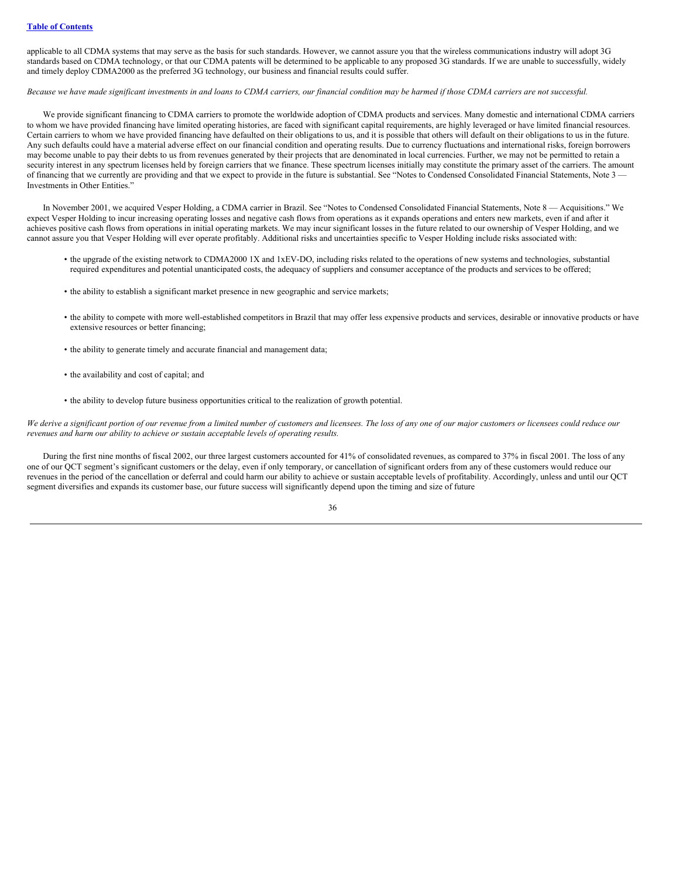applicable to all CDMA systems that may serve as the basis for such standards. However, we cannot assure you that the wireless communications industry will adopt 3G standards based on CDMA technology, or that our CDMA patents will be determined to be applicable to any proposed 3G standards. If we are unable to successfully, widely and timely deploy CDMA2000 as the preferred 3G technology, our business and financial results could suffer.

*Because we have made significant investments in and loans to CDMA carriers, our financial condition may be harmed if those CDMA carriers are not successful.*

We provide significant financing to CDMA carriers to promote the worldwide adoption of CDMA products and services. Many domestic and international CDMA carriers to whom we have provided financing have limited operating histories, are faced with significant capital requirements, are highly leveraged or have limited financial resources. Certain carriers to whom we have provided financing have defaulted on their obligations to us, and it is possible that others will default on their obligations to us in the future. Any such defaults could have a material adverse effect on our financial condition and operating results. Due to currency fluctuations and international risks, foreign borrowers may become unable to pay their debts to us from revenues generated by their projects that are denominated in local currencies. Further, we may not be permitted to retain a security interest in any spectrum licenses held by foreign carriers that we finance. These spectrum licenses initially may constitute the primary asset of the carriers. The amount of financing that we currently are providing and that we expect to provide in the future is substantial. See "Notes to Condensed Consolidated Financial Statements, Note 3 — Investments in Other Entities."

In November 2001, we acquired Vesper Holding, a CDMA carrier in Brazil. See "Notes to Condensed Consolidated Financial Statements, Note 8 — Acquisitions." We expect Vesper Holding to incur increasing operating losses and negative cash flows from operations as it expands operations and enters new markets, even if and after it achieves positive cash flows from operations in initial operating markets. We may incur significant losses in the future related to our ownership of Vesper Holding, and we cannot assure you that Vesper Holding will ever operate profitably. Additional risks and uncertainties specific to Vesper Holding include risks associated with:

- the upgrade of the existing network to CDMA2000 1X and 1xEV-DO, including risks related to the operations of new systems and technologies, substantial required expenditures and potential unanticipated costs, the adequacy of suppliers and consumer acceptance of the products and services to be offered;
- the ability to establish a significant market presence in new geographic and service markets;
- the ability to compete with more well-established competitors in Brazil that may offer less expensive products and services, desirable or innovative products or have extensive resources or better financing;
- the ability to generate timely and accurate financial and management data;
- the availability and cost of capital; and
- the ability to develop future business opportunities critical to the realization of growth potential.

*We derive a significant portion of our revenue from a limited number of customers and licensees. The loss of any one of our major customers or licensees could reduce our revenues and harm our ability to achieve or sustain acceptable levels of operating results.*

During the first nine months of fiscal 2002, our three largest customers accounted for 41% of consolidated revenues, as compared to 37% in fiscal 2001. The loss of any one of our QCT segment's significant customers or the delay, even if only temporary, or cancellation of significant orders from any of these customers would reduce our revenues in the period of the cancellation or deferral and could harm our ability to achieve or sustain acceptable levels of profitability. Accordingly, unless and until our QCT segment diversifies and expands its customer base, our future success will significantly depend upon the timing and size of future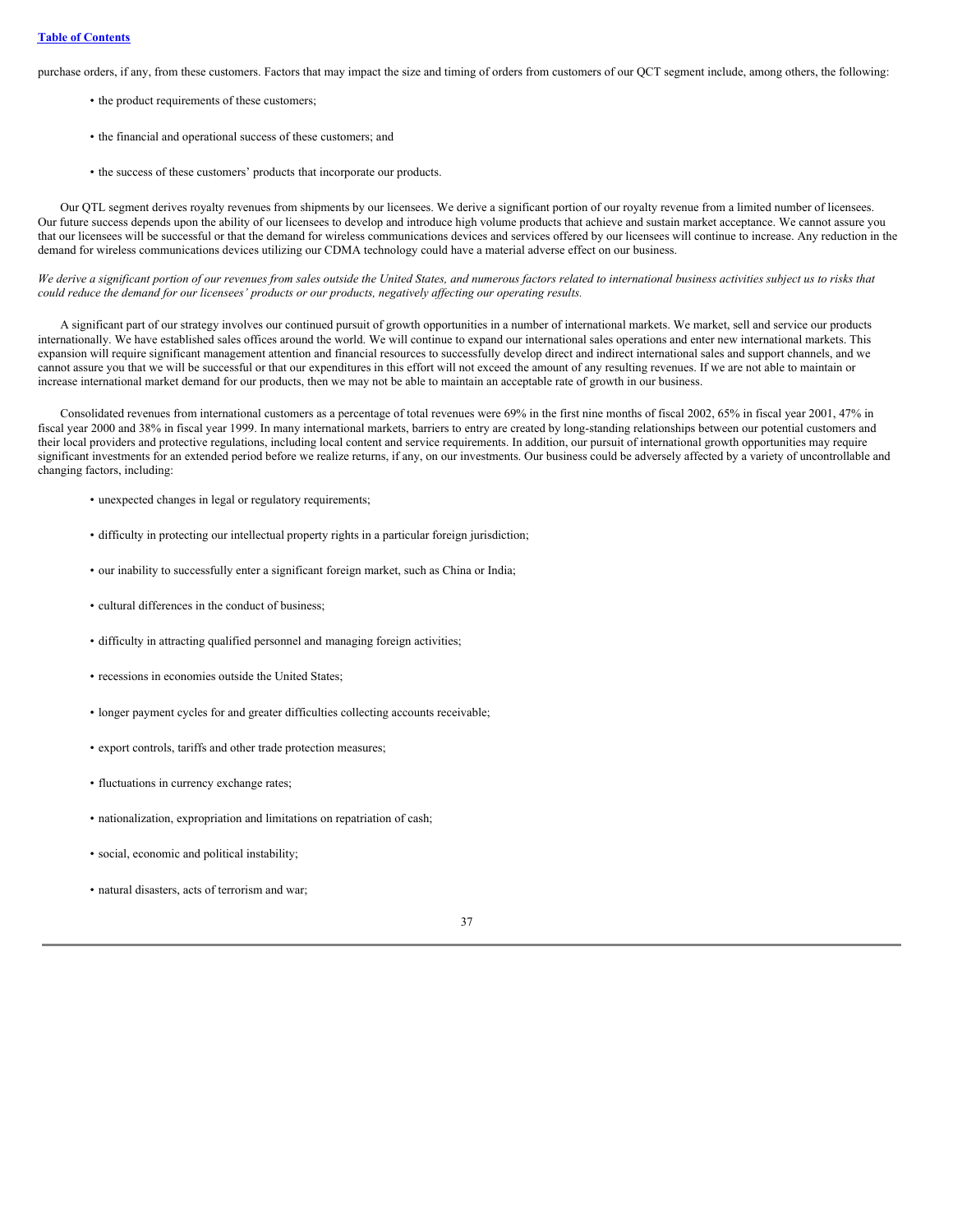purchase orders, if any, from these customers. Factors that may impact the size and timing of orders from customers of our QCT segment include, among others, the following:

- the product requirements of these customers;
- the financial and operational success of these customers; and
- the success of these customers' products that incorporate our products.

Our QTL segment derives royalty revenues from shipments by our licensees. We derive a significant portion of our royalty revenue from a limited number of licensees. Our future success depends upon the ability of our licensees to develop and introduce high volume products that achieve and sustain market acceptance. We cannot assure you that our licensees will be successful or that the demand for wireless communications devices and services offered by our licensees will continue to increase. Any reduction in the demand for wireless communications devices utilizing our CDMA technology could have a material adverse effect on our business.

*We derive a significant portion of our revenues from sales outside the United States, and numerous factors related to international business activities subject us to risks that could reduce the demand for our licensees' products or our products, negatively affecting our operating results.*

A significant part of our strategy involves our continued pursuit of growth opportunities in a number of international markets. We market, sell and service our products internationally. We have established sales offices around the world. We will continue to expand our international sales operations and enter new international markets. This expansion will require significant management attention and financial resources to successfully develop direct and indirect international sales and support channels, and we cannot assure you that we will be successful or that our expenditures in this effort will not exceed the amount of any resulting revenues. If we are not able to maintain or increase international market demand for our products, then we may not be able to maintain an acceptable rate of growth in our business.

Consolidated revenues from international customers as a percentage of total revenues were 69% in the first nine months of fiscal 2002, 65% in fiscal year 2001, 47% in fiscal year 2000 and 38% in fiscal year 1999. In many international markets, barriers to entry are created by long-standing relationships between our potential customers and their local providers and protective regulations, including local content and service requirements. In addition, our pursuit of international growth opportunities may require significant investments for an extended period before we realize returns, if any, on our investments. Our business could be adversely affected by a variety of uncontrollable and changing factors, including:

- unexpected changes in legal or regulatory requirements;
- difficulty in protecting our intellectual property rights in a particular foreign jurisdiction;
- our inability to successfully enter a significant foreign market, such as China or India;
- cultural differences in the conduct of business;
- difficulty in attracting qualified personnel and managing foreign activities;
- recessions in economies outside the United States;
- longer payment cycles for and greater difficulties collecting accounts receivable;
- export controls, tariffs and other trade protection measures;
- fluctuations in currency exchange rates;
- nationalization, expropriation and limitations on repatriation of cash;
- social, economic and political instability;
- natural disasters, acts of terrorism and war;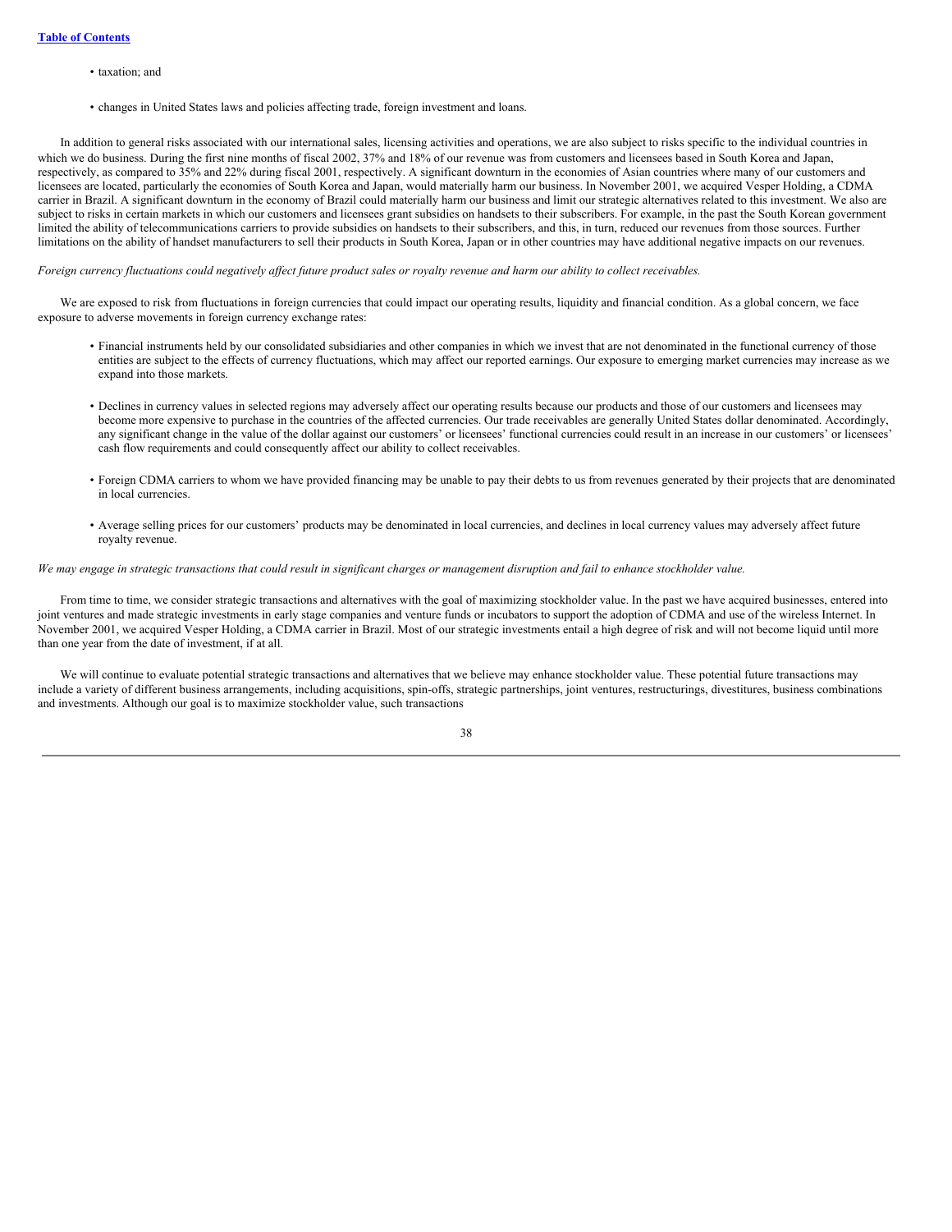- taxation; and
- changes in United States laws and policies affecting trade, foreign investment and loans.

In addition to general risks associated with our international sales, licensing activities and operations, we are also subject to risks specific to the individual countries in which we do business. During the first nine months of fiscal 2002, 37% and 18% of our revenue was from customers and licensees based in South Korea and Japan, respectively, as compared to 35% and 22% during fiscal 2001, respectively. A significant downturn in the economies of Asian countries where many of our customers and licensees are located, particularly the economies of South Korea and Japan, would materially harm our business. In November 2001, we acquired Vesper Holding, a CDMA carrier in Brazil. A significant downturn in the economy of Brazil could materially harm our business and limit our strategic alternatives related to this investment. We also are subject to risks in certain markets in which our customers and licensees grant subsidies on handsets to their subscribers. For example, in the past the South Korean government limited the ability of telecommunications carriers to provide subsidies on handsets to their subscribers, and this, in turn, reduced our revenues from those sources. Further limitations on the ability of handset manufacturers to sell their products in South Korea, Japan or in other countries may have additional negative impacts on our revenues.

*Foreign currency fluctuations could negatively affect future product sales or royalty revenue and harm our ability to collect receivables.*

We are exposed to risk from fluctuations in foreign currencies that could impact our operating results, liquidity and financial condition. As a global concern, we face exposure to adverse movements in foreign currency exchange rates:

- Financial instruments held by our consolidated subsidiaries and other companies in which we invest that are not denominated in the functional currency of those entities are subject to the effects of currency fluctuations, which may affect our reported earnings. Our exposure to emerging market currencies may increase as we expand into those markets.
- Declines in currency values in selected regions may adversely affect our operating results because our products and those of our customers and licensees may become more expensive to purchase in the countries of the affected currencies. Our trade receivables are generally United States dollar denominated. Accordingly, any significant change in the value of the dollar against our customers' or licensees' functional currencies could result in an increase in our customers' or licensees' cash flow requirements and could consequently affect our ability to collect receivables.
- Foreign CDMA carriers to whom we have provided financing may be unable to pay their debts to us from revenues generated by their projects that are denominated in local currencies.
- Average selling prices for our customers' products may be denominated in local currencies, and declines in local currency values may adversely affect future royalty revenue.

*We may engage in strategic transactions that could result in significant charges or management disruption and fail to enhance stockholder value.*

From time to time, we consider strategic transactions and alternatives with the goal of maximizing stockholder value. In the past we have acquired businesses, entered into joint ventures and made strategic investments in early stage companies and venture funds or incubators to support the adoption of CDMA and use of the wireless Internet. In November 2001, we acquired Vesper Holding, a CDMA carrier in Brazil. Most of our strategic investments entail a high degree of risk and will not become liquid until more than one year from the date of investment, if at all.

We will continue to evaluate potential strategic transactions and alternatives that we believe may enhance stockholder value. These potential future transactions may include a variety of different business arrangements, including acquisitions, spin-offs, strategic partnerships, joint ventures, restructurings, divestitures, business combinations and investments. Although our goal is to maximize stockholder value, such transactions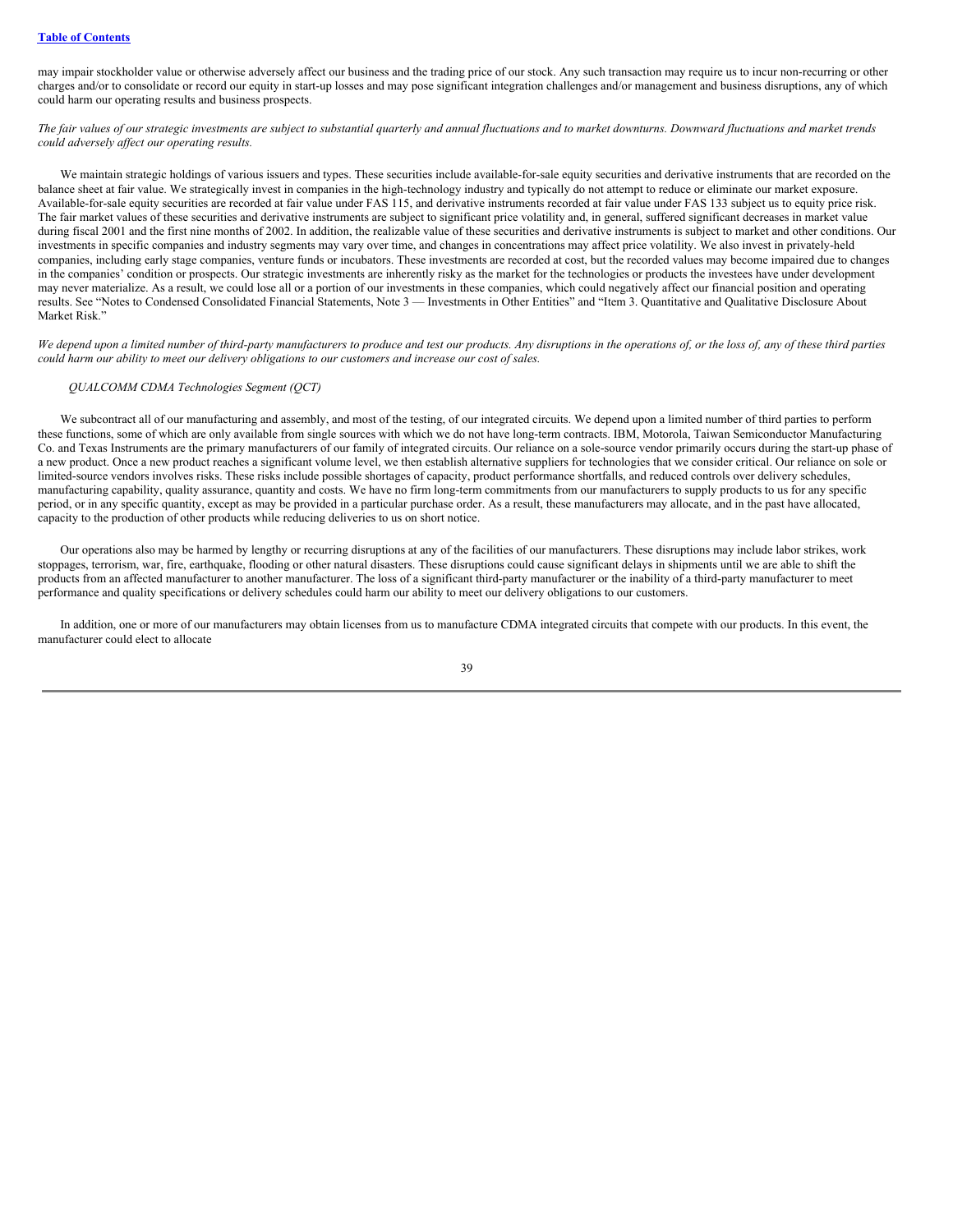may impair stockholder value or otherwise adversely affect our business and the trading price of our stock. Any such transaction may require us to incur non-recurring or other charges and/or to consolidate or record our equity in start-up losses and may pose significant integration challenges and/or management and business disruptions, any of which could harm our operating results and business prospects.

*The fair values of our strategic investments are subject to substantial quarterly and annual fluctuations and to market downturns. Downward fluctuations and market trends could adversely affect our operating results.*

We maintain strategic holdings of various issuers and types. These securities include available-for-sale equity securities and derivative instruments that are recorded on the balance sheet at fair value. We strategically invest in companies in the high-technology industry and typically do not attempt to reduce or eliminate our market exposure. Available-for-sale equity securities are recorded at fair value under FAS 115, and derivative instruments recorded at fair value under FAS 133 subject us to equity price risk. The fair market values of these securities and derivative instruments are subject to significant price volatility and, in general, suffered significant decreases in market value during fiscal 2001 and the first nine months of 2002. In addition, the realizable value of these securities and derivative instruments is subject to market and other conditions. Our investments in specific companies and industry segments may vary over time, and changes in concentrations may affect price volatility. We also invest in privately-held companies, including early stage companies, venture funds or incubators. These investments are recorded at cost, but the recorded values may become impaired due to changes in the companies' condition or prospects. Our strategic investments are inherently risky as the market for the technologies or products the investees have under development may never materialize. As a result, we could lose all or a portion of our investments in these companies, which could negatively affect our financial position and operating results. See "Notes to Condensed Consolidated Financial Statements, Note 3 — Investments in Other Entities" and "Item 3. Quantitative and Qualitative Disclosure About Market Risk."

*We depend upon a limited number of third-party manufacturers to produce and test our products. Any disruptions in the operations of, or the loss of, any of these third parties could harm our ability to meet our delivery obligations to our customers and increase our cost of sales.*

*QUALCOMM CDMA Technologies Segment (QCT)*

We subcontract all of our manufacturing and assembly, and most of the testing, of our integrated circuits. We depend upon a limited number of third parties to perform these functions, some of which are only available from single sources with which we do not have long-term contracts. IBM, Motorola, Taiwan Semiconductor Manufacturing Co. and Texas Instruments are the primary manufacturers of our family of integrated circuits. Our reliance on a sole-source vendor primarily occurs during the start-up phase of a new product. Once a new product reaches a significant volume level, we then establish alternative suppliers for technologies that we consider critical. Our reliance on sole or limited-source vendors involves risks. These risks include possible shortages of capacity, product performance shortfalls, and reduced controls over delivery schedules, manufacturing capability, quality assurance, quantity and costs. We have no firm long-term commitments from our manufacturers to supply products to us for any specific period, or in any specific quantity, except as may be provided in a particular purchase order. As a result, these manufacturers may allocate, and in the past have allocated, capacity to the production of other products while reducing deliveries to us on short notice.

Our operations also may be harmed by lengthy or recurring disruptions at any of the facilities of our manufacturers. These disruptions may include labor strikes, work stoppages, terrorism, war, fire, earthquake, flooding or other natural disasters. These disruptions could cause significant delays in shipments until we are able to shift the products from an affected manufacturer to another manufacturer. The loss of a significant third-party manufacturer or the inability of a third-party manufacturer to meet performance and quality specifications or delivery schedules could harm our ability to meet our delivery obligations to our customers.

In addition, one or more of our manufacturers may obtain licenses from us to manufacture CDMA integrated circuits that compete with our products. In this event, the manufacturer could elect to allocate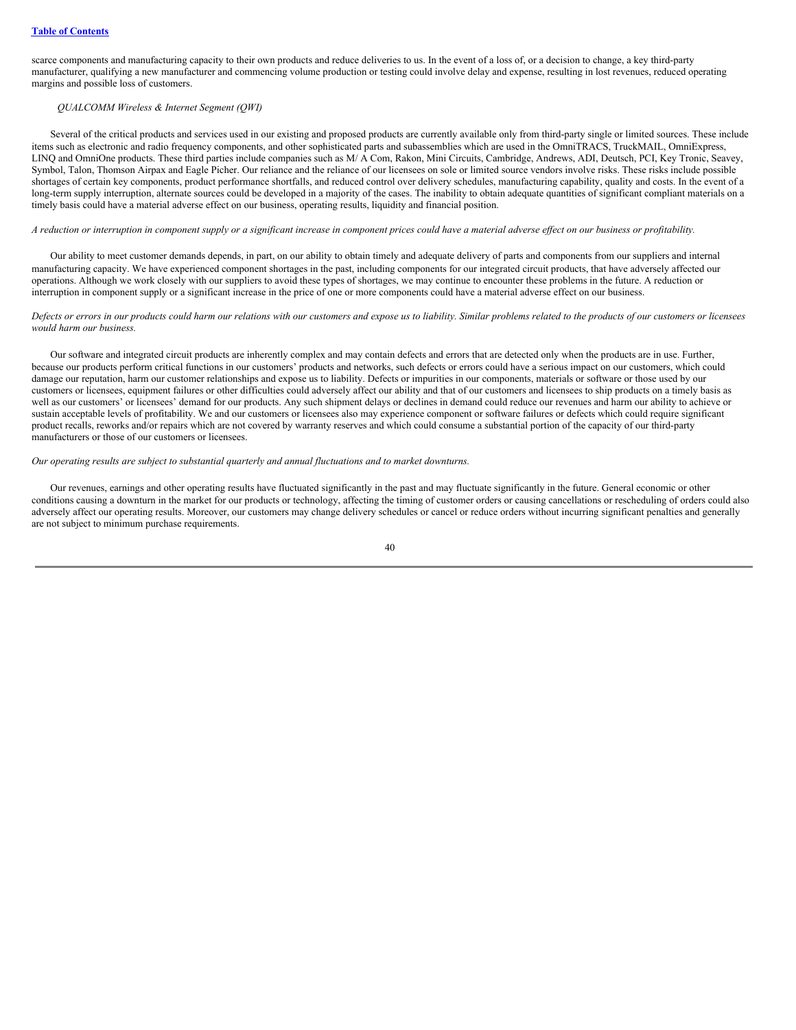scarce components and manufacturing capacity to their own products and reduce deliveries to us. In the event of a loss of, or a decision to change, a key third-party manufacturer, qualifying a new manufacturer and commencing volume production or testing could involve delay and expense, resulting in lost revenues, reduced operating margins and possible loss of customers.

*QUALCOMM Wireless & Internet Segment (QWI)*

Several of the critical products and services used in our existing and proposed products are currently available only from third-party single or limited sources. These include items such as electronic and radio frequency components, and other sophisticated parts and subassemblies which are used in the OmniTRACS, TruckMAIL, OmniExpress, LINQ and OmniOne products. These third parties include companies such as M/ A Com, Rakon, Mini Circuits, Cambridge, Andrews, ADI, Deutsch, PCI, Key Tronic, Seavey, Symbol, Talon, Thomson Airpax and Eagle Picher. Our reliance and the reliance of our licensees on sole or limited source vendors involve risks. These risks include possible shortages of certain key components, product performance shortfalls, and reduced control over delivery schedules, manufacturing capability, quality and costs. In the event of a long-term supply interruption, alternate sources could be developed in a majority of the cases. The inability to obtain adequate quantities of significant compliant materials on a timely basis could have a material adverse effect on our business, operating results, liquidity and financial position.

*A reduction or interruption in component supply or a significant increase in component prices could have a material adverse effect on our business or profitability.*

Our ability to meet customer demands depends, in part, on our ability to obtain timely and adequate delivery of parts and components from our suppliers and internal manufacturing capacity. We have experienced component shortages in the past, including components for our integrated circuit products, that have adversely affected our operations. Although we work closely with our suppliers to avoid these types of shortages, we may continue to encounter these problems in the future. A reduction or interruption in component supply or a significant increase in the price of one or more components could have a material adverse effect on our business.

*Defects or errors in our products could harm our relations with our customers and expose us to liability. Similar problems related to the products of our customers or licensees would harm our business.*

Our software and integrated circuit products are inherently complex and may contain defects and errors that are detected only when the products are in use. Further, because our products perform critical functions in our customers' products and networks, such defects or errors could have a serious impact on our customers, which could damage our reputation, harm our customer relationships and expose us to liability. Defects or impurities in our components, materials or software or those used by our customers or licensees, equipment failures or other difficulties could adversely affect our ability and that of our customers and licensees to ship products on a timely basis as well as our customers' or licensees' demand for our products. Any such shipment delays or declines in demand could reduce our revenues and harm our ability to achieve or sustain acceptable levels of profitability. We and our customers or licensees also may experience component or software failures or defects which could require significant product recalls, reworks and/or repairs which are not covered by warranty reserves and which could consume a substantial portion of the capacity of our third-party manufacturers or those of our customers or licensees.

*Our operating results are subject to substantial quarterly and annual fluctuations and to market downturns.*

Our revenues, earnings and other operating results have fluctuated significantly in the past and may fluctuate significantly in the future. General economic or other conditions causing a downturn in the market for our products or technology, affecting the timing of customer orders or causing cancellations or rescheduling of orders could also adversely affect our operating results. Moreover, our customers may change delivery schedules or cancel or reduce orders without incurring significant penalties and generally are not subject to minimum purchase requirements.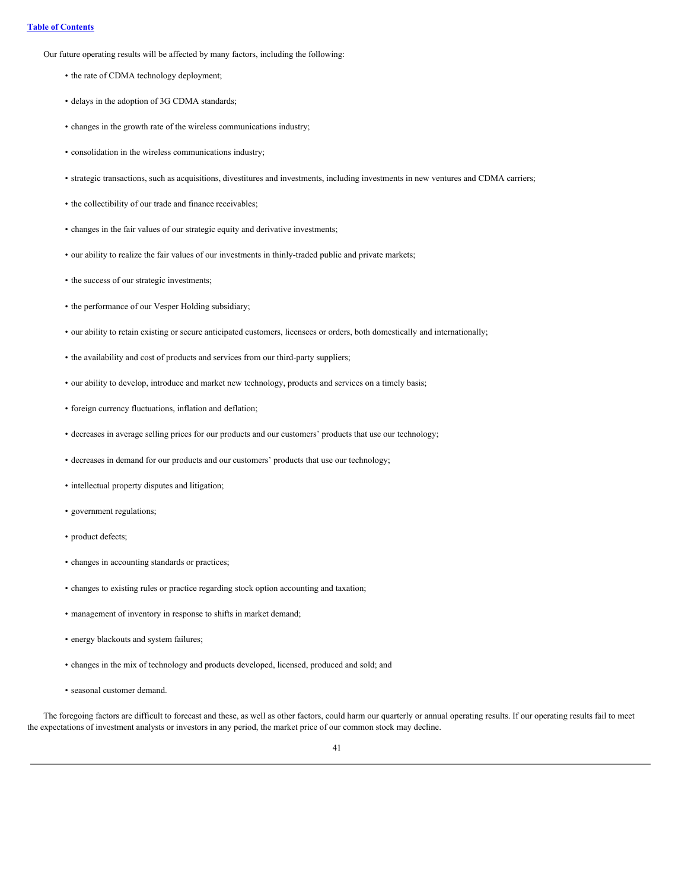Our future operating results will be affected by many factors, including the following:

- the rate of CDMA technology deployment;
- delays in the adoption of 3G CDMA standards;
- changes in the growth rate of the wireless communications industry;
- consolidation in the wireless communications industry;
- strategic transactions, such as acquisitions, divestitures and investments, including investments in new ventures and CDMA carriers;
- the collectibility of our trade and finance receivables;
- changes in the fair values of our strategic equity and derivative investments;
- our ability to realize the fair values of our investments in thinly-traded public and private markets;
- the success of our strategic investments;
- the performance of our Vesper Holding subsidiary;
- our ability to retain existing or secure anticipated customers, licensees or orders, both domestically and internationally;
- the availability and cost of products and services from our third-party suppliers;
- our ability to develop, introduce and market new technology, products and services on a timely basis;
- foreign currency fluctuations, inflation and deflation;
- decreases in average selling prices for our products and our customers' products that use our technology;
- decreases in demand for our products and our customers' products that use our technology;
- intellectual property disputes and litigation;
- government regulations;
- product defects;
- changes in accounting standards or practices;
- changes to existing rules or practice regarding stock option accounting and taxation;
- management of inventory in response to shifts in market demand;
- energy blackouts and system failures;
- changes in the mix of technology and products developed, licensed, produced and sold; and
- seasonal customer demand.

The foregoing factors are difficult to forecast and these, as well as other factors, could harm our quarterly or annual operating results. If our operating results fail to meet the expectations of investment analysts or investors in any period, the market price of our common stock may decline.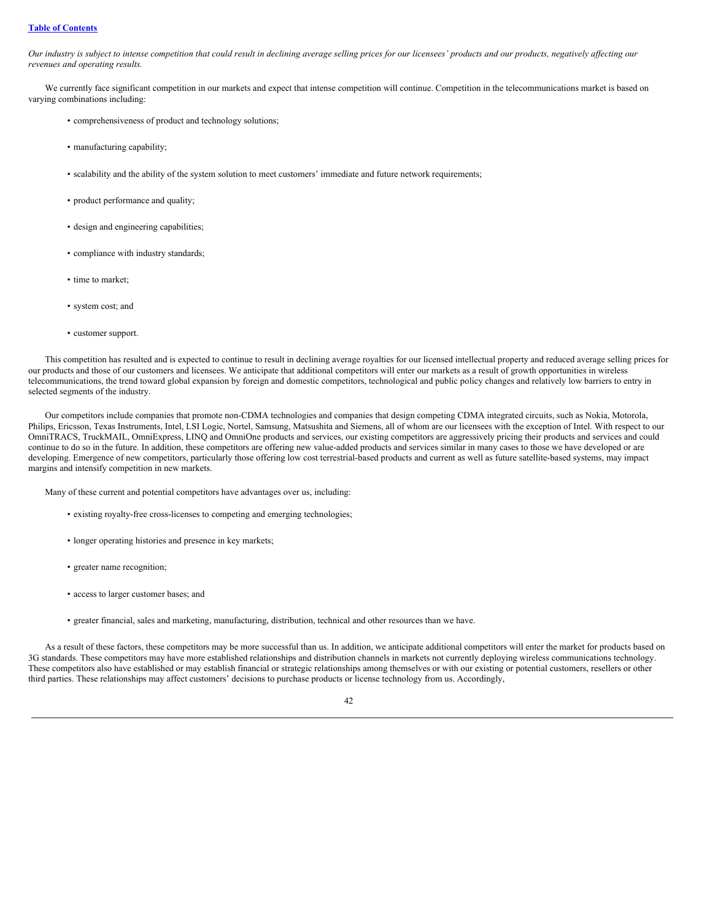*Our industry is subject to intense competition that could result in declining average selling prices for our licensees' products and our products, negatively affecting our revenues and operating results.*

We currently face significant competition in our markets and expect that intense competition will continue. Competition in the telecommunications market is based on varying combinations including:

- comprehensiveness of product and technology solutions;
- manufacturing capability;
- scalability and the ability of the system solution to meet customers' immediate and future network requirements;
- product performance and quality;
- design and engineering capabilities;
- compliance with industry standards;
- time to market;
- system cost; and
- customer support.

This competition has resulted and is expected to continue to result in declining average royalties for our licensed intellectual property and reduced average selling prices for our products and those of our customers and licensees. We anticipate that additional competitors will enter our markets as a result of growth opportunities in wireless telecommunications, the trend toward global expansion by foreign and domestic competitors, technological and public policy changes and relatively low barriers to entry in selected segments of the industry.

Our competitors include companies that promote non-CDMA technologies and companies that design competing CDMA integrated circuits, such as Nokia, Motorola, Philips, Ericsson, Texas Instruments, Intel, LSI Logic, Nortel, Samsung, Matsushita and Siemens, all of whom are our licensees with the exception of Intel. With respect to our OmniTRACS, TruckMAIL, OmniExpress, LINQ and OmniOne products and services, our existing competitors are aggressively pricing their products and services and could continue to do so in the future. In addition, these competitors are offering new value-added products and services similar in many cases to those we have developed or are developing. Emergence of new competitors, particularly those offering low cost terrestrial-based products and current as well as future satellite-based systems, may impact margins and intensify competition in new markets.

Many of these current and potential competitors have advantages over us, including:

- existing royalty-free cross-licenses to competing and emerging technologies;
- longer operating histories and presence in key markets;
- greater name recognition;
- access to larger customer bases; and
- greater financial, sales and marketing, manufacturing, distribution, technical and other resources than we have.

As a result of these factors, these competitors may be more successful than us. In addition, we anticipate additional competitors will enter the market for products based on 3G standards. These competitors may have more established relationships and distribution channels in markets not currently deploying wireless communications technology. These competitors also have established or may establish financial or strategic relationships among themselves or with our existing or potential customers, resellers or other third parties. These relationships may affect customers' decisions to purchase products or license technology from us. Accordingly,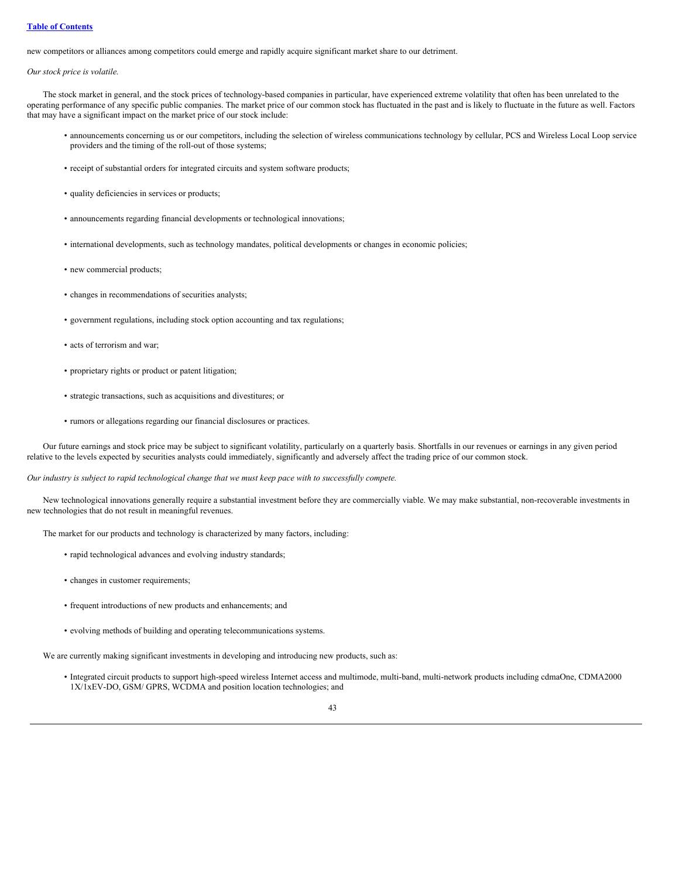new competitors or alliances among competitors could emerge and rapidly acquire significant market share to our detriment.

*Our stock price is volatile.*

The stock market in general, and the stock prices of technology-based companies in particular, have experienced extreme volatility that often has been unrelated to the operating performance of any specific public companies. The market price of our common stock has fluctuated in the past and is likely to fluctuate in the future as well. Factors that may have a significant impact on the market price of our stock include:

- announcements concerning us or our competitors, including the selection of wireless communications technology by cellular, PCS and Wireless Local Loop service providers and the timing of the roll-out of those systems;
- receipt of substantial orders for integrated circuits and system software products;
- quality deficiencies in services or products;
- announcements regarding financial developments or technological innovations;
- international developments, such as technology mandates, political developments or changes in economic policies;
- new commercial products;
- changes in recommendations of securities analysts;
- government regulations, including stock option accounting and tax regulations;
- acts of terrorism and war;
- proprietary rights or product or patent litigation;
- strategic transactions, such as acquisitions and divestitures; or
- rumors or allegations regarding our financial disclosures or practices.

Our future earnings and stock price may be subject to significant volatility, particularly on a quarterly basis. Shortfalls in our revenues or earnings in any given period relative to the levels expected by securities analysts could immediately, significantly and adversely affect the trading price of our common stock.

*Our industry is subject to rapid technological change that we must keep pace with to successfully compete.*

New technological innovations generally require a substantial investment before they are commercially viable. We may make substantial, non-recoverable investments in new technologies that do not result in meaningful revenues.

The market for our products and technology is characterized by many factors, including:

- rapid technological advances and evolving industry standards;
- changes in customer requirements;
- frequent introductions of new products and enhancements; and
- evolving methods of building and operating telecommunications systems.

We are currently making significant investments in developing and introducing new products, such as:

- Integrated circuit products to support high-speed wireless Internet access and multimode, multi-band, multi-network products including cdmaOne, CDMA2000 1X/1xEV-DO, GSM/ GPRS, WCDMA and position location technologies; and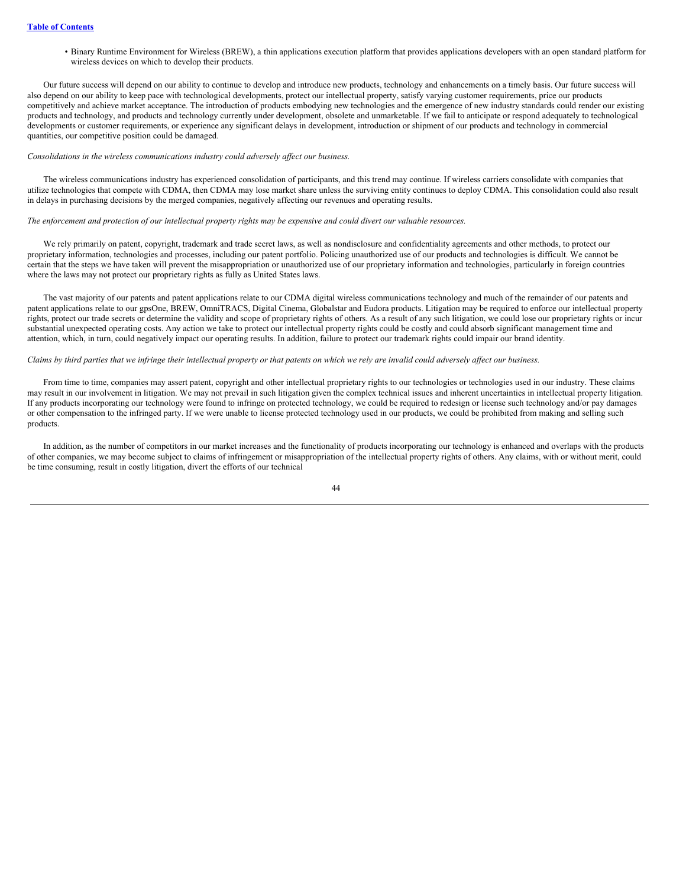- Binary Runtime Environment for Wireless (BREW), a thin applications execution platform that provides applications developers with an open standard platform for wireless devices on which to develop their products.

Our future success will depend on our ability to continue to develop and introduce new products, technology and enhancements on a timely basis. Our future success will also depend on our ability to keep pace with technological developments, protect our intellectual property, satisfy varying customer requirements, price our products competitively and achieve market acceptance. The introduction of products embodying new technologies and the emergence of new industry standards could render our existing products and technology, and products and technology currently under development, obsolete and unmarketable. If we fail to anticipate or respond adequately to technological developments or customer requirements, or experience any significant delays in development, introduction or shipment of our products and technology in commercial quantities, our competitive position could be damaged.

*Consolidations in the wireless communications industry could adversely affect our business.*

The wireless communications industry has experienced consolidation of participants, and this trend may continue. If wireless carriers consolidate with companies that utilize technologies that compete with CDMA, then CDMA may lose market share unless the surviving entity continues to deploy CDMA. This consolidation could also result in delays in purchasing decisions by the merged companies, negatively affecting our revenues and operating results.

*The enforcement and protection of our intellectual property rights may be expensive and could divert our valuable resources.*

We rely primarily on patent, copyright, trademark and trade secret laws, as well as nondisclosure and confidentiality agreements and other methods, to protect our proprietary information, technologies and processes, including our patent portfolio. Policing unauthorized use of our products and technologies is difficult. We cannot be certain that the steps we have taken will prevent the misappropriation or unauthorized use of our proprietary information and technologies, particularly in foreign countries where the laws may not protect our proprietary rights as fully as United States laws.

The vast majority of our patents and patent applications relate to our CDMA digital wireless communications technology and much of the remainder of our patents and patent applications relate to our gpsOne, BREW, OmniTRACS, Digital Cinema, Globalstar and Eudora products. Litigation may be required to enforce our intellectual property rights, protect our trade secrets or determine the validity and scope of proprietary rights of others. As a result of any such litigation, we could lose our proprietary rights or incur substantial unexpected operating costs. Any action we take to protect our intellectual property rights could be costly and could absorb significant management time and attention, which, in turn, could negatively impact our operating results. In addition, failure to protect our trademark rights could impair our brand identity.

*Claims by third parties that we infringe their intellectual property or that patents on which we rely are invalid could adversely affect our business.*

From time to time, companies may assert patent, copyright and other intellectual proprietary rights to our technologies or technologies used in our industry. These claims may result in our involvement in litigation. We may not prevail in such litigation given the complex technical issues and inherent uncertainties in intellectual property litigation. If any products incorporating our technology were found to infringe on protected technology, we could be required to redesign or license such technology and/or pay damages or other compensation to the infringed party. If we were unable to license protected technology used in our products, we could be prohibited from making and selling such products.

In addition, as the number of competitors in our market increases and the functionality of products incorporating our technology is enhanced and overlaps with the products of other companies, we may become subject to claims of infringement or misappropriation of the intellectual property rights of others. Any claims, with or without merit, could be time consuming, result in costly litigation, divert the efforts of our technical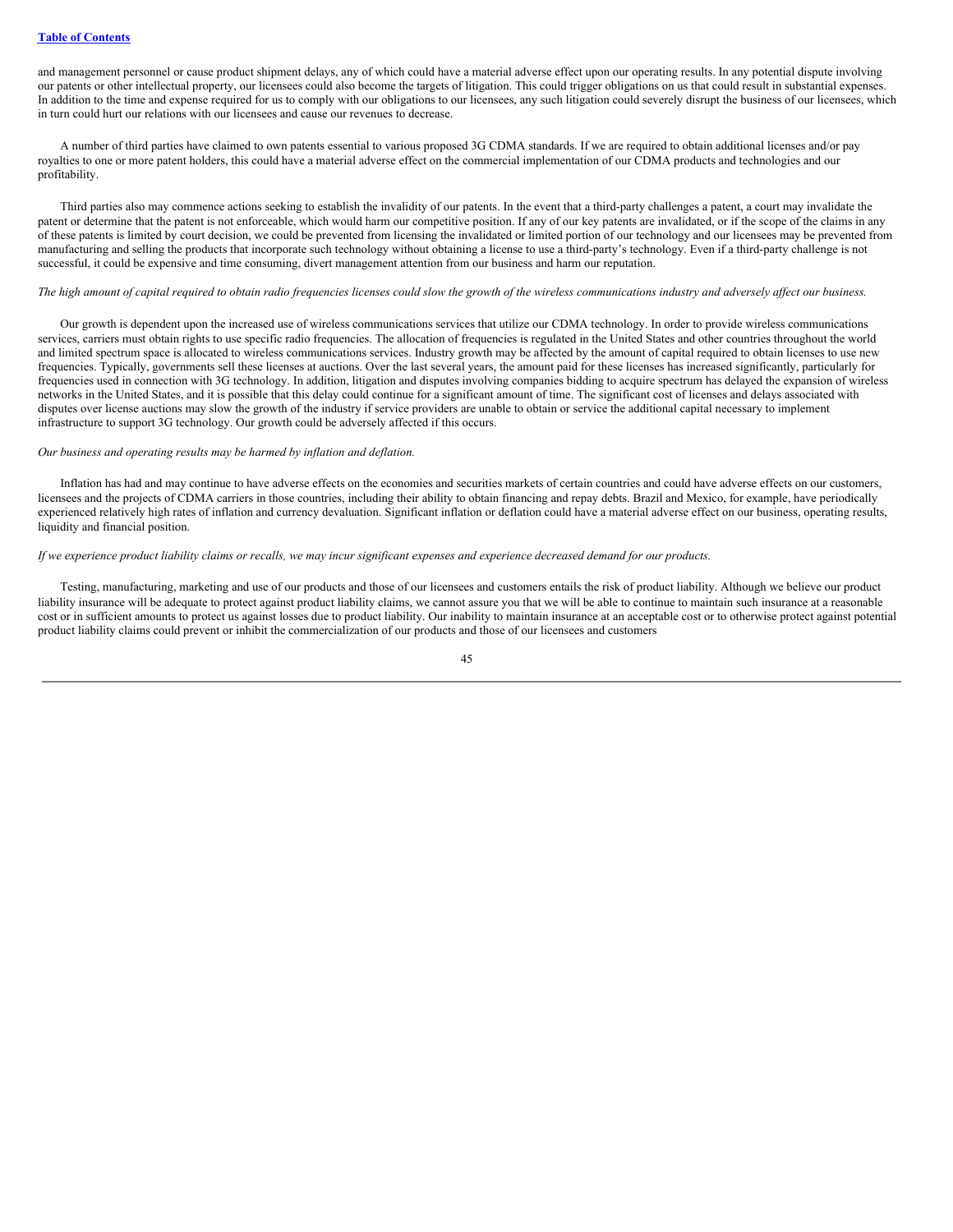and management personnel or cause product shipment delays, any of which could have a material adverse effect upon our operating results. In any potential dispute involving our patents or other intellectual property, our licensees could also become the targets of litigation. This could trigger obligations on us that could result in substantial expenses. In addition to the time and expense required for us to comply with our obligations to our licensees, any such litigation could severely disrupt the business of our licensees, which in turn could hurt our relations with our licensees and cause our revenues to decrease.

A number of third parties have claimed to own patents essential to various proposed 3G CDMA standards. If we are required to obtain additional licenses and/or pay royalties to one or more patent holders, this could have a material adverse effect on the commercial implementation of our CDMA products and technologies and our profitability.

Third parties also may commence actions seeking to establish the invalidity of our patents. In the event that a third-party challenges a patent, a court may invalidate the patent or determine that the patent is not enforceable, which would harm our competitive position. If any of our key patents are invalidated, or if the scope of the claims in any of these patents is limited by court decision, we could be prevented from licensing the invalidated or limited portion of our technology and our licensees may be prevented from manufacturing and selling the products that incorporate such technology without obtaining a license to use a third-party's technology. Even if a third-party challenge is not successful, it could be expensive and time consuming, divert management attention from our business and harm our reputation.

*The high amount of capital required to obtain radio frequencies licenses could slow the growth of the wireless communications industry and adversely affect our business.*

Our growth is dependent upon the increased use of wireless communications services that utilize our CDMA technology. In order to provide wireless communications services, carriers must obtain rights to use specific radio frequencies. The allocation of frequencies is regulated in the United States and other countries throughout the world and limited spectrum space is allocated to wireless communications services. Industry growth may be affected by the amount of capital required to obtain licenses to use new frequencies. Typically, governments sell these licenses at auctions. Over the last several years, the amount paid for these licenses has increased significantly, particularly for frequencies used in connection with 3G technology. In addition, litigation and disputes involving companies bidding to acquire spectrum has delayed the expansion of wireless networks in the United States, and it is possible that this delay could continue for a significant amount of time. The significant cost of licenses and delays associated with disputes over license auctions may slow the growth of the industry if service providers are unable to obtain or service the additional capital necessary to implement infrastructure to support 3G technology. Our growth could be adversely affected if this occurs.

*Our business and operating results may be harmed by inflation and deflation.*

Inflation has had and may continue to have adverse effects on the economies and securities markets of certain countries and could have adverse effects on our customers, licensees and the projects of CDMA carriers in those countries, including their ability to obtain financing and repay debts. Brazil and Mexico, for example, have periodically experienced relatively high rates of inflation and currency devaluation. Significant inflation or deflation could have a material adverse effect on our business, operating results, liquidity and financial position.

*If we experience product liability claims or recalls, we may incur significant expenses and experience decreased demand for our products.*

Testing, manufacturing, marketing and use of our products and those of our licensees and customers entails the risk of product liability. Although we believe our product liability insurance will be adequate to protect against product liability claims, we cannot assure you that we will be able to continue to maintain such insurance at a reasonable cost or in sufficient amounts to protect us against losses due to product liability. Our inability to maintain insurance at an acceptable cost or to otherwise protect against potential product liability claims could prevent or inhibit the commercialization of our products and those of our licensees and customers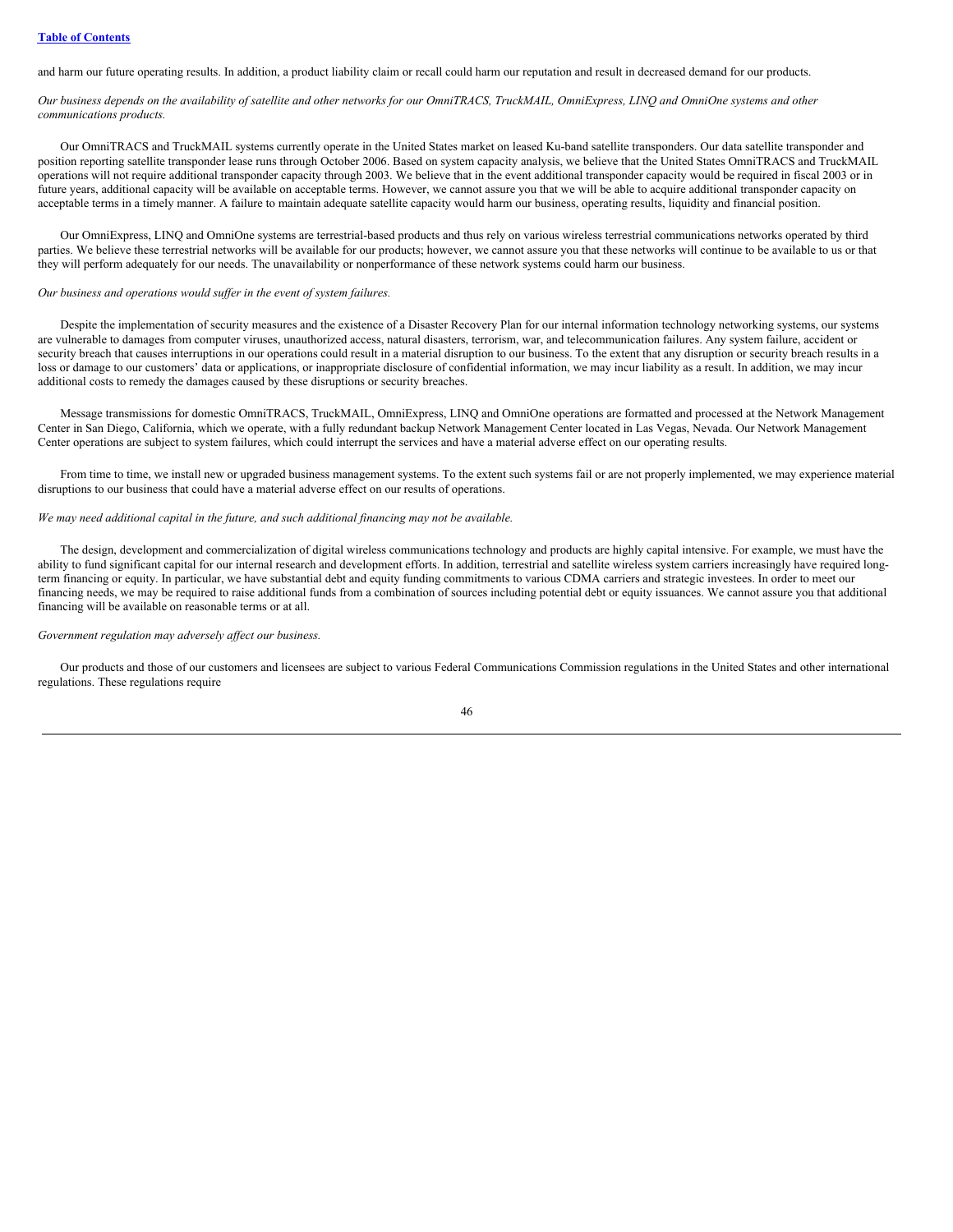and harm our future operating results. In addition, a product liability claim or recall could harm our reputation and result in decreased demand for our products.

*Our business depends on the availability of satellite and other networks for our OmniTRACS, TruckMAIL, OmniExpress, LINQ and OmniOne systems and other communications products.*

Our OmniTRACS and TruckMAIL systems currently operate in the United States market on leased Ku-band satellite transponders. Our data satellite transponder and position reporting satellite transponder lease runs through October 2006. Based on system capacity analysis, we believe that the United States OmniTRACS and TruckMAIL operations will not require additional transponder capacity through 2003. We believe that in the event additional transponder capacity would be required in fiscal 2003 or in future years, additional capacity will be available on acceptable terms. However, we cannot assure you that we will be able to acquire additional transponder capacity on acceptable terms in a timely manner. A failure to maintain adequate satellite capacity would harm our business, operating results, liquidity and financial position.

Our OmniExpress, LINQ and OmniOne systems are terrestrial-based products and thus rely on various wireless terrestrial communications networks operated by third parties. We believe these terrestrial networks will be available for our products; however, we cannot assure you that these networks will continue to be available to us or that they will perform adequately for our needs. The unavailability or nonperformance of these network systems could harm our business.

*Our business and operations would suffer in the event of system failures.*

Despite the implementation of security measures and the existence of a Disaster Recovery Plan for our internal information technology networking systems, our systems are vulnerable to damages from computer viruses, unauthorized access, natural disasters, terrorism, war, and telecommunication failures. Any system failure, accident or security breach that causes interruptions in our operations could result in a material disruption to our business. To the extent that any disruption or security breach results in a loss or damage to our customers' data or applications, or inappropriate disclosure of confidential information, we may incur liability as a result. In addition, we may incur additional costs to remedy the damages caused by these disruptions or security breaches.

Message transmissions for domestic OmniTRACS, TruckMAIL, OmniExpress, LINQ and OmniOne operations are formatted and processed at the Network Management Center in San Diego, California, which we operate, with a fully redundant backup Network Management Center located in Las Vegas, Nevada. Our Network Management Center operations are subject to system failures, which could interrupt the services and have a material adverse effect on our operating results.

From time to time, we install new or upgraded business management systems. To the extent such systems fail or are not properly implemented, we may experience material disruptions to our business that could have a material adverse effect on our results of operations.

*We may need additional capital in the future, and such additional financing may not be available.*

The design, development and commercialization of digital wireless communications technology and products are highly capital intensive. For example, we must have the ability to fund significant capital for our internal research and development efforts. In addition, terrestrial and satellite wireless system carriers increasingly have required long-term financing or equity. In particular, we have substantial debt and equity funding commitments to various CDMA carriers and strategic investees. In order to meet our financing needs, we may be required to raise additional funds from a combination of sources including potential debt or equity issuances. We cannot assure you that additional financing will be available on reasonable terms or at all.

*Government regulation may adversely affect our business.*

Our products and those of our customers and licensees are subject to various Federal Communications Commission regulations in the United States and other international regulations. These regulations require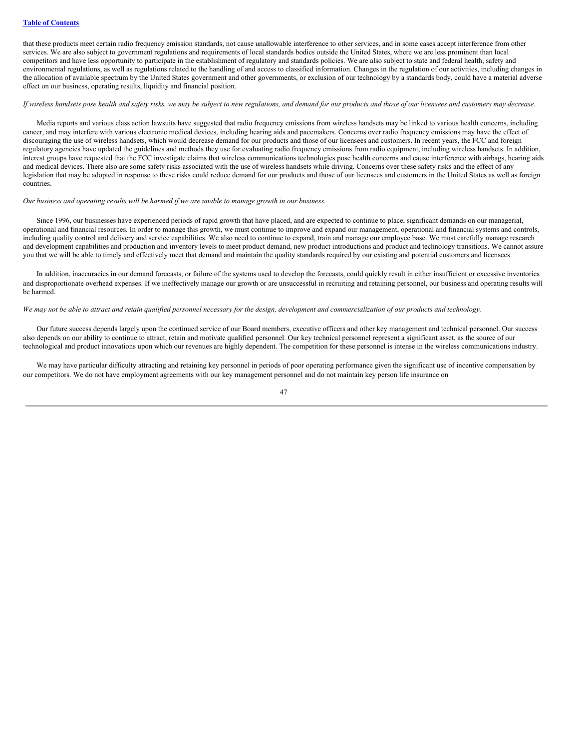that these products meet certain radio frequency emission standards, not cause unallowable interference to other services, and in some cases accept interference from other services. We are also subject to government regulations and requirements of local standards bodies outside the United States, where we are less prominent than local competitors and have less opportunity to participate in the establishment of regulatory and standards policies. We are also subject to state and federal health, safety and environmental regulations, as well as regulations related to the handling of and access to classified information. Changes in the regulation of our activities, including changes in the allocation of available spectrum by the United States government and other governments, or exclusion of our technology by a standards body, could have a material adverse effect on our business, operating results, liquidity and financial position.

*If wireless handsets pose health and safety risks, we may be subject to new regulations, and demand for our products and those of our licensees and customers may decrease.*

Media reports and various class action lawsuits have suggested that radio frequency emissions from wireless handsets may be linked to various health concerns, including cancer, and may interfere with various electronic medical devices, including hearing aids and pacemakers. Concerns over radio frequency emissions may have the effect of discouraging the use of wireless handsets, which would decrease demand for our products and those of our licensees and customers. In recent years, the FCC and foreign regulatory agencies have updated the guidelines and methods they use for evaluating radio frequency emissions from radio equipment, including wireless handsets. In addition, interest groups have requested that the FCC investigate claims that wireless communications technologies pose health concerns and cause interference with airbags, hearing aids and medical devices. There also are some safety risks associated with the use of wireless handsets while driving. Concerns over these safety risks and the effect of any legislation that may be adopted in response to these risks could reduce demand for our products and those of our licensees and customers in the United States as well as foreign countries.

*Our business and operating results will be harmed if we are unable to manage growth in our business.*

Since 1996, our businesses have experienced periods of rapid growth that have placed, and are expected to continue to place, significant demands on our managerial, operational and financial resources. In order to manage this growth, we must continue to improve and expand our management, operational and financial systems and controls, including quality control and delivery and service capabilities. We also need to continue to expand, train and manage our employee base. We must carefully manage research and development capabilities and production and inventory levels to meet product demand, new product introductions and product and technology transitions. We cannot assure you that we will be able to timely and effectively meet that demand and maintain the quality standards required by our existing and potential customers and licensees.

In addition, inaccuracies in our demand forecasts, or failure of the systems used to develop the forecasts, could quickly result in either insufficient or excessive inventories and disproportionate overhead expenses. If we ineffectively manage our growth or are unsuccessful in recruiting and retaining personnel, our business and operating results will be harmed.

*We may not be able to attract and retain qualified personnel necessary for the design, development and commercialization of our products and technology.*

Our future success depends largely upon the continued service of our Board members, executive officers and other key management and technical personnel. Our success also depends on our ability to continue to attract, retain and motivate qualified personnel. Our key technical personnel represent a significant asset, as the source of our technological and product innovations upon which our revenues are highly dependent. The competition for these personnel is intense in the wireless communications industry.

We may have particular difficulty attracting and retaining key personnel in periods of poor operating performance given the significant use of incentive compensation by our competitors. We do not have employment agreements with our key management personnel and do not maintain key person life insurance on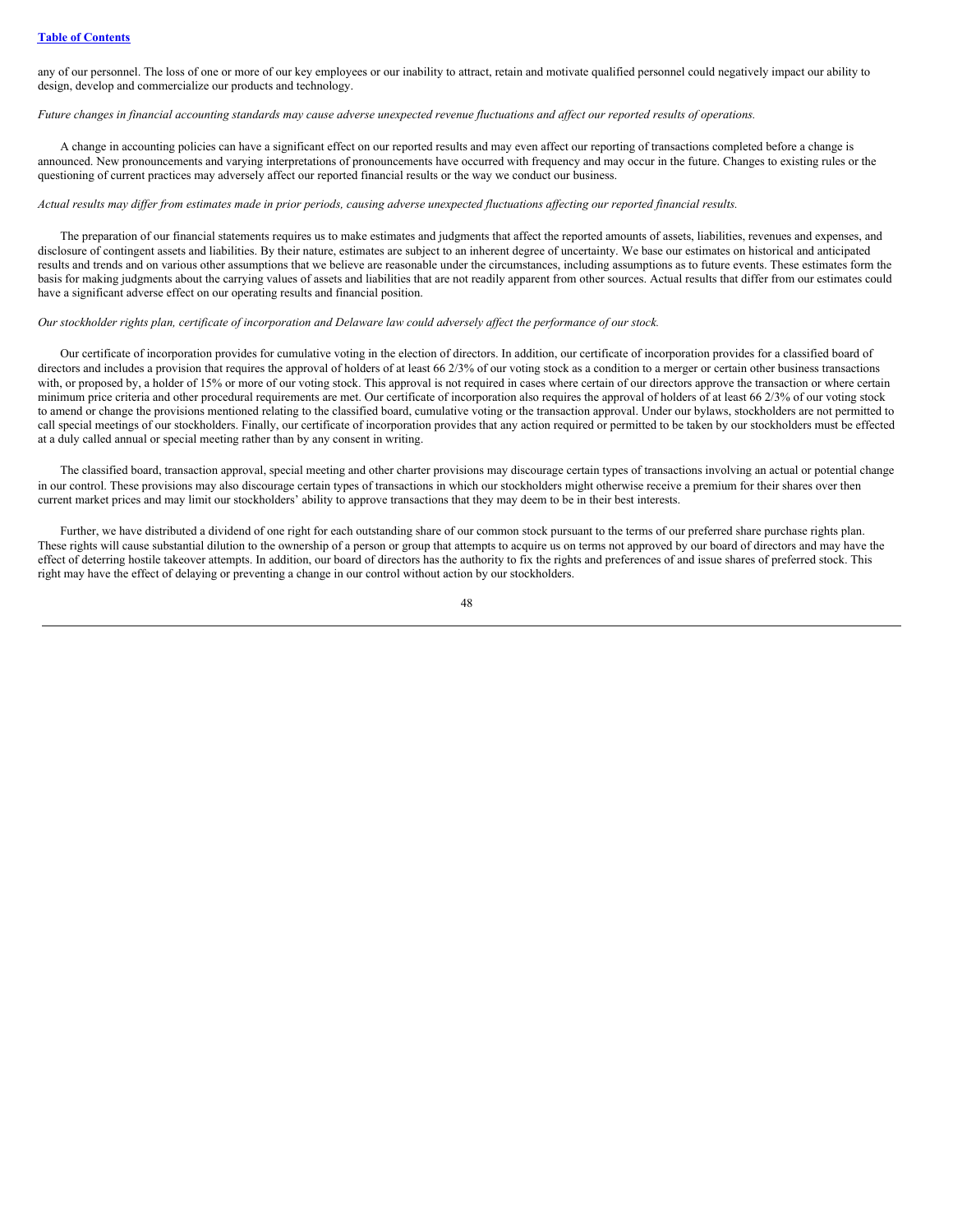any of our personnel. The loss of one or more of our key employees or our inability to attract, retain and motivate qualified personnel could negatively impact our ability to design, develop and commercialize our products and technology.

*Future changes in financial accounting standards may cause adverse unexpected revenue fluctuations and affect our reported results of operations.*

A change in accounting policies can have a significant effect on our reported results and may even affect our reporting of transactions completed before a change is announced. New pronouncements and varying interpretations of pronouncements have occurred with frequency and may occur in the future. Changes to existing rules or the questioning of current practices may adversely affect our reported financial results or the way we conduct our business.

*Actual results may differ from estimates made in prior periods, causing adverse unexpected fluctuations affecting our reported financial results.*

The preparation of our financial statements requires us to make estimates and judgments that affect the reported amounts of assets, liabilities, revenues and expenses, and disclosure of contingent assets and liabilities. By their nature, estimates are subject to an inherent degree of uncertainty. We base our estimates on historical and anticipated results and trends and on various other assumptions that we believe are reasonable under the circumstances, including assumptions as to future events. These estimates form the basis for making judgments about the carrying values of assets and liabilities that are not readily apparent from other sources. Actual results that differ from our estimates could have a significant adverse effect on our operating results and financial position.

*Our stockholder rights plan, certificate of incorporation and Delaware law could adversely affect the performance of our stock.*

Our certificate of incorporation provides for cumulative voting in the election of directors. In addition, our certificate of incorporation provides for a classified board of directors and includes a provision that requires the approval of holders of at least 66 2/3% of our voting stock as a condition to a merger or certain other business transactions with, or proposed by, a holder of 15% or more of our voting stock. This approval is not required in cases where certain of our directors approve the transaction or where certain minimum price criteria and other procedural requirements are met. Our certificate of incorporation also requires the approval of holders of at least 66 2/3% of our voting stock to amend or change the provisions mentioned relating to the classified board, cumulative voting or the transaction approval. Under our bylaws, stockholders are not permitted to call special meetings of our stockholders. Finally, our certificate of incorporation provides that any action required or permitted to be taken by our stockholders must be effected at a duly called annual or special meeting rather than by any consent in writing.

The classified board, transaction approval, special meeting and other charter provisions may discourage certain types of transactions involving an actual or potential change in our control. These provisions may also discourage certain types of transactions in which our stockholders might otherwise receive a premium for their shares over then current market prices and may limit our stockholders' ability to approve transactions that they may deem to be in their best interests.

Further, we have distributed a dividend of one right for each outstanding share of our common stock pursuant to the terms of our preferred share purchase rights plan. These rights will cause substantial dilution to the ownership of a person or group that attempts to acquire us on terms not approved by our board of directors and may have the effect of deterring hostile takeover attempts. In addition, our board of directors has the authority to fix the rights and preferences of and issue shares of preferred stock. This right may have the effect of delaying or preventing a change in our control without action by our stockholders.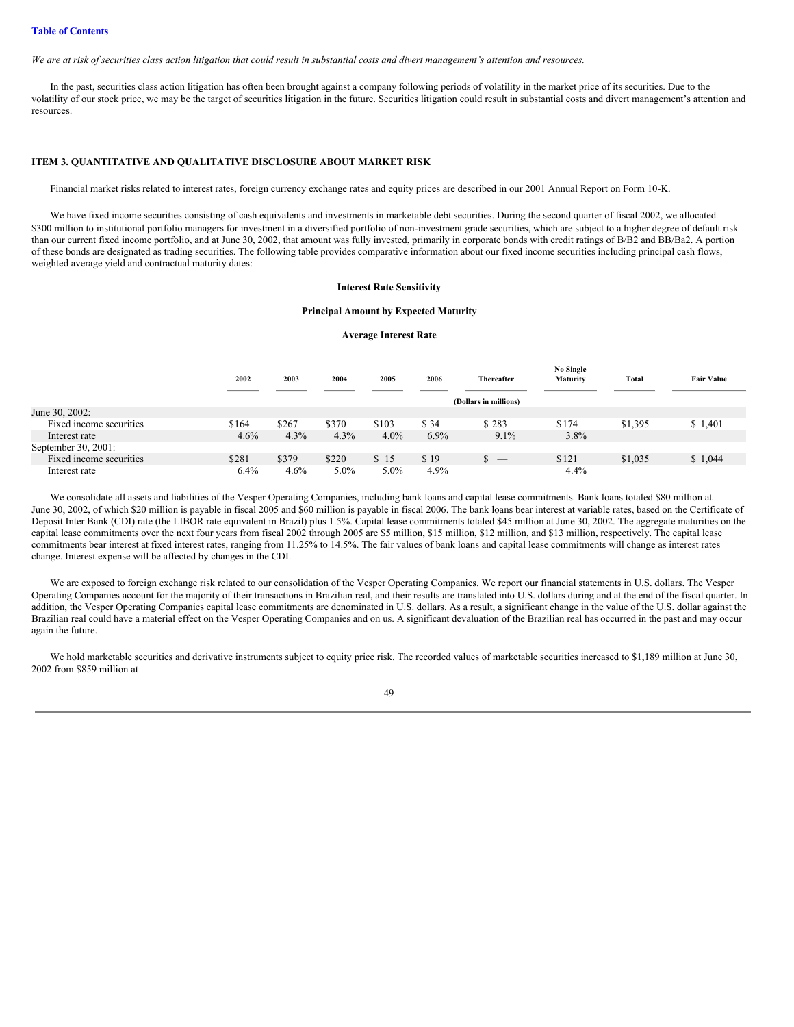*We are at risk of securities class action litigation that could result in substantial costs and divert management's attention and resources.*

In the past, securities class action litigation has often been brought against a company following periods of volatility in the market price of its securities. Due to the volatility of our stock price, we may be the target of securities litigation in the future. Securities litigation could result in substantial costs and divert management's attention and resources.

## ITEM 3. QUANTITATIVE AND QUALITATIVE DISCLOSURE ABOUT MARKET RISK

Financial market risks related to interest rates, foreign currency exchange rates and equity prices are described in our 2001 Annual Report on Form 10-K.

We have fixed income securities consisting of cash equivalents and investments in marketable debt securities. During the second quarter of fiscal 2002, we allocated $300 million to institutional portfolio managers for investment in a diversified portfolio of non-investment grade securities, which are subject to a higher degree of default risk than our current fixed income portfolio, and at June 30, 2002, that amount was fully invested, primarily in corporate bonds with credit ratings of B/B2 and BB/Ba2. A portion of these bonds are designated as trading securities. The following table provides comparative information about our fixed income securities including principal cash flows, weighted average yield and contractual maturity dates:

**Interest Rate Sensitivity**

**Principal Amount by Expected Maturity**

**Average Interest Rate**

| | 2002 | 2003 | 2004 | 2005 | 2006 | Thereafter | No Single Maturity | Total | Fair Value |
|---|---|---|---|---|---|---|---|---|---|
| | | | | | | (Dollars in millions) | | | |
| June 30, 2002: | | | | | | | | | |
| Fixed income securities | $164 | $267 | $370 | $103 | $ 34 | $ 283 | $174 | $1,395 | $ 1,401 |
| Interest rate | 4.6% | 4.3% | 4.3% | 4.0% | 6.9% | 9.1% | 3.8% | | |
| September 30, 2001: | | | | | | | | | |
| Fixed income securities | $281 | $379 | $220 | $ 15 | $ 19 | $ — | $121 | $1,035 | $ 1,044 |
| Interest rate | 6.4% | 4.6% | 5.0% | 5.0% | 4.9% | | 4.4% | | |

We consolidate all assets and liabilities of the Vesper Operating Companies, including bank loans and capital lease commitments. Bank loans totaled $80 million at June 30, 2002, of which $20 million is payable in fiscal 2005 and $60 million is payable in fiscal 2006. The bank loans bear interest at variable rates, based on the Certificate of Deposit Inter Bank (CDI) rate (the LIBOR rate equivalent in Brazil) plus 1.5%. Capital lease commitments totaled $45 million at June 30, 2002. The aggregate maturities on the capital lease commitments over the next four years from fiscal 2002 through 2005 are $5 million, $15 million, $12 million, and $13 million, respectively. The capital lease commitments bear interest at fixed interest rates, ranging from 11.25% to 14.5%. The fair values of bank loans and capital lease commitments will change as interest rates change. Interest expense will be affected by changes in the CDI.

We are exposed to foreign exchange risk related to our consolidation of the Vesper Operating Companies. We report our financial statements in U.S. dollars. The Vesper Operating Companies account for the majority of their transactions in Brazilian real, and their results are translated into U.S. dollars during and at the end of the fiscal quarter. In addition, the Vesper Operating Companies capital lease commitments are denominated in U.S. dollars. As a result, a significant change in the value of the U.S. dollar against the Brazilian real could have a material effect on the Vesper Operating Companies and on us. A significant devaluation of the Brazilian real has occurred in the past and may occur again the future.

We hold marketable securities and derivative instruments subject to equity price risk. The recorded values of marketable securities increased to $1,189 million at June 30, 2002 from $859 million at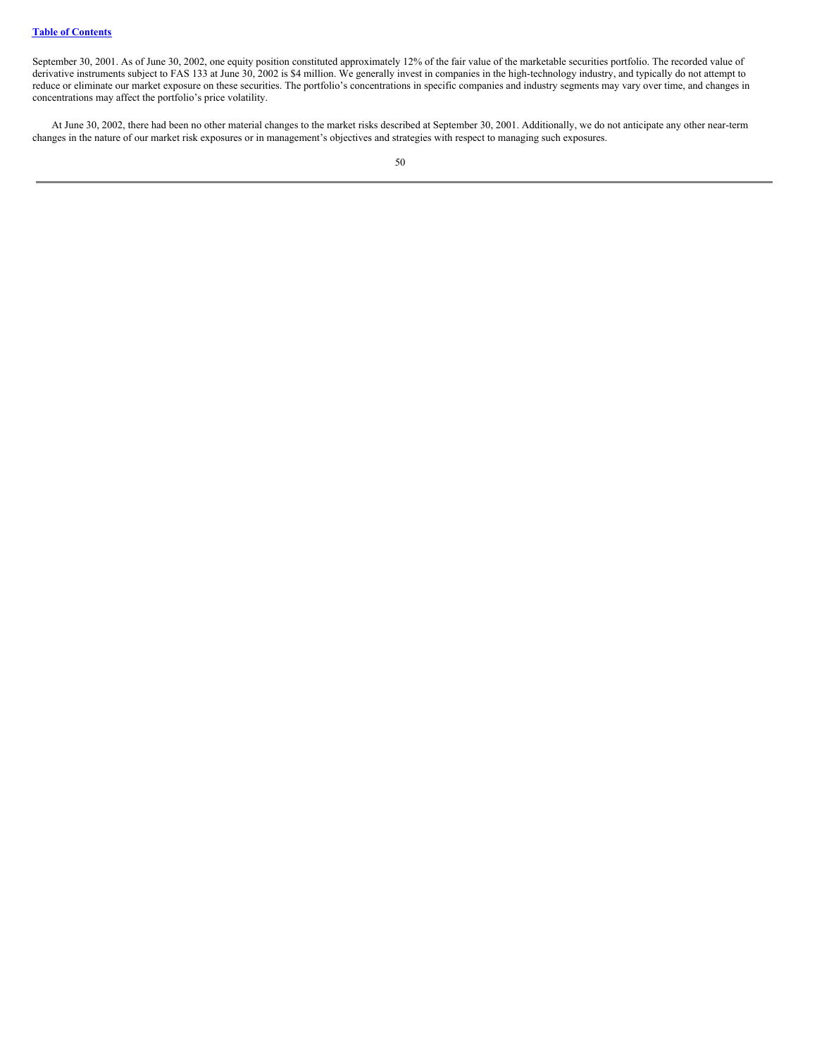September 30, 2001. As of June 30, 2002, one equity position constituted approximately 12% of the fair value of the marketable securities portfolio. The recorded value of derivative instruments subject to FAS 133 at June 30, 2002 is $4 million. We generally invest in companies in the high-technology industry, and typically do not attempt to reduce or eliminate our market exposure on these securities. The portfolio's concentrations in specific companies and industry segments may vary over time, and changes in concentrations may affect the portfolio's price volatility.

At June 30, 2002, there had been no other material changes to the market risks described at September 30, 2001. Additionally, we do not anticipate any other near-term changes in the nature of our market risk exposures or in management's objectives and strategies with respect to managing such exposures.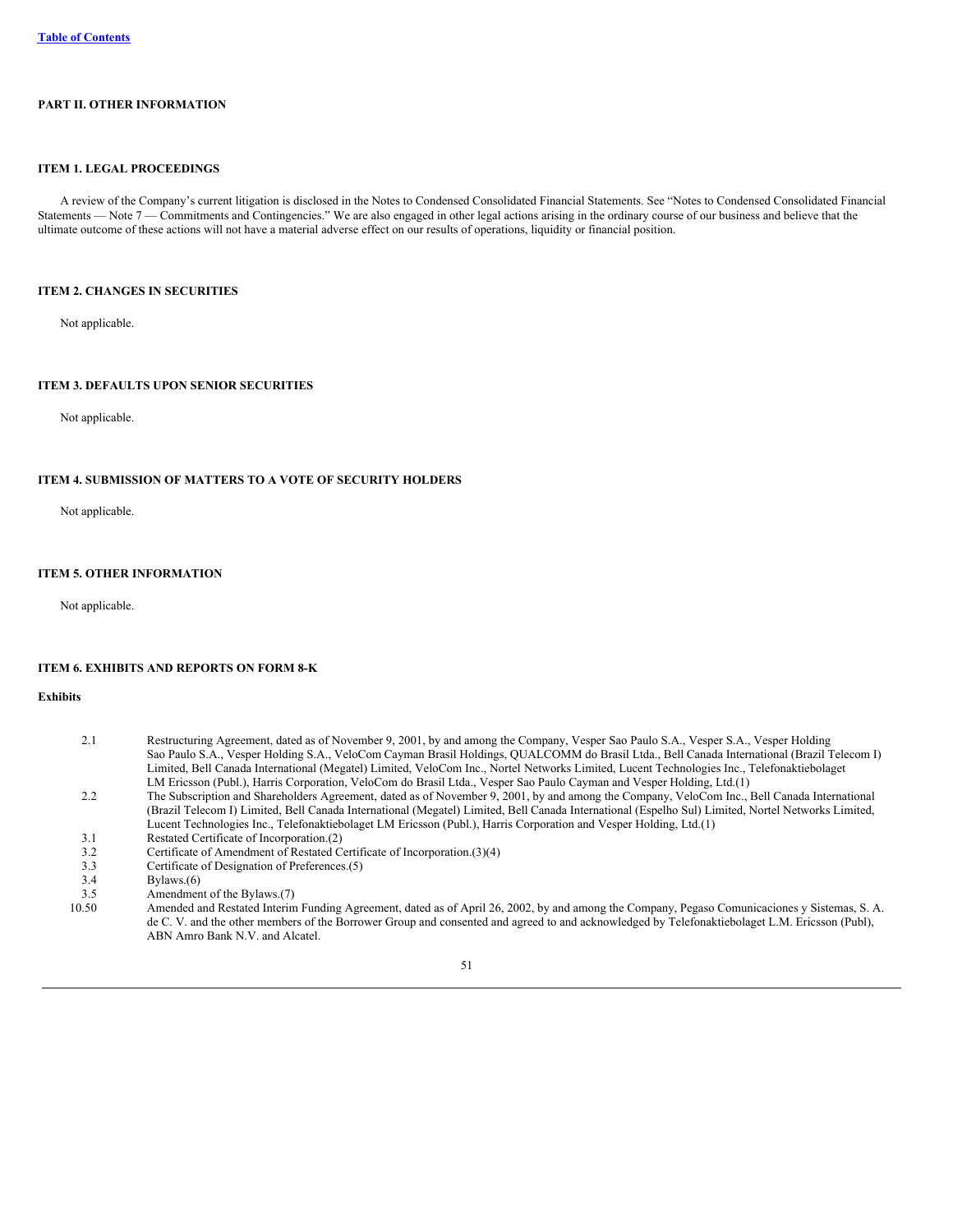Table of Contents

## PART II. OTHER INFORMATION

### ITEM 1. LEGAL PROCEEDINGS

A review of the Company's current litigation is disclosed in the Notes to Condensed Consolidated Financial Statements. See "Notes to Condensed Consolidated Financial Statements — Note 7 — Commitments and Contingencies." We are also engaged in other legal actions arising in the ordinary course of our business and believe that the ultimate outcome of these actions will not have a material adverse effect on our results of operations, liquidity or financial position.

### ITEM 2. CHANGES IN SECURITIES

Not applicable.

### ITEM 3. DEFAULTS UPON SENIOR SECURITIES

Not applicable.

### ITEM 4. SUBMISSION OF MATTERS TO A VOTE OF SECURITY HOLDERS

Not applicable.

### ITEM 5. OTHER INFORMATION

Not applicable.

### ITEM 6. EXHIBITS AND REPORTS ON FORM 8-K

**Exhibits**

| | |
|---|---|
| 2.1 | Restructuring Agreement, dated as of November 9, 2001, by and among the Company, Vesper Sao Paulo S.A., Vesper S.A., Vesper Holding Sao Paulo S.A., Vesper Holding S.A., VeloCom Cayman Brasil Holdings, QUALCOMM do Brasil Ltda., Bell Canada International (Brazil Telecom I) Limited, Bell Canada International (Megatel) Limited, VeloCom Inc., Nortel Networks Limited, Lucent Technologies Inc., Telefonaktiebolaget LM Ericsson (Publ.), Harris Corporation, VeloCom do Brasil Ltda., Vesper Sao Paulo Cayman and Vesper Holding, Ltd.(1) |
| 2.2 | The Subscription and Shareholders Agreement, dated as of November 9, 2001, by and among the Company, VeloCom Inc., Bell Canada International (Brazil Telecom I) Limited, Bell Canada International (Megatel) Limited, Bell Canada International (Espelho Sul) Limited, Nortel Networks Limited, Lucent Technologies Inc., Telefonaktiebolaget LM Ericsson (Publ.), Harris Corporation and Vesper Holding, Ltd.(1) |
| 3.1 | Restated Certificate of Incorporation.(2) |
| 3.2 | Certificate of Amendment of Restated Certificate of Incorporation.(3)(4) |
| 3.3 | Certificate of Designation of Preferences.(5) |
| 3.4 | Bylaws.(6) |
| 3.5 | Amendment of the Bylaws.(7) |
| 10.50 | Amended and Restated Interim Funding Agreement, dated as of April 26, 2002, by and among the Company, Pegaso Comunicaciones y Sistemas, S. A. de C. V. and the other members of the Borrower Group and consented and agreed to and acknowledged by Telefonaktiebolaget L.M. Ericsson (Publ), ABN Amro Bank N.V. and Alcatel. |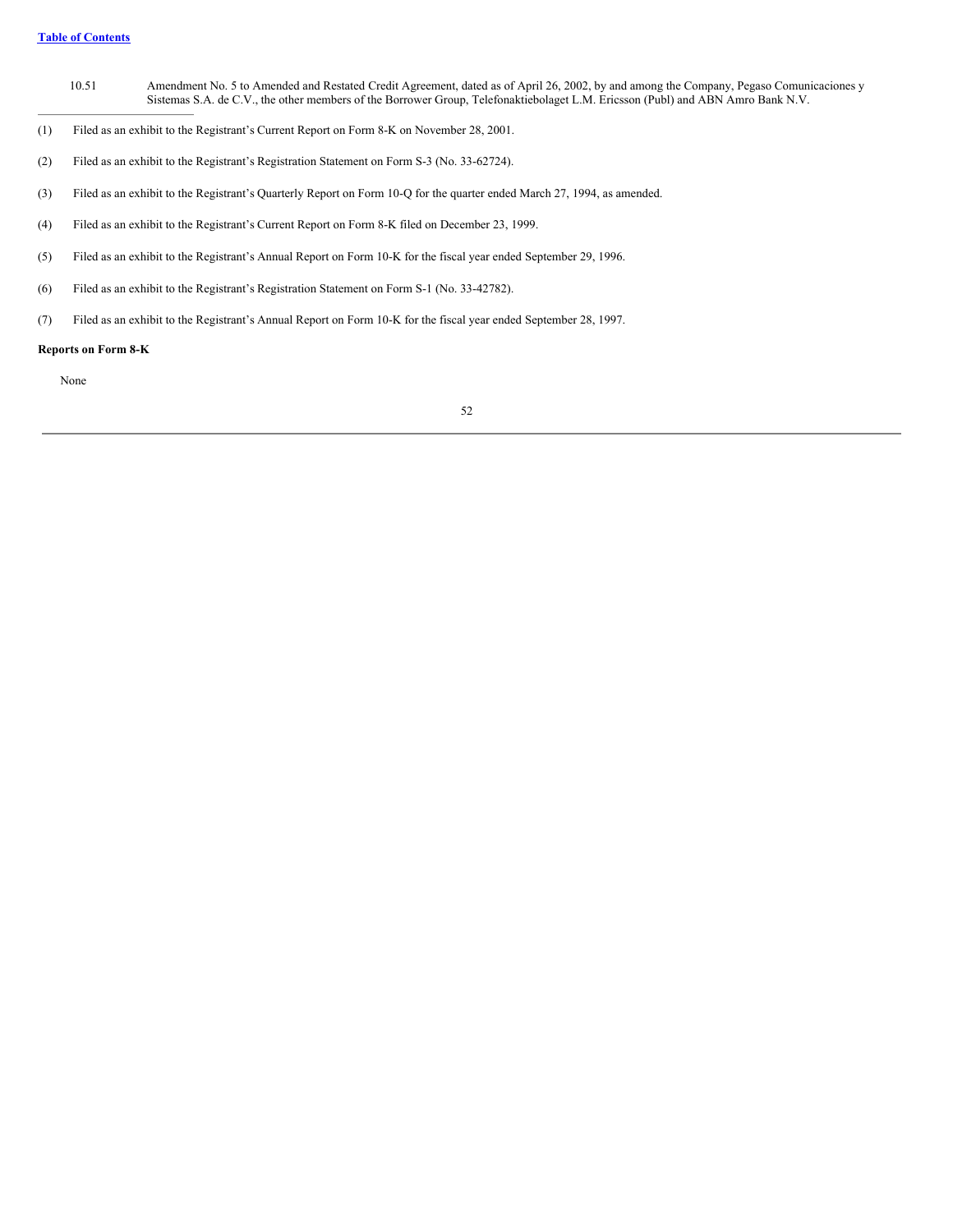| | |
|---|---|
| 10.51 | Amendment No. 5 to Amended and Restated Credit Agreement, dated as of April 26, 2002, by and among the Company, Pegaso Comunicaciones y Sistemas S.A. de C.V., the other members of the Borrower Group, Telefonaktiebolaget L.M. Ericsson (Publ) and ABN Amro Bank N.V. |

---

(1) Filed as an exhibit to the Registrant's Current Report on Form 8-K on November 28, 2001.

(2) Filed as an exhibit to the Registrant's Registration Statement on Form S-3 (No. 33-62724).

(3) Filed as an exhibit to the Registrant's Quarterly Report on Form 10-Q for the quarter ended March 27, 1994, as amended.

(4) Filed as an exhibit to the Registrant's Current Report on Form 8-K filed on December 23, 1999.

(5) Filed as an exhibit to the Registrant's Annual Report on Form 10-K for the fiscal year ended September 29, 1996.

(6) Filed as an exhibit to the Registrant's Registration Statement on Form S-1 (No. 33-42782).

(7) Filed as an exhibit to the Registrant's Annual Report on Form 10-K for the fiscal year ended September 28, 1997.

**Reports on Form 8-K**

None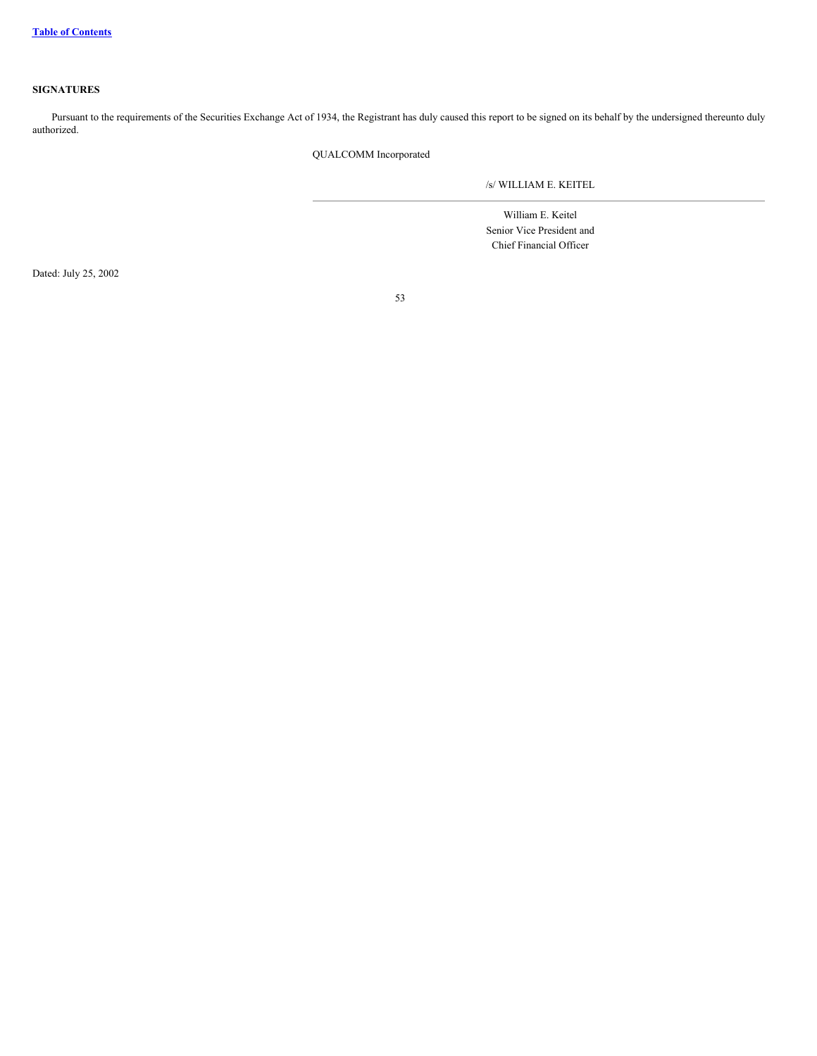## SIGNATURES

Pursuant to the requirements of the Securities Exchange Act of 1934, the Registrant has duly caused this report to be signed on its behalf by the undersigned thereunto duly authorized.

QUALCOMM Incorporated

/s/ WILLIAM E. KEITEL

William E. Keitel
Senior Vice President and
Chief Financial Officer

Dated: July 25, 2002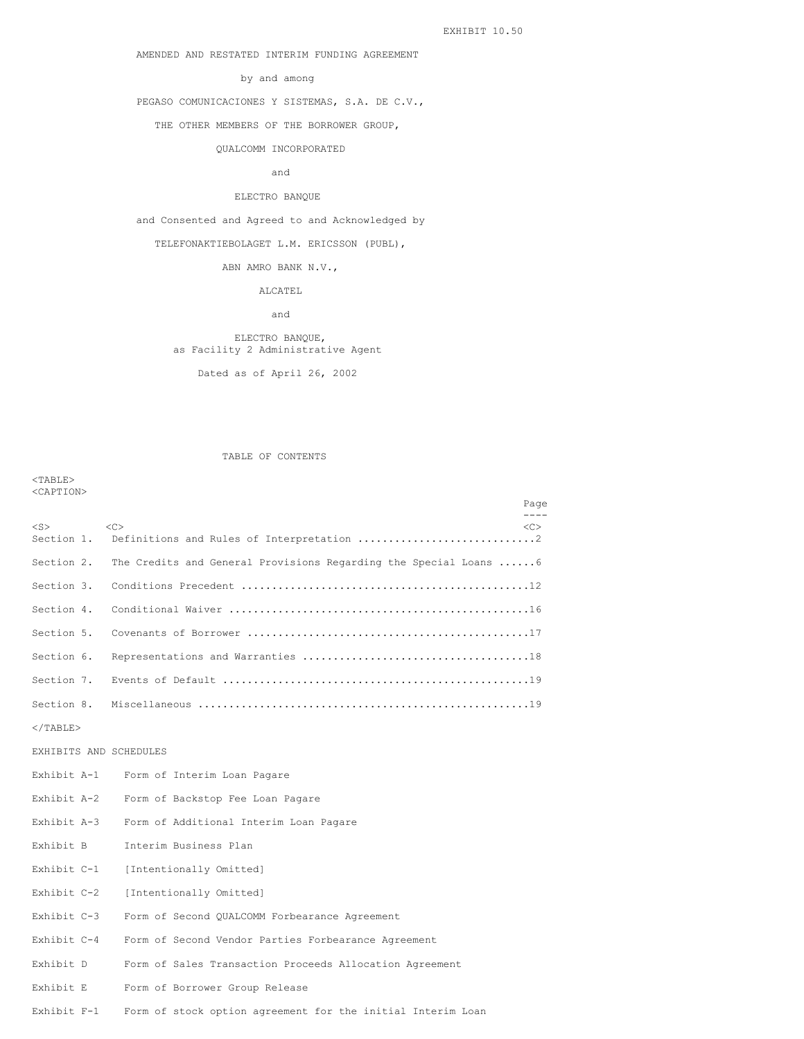EXHIBIT 10.50

AMENDED AND RESTATED INTERIM FUNDING AGREEMENT

by and among

PEGASO COMUNICACIONES Y SISTEMAS, S.A. DE C.V.,

THE OTHER MEMBERS OF THE BORROWER GROUP,

QUALCOMM INCORPORATED

and

ELECTRO BANQUE

and Consented and Agreed to and Acknowledged by

TELEFONAKTIEBOLAGET L.M. ERICSSON (PUBL),

ABN AMRO BANK N.V.,

ALCATEL

and

ELECTRO BANQUE,
as Facility 2 Administrative Agent

Dated as of April 26, 2002

TABLE OF CONTENTS

| | | Page |
|---|---|---|
| Section 1. | Definitions and Rules of Interpretation | 2 |
| Section 2. | The Credits and General Provisions Regarding the Special Loans | 6 |
| Section 3. | Conditions Precedent | 12 |
| Section 4. | Conditional Waiver | 16 |
| Section 5. | Covenants of Borrower | 17 |
| Section 6. | Representations and Warranties | 18 |
| Section 7. | Events of Default | 19 |
| Section 8. | Miscellaneous | 19 |

EXHIBITS AND SCHEDULES

| | |
|---|---|
| Exhibit A-1 | Form of Interim Loan Pagare |
| Exhibit A-2 | Form of Backstop Fee Loan Pagare |
| Exhibit A-3 | Form of Additional Interim Loan Pagare |
| Exhibit B | Interim Business Plan |
| Exhibit C-1 | [Intentionally Omitted] |
| Exhibit C-2 | [Intentionally Omitted] |
| Exhibit C-3 | Form of Second QUALCOMM Forbearance Agreement |
| Exhibit C-4 | Form of Second Vendor Parties Forbearance Agreement |
| Exhibit D | Form of Sales Transaction Proceeds Allocation Agreement |
| Exhibit E | Form of Borrower Group Release |
| Exhibit F-1 | Form of stock option agreement for the initial Interim Loan |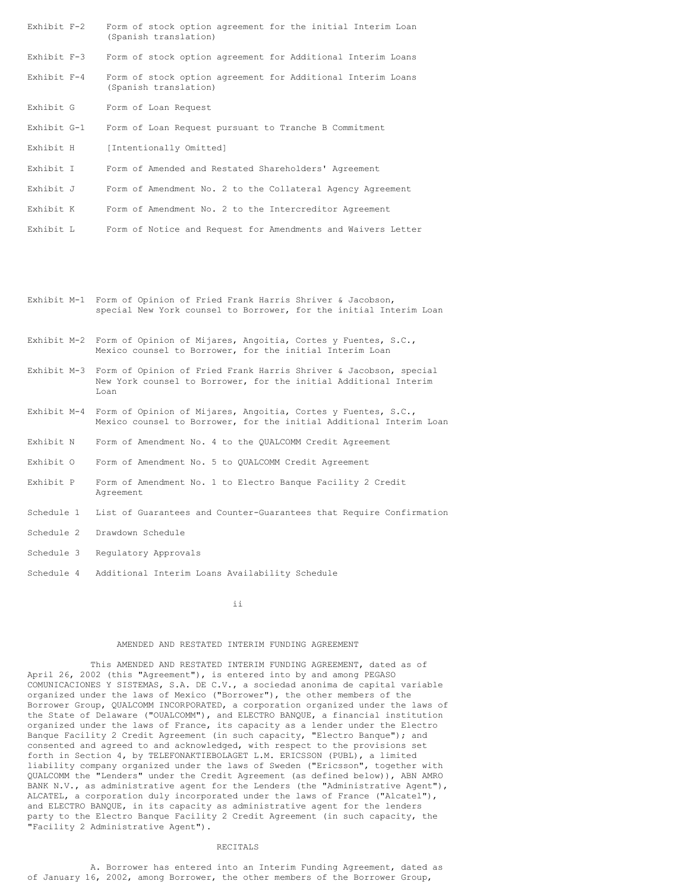| | |
|---|---|
| Exhibit F-2 | Form of stock option agreement for the initial Interim Loan (Spanish translation) |
| Exhibit F-3 | Form of stock option agreement for Additional Interim Loans |
| Exhibit F-4 | Form of stock option agreement for Additional Interim Loans (Spanish translation) |
| Exhibit G | Form of Loan Request |
| Exhibit G-1 | Form of Loan Request pursuant to Tranche B Commitment |
| Exhibit H | [Intentionally Omitted] |
| Exhibit I | Form of Amended and Restated Shareholders' Agreement |
| Exhibit J | Form of Amendment No. 2 to the Collateral Agency Agreement |
| Exhibit K | Form of Amendment No. 2 to the Intercreditor Agreement |
| Exhibit L | Form of Notice and Request for Amendments and Waivers Letter |
| Exhibit M-1 | Form of Opinion of Fried Frank Harris Shriver & Jacobson, special New York counsel to Borrower, for the initial Interim Loan |
| Exhibit M-2 | Form of Opinion of Mijares, Angoitia, Cortes y Fuentes, S.C., Mexico counsel to Borrower, for the initial Interim Loan |
| Exhibit M-3 | Form of Opinion of Fried Frank Harris Shriver & Jacobson, special New York counsel to Borrower, for the initial Additional Interim Loan |
| Exhibit M-4 | Form of Opinion of Mijares, Angoitia, Cortes y Fuentes, S.C., Mexico counsel to Borrower, for the initial Additional Interim Loan |
| Exhibit N | Form of Amendment No. 4 to the QUALCOMM Credit Agreement |
| Exhibit O | Form of Amendment No. 5 to QUALCOMM Credit Agreement |
| Exhibit P | Form of Amendment No. 1 to Electro Banque Facility 2 Credit Agreement |
| Schedule 1 | List of Guarantees and Counter-Guarantees that Require Confirmation |
| Schedule 2 | Drawdown Schedule |
| Schedule 3 | Regulatory Approvals |
| Schedule 4 | Additional Interim Loans Availability Schedule |

# AMENDED AND RESTATED INTERIM FUNDING AGREEMENT

This AMENDED AND RESTATED INTERIM FUNDING AGREEMENT, dated as of April 26, 2002 (this "Agreement"), is entered into by and among PEGASO COMUNICACIONES Y SISTEMAS, S.A. DE C.V., a sociedad anonima de capital variable organized under the laws of Mexico ("Borrower"), the other members of the Borrower Group, QUALCOMM INCORPORATED, a corporation organized under the laws of the State of Delaware ("QUALCOMM"), and ELECTRO BANQUE, a financial institution organized under the laws of France, its capacity as a lender under the Electro Banque Facility 2 Credit Agreement (in such capacity, "Electro Banque"); and consented and agreed to and acknowledged, with respect to the provisions set forth in Section 4, by TELEFONAKTIEBOLAGET L.M. ERICSSON (PUBL), a limited liability company organized under the laws of Sweden ("Ericsson", together with QUALCOMM the "Lenders" under the Credit Agreement (as defined below)), ABN AMRO BANK N.V., as administrative agent for the Lenders (the "Administrative Agent"), ALCATEL, a corporation duly incorporated under the laws of France ("Alcatel"), and ELECTRO BANQUE, in its capacity as administrative agent for the lenders party to the Electro Banque Facility 2 Credit Agreement (in such capacity, the "Facility 2 Administrative Agent").

## RECITALS

A. Borrower has entered into an Interim Funding Agreement, dated as of January 16, 2002, among Borrower, the other members of the Borrower Group,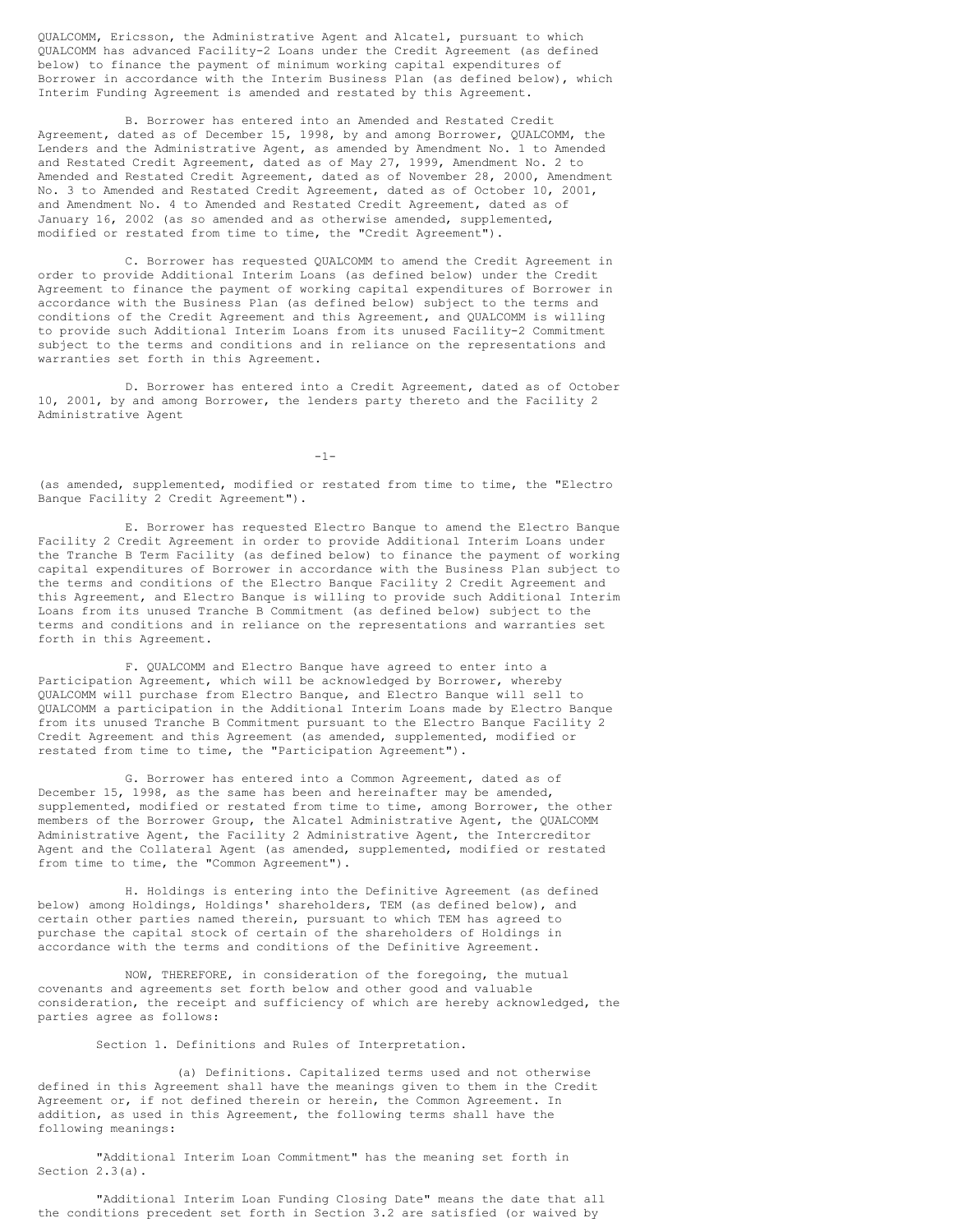QUALCOMM, Ericsson, the Administrative Agent and Alcatel, pursuant to which QUALCOMM has advanced Facility-2 Loans under the Credit Agreement (as defined below) to finance the payment of minimum working capital expenditures of Borrower in accordance with the Interim Business Plan (as defined below), which Interim Funding Agreement is amended and restated by this Agreement.

B. Borrower has entered into an Amended and Restated Credit Agreement, dated as of December 15, 1998, by and among Borrower, QUALCOMM, the Lenders and the Administrative Agent, as amended by Amendment No. 1 to Amended and Restated Credit Agreement, dated as of May 27, 1999, Amendment No. 2 to Amended and Restated Credit Agreement, dated as of November 28, 2000, Amendment No. 3 to Amended and Restated Credit Agreement, dated as of October 10, 2001, and Amendment No. 4 to Amended and Restated Credit Agreement, dated as of January 16, 2002 (as so amended and as otherwise amended, supplemented, modified or restated from time to time, the "Credit Agreement").

C. Borrower has requested QUALCOMM to amend the Credit Agreement in order to provide Additional Interim Loans (as defined below) under the Credit Agreement to finance the payment of working capital expenditures of Borrower in accordance with the Business Plan (as defined below) subject to the terms and conditions of the Credit Agreement and this Agreement, and QUALCOMM is willing to provide such Additional Interim Loans from its unused Facility-2 Commitment subject to the terms and conditions and in reliance on the representations and warranties set forth in this Agreement.

D. Borrower has entered into a Credit Agreement, dated as of October 10, 2001, by and among Borrower, the lenders party thereto and the Facility 2 Administrative Agent (as amended, supplemented, modified or restated from time to time, the "Electro Banque Facility 2 Credit Agreement").

E. Borrower has requested Electro Banque to amend the Electro Banque Facility 2 Credit Agreement in order to provide Additional Interim Loans under the Tranche B Term Facility (as defined below) to finance the payment of working capital expenditures of Borrower in accordance with the Business Plan subject to the terms and conditions of the Electro Banque Facility 2 Credit Agreement and this Agreement, and Electro Banque is willing to provide such Additional Interim Loans from its unused Tranche B Commitment (as defined below) subject to the terms and conditions and in reliance on the representations and warranties set forth in this Agreement.

F. QUALCOMM and Electro Banque have agreed to enter into a Participation Agreement, which will be acknowledged by Borrower, whereby QUALCOMM will purchase from Electro Banque, and Electro Banque will sell to QUALCOMM a participation in the Additional Interim Loans made by Electro Banque from its unused Tranche B Commitment pursuant to the Electro Banque Facility 2 Credit Agreement and this Agreement (as amended, supplemented, modified or restated from time to time, the "Participation Agreement").

G. Borrower has entered into a Common Agreement, dated as of December 15, 1998, as the same has been and hereinafter may be amended, supplemented, modified or restated from time to time, among Borrower, the other members of the Borrower Group, the Alcatel Administrative Agent, the QUALCOMM Administrative Agent, the Facility 2 Administrative Agent, the Intercreditor Agent and the Collateral Agent (as amended, supplemented, modified or restated from time to time, the "Common Agreement").

H. Holdings is entering into the Definitive Agreement (as defined below) among Holdings, Holdings' shareholders, TEM (as defined below), and certain other parties named therein, pursuant to which TEM has agreed to purchase the capital stock of certain of the shareholders of Holdings in accordance with the terms and conditions of the Definitive Agreement.

NOW, THEREFORE, in consideration of the foregoing, the mutual covenants and agreements set forth below and other good and valuable consideration, the receipt and sufficiency of which are hereby acknowledged, the parties agree as follows:

Section 1. Definitions and Rules of Interpretation.

(a) Definitions. Capitalized terms used and not otherwise defined in this Agreement shall have the meanings given to them in the Credit Agreement or, if not defined therein or herein, the Common Agreement. In addition, as used in this Agreement, the following terms shall have the following meanings:

"Additional Interim Loan Commitment" has the meaning set forth in Section 2.3(a).

"Additional Interim Loan Funding Closing Date" means the date that all the conditions precedent set forth in Section 3.2 are satisfied (or waived by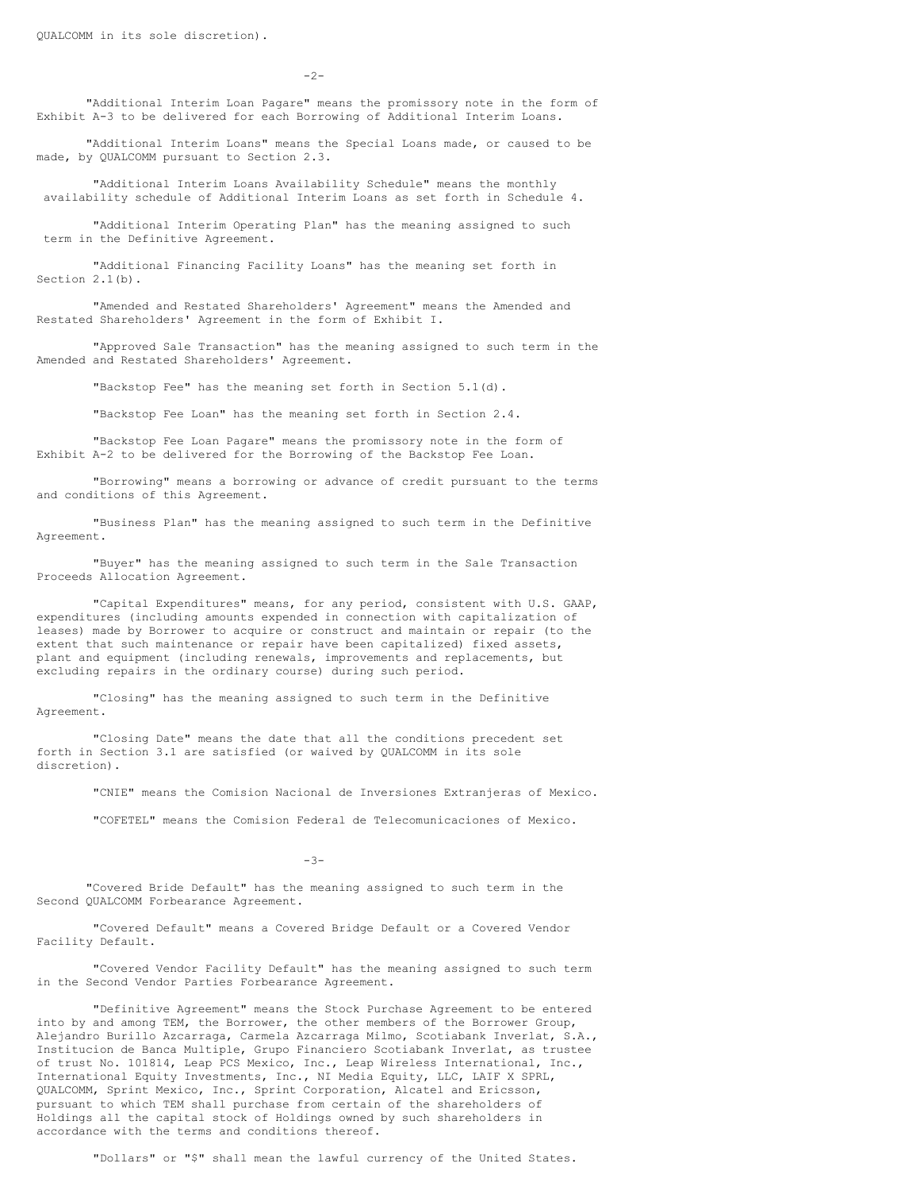QUALCOMM in its sole discretion).

"Additional Interim Loan Pagare" means the promissory note in the form of Exhibit A-3 to be delivered for each Borrowing of Additional Interim Loans.

"Additional Interim Loans" means the Special Loans made, or caused to be made, by QUALCOMM pursuant to Section 2.3.

"Additional Interim Loans Availability Schedule" means the monthly availability schedule of Additional Interim Loans as set forth in Schedule 4.

"Additional Interim Operating Plan" has the meaning assigned to such term in the Definitive Agreement.

"Additional Financing Facility Loans" has the meaning set forth in Section 2.1(b).

"Amended and Restated Shareholders' Agreement" means the Amended and Restated Shareholders' Agreement in the form of Exhibit I.

"Approved Sale Transaction" has the meaning assigned to such term in the Amended and Restated Shareholders' Agreement.

"Backstop Fee" has the meaning set forth in Section 5.1(d).

"Backstop Fee Loan" has the meaning set forth in Section 2.4.

"Backstop Fee Loan Pagare" means the promissory note in the form of Exhibit A-2 to be delivered for the Borrowing of the Backstop Fee Loan.

"Borrowing" means a borrowing or advance of credit pursuant to the terms and conditions of this Agreement.

"Business Plan" has the meaning assigned to such term in the Definitive Agreement.

"Buyer" has the meaning assigned to such term in the Sale Transaction Proceeds Allocation Agreement.

"Capital Expenditures" means, for any period, consistent with U.S. GAAP, expenditures (including amounts expended in connection with capitalization of leases) made by Borrower to acquire or construct and maintain or repair (to the extent that such maintenance or repair have been capitalized) fixed assets, plant and equipment (including renewals, improvements and replacements, but excluding repairs in the ordinary course) during such period.

"Closing" has the meaning assigned to such term in the Definitive Agreement.

"Closing Date" means the date that all the conditions precedent set forth in Section 3.1 are satisfied (or waived by QUALCOMM in its sole discretion).

"CNIE" means the Comision Nacional de Inversiones Extranjeras of Mexico.

"COFETEL" means the Comision Federal de Telecomunicaciones of Mexico.

"Covered Bride Default" has the meaning assigned to such term in the Second QUALCOMM Forbearance Agreement.

"Covered Default" means a Covered Bridge Default or a Covered Vendor Facility Default.

"Covered Vendor Facility Default" has the meaning assigned to such term in the Second Vendor Parties Forbearance Agreement.

"Definitive Agreement" means the Stock Purchase Agreement to be entered into by and among TEM, the Borrower, the other members of the Borrower Group, Alejandro Burillo Azcarraga, Carmela Azcarraga Milmo, Scotiabank Inverlat, S.A., Institucion de Banca Multiple, Grupo Financiero Scotiabank Inverlat, as trustee of trust No. 101814, Leap PCS Mexico, Inc., Leap Wireless International, Inc., International Equity Investments, Inc., NI Media Equity, LLC, LAIF X SPRL, QUALCOMM, Sprint Mexico, Inc., Sprint Corporation, Alcatel and Ericsson, pursuant to which TEM shall purchase from certain of the shareholders of Holdings all the capital stock of Holdings owned by such shareholders in accordance with the terms and conditions thereof.

"Dollars" or "$" shall mean the lawful currency of the United States.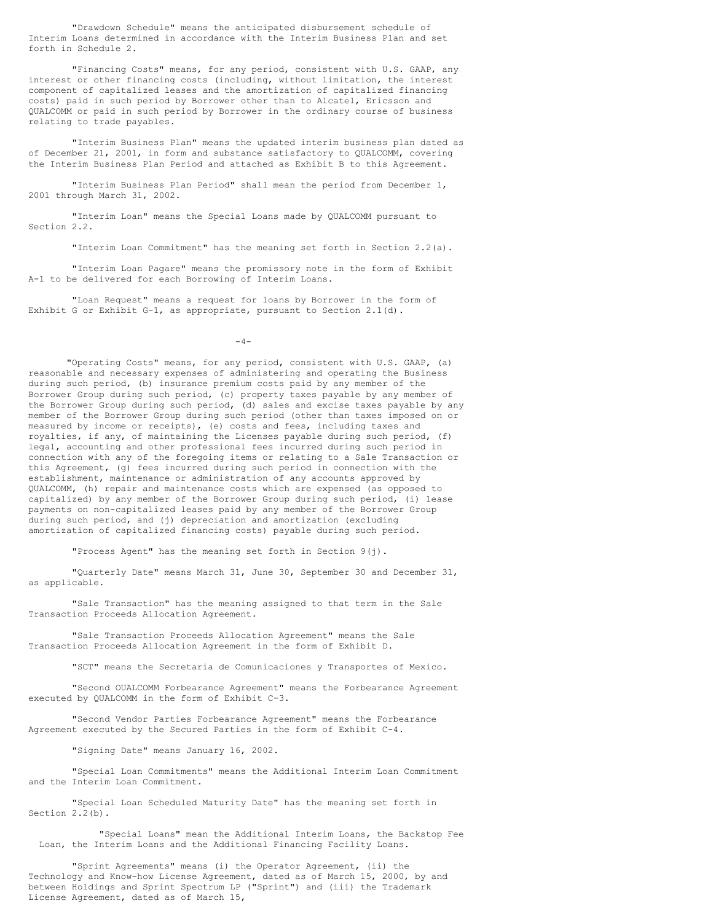"Drawdown Schedule" means the anticipated disbursement schedule of Interim Loans determined in accordance with the Interim Business Plan and set forth in Schedule 2.

"Financing Costs" means, for any period, consistent with U.S. GAAP, any interest or other financing costs (including, without limitation, the interest component of capitalized leases and the amortization of capitalized financing costs) paid in such period by Borrower other than to Alcatel, Ericsson and QUALCOMM or paid in such period by Borrower in the ordinary course of business relating to trade payables.

"Interim Business Plan" means the updated interim business plan dated as of December 21, 2001, in form and substance satisfactory to QUALCOMM, covering the Interim Business Plan Period and attached as Exhibit B to this Agreement.

"Interim Business Plan Period" shall mean the period from December 1, 2001 through March 31, 2002.

"Interim Loan" means the Special Loans made by QUALCOMM pursuant to Section 2.2.

"Interim Loan Commitment" has the meaning set forth in Section 2.2(a).

"Interim Loan Pagare" means the promissory note in the form of Exhibit A-1 to be delivered for each Borrowing of Interim Loans.

"Loan Request" means a request for loans by Borrower in the form of Exhibit G or Exhibit G-1, as appropriate, pursuant to Section 2.1(d).

"Operating Costs" means, for any period, consistent with U.S. GAAP, (a) reasonable and necessary expenses of administering and operating the Business during such period, (b) insurance premium costs paid by any member of the Borrower Group during such period, (c) property taxes payable by any member of the Borrower Group during such period, (d) sales and excise taxes payable by any member of the Borrower Group during such period (other than taxes imposed on or measured by income or receipts), (e) costs and fees, including taxes and royalties, if any, of maintaining the Licenses payable during such period, (f) legal, accounting and other professional fees incurred during such period in connection with any of the foregoing items or relating to a Sale Transaction or this Agreement, (g) fees incurred during such period in connection with the establishment, maintenance or administration of any accounts approved by QUALCOMM, (h) repair and maintenance costs which are expensed (as opposed to capitalized) by any member of the Borrower Group during such period, (i) lease payments on non-capitalized leases paid by any member of the Borrower Group during such period, and (j) depreciation and amortization (excluding amortization of capitalized financing costs) payable during such period.

"Process Agent" has the meaning set forth in Section 9(j).

"Quarterly Date" means March 31, June 30, September 30 and December 31, as applicable.

"Sale Transaction" has the meaning assigned to that term in the Sale Transaction Proceeds Allocation Agreement.

"Sale Transaction Proceeds Allocation Agreement" means the Sale Transaction Proceeds Allocation Agreement in the form of Exhibit D.

"SCT" means the Secretaria de Comunicaciones y Transportes of Mexico.

"Second OUALCOMM Forbearance Agreement" means the Forbearance Agreement executed by QUALCOMM in the form of Exhibit C-3.

"Second Vendor Parties Forbearance Agreement" means the Forbearance Agreement executed by the Secured Parties in the form of Exhibit C-4.

"Signing Date" means January 16, 2002.

"Special Loan Commitments" means the Additional Interim Loan Commitment and the Interim Loan Commitment.

"Special Loan Scheduled Maturity Date" has the meaning set forth in Section 2.2(b).

"Special Loans" mean the Additional Interim Loans, the Backstop Fee Loan, the Interim Loans and the Additional Financing Facility Loans.

"Sprint Agreements" means (i) the Operator Agreement, (ii) the Technology and Know-how License Agreement, dated as of March 15, 2000, by and between Holdings and Sprint Spectrum LP ("Sprint") and (iii) the Trademark License Agreement, dated as of March 15,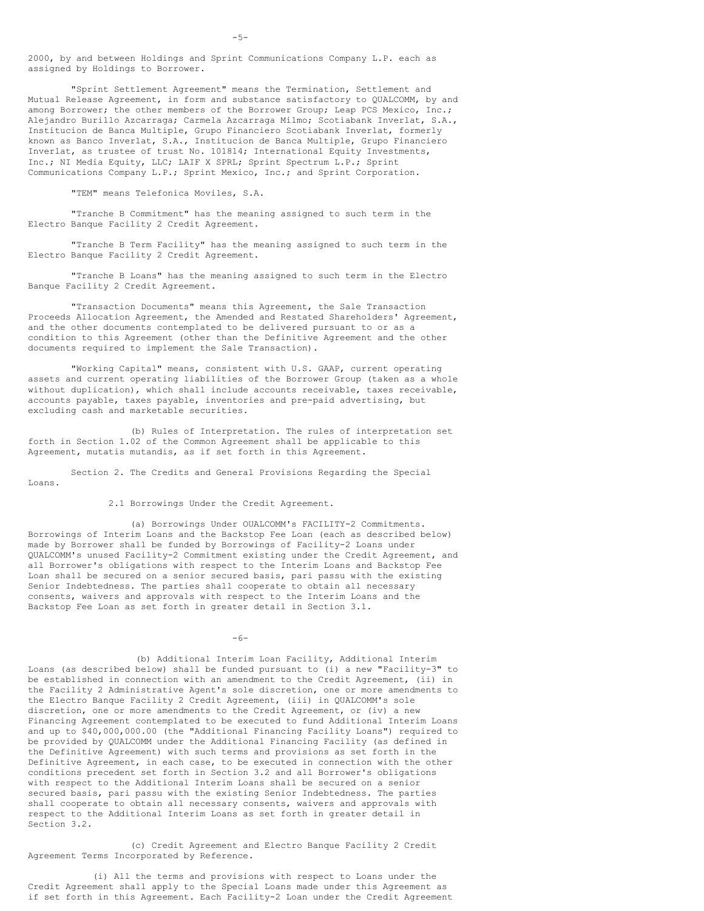2000, by and between Holdings and Sprint Communications Company L.P. each as assigned by Holdings to Borrower.

"Sprint Settlement Agreement" means the Termination, Settlement and Mutual Release Agreement, in form and substance satisfactory to QUALCOMM, by and among Borrower; the other members of the Borrower Group; Leap PCS Mexico, Inc.; Alejandro Burillo Azcarraga; Carmela Azcarraga Milmo; Scotiabank Inverlat, S.A., Institucion de Banca Multiple, Grupo Financiero Scotiabank Inverlat, formerly known as Banco Inverlat, S.A., Institucion de Banca Multiple, Grupo Financiero Inverlat, as trustee of trust No. 101814; International Equity Investments, Inc.; NI Media Equity, LLC; LAIF X SPRL; Sprint Spectrum L.P.; Sprint Communications Company L.P.; Sprint Mexico, Inc.; and Sprint Corporation.

"TEM" means Telefonica Moviles, S.A.

"Tranche B Commitment" has the meaning assigned to such term in the Electro Banque Facility 2 Credit Agreement.

"Tranche B Term Facility" has the meaning assigned to such term in the Electro Banque Facility 2 Credit Agreement.

"Tranche B Loans" has the meaning assigned to such term in the Electro Banque Facility 2 Credit Agreement.

"Transaction Documents" means this Agreement, the Sale Transaction Proceeds Allocation Agreement, the Amended and Restated Shareholders' Agreement, and the other documents contemplated to be delivered pursuant to or as a condition to this Agreement (other than the Definitive Agreement and the other documents required to implement the Sale Transaction).

"Working Capital" means, consistent with U.S. GAAP, current operating assets and current operating liabilities of the Borrower Group (taken as a whole without duplication), which shall include accounts receivable, taxes receivable, accounts payable, taxes payable, inventories and pre-paid advertising, but excluding cash and marketable securities.

(b) Rules of Interpretation. The rules of interpretation set forth in Section 1.02 of the Common Agreement shall be applicable to this Agreement, mutatis mutandis, as if set forth in this Agreement.

Section 2. The Credits and General Provisions Regarding the Special Loans.

2.1 Borrowings Under the Credit Agreement.

(a) Borrowings Under OUALCOMM's FACILITY-2 Commitments. Borrowings of Interim Loans and the Backstop Fee Loan (each as described below) made by Borrower shall be funded by Borrowings of Facility-2 Loans under QUALCOMM's unused Facility-2 Commitment existing under the Credit Agreement, and all Borrower's obligations with respect to the Interim Loans and Backstop Fee Loan shall be secured on a senior secured basis, pari passu with the existing Senior Indebtedness. The parties shall cooperate to obtain all necessary consents, waivers and approvals with respect to the Interim Loans and the Backstop Fee Loan as set forth in greater detail in Section 3.1.

(b) Additional Interim Loan Facility, Additional Interim Loans (as described below) shall be funded pursuant to (i) a new "Facility-3" to be established in connection with an amendment to the Credit Agreement, (ii) in the Facility 2 Administrative Agent's sole discretion, one or more amendments to the Electro Banque Facility 2 Credit Agreement, (iii) in QUALCOMM's sole discretion, one or more amendments to the Credit Agreement, or (iv) a new Financing Agreement contemplated to be executed to fund Additional Interim Loans and up to $40,000,000.00 (the "Additional Financing Facility Loans") required to be provided by QUALCOMM under the Additional Financing Facility (as defined in the Definitive Agreement) with such terms and provisions as set forth in the Definitive Agreement, in each case, to be executed in connection with the other conditions precedent set forth in Section 3.2 and all Borrower's obligations with respect to the Additional Interim Loans shall be secured on a senior secured basis, pari passu with the existing Senior Indebtedness. The parties shall cooperate to obtain all necessary consents, waivers and approvals with respect to the Additional Interim Loans as set forth in greater detail in Section 3.2.

(c) Credit Agreement and Electro Banque Facility 2 Credit Agreement Terms Incorporated by Reference.

(i) All the terms and provisions with respect to Loans under the Credit Agreement shall apply to the Special Loans made under this Agreement as if set forth in this Agreement. Each Facility-2 Loan under the Credit Agreement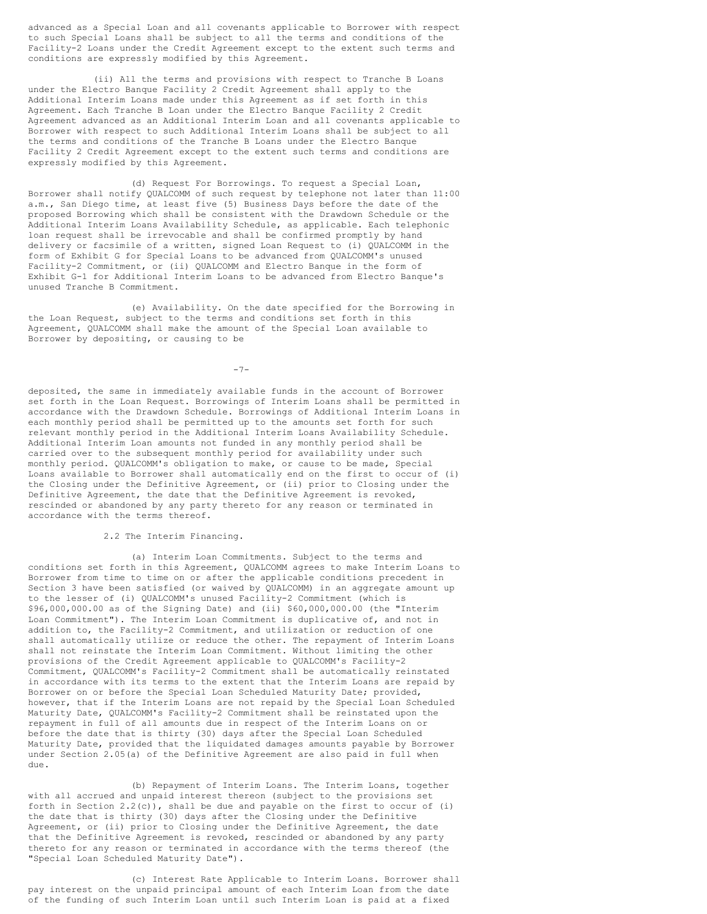advanced as a Special Loan and all covenants applicable to Borrower with respect to such Special Loans shall be subject to all the terms and conditions of the Facility-2 Loans under the Credit Agreement except to the extent such terms and conditions are expressly modified by this Agreement.

(ii) All the terms and provisions with respect to Tranche B Loans under the Electro Banque Facility 2 Credit Agreement shall apply to the Additional Interim Loans made under this Agreement as if set forth in this Agreement. Each Tranche B Loan under the Electro Banque Facility 2 Credit Agreement advanced as an Additional Interim Loan and all covenants applicable to Borrower with respect to such Additional Interim Loans shall be subject to all the terms and conditions of the Tranche B Loans under the Electro Banque Facility 2 Credit Agreement except to the extent such terms and conditions are expressly modified by this Agreement.

(d) Request For Borrowings. To request a Special Loan, Borrower shall notify QUALCOMM of such request by telephone not later than 11:00 a.m., San Diego time, at least five (5) Business Days before the date of the proposed Borrowing which shall be consistent with the Drawdown Schedule or the Additional Interim Loans Availability Schedule, as applicable. Each telephonic loan request shall be irrevocable and shall be confirmed promptly by hand delivery or facsimile of a written, signed Loan Request to (i) QUALCOMM in the form of Exhibit G for Special Loans to be advanced from QUALCOMM's unused Facility-2 Commitment, or (ii) QUALCOMM and Electro Banque in the form of Exhibit G-1 for Additional Interim Loans to be advanced from Electro Banque's unused Tranche B Commitment.

(e) Availability. On the date specified for the Borrowing in the Loan Request, subject to the terms and conditions set forth in this Agreement, QUALCOMM shall make the amount of the Special Loan available to Borrower by depositing, or causing to be deposited, the same in immediately available funds in the account of Borrower set forth in the Loan Request. Borrowings of Interim Loans shall be permitted in accordance with the Drawdown Schedule. Borrowings of Additional Interim Loans in each monthly period shall be permitted up to the amounts set forth for such relevant monthly period in the Additional Interim Loans Availability Schedule. Additional Interim Loan amounts not funded in any monthly period shall be carried over to the subsequent monthly period for availability under such monthly period. QUALCOMM's obligation to make, or cause to be made, Special Loans available to Borrower shall automatically end on the first to occur of (i) the Closing under the Definitive Agreement, or (ii) prior to Closing under the Definitive Agreement, the date that the Definitive Agreement is revoked, rescinded or abandoned by any party thereto for any reason or terminated in accordance with the terms thereof.

2.2 The Interim Financing.

(a) Interim Loan Commitments. Subject to the terms and conditions set forth in this Agreement, QUALCOMM agrees to make Interim Loans to Borrower from time to time on or after the applicable conditions precedent in Section 3 have been satisfied (or waived by QUALCOMM) in an aggregate amount up to the lesser of (i) QUALCOMM's unused Facility-2 Commitment (which is $96,000,000.00 as of the Signing Date) and (ii) $60,000,000.00 (the "Interim Loan Commitment"). The Interim Loan Commitment is duplicative of, and not in addition to, the Facility-2 Commitment, and utilization or reduction of one shall automatically utilize or reduce the other. The repayment of Interim Loans shall not reinstate the Interim Loan Commitment. Without limiting the other provisions of the Credit Agreement applicable to QUALCOMM's Facility-2 Commitment, QUALCOMM's Facility-2 Commitment shall be automatically reinstated in accordance with its terms to the extent that the Interim Loans are repaid by Borrower on or before the Special Loan Scheduled Maturity Date; provided, however, that if the Interim Loans are not repaid by the Special Loan Scheduled Maturity Date, QUALCOMM's Facility-2 Commitment shall be reinstated upon the repayment in full of all amounts due in respect of the Interim Loans on or before the date that is thirty (30) days after the Special Loan Scheduled Maturity Date, provided that the liquidated damages amounts payable by Borrower under Section 2.05(a) of the Definitive Agreement are also paid in full when due.

(b) Repayment of Interim Loans. The Interim Loans, together with all accrued and unpaid interest thereon (subject to the provisions set forth in Section 2.2(c)), shall be due and payable on the first to occur of (i) the date that is thirty (30) days after the Closing under the Definitive Agreement, or (ii) prior to Closing under the Definitive Agreement, the date that the Definitive Agreement is revoked, rescinded or abandoned by any party thereto for any reason or terminated in accordance with the terms thereof (the "Special Loan Scheduled Maturity Date").

(c) Interest Rate Applicable to Interim Loans. Borrower shall pay interest on the unpaid principal amount of each Interim Loan from the date of the funding of such Interim Loan until such Interim Loan is paid at a fixed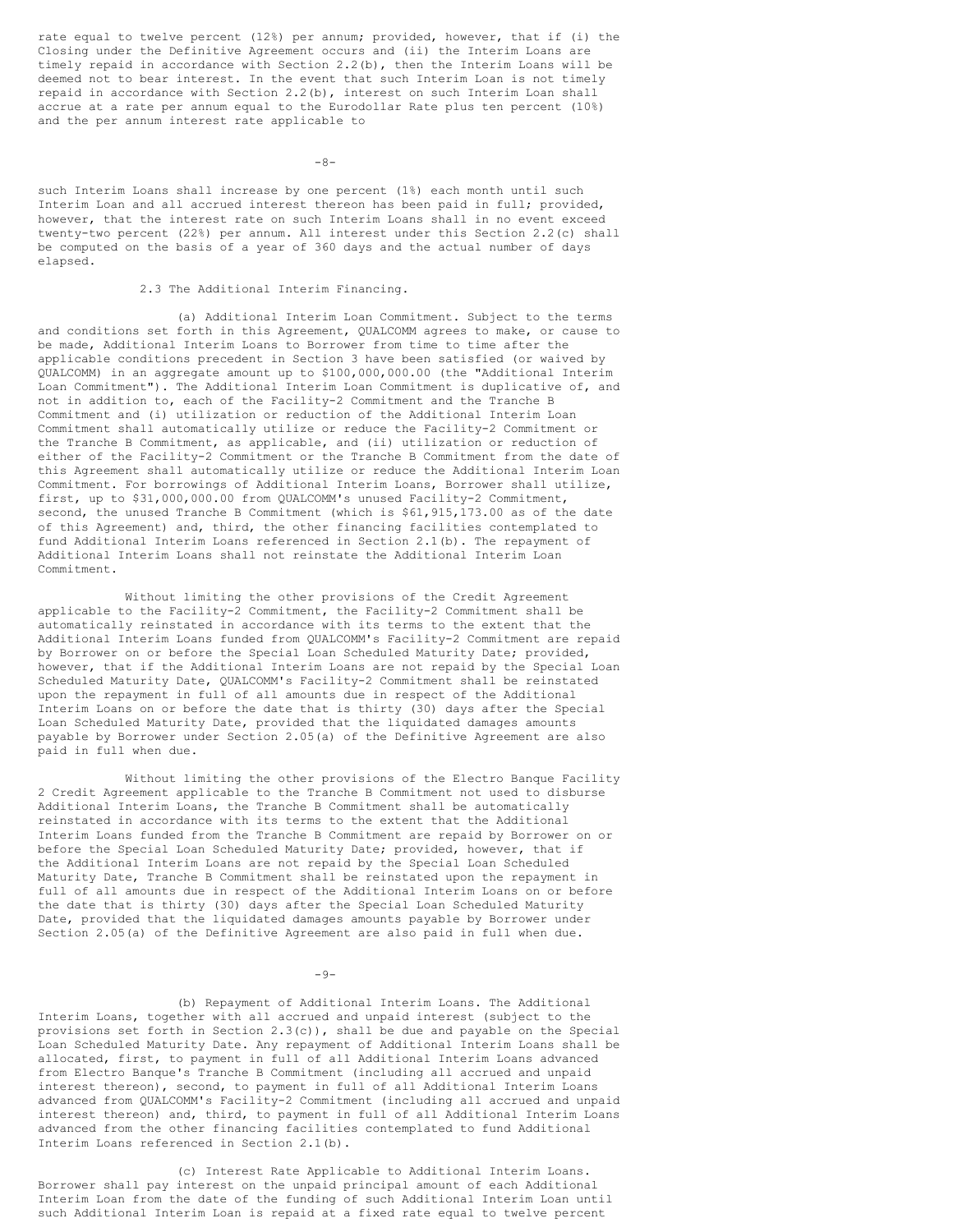rate equal to twelve percent (12%) per annum; provided, however, that if (i) the Closing under the Definitive Agreement occurs and (ii) the Interim Loans are timely repaid in accordance with Section 2.2(b), then the Interim Loans will be deemed not to bear interest. In the event that such Interim Loan is not timely repaid in accordance with Section 2.2(b), interest on such Interim Loan shall accrue at a rate per annum equal to the Eurodollar Rate plus ten percent (10%) and the per annum interest rate applicable to such Interim Loans shall increase by one percent (1%) each month until such Interim Loan and all accrued interest thereon has been paid in full; provided, however, that the interest rate on such Interim Loans shall in no event exceed twenty-two percent (22%) per annum. All interest under this Section 2.2(c) shall be computed on the basis of a year of 360 days and the actual number of days elapsed.

2.3 The Additional Interim Financing.

(a) Additional Interim Loan Commitment. Subject to the terms and conditions set forth in this Agreement, QUALCOMM agrees to make, or cause to be made, Additional Interim Loans to Borrower from time to time after the applicable conditions precedent in Section 3 have been satisfied (or waived by QUALCOMM) in an aggregate amount up to $100,000,000.00 (the "Additional Interim Loan Commitment"). The Additional Interim Loan Commitment is duplicative of, and not in addition to, each of the Facility-2 Commitment and the Tranche B Commitment and (i) utilization or reduction of the Additional Interim Loan Commitment shall automatically utilize or reduce the Facility-2 Commitment or the Tranche B Commitment, as applicable, and (ii) utilization or reduction of either of the Facility-2 Commitment or the Tranche B Commitment from the date of this Agreement shall automatically utilize or reduce the Additional Interim Loan Commitment. For borrowings of Additional Interim Loans, Borrower shall utilize, first, up to $31,000,000.00 from QUALCOMM's unused Facility-2 Commitment, second, the unused Tranche B Commitment (which is $61,915,173.00 as of the date of this Agreement) and, third, the other financing facilities contemplated to fund Additional Interim Loans referenced in Section 2.1(b). The repayment of Additional Interim Loans shall not reinstate the Additional Interim Loan Commitment.

Without limiting the other provisions of the Credit Agreement applicable to the Facility-2 Commitment, the Facility-2 Commitment shall be automatically reinstated in accordance with its terms to the extent that the Additional Interim Loans funded from QUALCOMM's Facility-2 Commitment are repaid by Borrower on or before the Special Loan Scheduled Maturity Date; provided, however, that if the Additional Interim Loans are not repaid by the Special Loan Scheduled Maturity Date, QUALCOMM's Facility-2 Commitment shall be reinstated upon the repayment in full of all amounts due in respect of the Additional Interim Loans on or before the date that is thirty (30) days after the Special Loan Scheduled Maturity Date, provided that the liquidated damages amounts payable by Borrower under Section 2.05(a) of the Definitive Agreement are also paid in full when due.

Without limiting the other provisions of the Electro Banque Facility 2 Credit Agreement applicable to the Tranche B Commitment not used to disburse Additional Interim Loans, the Tranche B Commitment shall be automatically reinstated in accordance with its terms to the extent that the Additional Interim Loans funded from the Tranche B Commitment are repaid by Borrower on or before the Special Loan Scheduled Maturity Date; provided, however, that if the Additional Interim Loans are not repaid by the Special Loan Scheduled Maturity Date, Tranche B Commitment shall be reinstated upon the repayment in full of all amounts due in respect of the Additional Interim Loans on or before the date that is thirty (30) days after the Special Loan Scheduled Maturity Date, provided that the liquidated damages amounts payable by Borrower under Section 2.05(a) of the Definitive Agreement are also paid in full when due.

(b) Repayment of Additional Interim Loans. The Additional Interim Loans, together with all accrued and unpaid interest (subject to the provisions set forth in Section 2.3(c)), shall be due and payable on the Special Loan Scheduled Maturity Date. Any repayment of Additional Interim Loans shall be allocated, first, to payment in full of all Additional Interim Loans advanced from Electro Banque's Tranche B Commitment (including all accrued and unpaid interest thereon), second, to payment in full of all Additional Interim Loans advanced from QUALCOMM's Facility-2 Commitment (including all accrued and unpaid interest thereon) and, third, to payment in full of all Additional Interim Loans advanced from the other financing facilities contemplated to fund Additional Interim Loans referenced in Section 2.1(b).

(c) Interest Rate Applicable to Additional Interim Loans. Borrower shall pay interest on the unpaid principal amount of each Additional Interim Loan from the date of the funding of such Additional Interim Loan until such Additional Interim Loan is repaid at a fixed rate equal to twelve percent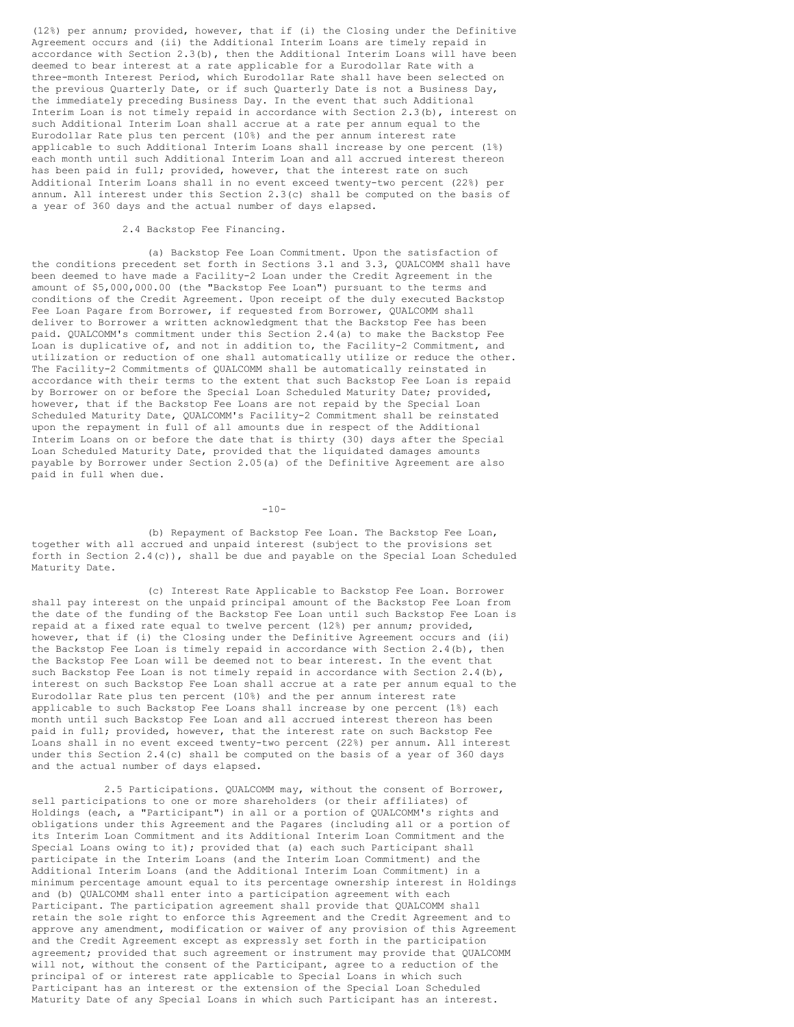(12%) per annum; provided, however, that if (i) the Closing under the Definitive Agreement occurs and (ii) the Additional Interim Loans are timely repaid in accordance with Section 2.3(b), then the Additional Interim Loans will have been deemed to bear interest at a rate applicable for a Eurodollar Rate with a three-month Interest Period, which Eurodollar Rate shall have been selected on the previous Quarterly Date, or if such Quarterly Date is not a Business Day, the immediately preceding Business Day. In the event that such Additional Interim Loan is not timely repaid in accordance with Section 2.3(b), interest on such Additional Interim Loan shall accrue at a rate per annum equal to the Eurodollar Rate plus ten percent (10%) and the per annum interest rate applicable to such Additional Interim Loans shall increase by one percent (1%) each month until such Additional Interim Loan and all accrued interest thereon has been paid in full; provided, however, that the interest rate on such Additional Interim Loans shall in no event exceed twenty-two percent (22%) per annum. All interest under this Section 2.3(c) shall be computed on the basis of a year of 360 days and the actual number of days elapsed.

2.4 Backstop Fee Financing.

(a) Backstop Fee Loan Commitment. Upon the satisfaction of the conditions precedent set forth in Sections 3.1 and 3.3, QUALCOMM shall have been deemed to have made a Facility-2 Loan under the Credit Agreement in the amount of $5,000,000.00 (the "Backstop Fee Loan") pursuant to the terms and conditions of the Credit Agreement. Upon receipt of the duly executed Backstop Fee Loan Pagare from Borrower, if requested from Borrower, QUALCOMM shall deliver to Borrower a written acknowledgment that the Backstop Fee has been paid. QUALCOMM's commitment under this Section 2.4(a) to make the Backstop Fee Loan is duplicative of, and not in addition to, the Facility-2 Commitment, and utilization or reduction of one shall automatically utilize or reduce the other. The Facility-2 Commitments of QUALCOMM shall be automatically reinstated in accordance with their terms to the extent that such Backstop Fee Loan is repaid by Borrower on or before the Special Loan Scheduled Maturity Date; provided, however, that if the Backstop Fee Loans are not repaid by the Special Loan Scheduled Maturity Date, QUALCOMM's Facility-2 Commitment shall be reinstated upon the repayment in full of all amounts due in respect of the Additional Interim Loans on or before the date that is thirty (30) days after the Special Loan Scheduled Maturity Date, provided that the liquidated damages amounts payable by Borrower under Section 2.05(a) of the Definitive Agreement are also paid in full when due.

(b) Repayment of Backstop Fee Loan. The Backstop Fee Loan, together with all accrued and unpaid interest (subject to the provisions set forth in Section 2.4(c)), shall be due and payable on the Special Loan Scheduled Maturity Date.

(c) Interest Rate Applicable to Backstop Fee Loan. Borrower shall pay interest on the unpaid principal amount of the Backstop Fee Loan from the date of the funding of the Backstop Fee Loan until such Backstop Fee Loan is repaid at a fixed rate equal to twelve percent (12%) per annum; provided, however, that if (i) the Closing under the Definitive Agreement occurs and (ii) the Backstop Fee Loan is timely repaid in accordance with Section 2.4(b), then the Backstop Fee Loan will be deemed not to bear interest. In the event that such Backstop Fee Loan is not timely repaid in accordance with Section 2.4(b), interest on such Backstop Fee Loan shall accrue at a rate per annum equal to the Eurodollar Rate plus ten percent (10%) and the per annum interest rate applicable to such Backstop Fee Loans shall increase by one percent (1%) each month until such Backstop Fee Loan and all accrued interest thereon has been paid in full; provided, however, that the interest rate on such Backstop Fee Loans shall in no event exceed twenty-two percent (22%) per annum. All interest under this Section 2.4(c) shall be computed on the basis of a year of 360 days and the actual number of days elapsed.

2.5 Participations. QUALCOMM may, without the consent of Borrower, sell participations to one or more shareholders (or their affiliates) of Holdings (each, a "Participant") in all or a portion of QUALCOMM's rights and obligations under this Agreement and the Pagares (including all or a portion of its Interim Loan Commitment and its Additional Interim Loan Commitment and the Special Loans owing to it); provided that (a) each such Participant shall participate in the Interim Loans (and the Interim Loan Commitment) and the Additional Interim Loans (and the Additional Interim Loan Commitment) in a minimum percentage amount equal to its percentage ownership interest in Holdings and (b) QUALCOMM shall enter into a participation agreement with each Participant. The participation agreement shall provide that QUALCOMM shall retain the sole right to enforce this Agreement and the Credit Agreement and to approve any amendment, modification or waiver of any provision of this Agreement and the Credit Agreement except as expressly set forth in the participation agreement; provided that such agreement or instrument may provide that QUALCOMM will not, without the consent of the Participant, agree to a reduction of the principal of or interest rate applicable to Special Loans in which such Participant has an interest or the extension of the Special Loan Scheduled Maturity Date of any Special Loans in which such Participant has an interest.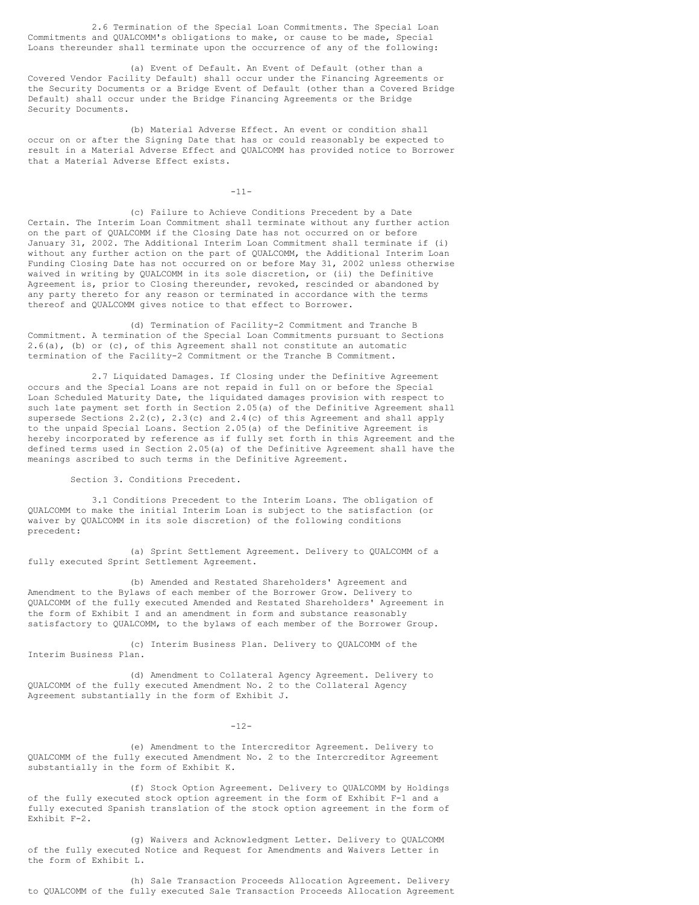2.6 Termination of the Special Loan Commitments. The Special Loan Commitments and QUALCOMM's obligations to make, or cause to be made, Special Loans thereunder shall terminate upon the occurrence of any of the following:

(a) Event of Default. An Event of Default (other than a Covered Vendor Facility Default) shall occur under the Financing Agreements or the Security Documents or a Bridge Event of Default (other than a Covered Bridge Default) shall occur under the Bridge Financing Agreements or the Bridge Security Documents.

(b) Material Adverse Effect. An event or condition shall occur on or after the Signing Date that has or could reasonably be expected to result in a Material Adverse Effect and QUALCOMM has provided notice to Borrower that a Material Adverse Effect exists.

(c) Failure to Achieve Conditions Precedent by a Date Certain. The Interim Loan Commitment shall terminate without any further action on the part of QUALCOMM if the Closing Date has not occurred on or before January 31, 2002. The Additional Interim Loan Commitment shall terminate if (i) without any further action on the part of QUALCOMM, the Additional Interim Loan Funding Closing Date has not occurred on or before May 31, 2002 unless otherwise waived in writing by QUALCOMM in its sole discretion, or (ii) the Definitive Agreement is, prior to Closing thereunder, revoked, rescinded or abandoned by any party thereto for any reason or terminated in accordance with the terms thereof and QUALCOMM gives notice to that effect to Borrower.

(d) Termination of Facility-2 Commitment and Tranche B Commitment. A termination of the Special Loan Commitments pursuant to Sections 2.6(a), (b) or (c), of this Agreement shall not constitute an automatic termination of the Facility-2 Commitment or the Tranche B Commitment.

2.7 Liquidated Damages. If Closing under the Definitive Agreement occurs and the Special Loans are not repaid in full on or before the Special Loan Scheduled Maturity Date, the liquidated damages provision with respect to such late payment set forth in Section 2.05(a) of the Definitive Agreement shall supersede Sections 2.2(c), 2.3(c) and 2.4(c) of this Agreement and shall apply to the unpaid Special Loans. Section 2.05(a) of the Definitive Agreement is hereby incorporated by reference as if fully set forth in this Agreement and the defined terms used in Section 2.05(a) of the Definitive Agreement shall have the meanings ascribed to such terms in the Definitive Agreement.

Section 3. Conditions Precedent.

3.1 Conditions Precedent to the Interim Loans. The obligation of QUALCOMM to make the initial Interim Loan is subject to the satisfaction (or waiver by QUALCOMM in its sole discretion) of the following conditions precedent:

(a) Sprint Settlement Agreement. Delivery to QUALCOMM of a fully executed Sprint Settlement Agreement.

(b) Amended and Restated Shareholders' Agreement and Amendment to the Bylaws of each member of the Borrower Grow. Delivery to QUALCOMM of the fully executed Amended and Restated Shareholders' Agreement in the form of Exhibit I and an amendment in form and substance reasonably satisfactory to QUALCOMM, to the bylaws of each member of the Borrower Group.

(c) Interim Business Plan. Delivery to QUALCOMM of the Interim Business Plan.

(d) Amendment to Collateral Agency Agreement. Delivery to QUALCOMM of the fully executed Amendment No. 2 to the Collateral Agency Agreement substantially in the form of Exhibit J.

(e) Amendment to the Intercreditor Agreement. Delivery to QUALCOMM of the fully executed Amendment No. 2 to the Intercreditor Agreement substantially in the form of Exhibit K.

(f) Stock Option Agreement. Delivery to QUALCOMM by Holdings of the fully executed stock option agreement in the form of Exhibit F-1 and a fully executed Spanish translation of the stock option agreement in the form of Exhibit F-2.

(g) Waivers and Acknowledgment Letter. Delivery to QUALCOMM of the fully executed Notice and Request for Amendments and Waivers Letter in the form of Exhibit L.

(h) Sale Transaction Proceeds Allocation Agreement. Delivery to QUALCOMM of the fully executed Sale Transaction Proceeds Allocation Agreement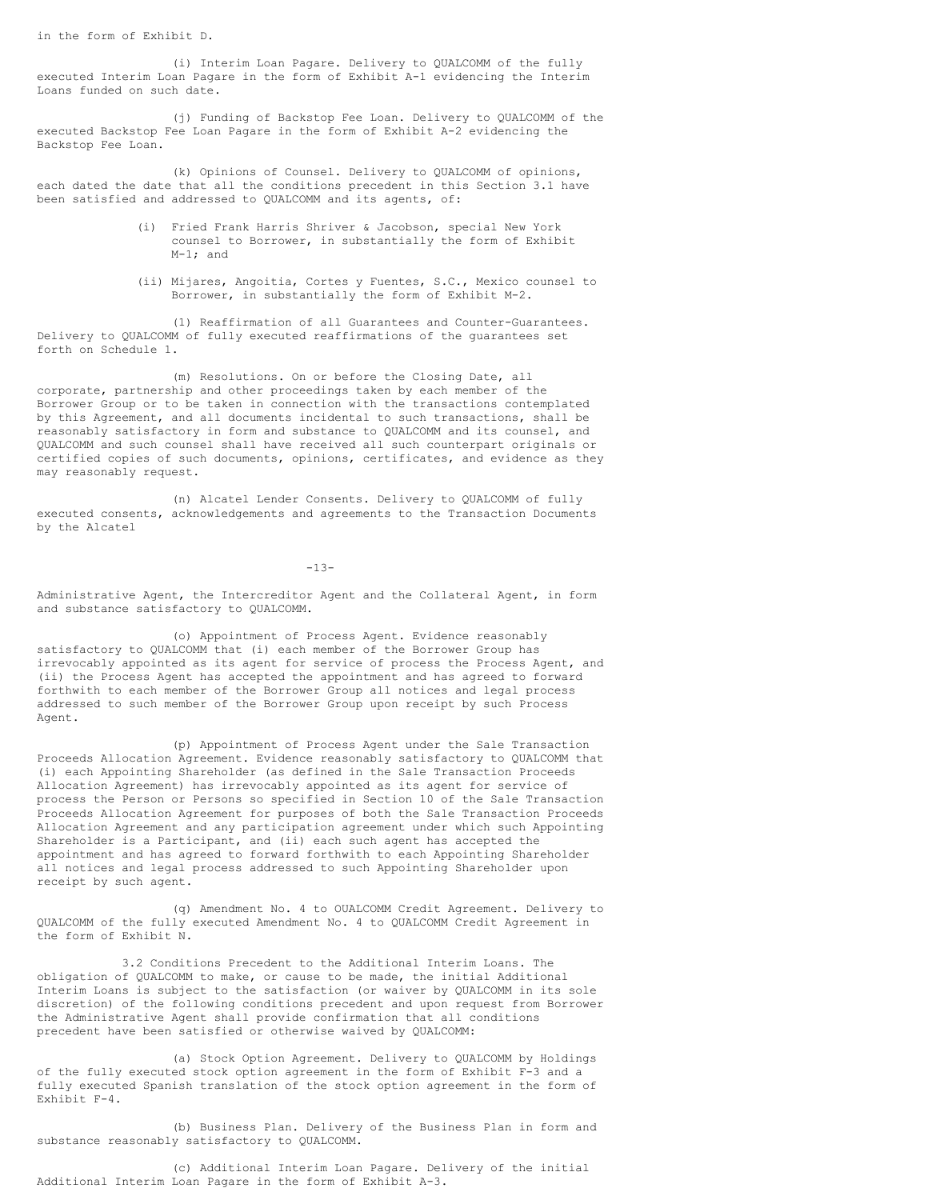in the form of Exhibit D.

(i) Interim Loan Pagare. Delivery to QUALCOMM of the fully executed Interim Loan Pagare in the form of Exhibit A-1 evidencing the Interim Loans funded on such date.

(j) Funding of Backstop Fee Loan. Delivery to QUALCOMM of the executed Backstop Fee Loan Pagare in the form of Exhibit A-2 evidencing the Backstop Fee Loan.

(k) Opinions of Counsel. Delivery to QUALCOMM of opinions, each dated the date that all the conditions precedent in this Section 3.1 have been satisfied and addressed to QUALCOMM and its agents, of:

(i) Fried Frank Harris Shriver & Jacobson, special New York counsel to Borrower, in substantially the form of Exhibit M-1; and

(ii) Mijares, Angoitia, Cortes y Fuentes, S.C., Mexico counsel to Borrower, in substantially the form of Exhibit M-2.

(l) Reaffirmation of all Guarantees and Counter-Guarantees. Delivery to QUALCOMM of fully executed reaffirmations of the guarantees set forth on Schedule 1.

(m) Resolutions. On or before the Closing Date, all corporate, partnership and other proceedings taken by each member of the Borrower Group or to be taken in connection with the transactions contemplated by this Agreement, and all documents incidental to such transactions, shall be reasonably satisfactory in form and substance to QUALCOMM and its counsel, and QUALCOMM and such counsel shall have received all such counterpart originals or certified copies of such documents, opinions, certificates, and evidence as they may reasonably request.

(n) Alcatel Lender Consents. Delivery to QUALCOMM of fully executed consents, acknowledgements and agreements to the Transaction Documents by the Alcatel Administrative Agent, the Intercreditor Agent and the Collateral Agent, in form and substance satisfactory to QUALCOMM.

(o) Appointment of Process Agent. Evidence reasonably satisfactory to QUALCOMM that (i) each member of the Borrower Group has irrevocably appointed as its agent for service of process the Process Agent, and (ii) the Process Agent has accepted the appointment and has agreed to forward forthwith to each member of the Borrower Group all notices and legal process addressed to such member of the Borrower Group upon receipt by such Process Agent.

(p) Appointment of Process Agent under the Sale Transaction Proceeds Allocation Agreement. Evidence reasonably satisfactory to QUALCOMM that (i) each Appointing Shareholder (as defined in the Sale Transaction Proceeds Allocation Agreement) has irrevocably appointed as its agent for service of process the Person or Persons so specified in Section 10 of the Sale Transaction Proceeds Allocation Agreement for purposes of both the Sale Transaction Proceeds Allocation Agreement and any participation agreement under which such Appointing Shareholder is a Participant, and (ii) each such agent has accepted the appointment and has agreed to forward forthwith to each Appointing Shareholder all notices and legal process addressed to such Appointing Shareholder upon receipt by such agent.

(q) Amendment No. 4 to QUALCOMM Credit Agreement. Delivery to QUALCOMM of the fully executed Amendment No. 4 to QUALCOMM Credit Agreement in the form of Exhibit N.

3.2 Conditions Precedent to the Additional Interim Loans. The obligation of QUALCOMM to make, or cause to be made, the initial Additional Interim Loans is subject to the satisfaction (or waiver by QUALCOMM in its sole discretion) of the following conditions precedent and upon request from Borrower the Administrative Agent shall provide confirmation that all conditions precedent have been satisfied or otherwise waived by QUALCOMM:

(a) Stock Option Agreement. Delivery to QUALCOMM by Holdings of the fully executed stock option agreement in the form of Exhibit F-3 and a fully executed Spanish translation of the stock option agreement in the form of Exhibit F-4.

(b) Business Plan. Delivery of the Business Plan in form and substance reasonably satisfactory to QUALCOMM.

(c) Additional Interim Loan Pagare. Delivery of the initial Additional Interim Loan Pagare in the form of Exhibit A-3.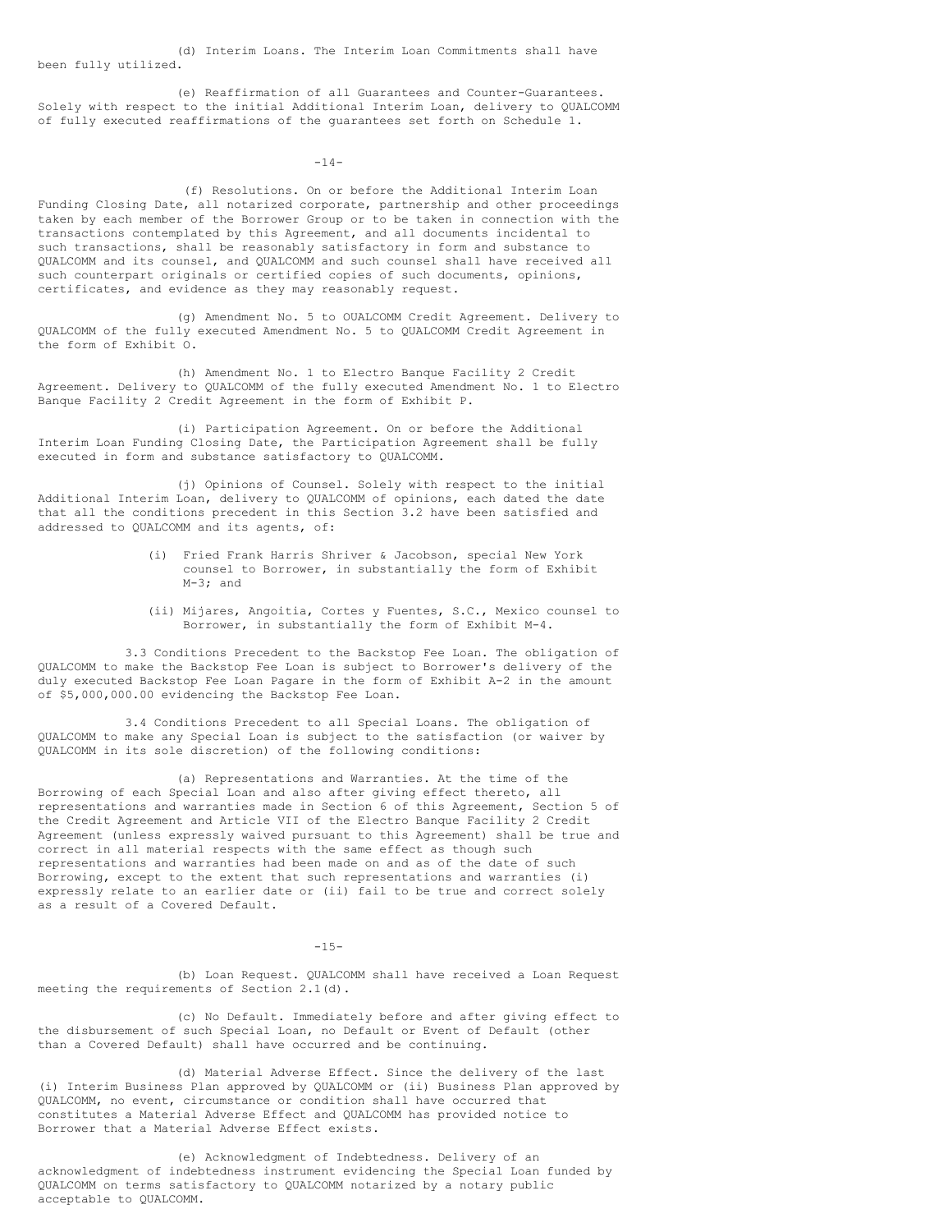(d) Interim Loans. The Interim Loan Commitments shall have been fully utilized.

(e) Reaffirmation of all Guarantees and Counter-Guarantees. Solely with respect to the initial Additional Interim Loan, delivery to QUALCOMM of fully executed reaffirmations of the guarantees set forth on Schedule 1.

(f) Resolutions. On or before the Additional Interim Loan Funding Closing Date, all notarized corporate, partnership and other proceedings taken by each member of the Borrower Group or to be taken in connection with the transactions contemplated by this Agreement, and all documents incidental to such transactions, shall be reasonably satisfactory in form and substance to QUALCOMM and its counsel, and QUALCOMM and such counsel shall have received all such counterpart originals or certified copies of such documents, opinions, certificates, and evidence as they may reasonably request.

(g) Amendment No. 5 to QUALCOMM Credit Agreement. Delivery to QUALCOMM of the fully executed Amendment No. 5 to QUALCOMM Credit Agreement in the form of Exhibit O.

(h) Amendment No. 1 to Electro Banque Facility 2 Credit Agreement. Delivery to QUALCOMM of the fully executed Amendment No. 1 to Electro Banque Facility 2 Credit Agreement in the form of Exhibit P.

(i) Participation Agreement. On or before the Additional Interim Loan Funding Closing Date, the Participation Agreement shall be fully executed in form and substance satisfactory to QUALCOMM.

(j) Opinions of Counsel. Solely with respect to the initial Additional Interim Loan, delivery to QUALCOMM of opinions, each dated the date that all the conditions precedent in this Section 3.2 have been satisfied and addressed to QUALCOMM and its agents, of:

(i) Fried Frank Harris Shriver & Jacobson, special New York counsel to Borrower, in substantially the form of Exhibit M-3; and

(ii) Mijares, Angoitia, Cortes y Fuentes, S.C., Mexico counsel to Borrower, in substantially the form of Exhibit M-4.

3.3 Conditions Precedent to the Backstop Fee Loan. The obligation of QUALCOMM to make the Backstop Fee Loan is subject to Borrower's delivery of the duly executed Backstop Fee Loan Pagare in the form of Exhibit A-2 in the amount of $5,000,000.00 evidencing the Backstop Fee Loan.

3.4 Conditions Precedent to all Special Loans. The obligation of QUALCOMM to make any Special Loan is subject to the satisfaction (or waiver by QUALCOMM in its sole discretion) of the following conditions:

(a) Representations and Warranties. At the time of the Borrowing of each Special Loan and also after giving effect thereto, all representations and warranties made in Section 6 of this Agreement, Section 5 of the Credit Agreement and Article VII of the Electro Banque Facility 2 Credit Agreement (unless expressly waived pursuant to this Agreement) shall be true and correct in all material respects with the same effect as though such representations and warranties had been made on and as of the date of such Borrowing, except to the extent that such representations and warranties (i) expressly relate to an earlier date or (ii) fail to be true and correct solely as a result of a Covered Default.

(b) Loan Request. QUALCOMM shall have received a Loan Request meeting the requirements of Section 2.1(d).

(c) No Default. Immediately before and after giving effect to the disbursement of such Special Loan, no Default or Event of Default (other than a Covered Default) shall have occurred and be continuing.

(d) Material Adverse Effect. Since the delivery of the last (i) Interim Business Plan approved by QUALCOMM or (ii) Business Plan approved by QUALCOMM, no event, circumstance or condition shall have occurred that constitutes a Material Adverse Effect and QUALCOMM has provided notice to Borrower that a Material Adverse Effect exists.

(e) Acknowledgment of Indebtedness. Delivery of an acknowledgment of indebtedness instrument evidencing the Special Loan funded by QUALCOMM on terms satisfactory to QUALCOMM notarized by a notary public acceptable to QUALCOMM.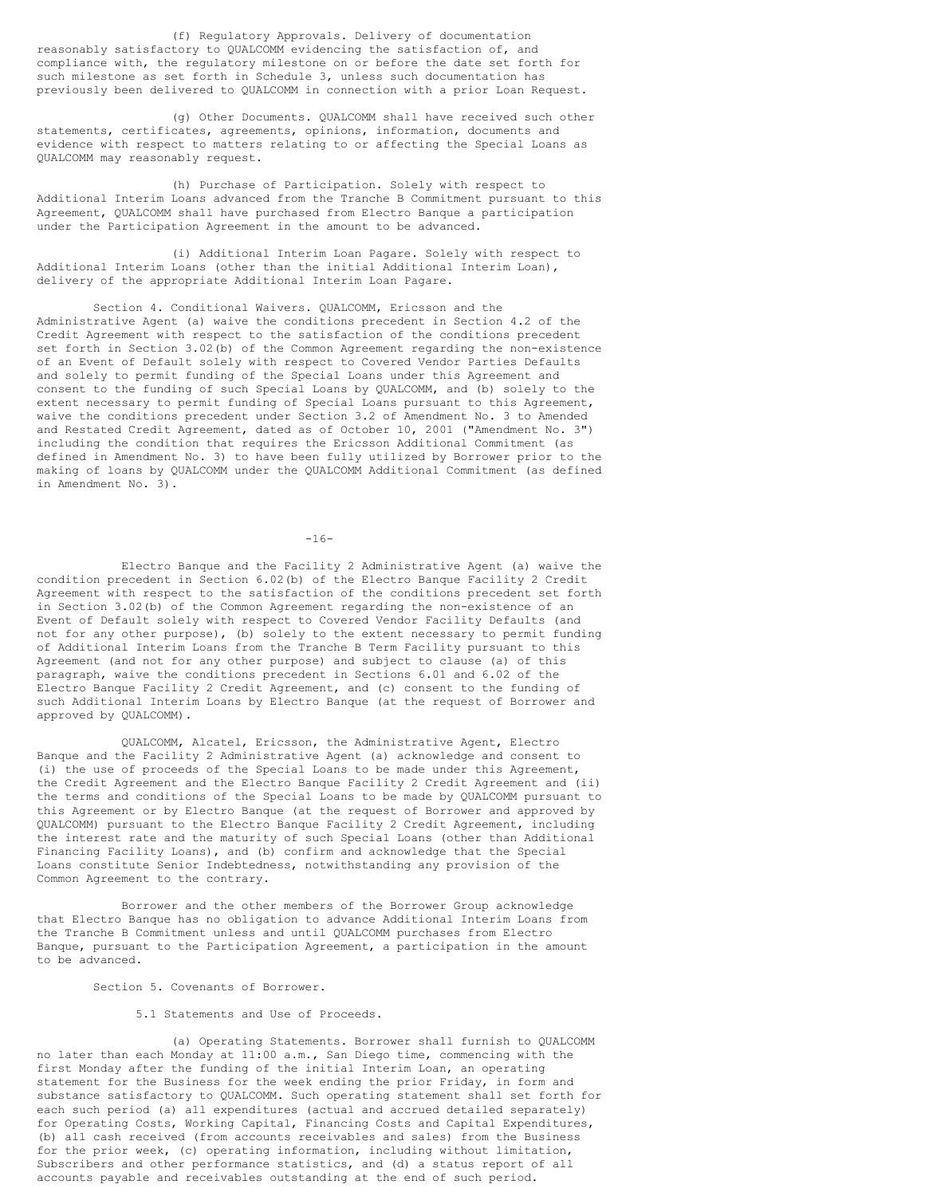(f) Regulatory Approvals. Delivery of documentation reasonably satisfactory to QUALCOMM evidencing the satisfaction of, and compliance with, the regulatory milestone on or before the date set forth for such milestone as set forth in Schedule 3, unless such documentation has previously been delivered to QUALCOMM in connection with a prior Loan Request.

(g) Other Documents. QUALCOMM shall have received such other statements, certificates, agreements, opinions, information, documents and evidence with respect to matters relating to or affecting the Special Loans as QUALCOMM may reasonably request.

(h) Purchase of Participation. Solely with respect to Additional Interim Loans advanced from the Tranche B Commitment pursuant to this Agreement, QUALCOMM shall have purchased from Electro Banque a participation under the Participation Agreement in the amount to be advanced.

(i) Additional Interim Loan Pagare. Solely with respect to Additional Interim Loans (other than the initial Additional Interim Loan), delivery of the appropriate Additional Interim Loan Pagare.

Section 4. Conditional Waivers. QUALCOMM, Ericsson and the Administrative Agent (a) waive the conditions precedent in Section 4.2 of the Credit Agreement with respect to the satisfaction of the conditions precedent set forth in Section 3.02(b) of the Common Agreement regarding the non-existence of an Event of Default solely with respect to Covered Vendor Parties Defaults and solely to permit funding of the Special Loans under this Agreement and consent to the funding of such Special Loans by QUALCOMM, and (b) solely to the extent necessary to permit funding of Special Loans pursuant to this Agreement, waive the conditions precedent under Section 3.2 of Amendment No. 3 to Amended and Restated Credit Agreement, dated as of October 10, 2001 ("Amendment No. 3") including the condition that requires the Ericsson Additional Commitment (as defined in Amendment No. 3) to have been fully utilized by Borrower prior to the making of loans by QUALCOMM under the QUALCOMM Additional Commitment (as defined in Amendment No. 3).

Electro Banque and the Facility 2 Administrative Agent (a) waive the condition precedent in Section 6.02(b) of the Electro Banque Facility 2 Credit Agreement with respect to the satisfaction of the conditions precedent set forth in Section 3.02(b) of the Common Agreement regarding the non-existence of an Event of Default solely with respect to Covered Vendor Facility Defaults (and not for any other purpose), (b) solely to the extent necessary to permit funding of Additional Interim Loans from the Tranche B Term Facility pursuant to this Agreement (and not for any other purpose) and subject to clause (a) of this paragraph, waive the conditions precedent in Sections 6.01 and 6.02 of the Electro Banque Facility 2 Credit Agreement, and (c) consent to the funding of such Additional Interim Loans by Electro Banque (at the request of Borrower and approved by QUALCOMM).

QUALCOMM, Alcatel, Ericsson, the Administrative Agent, Electro Banque and the Facility 2 Administrative Agent (a) acknowledge and consent to (i) the use of proceeds of the Special Loans to be made under this Agreement, the Credit Agreement and the Electro Banque Facility 2 Credit Agreement and (ii) the terms and conditions of the Special Loans to be made by QUALCOMM pursuant to this Agreement or by Electro Banque (at the request of Borrower and approved by QUALCOMM) pursuant to the Electro Banque Facility 2 Credit Agreement, including the interest rate and the maturity of such Special Loans (other than Additional Financing Facility Loans), and (b) confirm and acknowledge that the Special Loans constitute Senior Indebtedness, notwithstanding any provision of the Common Agreement to the contrary.

Borrower and the other members of the Borrower Group acknowledge that Electro Banque has no obligation to advance Additional Interim Loans from the Tranche B Commitment unless and until QUALCOMM purchases from Electro Banque, pursuant to the Participation Agreement, a participation in the amount to be advanced.

Section 5. Covenants of Borrower.

5.1 Statements and Use of Proceeds.

(a) Operating Statements. Borrower shall furnish to QUALCOMM no later than each Monday at 11:00 a.m., San Diego time, commencing with the first Monday after the funding of the initial Interim Loan, an operating statement for the Business for the week ending the prior Friday, in form and substance satisfactory to QUALCOMM. Such operating statement shall set forth for each such period (a) all expenditures (actual and accrued detailed separately) for Operating Costs, Working Capital, Financing Costs and Capital Expenditures, (b) all cash received (from accounts receivables and sales) from the Business for the prior week, (c) operating information, including without limitation, Subscribers and other performance statistics, and (d) a status report of all accounts payable and receivables outstanding at the end of such period.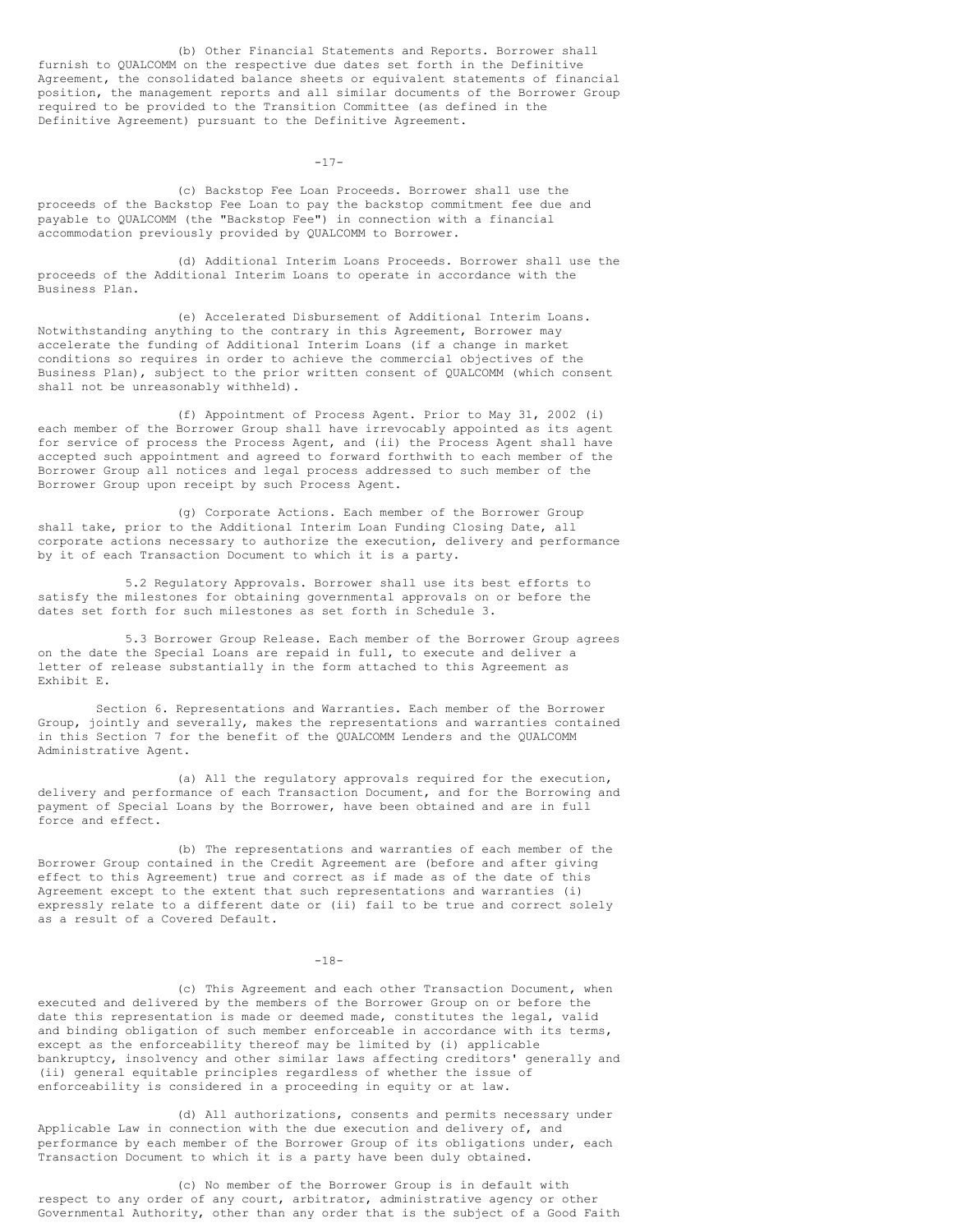(b) Other Financial Statements and Reports. Borrower shall furnish to QUALCOMM on the respective due dates set forth in the Definitive Agreement, the consolidated balance sheets or equivalent statements of financial position, the management reports and all similar documents of the Borrower Group required to be provided to the Transition Committee (as defined in the Definitive Agreement) pursuant to the Definitive Agreement.

(c) Backstop Fee Loan Proceeds. Borrower shall use the proceeds of the Backstop Fee Loan to pay the backstop commitment fee due and payable to QUALCOMM (the "Backstop Fee") in connection with a financial accommodation previously provided by QUALCOMM to Borrower.

(d) Additional Interim Loans Proceeds. Borrower shall use the proceeds of the Additional Interim Loans to operate in accordance with the Business Plan.

(e) Accelerated Disbursement of Additional Interim Loans. Notwithstanding anything to the contrary in this Agreement, Borrower may accelerate the funding of Additional Interim Loans (if a change in market conditions so requires in order to achieve the commercial objectives of the Business Plan), subject to the prior written consent of QUALCOMM (which consent shall not be unreasonably withheld).

(f) Appointment of Process Agent. Prior to May 31, 2002 (i) each member of the Borrower Group shall have irrevocably appointed as its agent for service of process the Process Agent, and (ii) the Process Agent shall have accepted such appointment and agreed to forward forthwith to each member of the Borrower Group all notices and legal process addressed to such member of the Borrower Group upon receipt by such Process Agent.

(g) Corporate Actions. Each member of the Borrower Group shall take, prior to the Additional Interim Loan Funding Closing Date, all corporate actions necessary to authorize the execution, delivery and performance by it of each Transaction Document to which it is a party.

5.2 Regulatory Approvals. Borrower shall use its best efforts to satisfy the milestones for obtaining governmental approvals on or before the dates set forth for such milestones as set forth in Schedule 3.

5.3 Borrower Group Release. Each member of the Borrower Group agrees on the date the Special Loans are repaid in full, to execute and deliver a letter of release substantially in the form attached to this Agreement as Exhibit E.

Section 6. Representations and Warranties. Each member of the Borrower Group, jointly and severally, makes the representations and warranties contained in this Section 7 for the benefit of the QUALCOMM Lenders and the QUALCOMM Administrative Agent.

(a) All the regulatory approvals required for the execution, delivery and performance of each Transaction Document, and for the Borrowing and payment of Special Loans by the Borrower, have been obtained and are in full force and effect.

(b) The representations and warranties of each member of the Borrower Group contained in the Credit Agreement are (before and after giving effect to this Agreement) true and correct as if made as of the date of this Agreement except to the extent that such representations and warranties (i) expressly relate to a different date or (ii) fail to be true and correct solely as a result of a Covered Default.

(c) This Agreement and each other Transaction Document, when executed and delivered by the members of the Borrower Group on or before the date this representation is made or deemed made, constitutes the legal, valid and binding obligation of such member enforceable in accordance with its terms, except as the enforceability thereof may be limited by (i) applicable bankruptcy, insolvency and other similar laws affecting creditors' generally and (ii) general equitable principles regardless of whether the issue of enforceability is considered in a proceeding in equity or at law.

(d) All authorizations, consents and permits necessary under Applicable Law in connection with the due execution and delivery of, and performance by each member of the Borrower Group of its obligations under, each Transaction Document to which it is a party have been duly obtained.

(c) No member of the Borrower Group is in default with respect to any order of any court, arbitrator, administrative agency or other Governmental Authority, other than any order that is the subject of a Good Faith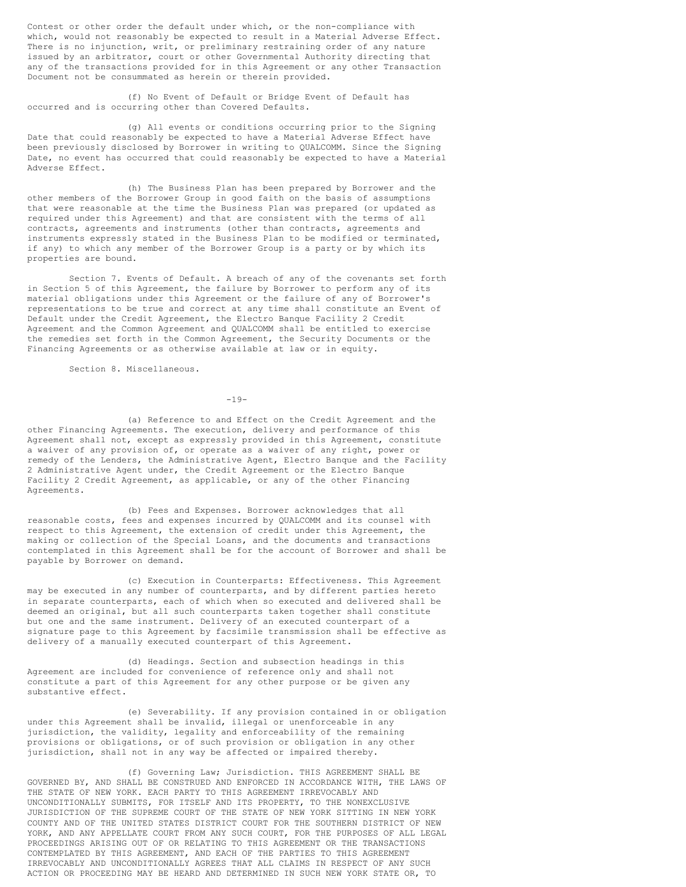Contest or other order the default under which, or the non-compliance with which, would not reasonably be expected to result in a Material Adverse Effect. There is no injunction, writ, or preliminary restraining order of any nature issued by an arbitrator, court or other Governmental Authority directing that any of the transactions provided for in this Agreement or any other Transaction Document not be consummated as herein or therein provided.

(f) No Event of Default or Bridge Event of Default has occurred and is occurring other than Covered Defaults.

(g) All events or conditions occurring prior to the Signing Date that could reasonably be expected to have a Material Adverse Effect have been previously disclosed by Borrower in writing to QUALCOMM. Since the Signing Date, no event has occurred that could reasonably be expected to have a Material Adverse Effect.

(h) The Business Plan has been prepared by Borrower and the other members of the Borrower Group in good faith on the basis of assumptions that were reasonable at the time the Business Plan was prepared (or updated as required under this Agreement) and that are consistent with the terms of all contracts, agreements and instruments (other than contracts, agreements and instruments expressly stated in the Business Plan to be modified or terminated, if any) to which any member of the Borrower Group is a party or by which its properties are bound.

Section 7. Events of Default. A breach of any of the covenants set forth in Section 5 of this Agreement, the failure by Borrower to perform any of its material obligations under this Agreement or the failure of any of Borrower's representations to be true and correct at any time shall constitute an Event of Default under the Credit Agreement, the Electro Banque Facility 2 Credit Agreement and the Common Agreement and QUALCOMM shall be entitled to exercise the remedies set forth in the Common Agreement, the Security Documents or the Financing Agreements or as otherwise available at law or in equity.

Section 8. Miscellaneous.

(a) Reference to and Effect on the Credit Agreement and the other Financing Agreements. The execution, delivery and performance of this Agreement shall not, except as expressly provided in this Agreement, constitute a waiver of any provision of, or operate as a waiver of any right, power or remedy of the Lenders, the Administrative Agent, Electro Banque and the Facility 2 Administrative Agent under, the Credit Agreement or the Electro Banque Facility 2 Credit Agreement, as applicable, or any of the other Financing Agreements.

(b) Fees and Expenses. Borrower acknowledges that all reasonable costs, fees and expenses incurred by QUALCOMM and its counsel with respect to this Agreement, the extension of credit under this Agreement, the making or collection of the Special Loans, and the documents and transactions contemplated in this Agreement shall be for the account of Borrower and shall be payable by Borrower on demand.

(c) Execution in Counterparts: Effectiveness. This Agreement may be executed in any number of counterparts, and by different parties hereto in separate counterparts, each of which when so executed and delivered shall be deemed an original, but all such counterparts taken together shall constitute but one and the same instrument. Delivery of an executed counterpart of a signature page to this Agreement by facsimile transmission shall be effective as delivery of a manually executed counterpart of this Agreement.

(d) Headings. Section and subsection headings in this Agreement are included for convenience of reference only and shall not constitute a part of this Agreement for any other purpose or be given any substantive effect.

(e) Severability. If any provision contained in or obligation under this Agreement shall be invalid, illegal or unenforceable in any jurisdiction, the validity, legality and enforceability of the remaining provisions or obligations, or of such provision or obligation in any other jurisdiction, shall not in any way be affected or impaired thereby.

(f) Governing Law; Jurisdiction. THIS AGREEMENT SHALL BE GOVERNED BY, AND SHALL BE CONSTRUED AND ENFORCED IN ACCORDANCE WITH, THE LAWS OF THE STATE OF NEW YORK. EACH PARTY TO THIS AGREEMENT IRREVOCABLY AND UNCONDITIONALLY SUBMITS, FOR ITSELF AND ITS PROPERTY, TO THE NONEXCLUSIVE JURISDICTION OF THE SUPREME COURT OF THE STATE OF NEW YORK SITTING IN NEW YORK COUNTY AND OF THE UNITED STATES DISTRICT COURT FOR THE SOUTHERN DISTRICT OF NEW YORK, AND ANY APPELLATE COURT FROM ANY SUCH COURT, FOR THE PURPOSES OF ALL LEGAL PROCEEDINGS ARISING OUT OF OR RELATING TO THIS AGREEMENT OR THE TRANSACTIONS CONTEMPLATED BY THIS AGREEMENT, AND EACH OF THE PARTIES TO THIS AGREEMENT IRREVOCABLY AND UNCONDITIONALLY AGREES THAT ALL CLAIMS IN RESPECT OF ANY SUCH ACTION OR PROCEEDING MAY BE HEARD AND DETERMINED IN SUCH NEW YORK STATE OR, TO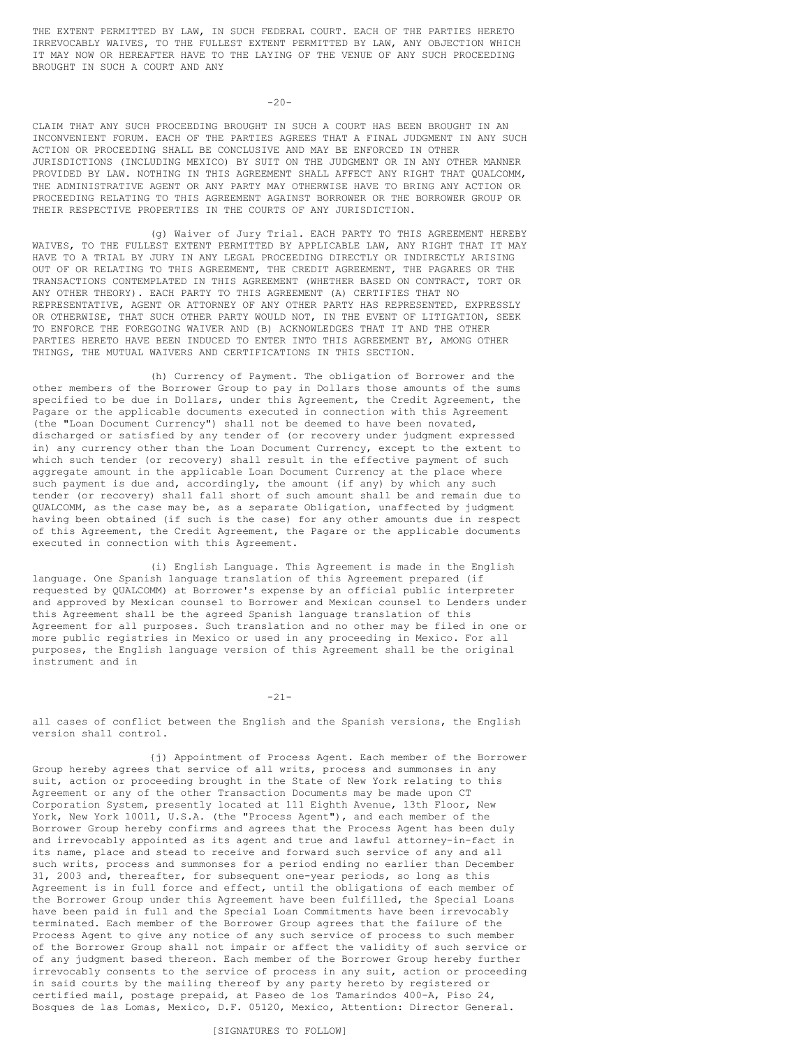THE EXTENT PERMITTED BY LAW, IN SUCH FEDERAL COURT. EACH OF THE PARTIES HERETO IRREVOCABLY WAIVES, TO THE FULLEST EXTENT PERMITTED BY LAW, ANY OBJECTION WHICH IT MAY NOW OR HEREAFTER HAVE TO THE LAYING OF THE VENUE OF ANY SUCH PROCEEDING BROUGHT IN SUCH A COURT AND ANY CLAIM THAT ANY SUCH PROCEEDING BROUGHT IN SUCH A COURT HAS BEEN BROUGHT IN AN INCONVENIENT FORUM. EACH OF THE PARTIES AGREES THAT A FINAL JUDGMENT IN ANY SUCH ACTION OR PROCEEDING SHALL BE CONCLUSIVE AND MAY BE ENFORCED IN OTHER JURISDICTIONS (INCLUDING MEXICO) BY SUIT ON THE JUDGMENT OR IN ANY OTHER MANNER PROVIDED BY LAW. NOTHING IN THIS AGREEMENT SHALL AFFECT ANY RIGHT THAT QUALCOMM, THE ADMINISTRATIVE AGENT OR ANY PARTY MAY OTHERWISE HAVE TO BRING ANY ACTION OR PROCEEDING RELATING TO THIS AGREEMENT AGAINST BORROWER OR THE BORROWER GROUP OR THEIR RESPECTIVE PROPERTIES IN THE COURTS OF ANY JURISDICTION.

(g) Waiver of Jury Trial. EACH PARTY TO THIS AGREEMENT HEREBY WAIVES, TO THE FULLEST EXTENT PERMITTED BY APPLICABLE LAW, ANY RIGHT THAT IT MAY HAVE TO A TRIAL BY JURY IN ANY LEGAL PROCEEDING DIRECTLY OR INDIRECTLY ARISING OUT OF OR RELATING TO THIS AGREEMENT, THE CREDIT AGREEMENT, THE PAGARES OR THE TRANSACTIONS CONTEMPLATED IN THIS AGREEMENT (WHETHER BASED ON CONTRACT, TORT OR ANY OTHER THEORY). EACH PARTY TO THIS AGREEMENT (A) CERTIFIES THAT NO REPRESENTATIVE, AGENT OR ATTORNEY OF ANY OTHER PARTY HAS REPRESENTED, EXPRESSLY OR OTHERWISE, THAT SUCH OTHER PARTY WOULD NOT, IN THE EVENT OF LITIGATION, SEEK TO ENFORCE THE FOREGOING WAIVER AND (B) ACKNOWLEDGES THAT IT AND THE OTHER PARTIES HERETO HAVE BEEN INDUCED TO ENTER INTO THIS AGREEMENT BY, AMONG OTHER THINGS, THE MUTUAL WAIVERS AND CERTIFICATIONS IN THIS SECTION.

(h) Currency of Payment. The obligation of Borrower and the other members of the Borrower Group to pay in Dollars those amounts of the sums specified to be due in Dollars, under this Agreement, the Credit Agreement, the Pagare or the applicable documents executed in connection with this Agreement (the "Loan Document Currency") shall not be deemed to have been novated, discharged or satisfied by any tender of (or recovery under judgment expressed in) any currency other than the Loan Document Currency, except to the extent to which such tender (or recovery) shall result in the effective payment of such aggregate amount in the applicable Loan Document Currency at the place where such payment is due and, accordingly, the amount (if any) by which any such tender (or recovery) shall fall short of such amount shall be and remain due to QUALCOMM, as the case may be, as a separate Obligation, unaffected by judgment having been obtained (if such is the case) for any other amounts due in respect of this Agreement, the Credit Agreement, the Pagare or the applicable documents executed in connection with this Agreement.

(i) English Language. This Agreement is made in the English language. One Spanish language translation of this Agreement prepared (if requested by QUALCOMM) at Borrower's expense by an official public interpreter and approved by Mexican counsel to Borrower and Mexican counsel to Lenders under this Agreement shall be the agreed Spanish language translation of this Agreement for all purposes. Such translation and no other may be filed in one or more public registries in Mexico or used in any proceeding in Mexico. For all purposes, the English language version of this Agreement shall be the original instrument and in all cases of conflict between the English and the Spanish versions, the English version shall control.

(j) Appointment of Process Agent. Each member of the Borrower Group hereby agrees that service of all writs, process and summonses in any suit, action or proceeding brought in the State of New York relating to this Agreement or any of the other Transaction Documents may be made upon CT Corporation System, presently located at 111 Eighth Avenue, 13th Floor, New York, New York 10011, U.S.A. (the "Process Agent"), and each member of the Borrower Group hereby confirms and agrees that the Process Agent has been duly and irrevocably appointed as its agent and true and lawful attorney-in-fact in its name, place and stead to receive and forward such service of any and all such writs, process and summonses for a period ending no earlier than December 31, 2003 and, thereafter, for subsequent one-year periods, so long as this Agreement is in full force and effect, until the obligations of each member of the Borrower Group under this Agreement have been fulfilled, the Special Loans have been paid in full and the Special Loan Commitments have been irrevocably terminated. Each member of the Borrower Group agrees that the failure of the Process Agent to give any notice of any such service of process to such member of the Borrower Group shall not impair or affect the validity of such service or of any judgment based thereon. Each member of the Borrower Group hereby further irrevocably consents to the service of process in any suit, action or proceeding in said courts by the mailing thereof by any party hereto by registered or certified mail, postage prepaid, at Paseo de los Tamarindos 400-A, Piso 24, Bosques de las Lomas, Mexico, D.F. 05120, Mexico, Attention: Director General.

[SIGNATURES TO FOLLOW]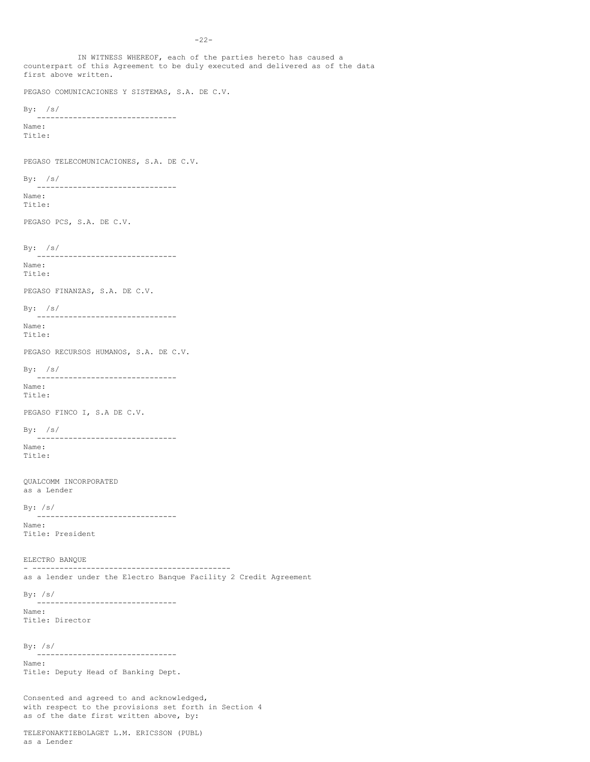IN WITNESS WHEREOF, each of the parties hereto has caused a counterpart of this Agreement to be duly executed and delivered as of the data first above written.

PEGASO COMUNICACIONES Y SISTEMAS, S.A. DE C.V.

By: /s/
-------------------------------
Name:
Title:

PEGASO TELECOMUNICACIONES, S.A. DE C.V.

By: /s/
-------------------------------
Name:
Title:

PEGASO PCS, S.A. DE C.V.

By: /s/
-------------------------------
Name:
Title:

PEGASO FINANZAS, S.A. DE C.V.

By: /s/
-------------------------------
Name:
Title:

PEGASO RECURSOS HUMANOS, S.A. DE C.V.

By: /s/
-------------------------------
Name:
Title:

PEGASO FINCO I, S.A DE C.V.

By: /s/
-------------------------------
Name:
Title:

QUALCOMM INCORPORATED
as a Lender

By: /s/
-------------------------------
Name:
Title: President

ELECTRO BANQUE
- --------------------------------------------
as a lender under the Electro Banque Facility 2 Credit Agreement

By: /s/
-------------------------------
Name:
Title: Director

By: /s/
-------------------------------
Name:
Title: Deputy Head of Banking Dept.

Consented and agreed to and acknowledged,
with respect to the provisions set forth in Section 4
as of the date first written above, by:

TELEFONAKTIEBOLAGET L.M. ERICSSON (PUBL)
as a Lender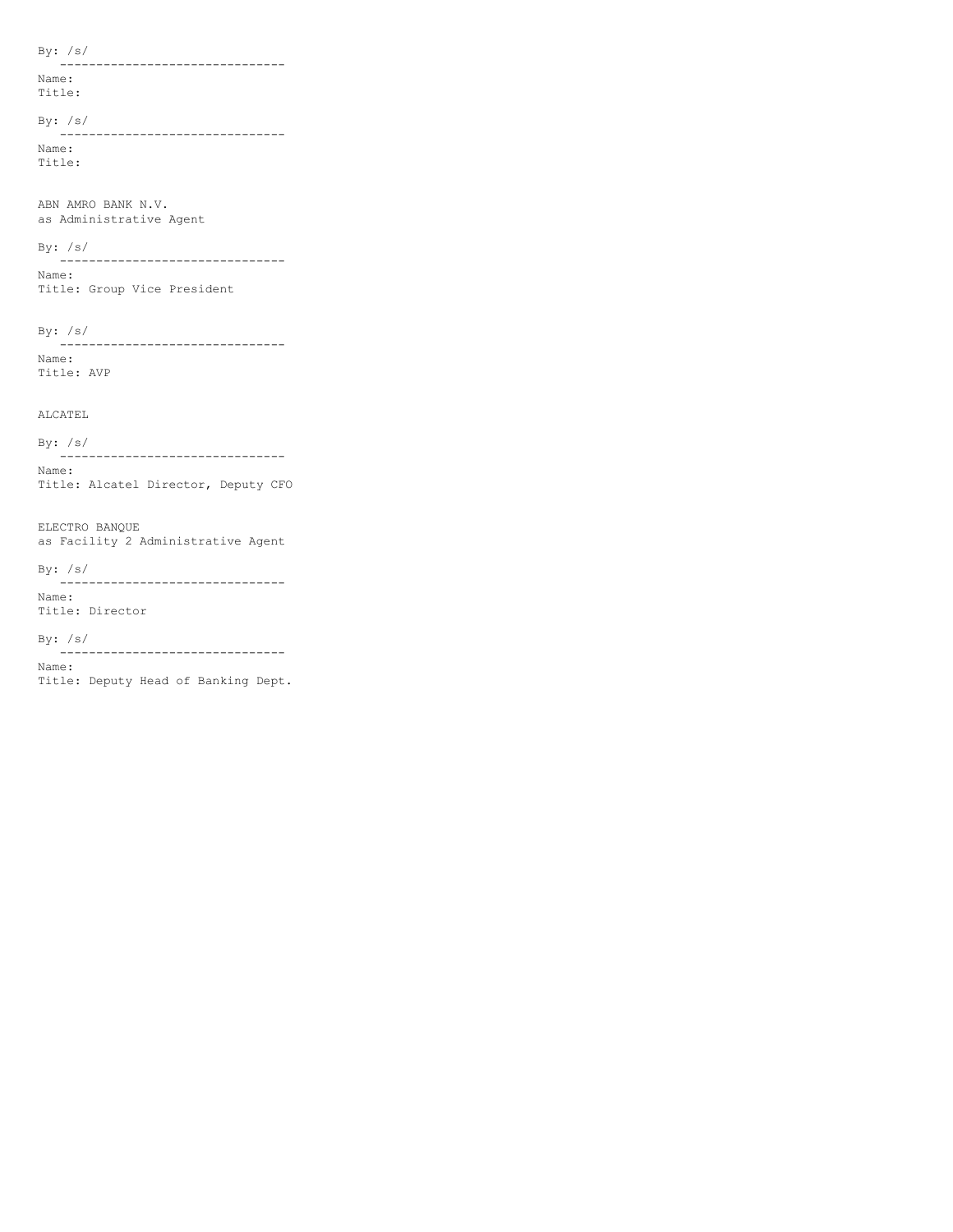By: /s/
&nbsp;&nbsp;&nbsp;-------------------------------

Name:
Title:

By: /s/
&nbsp;&nbsp;&nbsp;-------------------------------

Name:
Title:

ABN AMRO BANK N.V.
as Administrative Agent

By: /s/
&nbsp;&nbsp;&nbsp;-------------------------------

Name:
Title: Group Vice President

By: /s/
&nbsp;&nbsp;&nbsp;-------------------------------

Name:
Title: AVP

ALCATEL

By: /s/
&nbsp;&nbsp;&nbsp;-------------------------------

Name:
Title: Alcatel Director, Deputy CFO

ELECTRO BANQUE
as Facility 2 Administrative Agent

By: /s/
&nbsp;&nbsp;&nbsp;-------------------------------

Name:
Title: Director

By: /s/
&nbsp;&nbsp;&nbsp;-------------------------------

Name:
Title: Deputy Head of Banking Dept.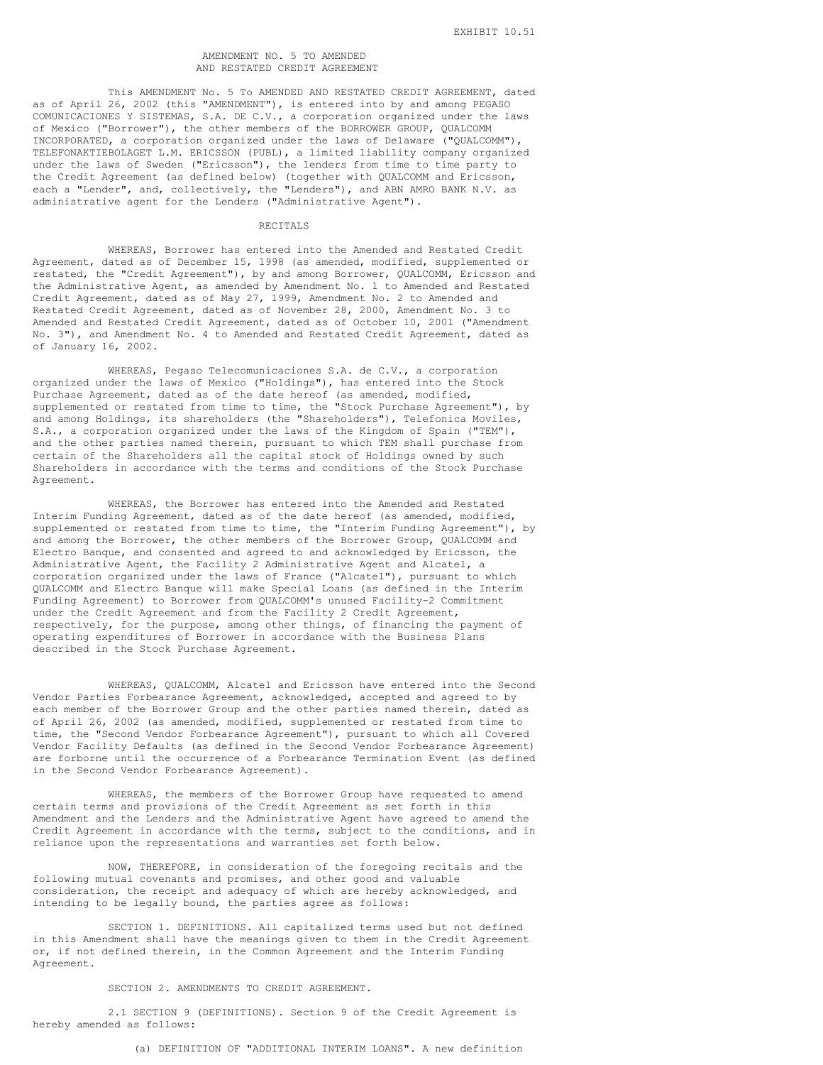EXHIBIT 10.51

# AMENDMENT NO. 5 TO AMENDED AND RESTATED CREDIT AGREEMENT

This AMENDMENT No. 5 To AMENDED AND RESTATED CREDIT AGREEMENT, dated as of April 26, 2002 (this "AMENDMENT"), is entered into by and among PEGASO COMUNICACIONES Y SISTEMAS, S.A. DE C.V., a corporation organized under the laws of Mexico ("Borrower"), the other members of the BORROWER GROUP, QUALCOMM INCORPORATED, a corporation organized under the laws of Delaware ("QUALCOMM"), TELEFONAKTIEBOLAGET L.M. ERICSSON (PUBL), a limited liability company organized under the laws of Sweden ("Ericsson"), the lenders from time to time party to the Credit Agreement (as defined below) (together with QUALCOMM and Ericsson, each a "Lender", and, collectively, the "Lenders"), and ABN AMRO BANK N.V. as administrative agent for the Lenders ("Administrative Agent").

## RECITALS

WHEREAS, Borrower has entered into the Amended and Restated Credit Agreement, dated as of December 15, 1998 (as amended, modified, supplemented or restated, the "Credit Agreement"), by and among Borrower, QUALCOMM, Ericsson and the Administrative Agent, as amended by Amendment No. 1 to Amended and Restated Credit Agreement, dated as of May 27, 1999, Amendment No. 2 to Amended and Restated Credit Agreement, dated as of November 28, 2000, Amendment No. 3 to Amended and Restated Credit Agreement, dated as of October 10, 2001 ("Amendment No. 3"), and Amendment No. 4 to Amended and Restated Credit Agreement, dated as of January 16, 2002.

WHEREAS, Pegaso Telecomunicaciones S.A. de C.V., a corporation organized under the laws of Mexico ("Holdings"), has entered into the Stock Purchase Agreement, dated as of the date hereof (as amended, modified, supplemented or restated from time to time, the "Stock Purchase Agreement"), by and among Holdings, its shareholders (the "Shareholders"), Telefonica Moviles, S.A., a corporation organized under the laws of the Kingdom of Spain ("TEM"), and the other parties named therein, pursuant to which TEM shall purchase from certain of the Shareholders all the capital stock of Holdings owned by such Shareholders in accordance with the terms and conditions of the Stock Purchase Agreement.

WHEREAS, the Borrower has entered into the Amended and Restated Interim Funding Agreement, dated as of the date hereof (as amended, modified, supplemented or restated from time to time, the "Interim Funding Agreement"), by and among the Borrower, the other members of the Borrower Group, QUALCOMM and Electro Banque, and consented and agreed to and acknowledged by Ericsson, the Administrative Agent, the Facility 2 Administrative Agent and Alcatel, a corporation organized under the laws of France ("Alcatel"), pursuant to which QUALCOMM and Electro Banque will make Special Loans (as defined in the Interim Funding Agreement) to Borrower from QUALCOMM's unused Facility-2 Commitment under the Credit Agreement and from the Facility 2 Credit Agreement, respectively, for the purpose, among other things, of financing the payment of operating expenditures of Borrower in accordance with the Business Plans described in the Stock Purchase Agreement.

WHEREAS, QUALCOMM, Alcatel and Ericsson have entered into the Second Vendor Parties Forbearance Agreement, acknowledged, accepted and agreed to by each member of the Borrower Group and the other parties named therein, dated as of April 26, 2002 (as amended, modified, supplemented or restated from time to time, the "Second Vendor Forbearance Agreement"), pursuant to which all Covered Vendor Facility Defaults (as defined in the Second Vendor Forbearance Agreement) are forborne until the occurrence of a Forbearance Termination Event (as defined in the Second Vendor Forbearance Agreement).

WHEREAS, the members of the Borrower Group have requested to amend certain terms and provisions of the Credit Agreement as set forth in this Amendment and the Lenders and the Administrative Agent have agreed to amend the Credit Agreement in accordance with the terms, subject to the conditions, and in reliance upon the representations and warranties set forth below.

NOW, THEREFORE, in consideration of the foregoing recitals and the following mutual covenants and promises, and other good and valuable consideration, the receipt and adequacy of which are hereby acknowledged, and intending to be legally bound, the parties agree as follows:

SECTION 1. DEFINITIONS. All capitalized terms used but not defined in this Amendment shall have the meanings given to them in the Credit Agreement or, if not defined therein, in the Common Agreement and the Interim Funding Agreement.

SECTION 2. AMENDMENTS TO CREDIT AGREEMENT.

2.1 SECTION 9 (DEFINITIONS). Section 9 of the Credit Agreement is hereby amended as follows:

(a) DEFINITION OF "ADDITIONAL INTERIM LOANS". A new definition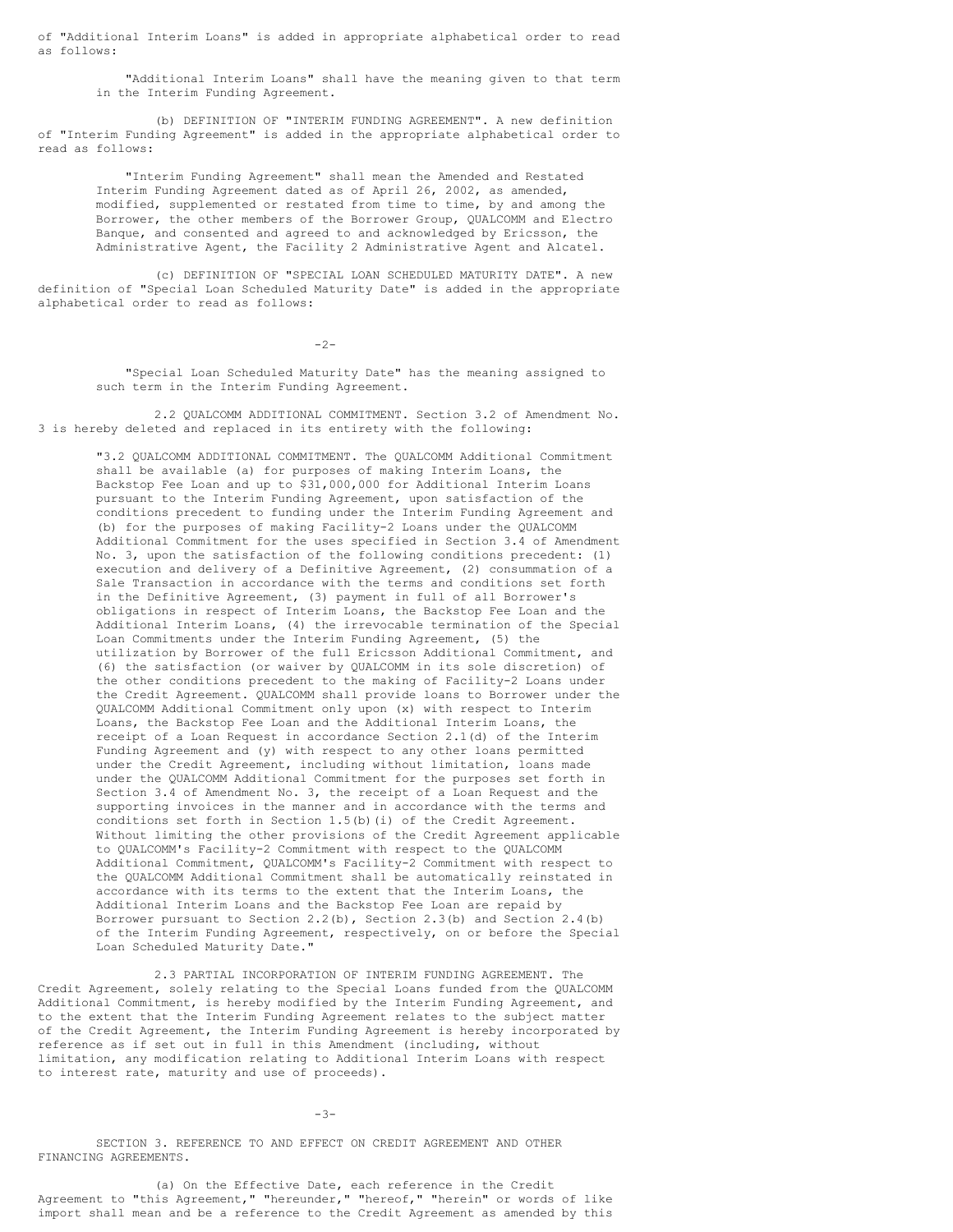of "Additional Interim Loans" is added in appropriate alphabetical order to read as follows:

> "Additional Interim Loans" shall have the meaning given to that term in the Interim Funding Agreement.

(b) DEFINITION OF "INTERIM FUNDING AGREEMENT". A new definition of "Interim Funding Agreement" is added in the appropriate alphabetical order to read as follows:

> "Interim Funding Agreement" shall mean the Amended and Restated Interim Funding Agreement dated as of April 26, 2002, as amended, modified, supplemented or restated from time to time, by and among the Borrower, the other members of the Borrower Group, QUALCOMM and Electro Banque, and consented and agreed to and acknowledged by Ericsson, the Administrative Agent, the Facility 2 Administrative Agent and Alcatel.

(c) DEFINITION OF "SPECIAL LOAN SCHEDULED MATURITY DATE". A new definition of "Special Loan Scheduled Maturity Date" is added in the appropriate alphabetical order to read as follows:

> "Special Loan Scheduled Maturity Date" has the meaning assigned to such term in the Interim Funding Agreement.

2.2 QUALCOMM ADDITIONAL COMMITMENT. Section 3.2 of Amendment No. 3 is hereby deleted and replaced in its entirety with the following:

> "3.2 QUALCOMM ADDITIONAL COMMITMENT. The QUALCOMM Additional Commitment shall be available (a) for purposes of making Interim Loans, the Backstop Fee Loan and up to $31,000,000 for Additional Interim Loans pursuant to the Interim Funding Agreement, upon satisfaction of the conditions precedent to funding under the Interim Funding Agreement and (b) for the purposes of making Facility-2 Loans under the QUALCOMM Additional Commitment for the uses specified in Section 3.4 of Amendment No. 3, upon the satisfaction of the following conditions precedent: (1) execution and delivery of a Definitive Agreement, (2) consummation of a Sale Transaction in accordance with the terms and conditions set forth in the Definitive Agreement, (3) payment in full of all Borrower's obligations in respect of Interim Loans, the Backstop Fee Loan and the Additional Interim Loans, (4) the irrevocable termination of the Special Loan Commitments under the Interim Funding Agreement, (5) the utilization by Borrower of the full Ericsson Additional Commitment, and (6) the satisfaction (or waiver by QUALCOMM in its sole discretion) of the other conditions precedent to the making of Facility-2 Loans under the Credit Agreement. QUALCOMM shall provide loans to Borrower under the QUALCOMM Additional Commitment only upon (x) with respect to Interim Loans, the Backstop Fee Loan and the Additional Interim Loans, the receipt of a Loan Request in accordance Section 2.1(d) of the Interim Funding Agreement and (y) with respect to any other loans permitted under the Credit Agreement, including without limitation, loans made under the QUALCOMM Additional Commitment for the purposes set forth in Section 3.4 of Amendment No. 3, the receipt of a Loan Request and the supporting invoices in the manner and in accordance with the terms and conditions set forth in Section 1.5(b)(i) of the Credit Agreement. Without limiting the other provisions of the Credit Agreement applicable to QUALCOMM's Facility-2 Commitment with respect to the QUALCOMM Additional Commitment, QUALCOMM's Facility-2 Commitment with respect to the QUALCOMM Additional Commitment shall be automatically reinstated in accordance with its terms to the extent that the Interim Loans, the Additional Interim Loans and the Backstop Fee Loan are repaid by Borrower pursuant to Section 2.2(b), Section 2.3(b) and Section 2.4(b) of the Interim Funding Agreement, respectively, on or before the Special Loan Scheduled Maturity Date."

2.3 PARTIAL INCORPORATION OF INTERIM FUNDING AGREEMENT. The Credit Agreement, solely relating to the Special Loans funded from the QUALCOMM Additional Commitment, is hereby modified by the Interim Funding Agreement, and to the extent that the Interim Funding Agreement relates to the subject matter of the Credit Agreement, the Interim Funding Agreement is hereby incorporated by reference as if set out in full in this Amendment (including, without limitation, any modification relating to Additional Interim Loans with respect to interest rate, maturity and use of proceeds).

SECTION 3. REFERENCE TO AND EFFECT ON CREDIT AGREEMENT AND OTHER FINANCING AGREEMENTS.

(a) On the Effective Date, each reference in the Credit Agreement to "this Agreement," "hereunder," "hereof," "herein" or words of like import shall mean and be a reference to the Credit Agreement as amended by this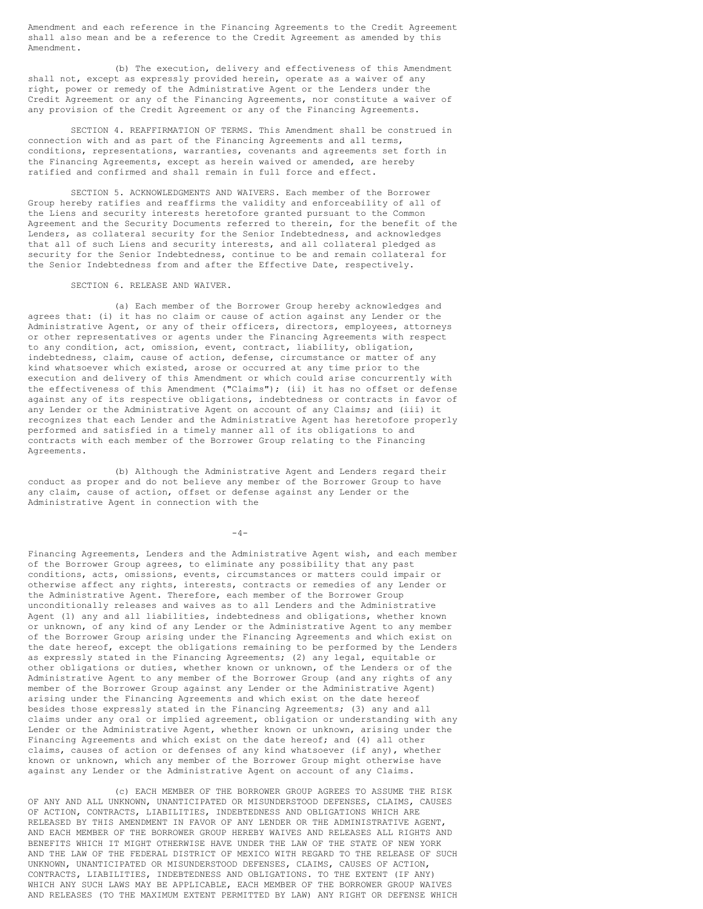Amendment and each reference in the Financing Agreements to the Credit Agreement shall also mean and be a reference to the Credit Agreement as amended by this Amendment.

(b) The execution, delivery and effectiveness of this Amendment shall not, except as expressly provided herein, operate as a waiver of any right, power or remedy of the Administrative Agent or the Lenders under the Credit Agreement or any of the Financing Agreements, nor constitute a waiver of any provision of the Credit Agreement or any of the Financing Agreements.

SECTION 4. REAFFIRMATION OF TERMS. This Amendment shall be construed in connection with and as part of the Financing Agreements and all terms, conditions, representations, warranties, covenants and agreements set forth in the Financing Agreements, except as herein waived or amended, are hereby ratified and confirmed and shall remain in full force and effect.

SECTION 5. ACKNOWLEDGMENTS AND WAIVERS. Each member of the Borrower Group hereby ratifies and reaffirms the validity and enforceability of all of the Liens and security interests heretofore granted pursuant to the Common Agreement and the Security Documents referred to therein, for the benefit of the Lenders, as collateral security for the Senior Indebtedness, and acknowledges that all of such Liens and security interests, and all collateral pledged as security for the Senior Indebtedness, continue to be and remain collateral for the Senior Indebtedness from and after the Effective Date, respectively.

SECTION 6. RELEASE AND WAIVER.

(a) Each member of the Borrower Group hereby acknowledges and agrees that: (i) it has no claim or cause of action against any Lender or the Administrative Agent, or any of their officers, directors, employees, attorneys or other representatives or agents under the Financing Agreements with respect to any condition, act, omission, event, contract, liability, obligation, indebtedness, claim, cause of action, defense, circumstance or matter of any kind whatsoever which existed, arose or occurred at any time prior to the execution and delivery of this Amendment or which could arise concurrently with the effectiveness of this Amendment ("Claims"); (ii) it has no offset or defense against any of its respective obligations, indebtedness or contracts in favor of any Lender or the Administrative Agent on account of any Claims; and (iii) it recognizes that each Lender and the Administrative Agent has heretofore properly performed and satisfied in a timely manner all of its obligations to and contracts with each member of the Borrower Group relating to the Financing Agreements.

(b) Although the Administrative Agent and Lenders regard their conduct as proper and do not believe any member of the Borrower Group to have any claim, cause of action, offset or defense against any Lender or the Administrative Agent in connection with the Financing Agreements, Lenders and the Administrative Agent wish, and each member of the Borrower Group agrees, to eliminate any possibility that any past conditions, acts, omissions, events, circumstances or matters could impair or otherwise affect any rights, interests, contracts or remedies of any Lender or the Administrative Agent. Therefore, each member of the Borrower Group unconditionally releases and waives as to all Lenders and the Administrative Agent (1) any and all liabilities, indebtedness and obligations, whether known or unknown, of any kind of any Lender or the Administrative Agent to any member of the Borrower Group arising under the Financing Agreements and which exist on the date hereof, except the obligations remaining to be performed by the Lenders as expressly stated in the Financing Agreements; (2) any legal, equitable or other obligations or duties, whether known or unknown, of the Lenders or of the Administrative Agent to any member of the Borrower Group (and any rights of any member of the Borrower Group against any Lender or the Administrative Agent) arising under the Financing Agreements and which exist on the date hereof besides those expressly stated in the Financing Agreements; (3) any and all claims under any oral or implied agreement, obligation or understanding with any Lender or the Administrative Agent, whether known or unknown, arising under the Financing Agreements and which exist on the date hereof; and (4) all other claims, causes of action or defenses of any kind whatsoever (if any), whether known or unknown, which any member of the Borrower Group might otherwise have against any Lender or the Administrative Agent on account of any Claims.

(c) EACH MEMBER OF THE BORROWER GROUP AGREES TO ASSUME THE RISK OF ANY AND ALL UNKNOWN, UNANTICIPATED OR MISUNDERSTOOD DEFENSES, CLAIMS, CAUSES OF ACTION, CONTRACTS, LIABILITIES, INDEBTEDNESS AND OBLIGATIONS WHICH ARE RELEASED BY THIS AMENDMENT IN FAVOR OF ANY LENDER OR THE ADMINISTRATIVE AGENT, AND EACH MEMBER OF THE BORROWER GROUP HEREBY WAIVES AND RELEASES ALL RIGHTS AND BENEFITS WHICH IT MIGHT OTHERWISE HAVE UNDER THE LAW OF THE STATE OF NEW YORK AND THE LAW OF THE FEDERAL DISTRICT OF MEXICO WITH REGARD TO THE RELEASE OF SUCH UNKNOWN, UNANTICIPATED OR MISUNDERSTOOD DEFENSES, CLAIMS, CAUSES OF ACTION, CONTRACTS, LIABILITIES, INDEBTEDNESS AND OBLIGATIONS. TO THE EXTENT (IF ANY) WHICH ANY SUCH LAWS MAY BE APPLICABLE, EACH MEMBER OF THE BORROWER GROUP WAIVES AND RELEASES (TO THE MAXIMUM EXTENT PERMITTED BY LAW) ANY RIGHT OR DEFENSE WHICH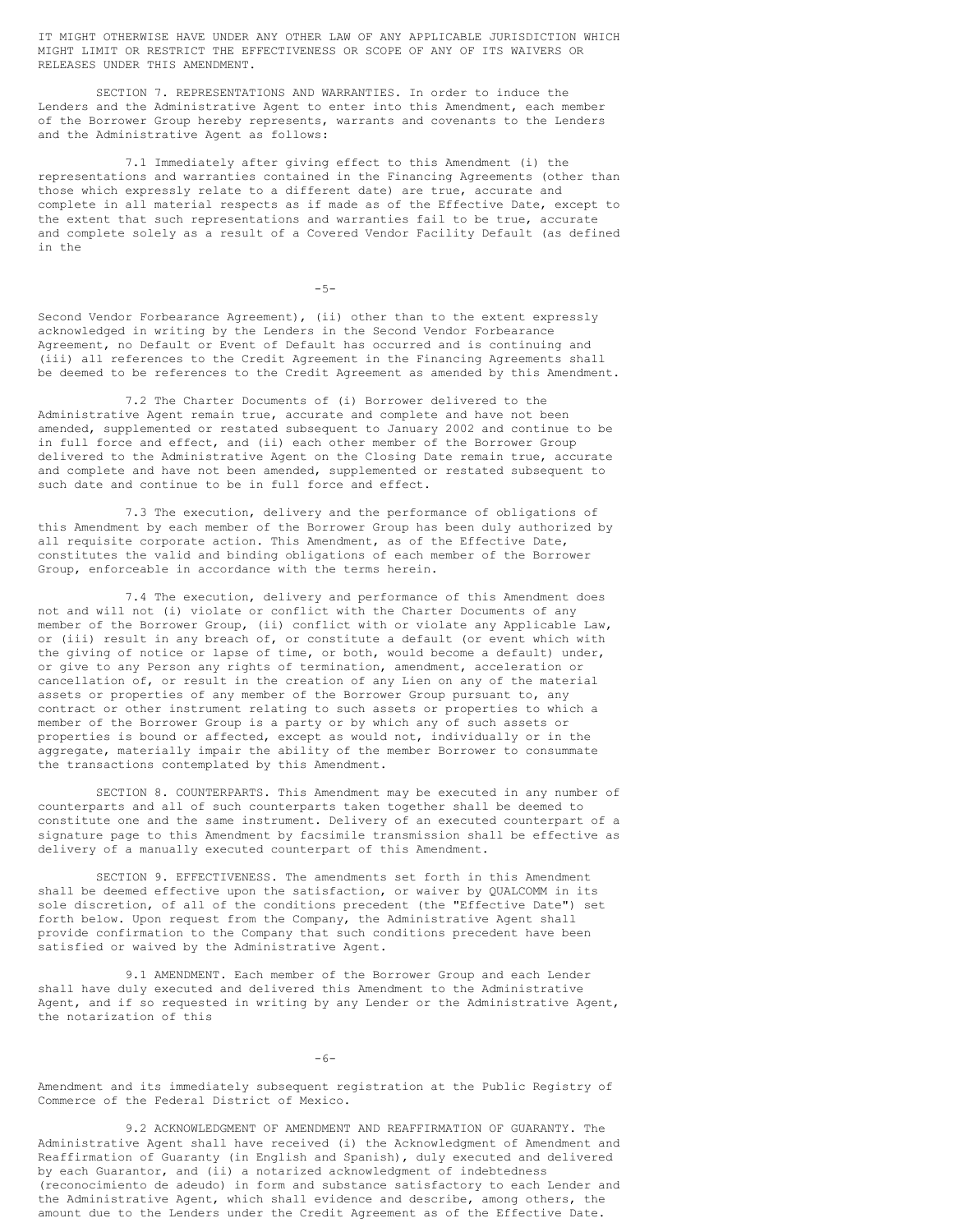IT MIGHT OTHERWISE HAVE UNDER ANY OTHER LAW OF ANY APPLICABLE JURISDICTION WHICH MIGHT LIMIT OR RESTRICT THE EFFECTIVENESS OR SCOPE OF ANY OF ITS WAIVERS OR RELEASES UNDER THIS AMENDMENT.

SECTION 7. REPRESENTATIONS AND WARRANTIES. In order to induce the Lenders and the Administrative Agent to enter into this Amendment, each member of the Borrower Group hereby represents, warrants and covenants to the Lenders and the Administrative Agent as follows:

7.1 Immediately after giving effect to this Amendment (i) the representations and warranties contained in the Financing Agreements (other than those which expressly relate to a different date) are true, accurate and complete in all material respects as if made as of the Effective Date, except to the extent that such representations and warranties fail to be true, accurate and complete solely as a result of a Covered Vendor Facility Default (as defined in the Second Vendor Forbearance Agreement), (ii) other than to the extent expressly acknowledged in writing by the Lenders in the Second Vendor Forbearance Agreement, no Default or Event of Default has occurred and is continuing and (iii) all references to the Credit Agreement in the Financing Agreements shall be deemed to be references to the Credit Agreement as amended by this Amendment.

7.2 The Charter Documents of (i) Borrower delivered to the Administrative Agent remain true, accurate and complete and have not been amended, supplemented or restated subsequent to January 2002 and continue to be in full force and effect, and (ii) each other member of the Borrower Group delivered to the Administrative Agent on the Closing Date remain true, accurate and complete and have not been amended, supplemented or restated subsequent to such date and continue to be in full force and effect.

7.3 The execution, delivery and the performance of obligations of this Amendment by each member of the Borrower Group has been duly authorized by all requisite corporate action. This Amendment, as of the Effective Date, constitutes the valid and binding obligations of each member of the Borrower Group, enforceable in accordance with the terms herein.

7.4 The execution, delivery and performance of this Amendment does not and will not (i) violate or conflict with the Charter Documents of any member of the Borrower Group, (ii) conflict with or violate any Applicable Law, or (iii) result in any breach of, or constitute a default (or event which with the giving of notice or lapse of time, or both, would become a default) under, or give to any Person any rights of termination, amendment, acceleration or cancellation of, or result in the creation of any Lien on any of the material assets or properties of any member of the Borrower Group pursuant to, any contract or other instrument relating to such assets or properties to which a member of the Borrower Group is a party or by which any of such assets or properties is bound or affected, except as would not, individually or in the aggregate, materially impair the ability of the member Borrower to consummate the transactions contemplated by this Amendment.

SECTION 8. COUNTERPARTS. This Amendment may be executed in any number of counterparts and all of such counterparts taken together shall be deemed to constitute one and the same instrument. Delivery of an executed counterpart of a signature page to this Amendment by facsimile transmission shall be effective as delivery of a manually executed counterpart of this Amendment.

SECTION 9. EFFECTIVENESS. The amendments set forth in this Amendment shall be deemed effective upon the satisfaction, or waiver by QUALCOMM in its sole discretion, of all of the conditions precedent (the "Effective Date") set forth below. Upon request from the Company, the Administrative Agent shall provide confirmation to the Company that such conditions precedent have been satisfied or waived by the Administrative Agent.

9.1 AMENDMENT. Each member of the Borrower Group and each Lender shall have duly executed and delivered this Amendment to the Administrative Agent, and if so requested in writing by any Lender or the Administrative Agent, the notarization of this Amendment and its immediately subsequent registration at the Public Registry of Commerce of the Federal District of Mexico.

9.2 ACKNOWLEDGMENT OF AMENDMENT AND REAFFIRMATION OF GUARANTY. The Administrative Agent shall have received (i) the Acknowledgment of Amendment and Reaffirmation of Guaranty (in English and Spanish), duly executed and delivered by each Guarantor, and (ii) a notarized acknowledgment of indebtedness (reconocimiento de adeudo) in form and substance satisfactory to each Lender and the Administrative Agent, which shall evidence and describe, among others, the amount due to the Lenders under the Credit Agreement as of the Effective Date.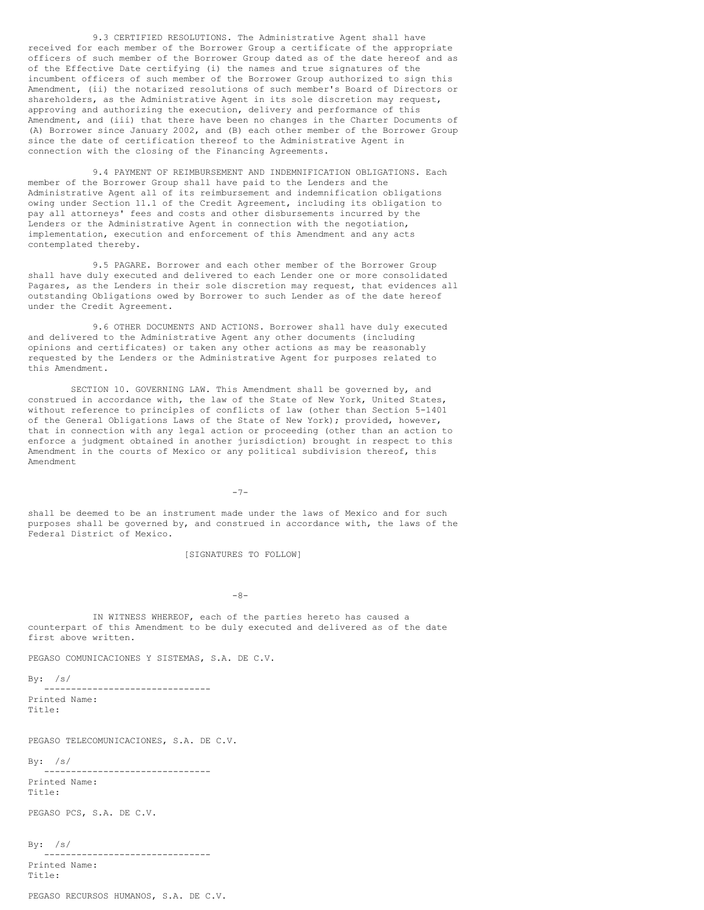9.3 CERTIFIED RESOLUTIONS. The Administrative Agent shall have received for each member of the Borrower Group a certificate of the appropriate officers of such member of the Borrower Group dated as of the date hereof and as of the Effective Date certifying (i) the names and true signatures of the incumbent officers of such member of the Borrower Group authorized to sign this Amendment, (ii) the notarized resolutions of such member's Board of Directors or shareholders, as the Administrative Agent in its sole discretion may request, approving and authorizing the execution, delivery and performance of this Amendment, and (iii) that there have been no changes in the Charter Documents of (A) Borrower since January 2002, and (B) each other member of the Borrower Group since the date of certification thereof to the Administrative Agent in connection with the closing of the Financing Agreements.

9.4 PAYMENT OF REIMBURSEMENT AND INDEMNIFICATION OBLIGATIONS. Each member of the Borrower Group shall have paid to the Lenders and the Administrative Agent all of its reimbursement and indemnification obligations owing under Section 11.1 of the Credit Agreement, including its obligation to pay all attorneys' fees and costs and other disbursements incurred by the Lenders or the Administrative Agent in connection with the negotiation, implementation, execution and enforcement of this Amendment and any acts contemplated thereby.

9.5 PAGARE. Borrower and each other member of the Borrower Group shall have duly executed and delivered to each Lender one or more consolidated Pagares, as the Lenders in their sole discretion may request, that evidences all outstanding Obligations owed by Borrower to such Lender as of the date hereof under the Credit Agreement.

9.6 OTHER DOCUMENTS AND ACTIONS. Borrower shall have duly executed and delivered to the Administrative Agent any other documents (including opinions and certificates) or taken any other actions as may be reasonably requested by the Lenders or the Administrative Agent for purposes related to this Amendment.

SECTION 10. GOVERNING LAW. This Amendment shall be governed by, and construed in accordance with, the law of the State of New York, United States, without reference to principles of conflicts of law (other than Section 5-1401 of the General Obligations Laws of the State of New York); provided, however, that in connection with any legal action or proceeding (other than an action to enforce a judgment obtained in another jurisdiction) brought in respect to this Amendment in the courts of Mexico or any political subdivision thereof, this Amendment shall be deemed to be an instrument made under the laws of Mexico and for such purposes shall be governed by, and construed in accordance with, the laws of the Federal District of Mexico.

[SIGNATURES TO FOLLOW]

IN WITNESS WHEREOF, each of the parties hereto has caused a counterpart of this Amendment to be duly executed and delivered as of the date first above written.

PEGASO COMUNICACIONES Y SISTEMAS, S.A. DE C.V.

By: /s/
-------------------------------
Printed Name:
Title:

PEGASO TELECOMUNICACIONES, S.A. DE C.V.

By: /s/
-------------------------------
Printed Name:
Title:

PEGASO PCS, S.A. DE C.V.

By: /s/
-------------------------------
Printed Name:
Title:

PEGASO RECURSOS HUMANOS, S.A. DE C.V.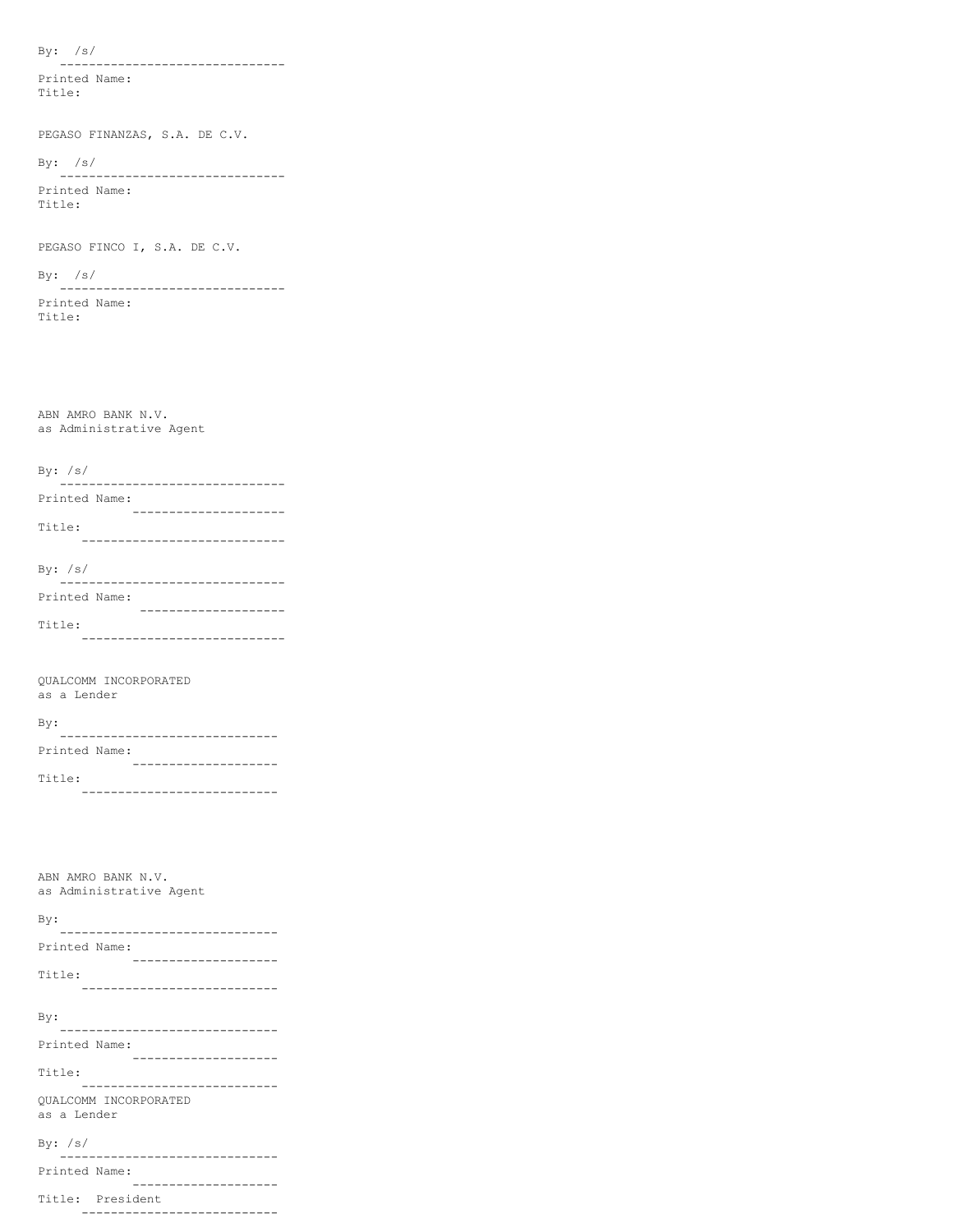By: /s/
-------------------------------
Printed Name:
Title:

PEGASO FINANZAS, S.A. DE C.V.

By: /s/
-------------------------------
Printed Name:
Title:

PEGASO FINCO I, S.A. DE C.V.

By: /s/
-------------------------------
Printed Name:
Title:

ABN AMRO BANK N.V.
as Administrative Agent

By: /s/
-------------------------------
Printed Name:
--------------------
Title:
----------------------------

By: /s/
-------------------------------
Printed Name:
--------------------
Title:
----------------------------

QUALCOMM INCORPORATED
as a Lender

By:
-------------------------------
Printed Name:
--------------------
Title:
----------------------------

ABN AMRO BANK N.V.
as Administrative Agent

By:
-------------------------------
Printed Name:
--------------------
Title:
----------------------------

By:
-------------------------------
Printed Name:
--------------------
Title:
----------------------------

QUALCOMM INCORPORATED
as a Lender

By: /s/
-------------------------------
Printed Name:
--------------------
Title: President
----------------------------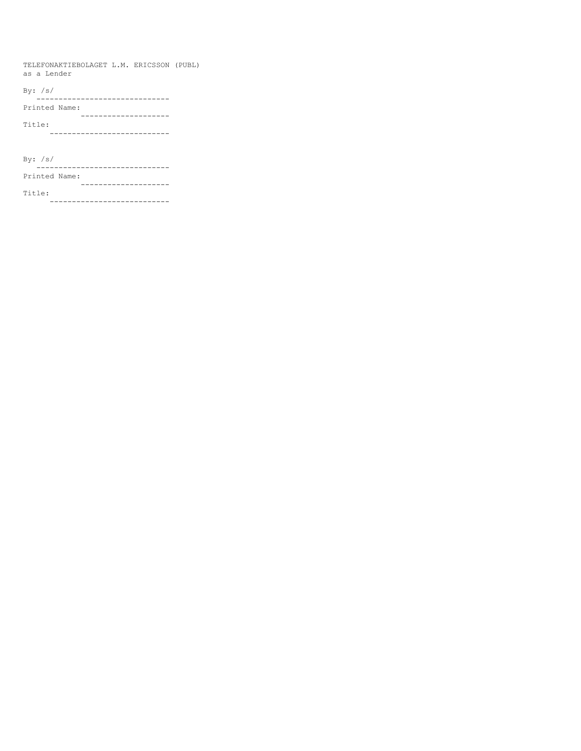TELEFONAKTIEBOLAGET L.M. ERICSSON (PUBL)
as a Lender

By: /s/
------------------------------
Printed Name:
--------------------
Title:
---------------------------

By: /s/
------------------------------
Printed Name:
--------------------
Title:
---------------------------